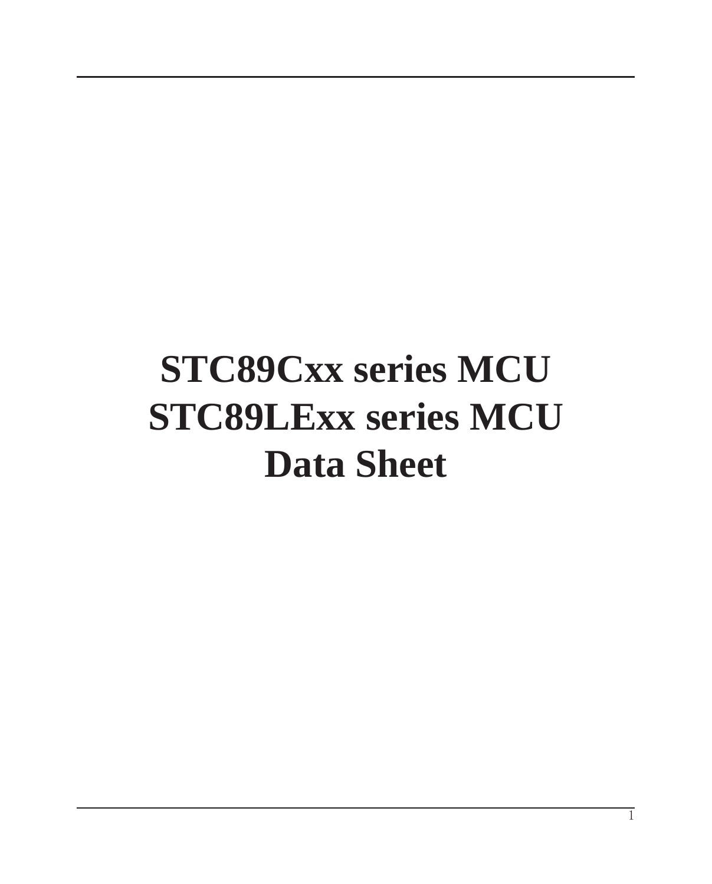# STC89Cxx series MCU
# STC89LExx series MCU
# Data Sheet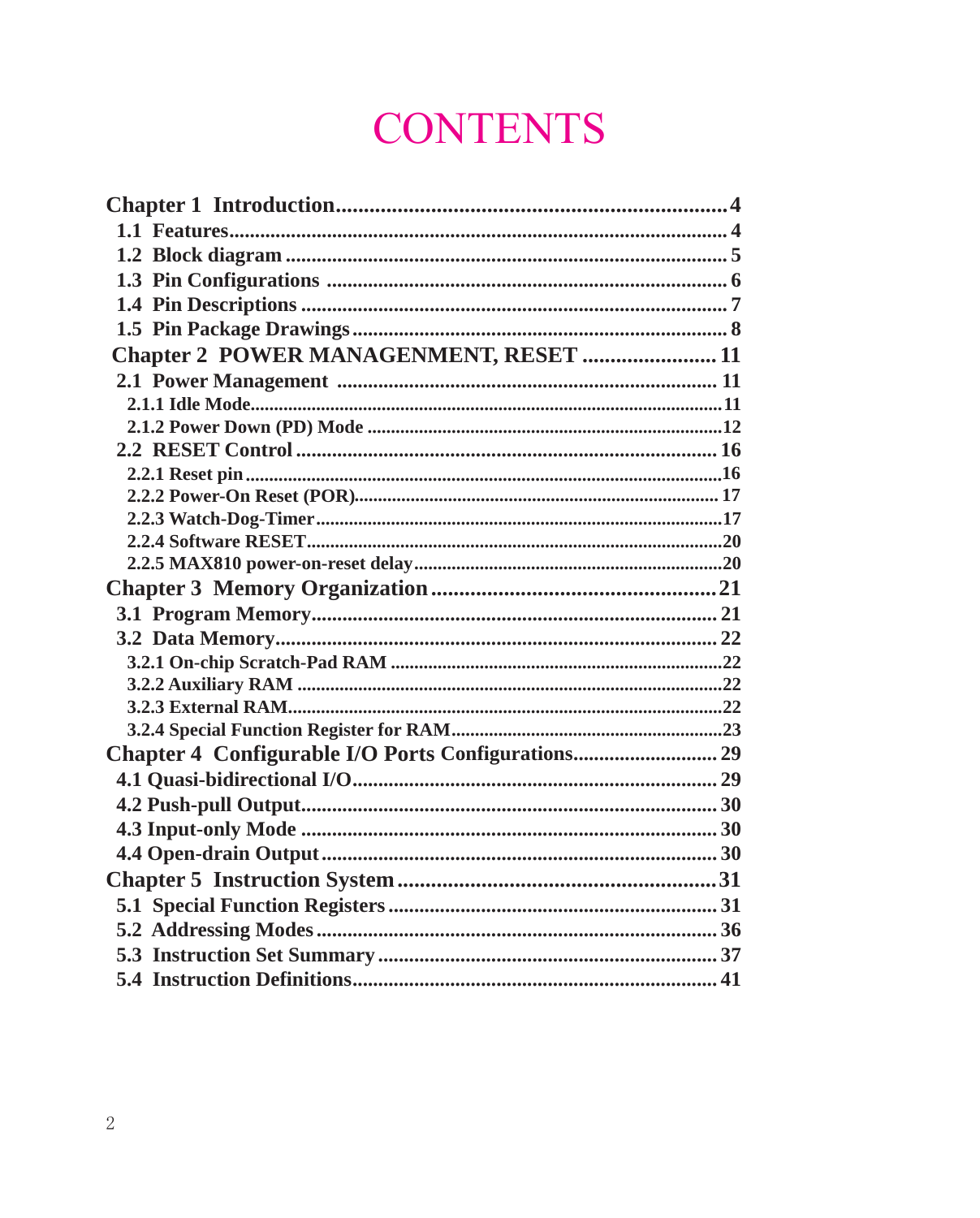# CONTENTS

**Chapter 1 Introduction**......................................................................4
- **1.1 Features**..............................................................................4
- **1.2 Block diagram**......................................................................5
- **1.3 Pin Configurations**..............................................................6
- **1.4 Pin Descriptions**..................................................................7
- **1.5 Pin Package Drawings**........................................................8

**Chapter 2 POWER MANAGENMENT, RESET**........................11
- **2.1 Power Management**..........................................................11
  - **2.1.1 Idle Mode**......................................................................11
  - **2.1.2 Power Down (PD) Mode**..............................................12
- **2.2 RESET Control**..................................................................16
  - **2.2.1 Reset pin**......................................................................16
  - **2.2.2 Power-On Reset (POR)**...............................................17
  - **2.2.3 Watch-Dog-Timer**.......................................................17
  - **2.2.4 Software RESET**..........................................................20
  - **2.2.5 MAX810 power-on-reset delay**.................................20

**Chapter 3 Memory Organization**..............................................21
- **3.1 Program Memory**..............................................................21
- **3.2 Data Memory**....................................................................22
  - **3.2.1 On-chip Scratch-Pad RAM**..........................................22
  - **3.2.2 Auxiliary RAM**............................................................22
  - **3.2.3 External RAM**.............................................................22
  - **3.2.4 Special Function Register for RAM**..........................23

**Chapter 4 Configurable I/O Ports Configurations**......................29
- **4.1 Quasi-bidirectional I/O**......................................................29
- **4.2 Push-pull Output**...............................................................30
- **4.3 Input-only Mode**................................................................30
- **4.4 Open-drain Output**............................................................30

**Chapter 5 Instruction System**...................................................31
- **5.1 Special Function Registers**................................................31
- **5.2 Addressing Modes**............................................................36
- **5.3 Instruction Set Summary**...................................................37
- **5.4 Instruction Definitions**......................................................41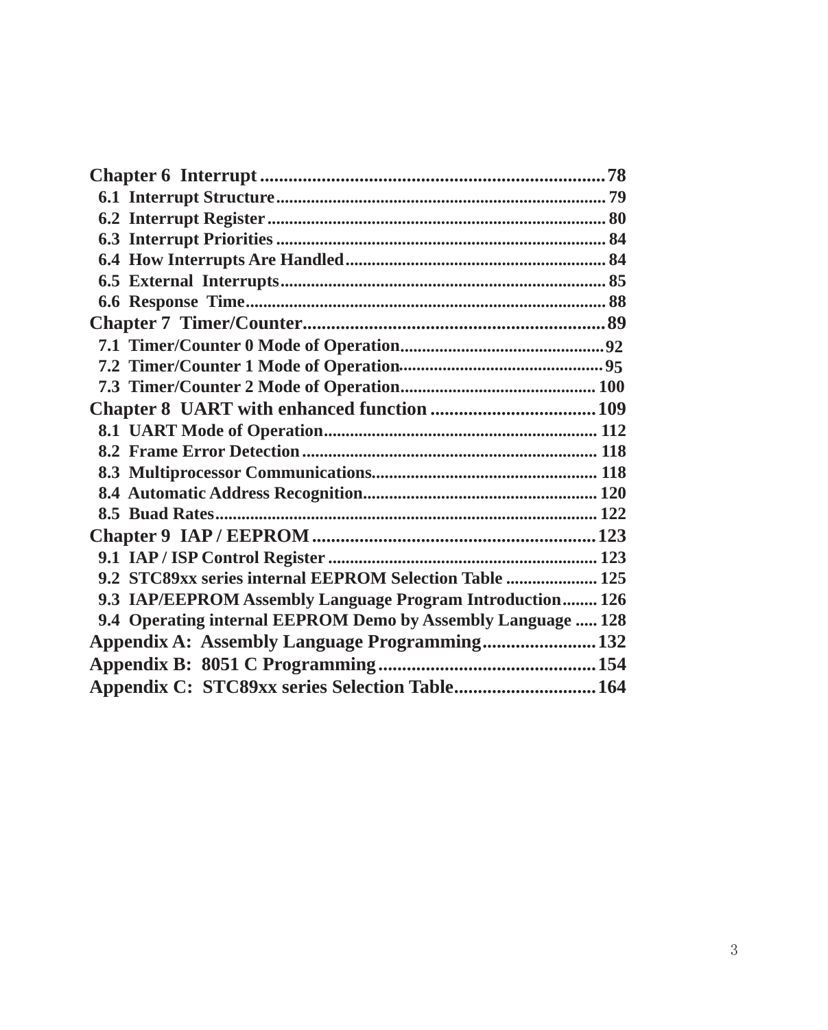**Chapter 6 Interrupt** .......................................................................... 78

6.1 Interrupt Structure .......................................................................... 79

6.2 Interrupt Register .......................................................................... 80

6.3 Interrupt Priorities .......................................................................... 84

6.4 How Interrupts Are Handled .......................................................................... 84

6.5 External Interrupts .......................................................................... 85

6.6 Response Time .......................................................................... 88

**Chapter 7 Timer/Counter** .......................................................................... 89

7.1 Timer/Counter 0 Mode of Operation .......................................................................... 92

7.2 Timer/Counter 1 Mode of Operation .......................................................................... 95

7.3 Timer/Counter 2 Mode of Operation .......................................................................... 100

**Chapter 8 UART with enhanced function** .......................................................................... 109

8.1 UART Mode of Operation .......................................................................... 112

8.2 Frame Error Detection .......................................................................... 118

8.3 Multiprocessor Communications .......................................................................... 118

8.4 Automatic Address Recognition .......................................................................... 120

8.5 Buad Rates .......................................................................... 122

**Chapter 9 IAP / EEPROM** .......................................................................... 123

9.1 IAP / ISP Control Register .......................................................................... 123

9.2 STC89xx series internal EEPROM Selection Table .......................................................................... 125

9.3 IAP/EEPROM Assembly Language Program Introduction .......................................................................... 126

9.4 Operating internal EEPROM Demo by Assembly Language .......................................................................... 128

**Appendix A: Assembly Language Programming** .......................................................................... 132

**Appendix B: 8051 C Programming** .......................................................................... 154

**Appendix C: STC89xx series Selection Table** .......................................................................... 164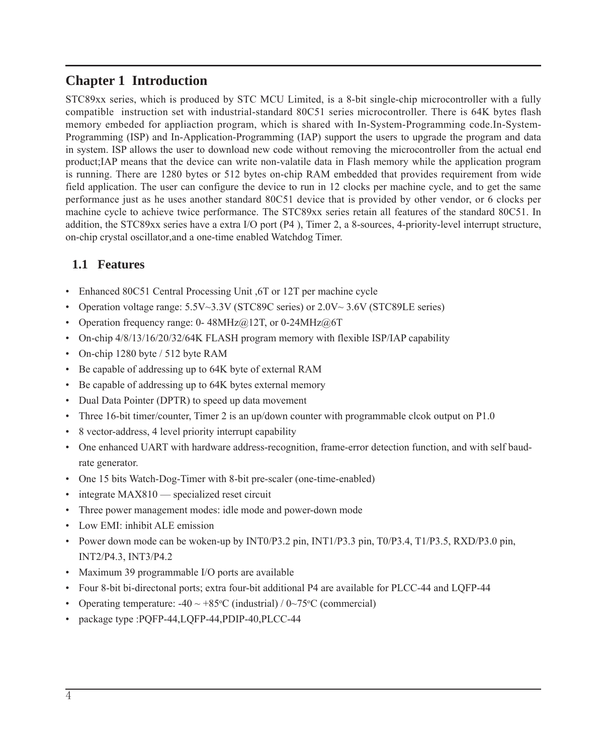# Chapter 1 Introduction

STC89xx series, which is produced by STC MCU Limited, is a 8-bit single-chip microcontroller with a fully compatible instruction set with industrial-standard 80C51 series microcontroller. There is 64K bytes flash memory embeded for appliaction program, which is shared with In-System-Programming code.In-System-Programming (ISP) and In-Application-Programming (IAP) support the users to upgrade the program and data in system. ISP allows the user to download new code without removing the microcontroller from the actual end product;IAP means that the device can write non-valatile data in Flash memory while the application program is running. There are 1280 bytes or 512 bytes on-chip RAM embedded that provides requirement from wide field application. The user can configure the device to run in 12 clocks per machine cycle, and to get the same performance just as he uses another standard 80C51 device that is provided by other vendor, or 6 clocks per machine cycle to achieve twice performance. The STC89xx series retain all features of the standard 80C51. In addition, the STC89xx series have a extra I/O port (P4 ), Timer 2, a 8-sources, 4-priority-level interrupt structure, on-chip crystal oscillator,and a one-time enabled Watchdog Timer.

## 1.1 Features

- Enhanced 80C51 Central Processing Unit ,6T or 12T per machine cycle
- Operation voltage range: 5.5V~3.3V (STC89C series) or 2.0V~ 3.6V (STC89LE series)
- Operation frequency range: 0- 48MHz@12T, or 0-24MHz@6T
- On-chip 4/8/13/16/20/32/64K FLASH program memory with flexible ISP/IAP capability
- On-chip 1280 byte / 512 byte RAM
- Be capable of addressing up to 64K byte of external RAM
- Be capable of addressing up to 64K bytes external memory
- Dual Data Pointer (DPTR) to speed up data movement
- Three 16-bit timer/counter, Timer 2 is an up/down counter with programmable clcok output on P1.0
- 8 vector-address, 4 level priority interrupt capability
- One enhanced UART with hardware address-recognition, frame-error detection function, and with self baud-rate generator.
- One 15 bits Watch-Dog-Timer with 8-bit pre-scaler (one-time-enabled)
- integrate MAX810 — specialized reset circuit
- Three power management modes: idle mode and power-down mode
- Low EMI: inhibit ALE emission
- Power down mode can be woken-up by INT0/P3.2 pin, INT1/P3.3 pin, T0/P3.4, T1/P3.5, RXD/P3.0 pin, INT2/P4.3, INT3/P4.2
- Maximum 39 programmable I/O ports are available
- Four 8-bit bi-directonal ports; extra four-bit additional P4 are available for PLCC-44 and LQFP-44
- Operating temperature: -40 ~ +85$^{o}$C (industrial) / 0~75$^{o}$C (commercial)
- package type :PQFP-44,LQFP-44,PDIP-40,PLCC-44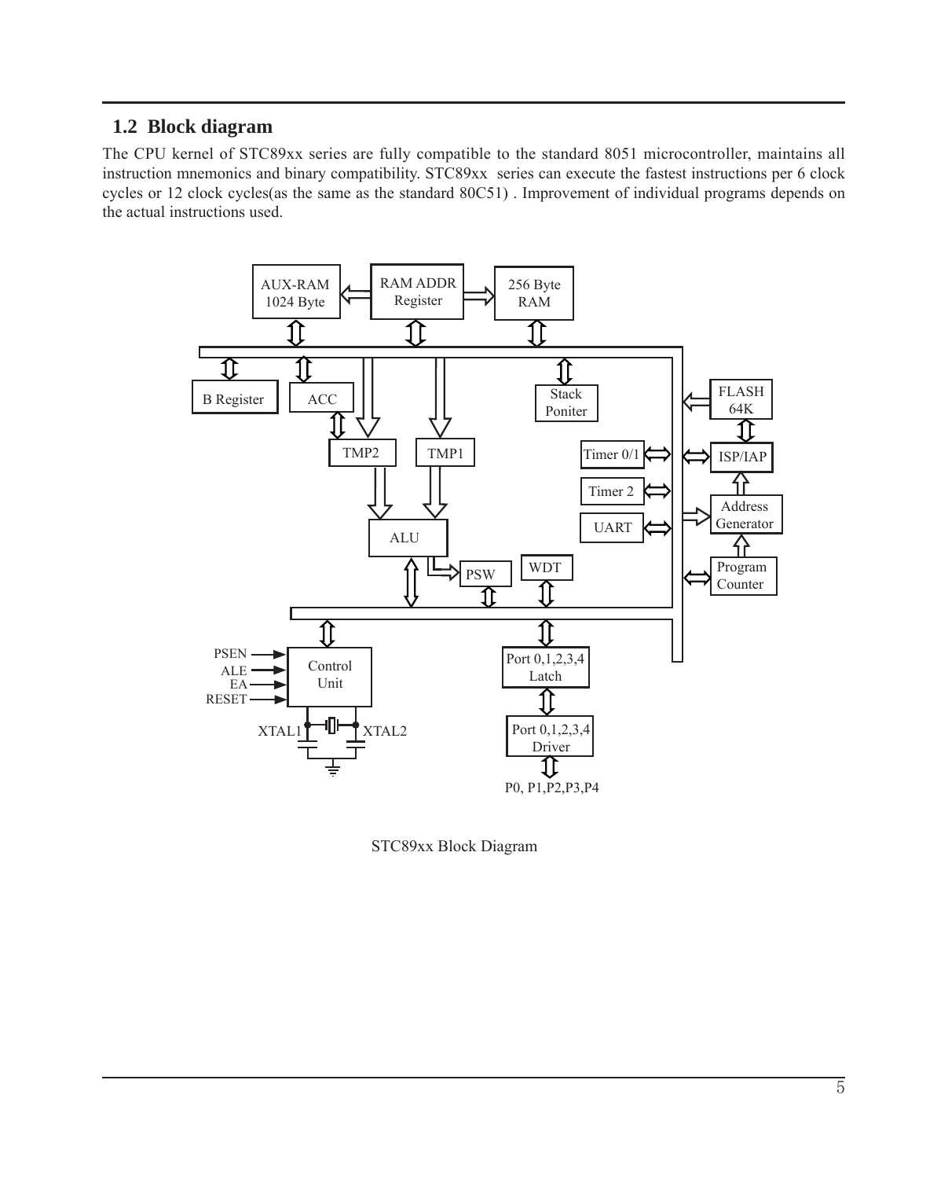## 1.2 Block diagram

The CPU kernel of STC89xx series are fully compatible to the standard 8051 microcontroller, maintains all instruction mnemonics and binary compatibility. STC89xx series can execute the fastest instructions per 6 clock cycles or 12 clock cycles(as the same as the standard 80C51) . Improvement of individual programs depends on the actual instructions used.

STC89xx Block Diagram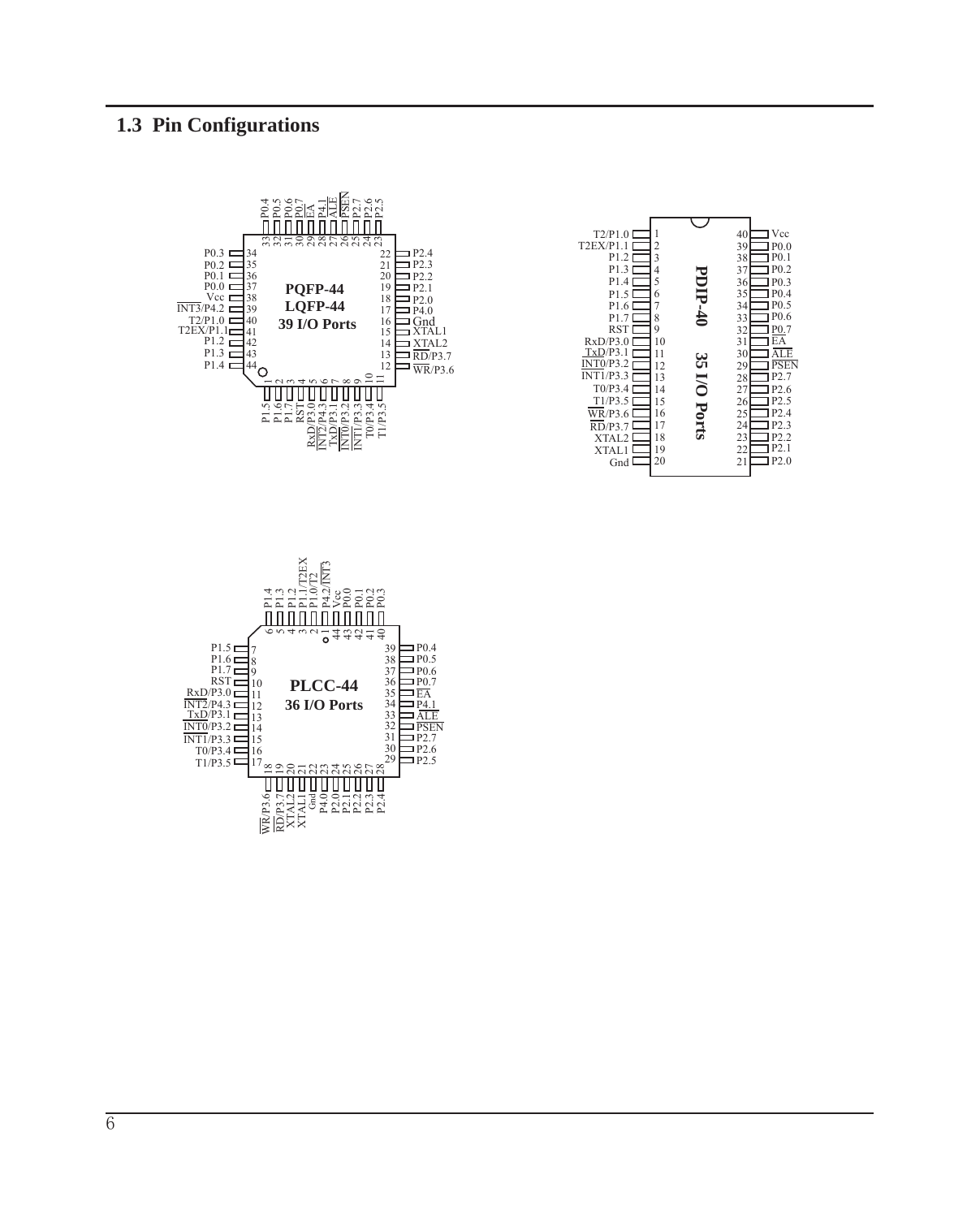## 1.3 Pin Configurations

**PQFP-44 / LQFP-44 — 39 I/O Ports**

| Pin | Name | Pin | Name | Pin | Name | Pin | Name |
|---|---|---|---|---|---|---|---|
| 1 | P1.5 | 12 | WR/P3.6 | 23 | P2.5 | 34 | P0.3 |
| 2 | P1.6 | 13 | RD/P3.7 | 24 | P2.6 | 35 | P0.2 |
| 3 | P1.7 | 14 | XTAL2 | 25 | P2.7 | 36 | P0.1 |
| 4 | RST | 15 | XTAL1 | 26 | PSEN | 37 | P0.0 |
| 5 | RxD/P3.0 | 16 | Gnd | 27 | ALE | 38 | Vcc |
| 6 | INT2/P4.3 | 17 | P4.0 | 28 | P4.1 | 39 | INT3/P4.2 |
| 7 | TxD/P3.1 | 18 | P2.0 | 29 | EA | 40 | T2/P1.0 |
| 8 | INT0/P3.2 | 19 | P2.1 | 30 | P0.7 | 41 | T2EX/P1.1 |
| 9 | INT1/P3.3 | 20 | P2.2 | 31 | P0.6 | 42 | P1.2 |
| 10 | T0/P3.4 | 21 | P2.3 | 32 | P0.5 | 43 | P1.3 |
| 11 | T1/P3.5 | 22 | P2.4 | 33 | P0.4 | 44 | P1.4 |

**PDIP-40 — 35 I/O Ports**

| Pin | Name | Pin | Name |
|---|---|---|---|
| 1 | T2/P1.0 | 40 | Vcc |
| 2 | T2EX/P1.1 | 39 | P0.0 |
| 3 | P1.2 | 38 | P0.1 |
| 4 | P1.3 | 37 | P0.2 |
| 5 | P1.4 | 36 | P0.3 |
| 6 | P1.5 | 35 | P0.4 |
| 7 | P1.6 | 34 | P0.5 |
| 8 | P1.7 | 33 | P0.6 |
| 9 | RST | 32 | P0.7 |
| 10 | RxD/P3.0 | 31 | EA |
| 11 | TxD/P3.1 | 30 | ALE |
| 12 | INT0/P3.2 | 29 | PSEN |
| 13 | INT1/P3.3 | 28 | P2.7 |
| 14 | T0/P3.4 | 27 | P2.6 |
| 15 | T1/P3.5 | 26 | P2.5 |
| 16 | WR/P3.6 | 25 | P2.4 |
| 17 | RD/P3.7 | 24 | P2.3 |
| 18 | XTAL2 | 23 | P2.2 |
| 19 | XTAL1 | 22 | P2.1 |
| 20 | Gnd | 21 | P2.0 |

**PLCC-44 — 36 I/O Ports**

| Pin | Name | Pin | Name | Pin | Name | Pin | Name |
|---|---|---|---|---|---|---|---|
| 1 | P4.2/INT3 | 12 | INT2/P4.3 | 23 | P4.0 | 34 | P4.1 |
| 2 | P1.0/T2 | 13 | TxD/P3.1 | 24 | P2.0 | 35 | EA |
| 3 | P1.1/T2EX | 14 | INT0/P3.2 | 25 | P2.1 | 36 | P0.7 |
| 4 | P1.2 | 15 | INT1/P3.3 | 26 | P2.2 | 37 | P0.6 |
| 5 | P1.3 | 16 | T0/P3.4 | 27 | P2.3 | 38 | P0.5 |
| 6 | P1.4 | 17 | T1/P3.5 | 28 | P2.4 | 39 | P0.4 |
| 7 | P1.5 | 18 | WR/P3.6 | 29 | P2.5 | 40 | P0.3 |
| 8 | P1.6 | 19 | RD/P3.7 | 30 | P2.6 | 41 | P0.2 |
| 9 | P1.7 | 20 | XTAL2 | 31 | P2.7 | 42 | P0.1 |
| 10 | RST | 21 | XTAL1 | 32 | PSEN | 43 | P0.0 |
| 11 | RxD/P3.0 | 22 | Gnd | 33 | ALE | 44 | Vcc |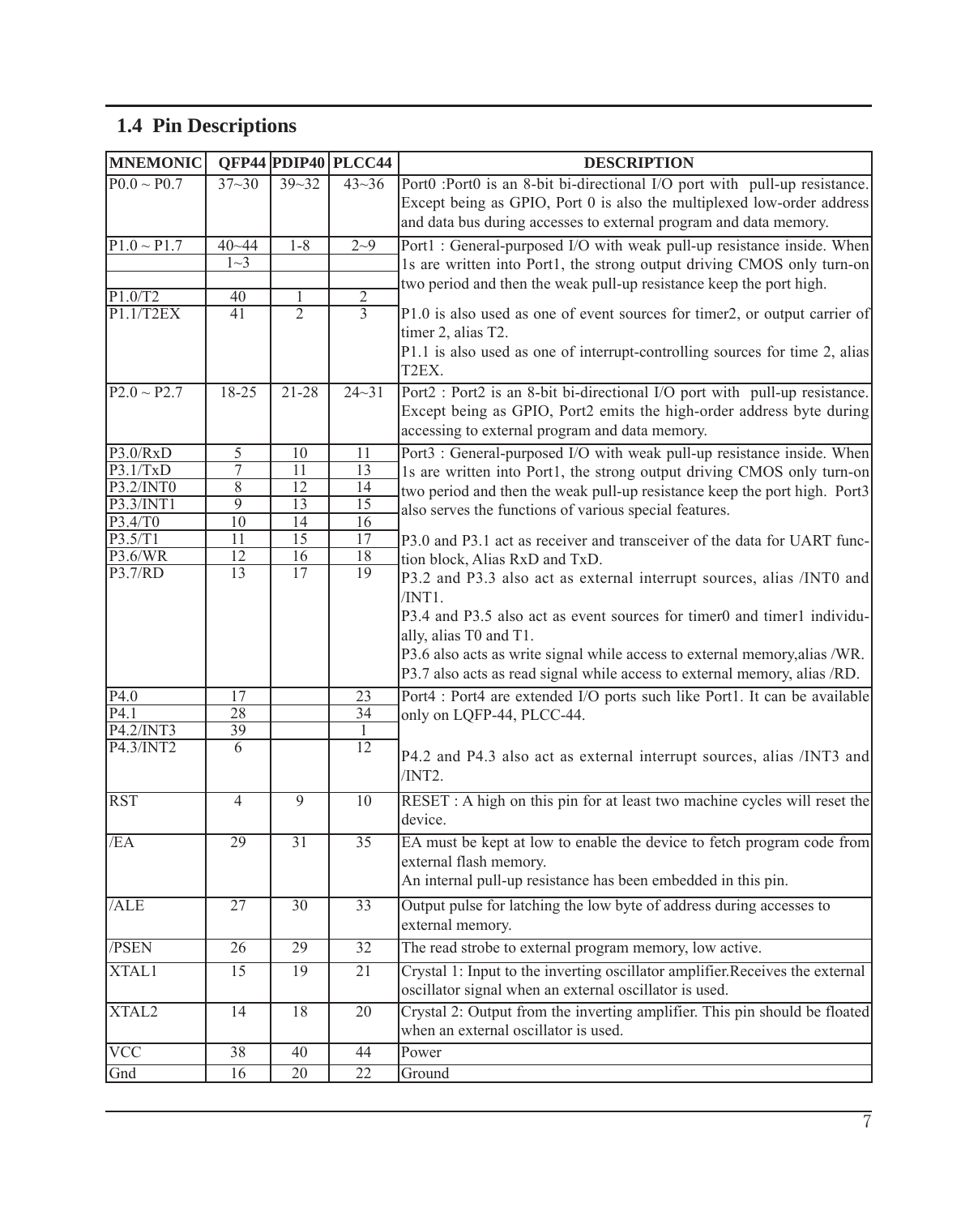## 1.4 Pin Descriptions

| MNEMONIC | QFP44 | PDIP40 | PLCC44 | DESCRIPTION |
|---|---|---|---|---|
| P0.0 ~ P0.7 | 37~30 | 39~32 | 43~36 | Port0 :Port0 is an 8-bit bi-directional I/O port with pull-up resistance. Except being as GPIO, Port 0 is also the multiplexed low-order address and data bus during accesses to external program and data memory. |
| P1.0 ~ P1.7 | 40~44<br>1~3 | 1-8 | 2~9 | Port1 : General-purposed I/O with weak pull-up resistance inside. When 1s are written into Port1, the strong output driving CMOS only turn-on two period and then the weak pull-up resistance keep the port high. |
| P1.0/T2 | 40 | 1 | 2 | P1.0 is also used as one of event sources for timer2, or output carrier of timer 2, alias T2. |
| P1.1/T2EX | 41 | 2 | 3 | P1.1 is also used as one of interrupt-controlling sources for time 2, alias T2EX. |
| P2.0 ~ P2.7 | 18-25 | 21-28 | 24~31 | Port2 : Port2 is an 8-bit bi-directional I/O port with pull-up resistance. Except being as GPIO, Port2 emits the high-order address byte during accessing to external program and data memory. |
| P3.0/RxD | 5 | 10 | 11 | Port3 : General-purposed I/O with weak pull-up resistance inside. When 1s are written into Port1, the strong output driving CMOS only turn-on two period and then the weak pull-up resistance keep the port high. Port3 also serves the functions of various special features. |
| P3.1/TxD | 7 | 11 | 13 | P3.0 and P3.1 act as receiver and transceiver of the data for UART function block, Alias RxD and TxD. |
| P3.2/INT0 | 8 | 12 | 14 | P3.2 and P3.3 also act as external interrupt sources, alias /INT0 and /INT1. |
| P3.3/INT1 | 9 | 13 | 15 | |
| P3.4/T0 | 10 | 14 | 16 | P3.4 and P3.5 also act as event sources for timer0 and timer1 individually, alias T0 and T1. |
| P3.5/T1 | 11 | 15 | 17 | |
| P3.6/WR | 12 | 16 | 18 | P3.6 also acts as write signal while access to external memory,alias /WR. |
| P3.7/RD | 13 | 17 | 19 | P3.7 also acts as read signal while access to external memory, alias /RD. |
| P4.0 | 17 | | 23 | Port4 : Port4 are extended I/O ports such like Port1. It can be available only on LQFP-44, PLCC-44. |
| P4.1 | 28 | | 34 | |
| P4.2/INT3 | 39 | | 1 | P4.2 and P4.3 also act as external interrupt sources, alias /INT3 and /INT2. |
| P4.3/INT2 | 6 | | 12 | |
| RST | 4 | 9 | 10 | RESET : A high on this pin for at least two machine cycles will reset the device. |
| /EA | 29 | 31 | 35 | EA must be kept at low to enable the device to fetch program code from external flash memory.<br>An internal pull-up resistance has been embedded in this pin. |
| /ALE | 27 | 30 | 33 | Output pulse for latching the low byte of address during accesses to external memory. |
| /PSEN | 26 | 29 | 32 | The read strobe to external program memory, low active. |
| XTAL1 | 15 | 19 | 21 | Crystal 1: Input to the inverting oscillator amplifier.Receives the external oscillator signal when an external oscillator is used. |
| XTAL2 | 14 | 18 | 20 | Crystal 2: Output from the inverting amplifier. This pin should be floated when an external oscillator is used. |
| VCC | 38 | 40 | 44 | Power |
| Gnd | 16 | 20 | 22 | Ground |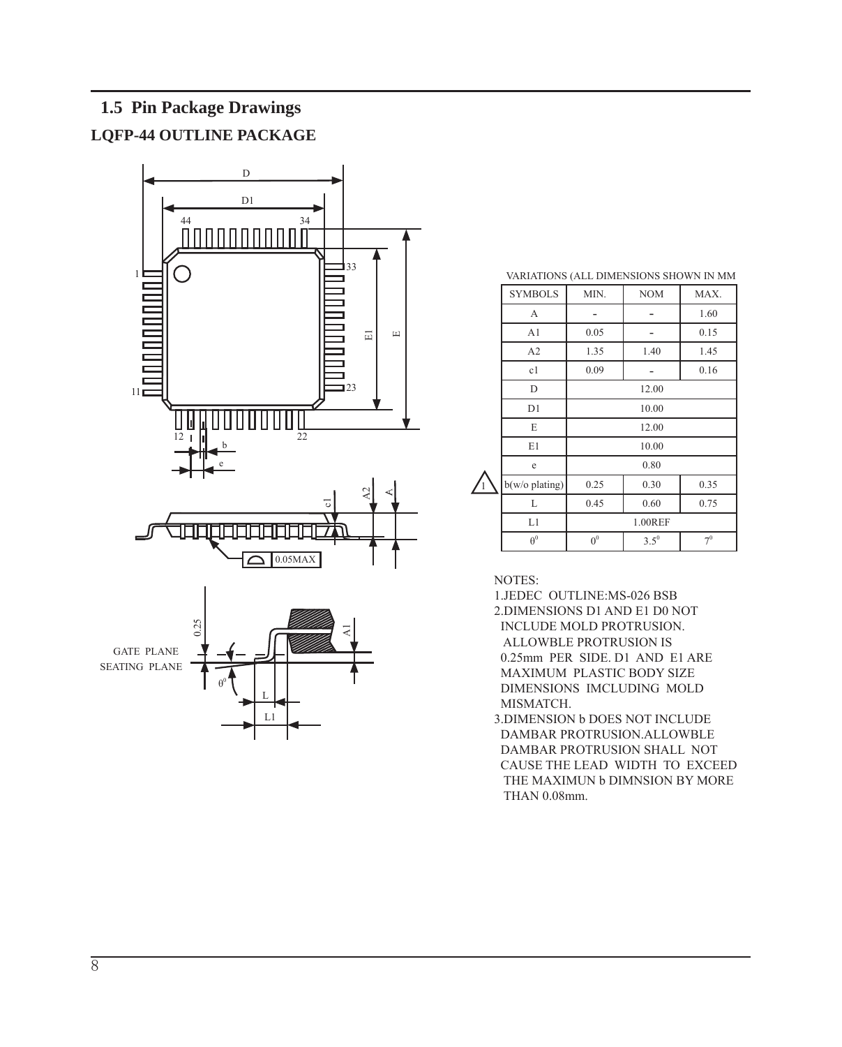## 1.5 Pin Package Drawings

### LQFP-44 OUTLINE PACKAGE

VARIATIONS (ALL DIMENSIONS SHOWN IN MM

| SYMBOLS | MIN. | NOM | MAX. |
|---|---|---|---|
| A | - | - | 1.60 |
| A1 | 0.05 | - | 0.15 |
| A2 | 1.35 | 1.40 | 1.45 |
| c1 | 0.09 | - | 0.16 |
| D | 12.00 | | |
| D1 | 10.00 | | |
| E | 12.00 | | |
| E1 | 10.00 | | |
| e | 0.80 | | |
| b(w/o plating) | 0.25 | 0.30 | 0.35 |
| L | 0.45 | 0.60 | 0.75 |
| L1 | 1.00REF | | |
| $\theta^0$ | $0^0$ | $3.5^0$ | $7^0$ |

NOTES:

1.JEDEC OUTLINE:MS-026 BSB

2.DIMENSIONS D1 AND E1 D0 NOT INCLUDE MOLD PROTRUSION. ALLOWBLE PROTRUSION IS 0.25mm PER SIDE. D1 AND E1 ARE MAXIMUM PLASTIC BODY SIZE DIMENSIONS IMCLUDING MOLD MISMATCH.

3.DIMENSION b DOES NOT INCLUDE DAMBAR PROTRUSION.ALLOWBLE DAMBAR PROTRUSION SHALL NOT CAUSE THE LEAD WIDTH TO EXCEED THE MAXIMUN b DIMNSION BY MORE THAN 0.08mm.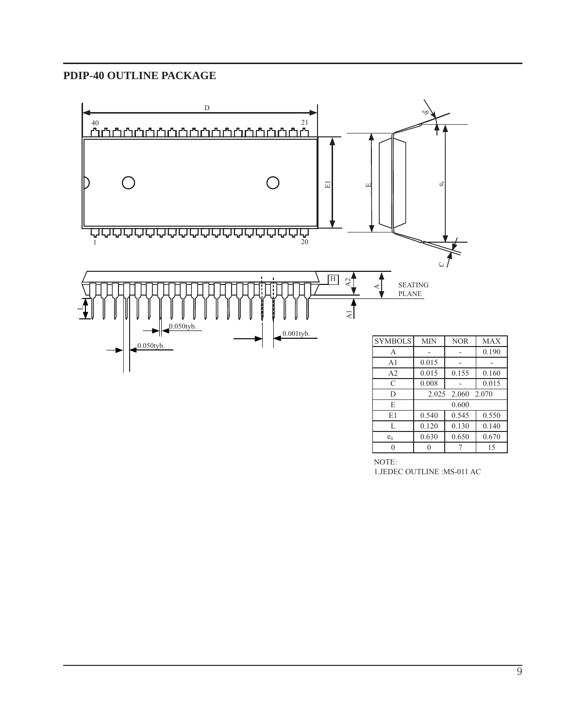## PDIP-40 OUTLINE PACKAGE

| SYMBOLS | MIN | NOR | MAX |
|---|---|---|---|
| A | - | - | 0.190 |
| A1 | 0.015 | - | - |
| A2 | 0.015 | 0.155 | 0.160 |
| C | 0.008 | - | 0.015 |
| D | 2.025 | 2.060 | 2.070 |
| E | | 0.600 | |
| E1 | 0.540 | 0.545 | 0.550 |
| L | 0.120 | 0.130 | 0.140 |
| $e_0$ | 0.630 | 0.650 | 0.670 |
| θ | 0 | 7 | 15 |

NOTE:
1.JEDEC OUTLINE :MS-011 AC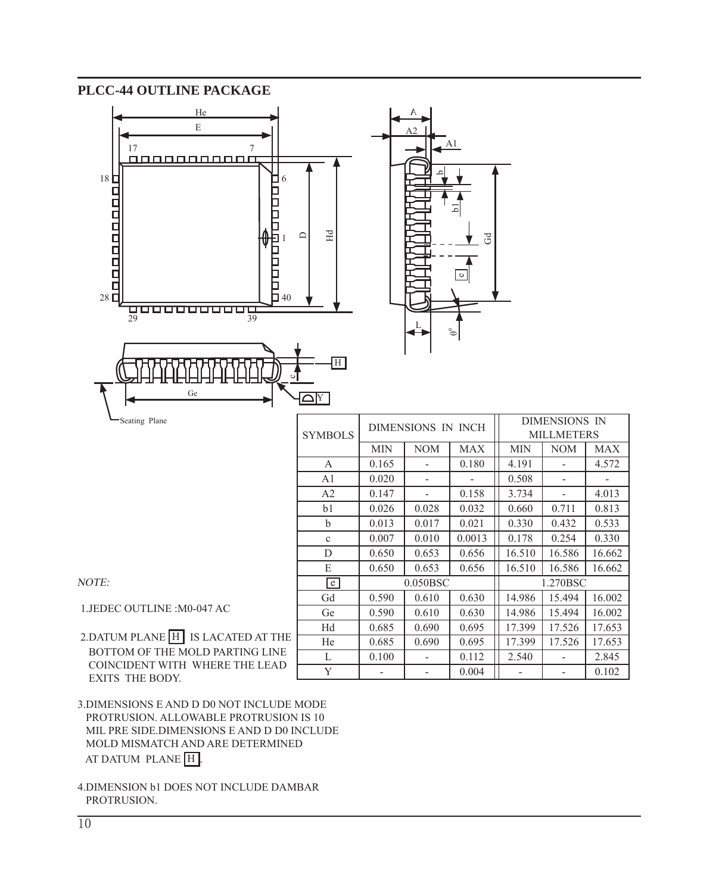## PLCC-44 OUTLINE PACKAGE

| SYMBOLS | DIMENSIONS IN INCH | | | DIMENSIONS IN MILLMETERS | | |
|---|---|---|---|---|---|---|
| | MIN | NOM | MAX | MIN | NOM | MAX |
| A | 0.165 | - | 0.180 | 4.191 | - | 4.572 |
| A1 | 0.020 | - | - | 0.508 | - | - |
| A2 | 0.147 | - | 0.158 | 3.734 | - | 4.013 |
| b1 | 0.026 | 0.028 | 0.032 | 0.660 | 0.711 | 0.813 |
| b | 0.013 | 0.017 | 0.021 | 0.330 | 0.432 | 0.533 |
| c | 0.007 | 0.010 | 0.0013 | 0.178 | 0.254 | 0.330 |
| D | 0.650 | 0.653 | 0.656 | 16.510 | 16.586 | 16.662 |
| E | 0.650 | 0.653 | 0.656 | 16.510 | 16.586 | 16.662 |
| e | 0.050BSC | | | 1.270BSC | | |
| Gd | 0.590 | 0.610 | 0.630 | 14.986 | 15.494 | 16.002 |
| Ge | 0.590 | 0.610 | 0.630 | 14.986 | 15.494 | 16.002 |
| Hd | 0.685 | 0.690 | 0.695 | 17.399 | 17.526 | 17.653 |
| He | 0.685 | 0.690 | 0.695 | 17.399 | 17.526 | 17.653 |
| L | 0.100 | - | 0.112 | 2.540 | - | 2.845 |
| Y | - | - | 0.004 | - | - | 0.102 |

*NOTE:*

1.JEDEC OUTLINE :M0-047 AC

2.DATUM PLANE H IS LACATED AT THE BOTTOM OF THE MOLD PARTING LINE COINCIDENT WITH WHERE THE LEAD EXITS THE BODY.

3.DIMENSIONS E AND D D0 NOT INCLUDE MODE PROTRUSION. ALLOWABLE PROTRUSION IS 10 MIL PRE SIDE.DIMENSIONS E AND D D0 INCLUDE MOLD MISMATCH AND ARE DETERMINED AT DATUM PLANE H .

4.DIMENSION b1 DOES NOT INCLUDE DAMBAR PROTRUSION.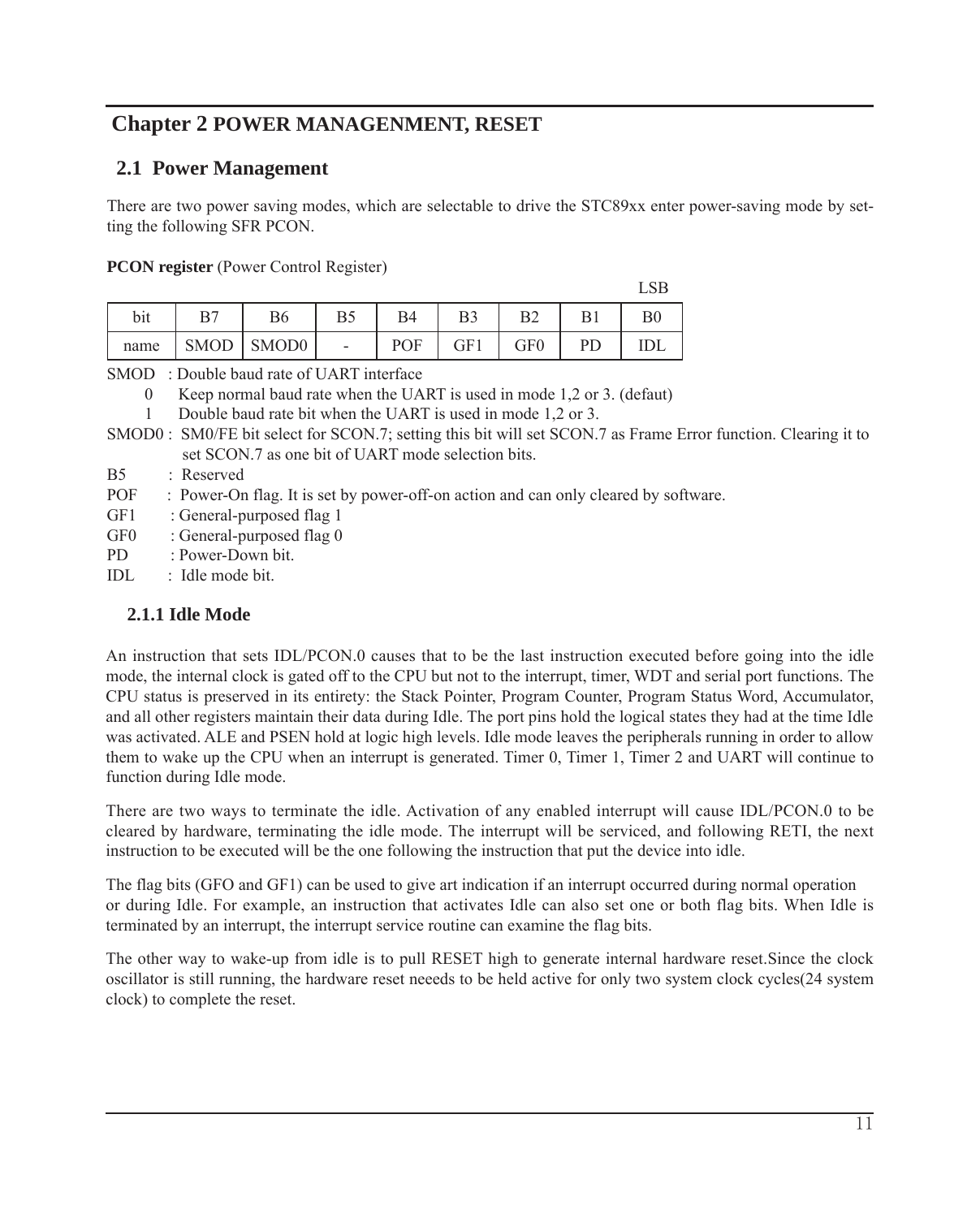# Chapter 2 POWER MANAGENMENT, RESET

## 2.1 Power Management

There are two power saving modes, which are selectable to drive the STC89xx enter power-saving mode by setting the following SFR PCON.

**PCON register** (Power Control Register)

LSB

| bit | B7 | B6 | B5 | B4 | B3 | B2 | B1 | B0 |
|---|---|---|---|---|---|---|---|---|
| name | SMOD | SMOD0 | - | POF | GF1 | GF0 | PD | IDL |

SMOD : Double baud rate of UART interface

- 0 Keep normal baud rate when the UART is used in mode 1,2 or 3. (defaut)
- 1 Double baud rate bit when the UART is used in mode 1,2 or 3.

SMOD0 : SM0/FE bit select for SCON.7; setting this bit will set SCON.7 as Frame Error function. Clearing it to set SCON.7 as one bit of UART mode selection bits.

B5 : Reserved

POF : Power-On flag. It is set by power-off-on action and can only cleared by software.

GF1 : General-purposed flag 1

GF0 : General-purposed flag 0

PD : Power-Down bit.

IDL : Idle mode bit.

### 2.1.1 Idle Mode

An instruction that sets IDL/PCON.0 causes that to be the last instruction executed before going into the idle mode, the internal clock is gated off to the CPU but not to the interrupt, timer, WDT and serial port functions. The CPU status is preserved in its entirety: the Stack Pointer, Program Counter, Program Status Word, Accumulator, and all other registers maintain their data during Idle. The port pins hold the logical states they had at the time Idle was activated. ALE and PSEN hold at logic high levels. Idle mode leaves the peripherals running in order to allow them to wake up the CPU when an interrupt is generated. Timer 0, Timer 1, Timer 2 and UART will continue to function during Idle mode.

There are two ways to terminate the idle. Activation of any enabled interrupt will cause IDL/PCON.0 to be cleared by hardware, terminating the idle mode. The interrupt will be serviced, and following RETI, the next instruction to be executed will be the one following the instruction that put the device into idle.

The flag bits (GFO and GF1) can be used to give art indication if an interrupt occurred during normal operation or during Idle. For example, an instruction that activates Idle can also set one or both flag bits. When Idle is terminated by an interrupt, the interrupt service routine can examine the flag bits.

The other way to wake-up from idle is to pull RESET high to generate internal hardware reset.Since the clock oscillator is still running, the hardware reset neeeds to be held active for only two system clock cycles(24 system clock) to complete the reset.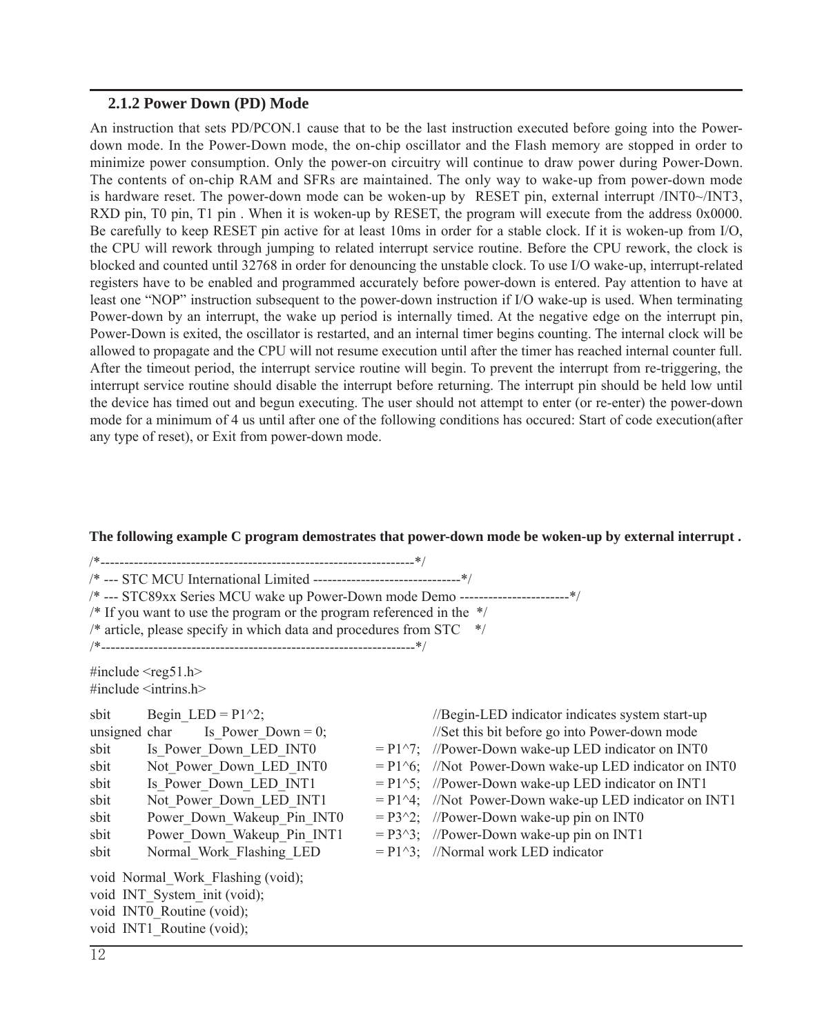### 2.1.2 Power Down (PD) Mode

An instruction that sets PD/PCON.1 cause that to be the last instruction executed before going into the Power-down mode. In the Power-Down mode, the on-chip oscillator and the Flash memory are stopped in order to minimize power consumption. Only the power-on circuitry will continue to draw power during Power-Down. The contents of on-chip RAM and SFRs are maintained. The only way to wake-up from power-down mode is hardware reset. The power-down mode can be woken-up by RESET pin, external interrupt /INT0~/INT3, RXD pin, T0 pin, T1 pin . When it is woken-up by RESET, the program will execute from the address 0x0000. Be carefully to keep RESET pin active for at least 10ms in order for a stable clock. If it is woken-up from I/O, the CPU will rework through jumping to related interrupt service routine. Before the CPU rework, the clock is blocked and counted until 32768 in order for denouncing the unstable clock. To use I/O wake-up, interrupt-related registers have to be enabled and programmed accurately before power-down is entered. Pay attention to have at least one "NOP" instruction subsequent to the power-down instruction if I/O wake-up is used. When terminating Power-down by an interrupt, the wake up period is internally timed. At the negative edge on the interrupt pin, Power-Down is exited, the oscillator is restarted, and an internal timer begins counting. The internal clock will be allowed to propagate and the CPU will not resume execution until after the timer has reached internal counter full. After the timeout period, the interrupt service routine will begin. To prevent the interrupt from re-triggering, the interrupt service routine should disable the interrupt before returning. The interrupt pin should be held low until the device has timed out and begun executing. The user should not attempt to enter (or re-enter) the power-down mode for a minimum of 4 us until after one of the following conditions has occured: Start of code execution(after any type of reset), or Exit from power-down mode.

**The following example C program demostrates that power-down mode be woken-up by external interrupt .**

```
/*------------------------------------------------------------------*/
/* --- STC MCU International Limited -------------------------------*/
/* --- STC89xx Series MCU wake up Power-Down mode Demo -----------------------*/
/* If you want to use the program or the program referenced in the  */
/* article, please specify in which data and procedures from STC    */
/*------------------------------------------------------------------*/

#include <reg51.h>
#include <intrins.h>

sbit    Begin_LED = P1^2;                          //Begin-LED indicator indicates system start-up
unsigned char    Is_Power_Down = 0;                //Set this bit before go into Power-down mode
sbit    Is_Power_Down_LED_INT0       = P1^7;       //Power-Down wake-up LED indicator on INT0
sbit    Not_Power_Down_LED_INT0      = P1^6;       //Not  Power-Down wake-up LED indicator on INT0
sbit    Is_Power_Down_LED_INT1       = P1^5;       //Power-Down wake-up LED indicator on INT1
sbit    Not_Power_Down_LED_INT1      = P1^4;       //Not  Power-Down wake-up LED indicator on INT1
sbit    Power_Down_Wakeup_Pin_INT0   = P3^2;       //Power-Down wake-up pin on INT0
sbit    Power_Down_Wakeup_Pin_INT1   = P3^3;       //Power-Down wake-up pin on INT1
sbit    Normal_Work_Flashing_LED     = P1^3;       //Normal work LED indicator

void  Normal_Work_Flashing (void);
void  INT_System_init (void);
void  INT0_Routine (void);
void  INT1_Routine (void);
```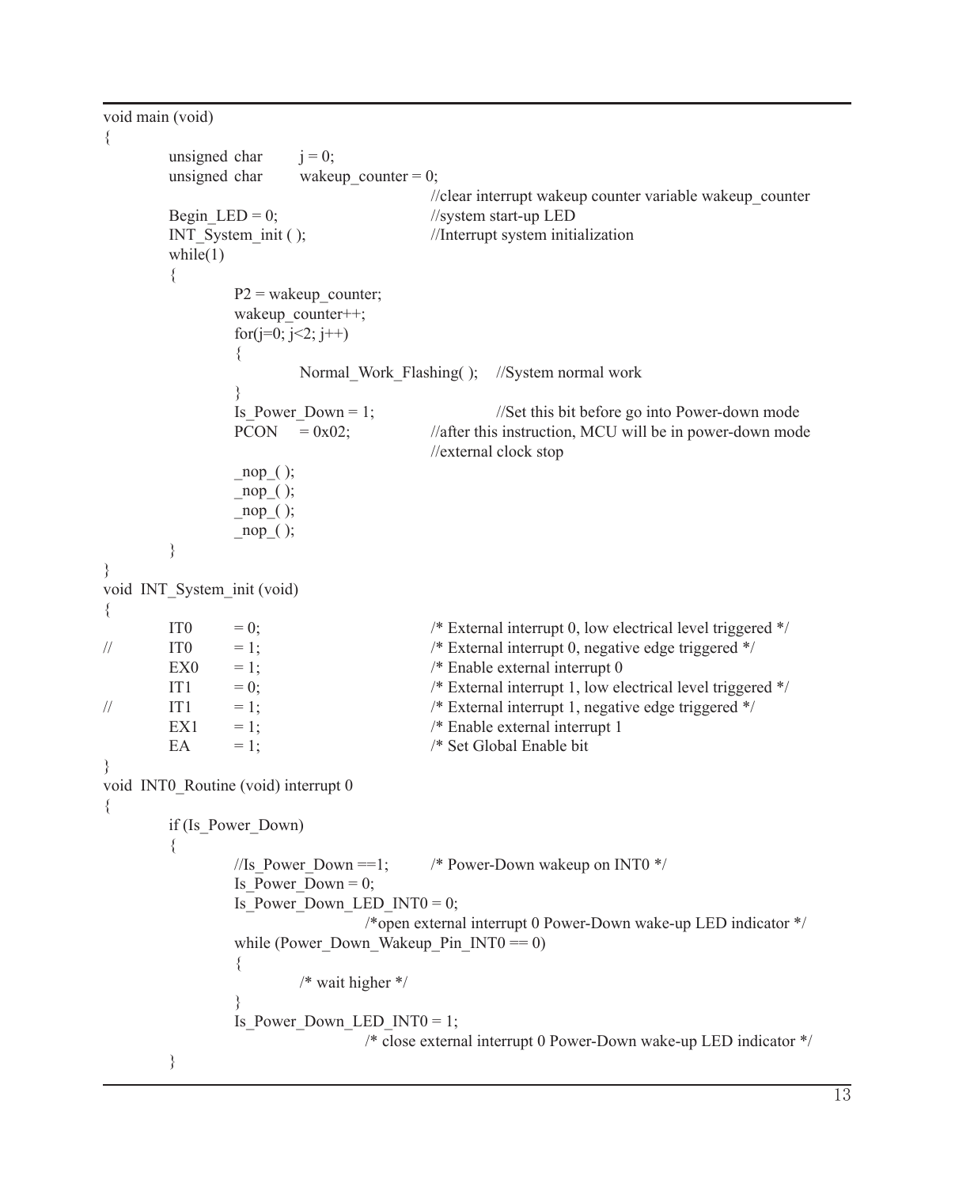```
void main (void)
{
        unsigned char       j = 0;
        unsigned char       wakeup_counter = 0;
                                        //clear interrupt wakeup counter variable wakeup_counter
        Begin_LED = 0;                  //system start-up LED
        INT_System_init ( );            //Interrupt system initialization
        while(1)
        {
                P2 = wakeup_counter;
                wakeup_counter++;
                for(j=0; j<2; j++)
                {
                        Normal_Work_Flashing( );    //System normal work
                }
                Is_Power_Down = 1;                  //Set this bit before go into Power-down mode
                PCON    = 0x02;         //after this instruction, MCU will be in power-down mode
                                        //external clock stop
                _nop_( );
                _nop_( );
                _nop_( );
                _nop_( );
        }
}
void  INT_System_init (void)
{
        IT0     = 0;                    /* External interrupt 0, low electrical level triggered */
//      IT0     = 1;                    /* External interrupt 0, negative edge triggered */
        EX0     = 1;                    /* Enable external interrupt 0
        IT1     = 0;                    /* External interrupt 1, low electrical level triggered */
//      IT1     = 1;                    /* External interrupt 1, negative edge triggered */
        EX1     = 1;                    /* Enable external interrupt 1
        EA      = 1;                    /* Set Global Enable bit
}
void  INT0_Routine (void) interrupt 0
{
        if (Is_Power_Down)
        {
                //Is_Power_Down ==1;        /* Power-Down wakeup on INT0 */
                Is_Power_Down = 0;
                Is_Power_Down_LED_INT0 = 0;
                                /*open external interrupt 0 Power-Down wake-up LED indicator */
                while (Power_Down_Wakeup_Pin_INT0 == 0)
                {
                        /* wait higher */
                }
                Is_Power_Down_LED_INT0 = 1;
                                /* close external interrupt 0 Power-Down wake-up LED indicator */
        }
```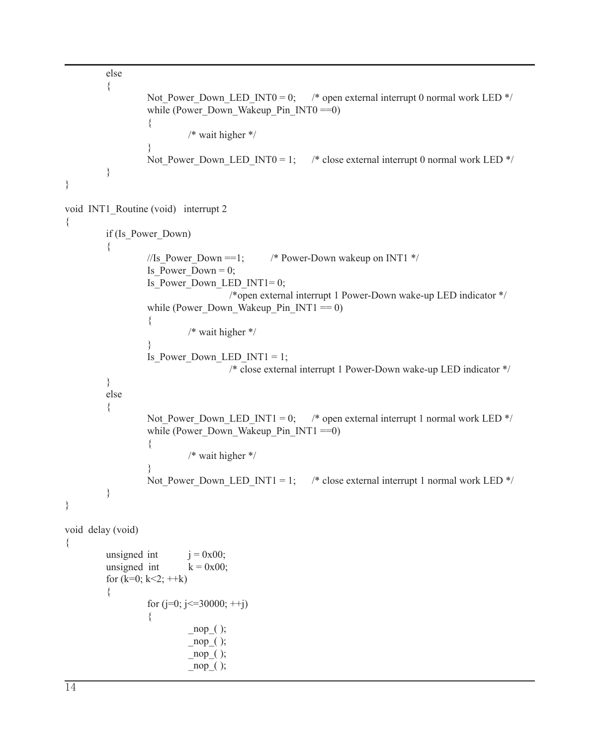```
        else
        {
                Not_Power_Down_LED_INT0 = 0;     /* open external interrupt 0 normal work LED */
                while (Power_Down_Wakeup_Pin_INT0 ==0)
                {
                        /* wait higher */
                }
                Not_Power_Down_LED_INT0 = 1;     /* close external interrupt 0 normal work LED */
        }
}

void  INT1_Routine (void)   interrupt 2
{
        if (Is_Power_Down)
        {
                //Is_Power_Down ==1;          /* Power-Down wakeup on INT1 */
                Is_Power_Down = 0;
                Is_Power_Down_LED_INT1= 0;
                                        /*open external interrupt 1 Power-Down wake-up LED indicator */
                while (Power_Down_Wakeup_Pin_INT1 == 0)
                {
                        /* wait higher */
                }
                Is_Power_Down_LED_INT1 = 1;
                                        /* close external interrupt 1 Power-Down wake-up LED indicator */
        }
        else
        {
                Not_Power_Down_LED_INT1 = 0;     /* open external interrupt 1 normal work LED */
                while (Power_Down_Wakeup_Pin_INT1 ==0)
                {
                        /* wait higher */
                }
                Not_Power_Down_LED_INT1 = 1;     /* close external interrupt 1 normal work LED */
        }
}

void  delay (void)
{
        unsigned int         j = 0x00;
        unsigned  int        k = 0x00;
        for (k=0; k<2; ++k)
        {
                for (j=0; j<=30000; ++j)
                {
                        _nop_( );
                        _nop_( );
                        _nop_( );
                        _nop_( );
```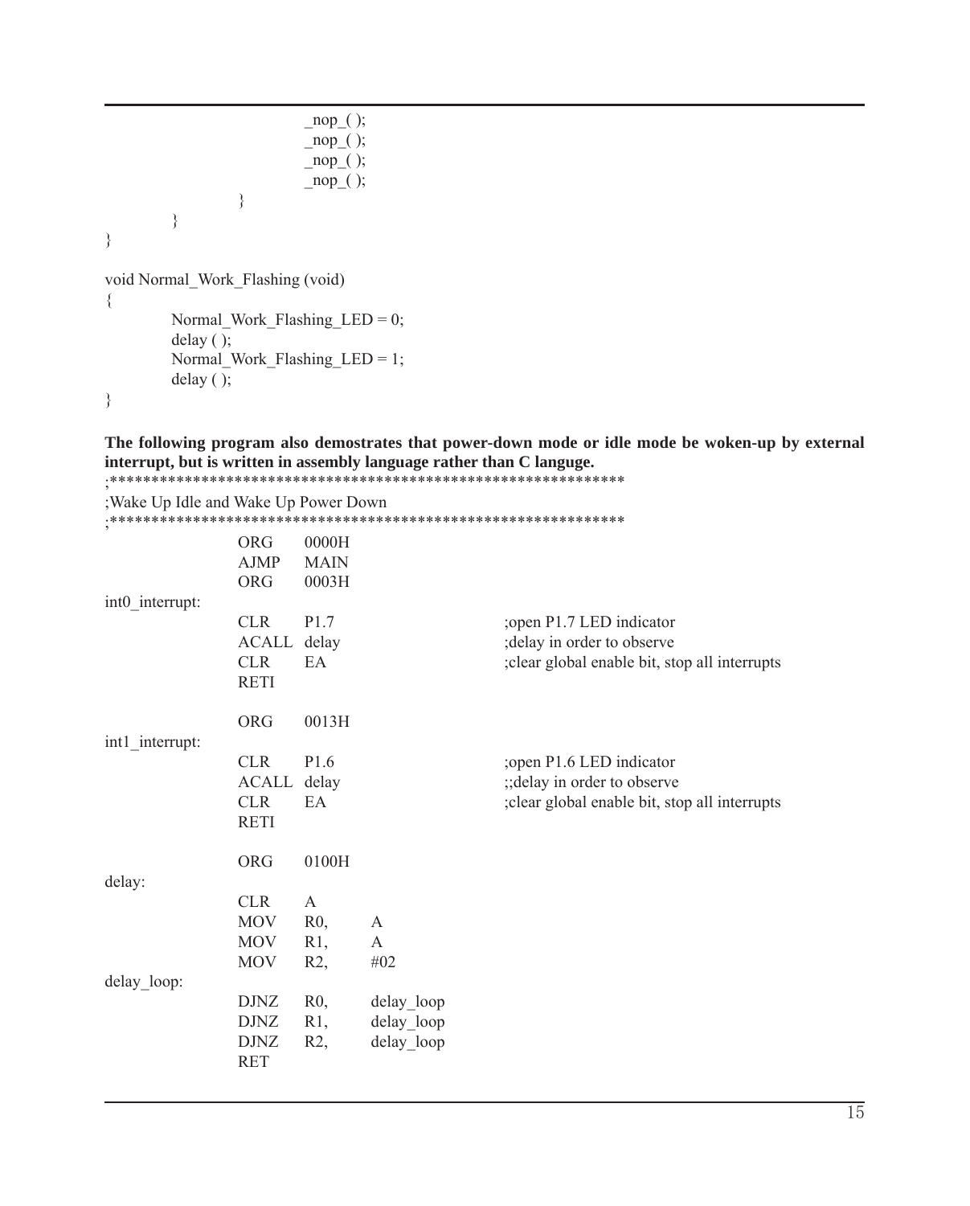```c
                        _nop_( );
                        _nop_( );
                        _nop_( );
                        _nop_( );
                }
        }
}

void Normal_Work_Flashing (void)
{
        Normal_Work_Flashing_LED = 0;
        delay ( );
        Normal_Work_Flashing_LED = 1;
        delay ( );
}
```

**The following program also demostrates that power-down mode or idle mode be woken-up by external interrupt, but is written in assembly language rather than C languge.**

```asm
;*************************************************************
;Wake Up Idle and Wake Up Power Down
;*************************************************************
                ORG     0000H
                AJMP    MAIN
                ORG     0003H
int0_interrupt:
                CLR     P1.7                    ;open P1.7 LED indicator
                ACALL   delay                   ;delay in order to observe
                CLR     EA                      ;clear global enable bit, stop all interrupts
                RETI

                ORG     0013H
int1_interrupt:
                CLR     P1.6                    ;open P1.6 LED indicator
                ACALL   delay                   ;;delay in order to observe
                CLR     EA                      ;clear global enable bit, stop all interrupts
                RETI

                ORG     0100H
delay:
                CLR     A
                MOV     R0,     A
                MOV     R1,     A
                MOV     R2,     #02
delay_loop:
                DJNZ    R0,     delay_loop
                DJNZ    R1,     delay_loop
                DJNZ    R2,     delay_loop
                RET
```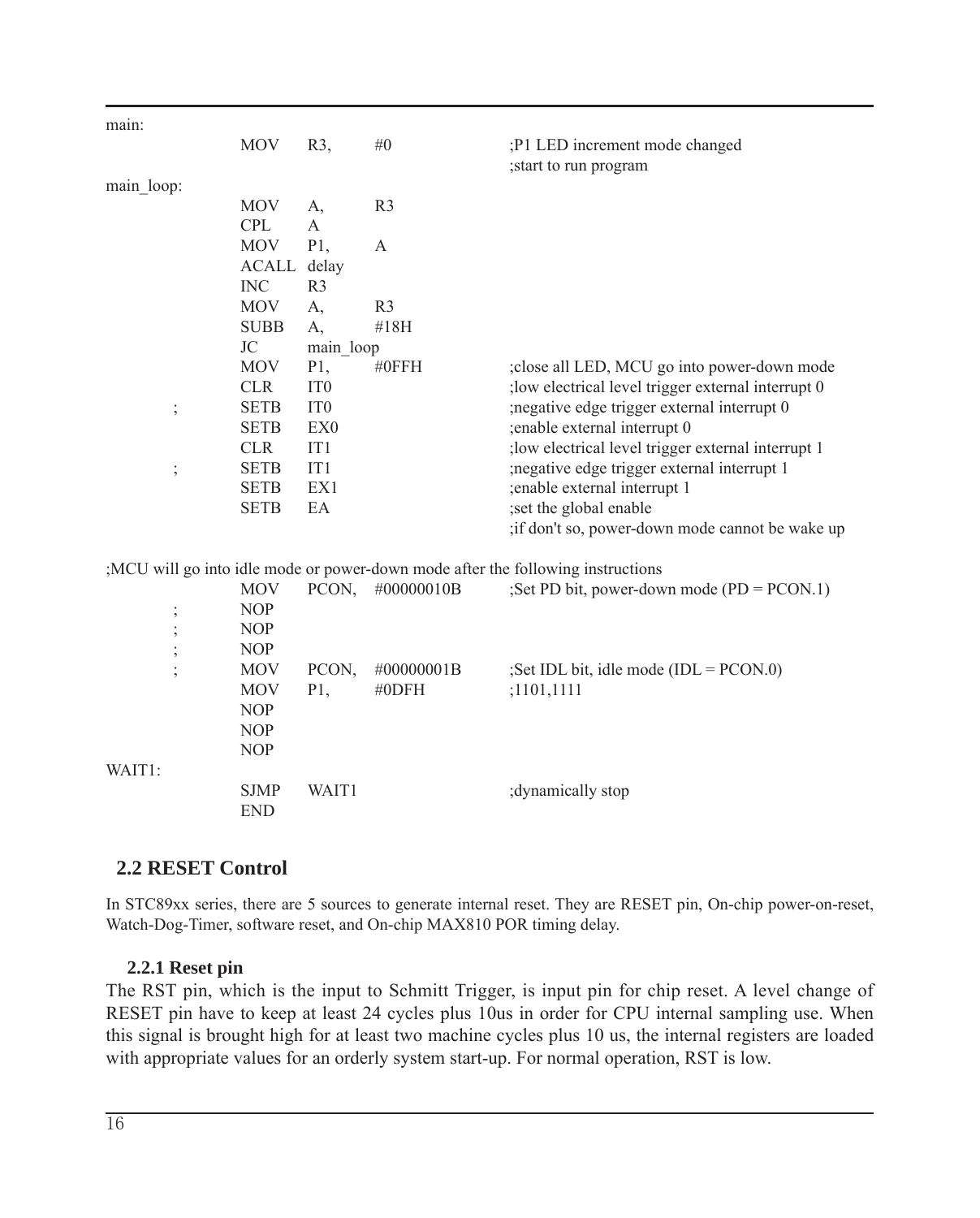```
main:
                MOV     R3,     #0              ;P1 LED increment mode changed
                                                ;start to run program
main_loop:
                MOV     A,      R3
                CPL     A
                MOV     P1,     A
                ACALL   delay
                INC     R3
                MOV     A,      R3
                SUBB    A,      #18H
                JC      main_loop
                MOV     P1,     #0FFH           ;close all LED, MCU go into power-down mode
                CLR     IT0                     ;low electrical level trigger external interrupt 0
;               SETB    IT0                     ;negative edge trigger external interrupt 0
                SETB    EX0                     ;enable external interrupt 0
                CLR     IT1                     ;low electrical level trigger external interrupt 1
;               SETB    IT1                     ;negative edge trigger external interrupt 1
                SETB    EX1                     ;enable external interrupt 1
                SETB    EA                      ;set the global enable
                                                ;if don't so, power-down mode cannot be wake up

;MCU will go into idle mode or power-down mode after the following instructions
                MOV     PCON,   #00000010B      ;Set PD bit, power-down mode (PD = PCON.1)
;               NOP
;               NOP
;               NOP
;               MOV     PCON,   #00000001B      ;Set IDL bit, idle mode (IDL = PCON.0)
                MOV     P1,     #0DFH           ;1101,1111
                NOP
                NOP
                NOP
WAIT1:
                SJMP    WAIT1                   ;dynamically stop
                END
```

## 2.2 RESET Control

In STC89xx series, there are 5 sources to generate internal reset. They are RESET pin, On-chip power-on-reset, Watch-Dog-Timer, software reset, and On-chip MAX810 POR timing delay.

### 2.2.1 Reset pin

The RST pin, which is the input to Schmitt Trigger, is input pin for chip reset. A level change of RESET pin have to keep at least 24 cycles plus 10us in order for CPU internal sampling use. When this signal is brought high for at least two machine cycles plus 10 us, the internal registers are loaded with appropriate values for an orderly system start-up. For normal operation, RST is low.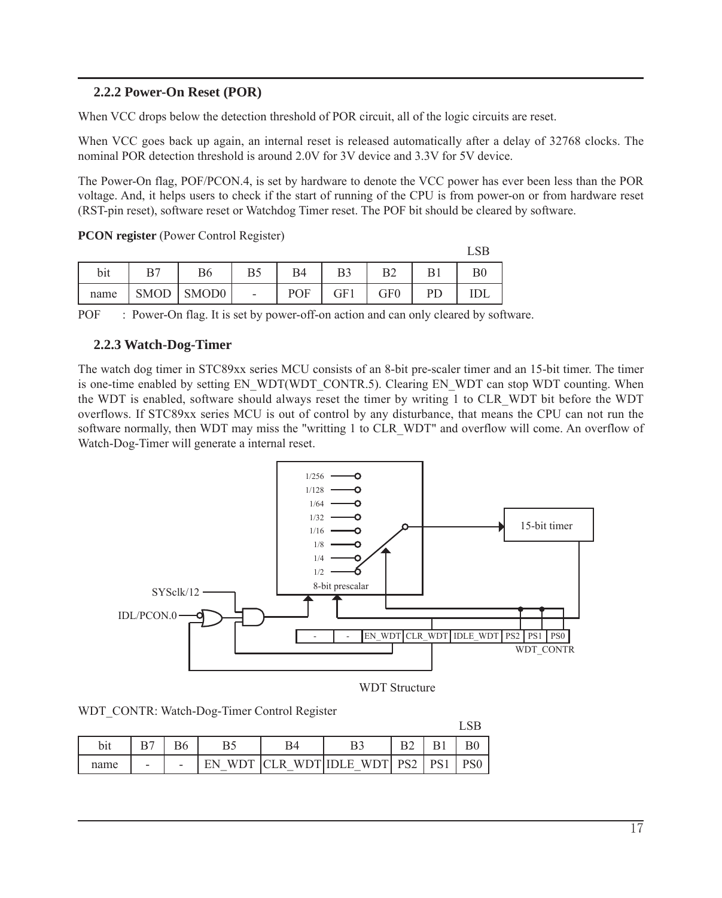### 2.2.2 Power-On Reset (POR)

When VCC drops below the detection threshold of POR circuit, all of the logic circuits are reset.

When VCC goes back up again, an internal reset is released automatically after a delay of 32768 clocks. The nominal POR detection threshold is around 2.0V for 3V device and 3.3V for 5V device.

The Power-On flag, POF/PCON.4, is set by hardware to denote the VCC power has ever been less than the POR voltage. And, it helps users to check if the start of running of the CPU is from power-on or from hardware reset (RST-pin reset), software reset or Watchdog Timer reset. The POF bit should be cleared by software.

**PCON register** (Power Control Register)

| bit | B7 | B6 | B5 | B4 | B3 | B2 | B1 | B0 (LSB) |
|---|---|---|---|---|---|---|---|---|
| name | SMOD | SMOD0 | - | POF | GF1 | GF0 | PD | IDL |

POF : Power-On flag. It is set by power-off-on action and can only cleared by software.

### 2.2.3 Watch-Dog-Timer

The watch dog timer in STC89xx series MCU consists of an 8-bit pre-scaler timer and an 15-bit timer. The timer is one-time enabled by setting EN_WDT(WDT_CONTR.5). Clearing EN_WDT can stop WDT counting. When the WDT is enabled, software should always reset the timer by writing 1 to CLR_WDT bit before the WDT overflows. If STC89xx series MCU is out of control by any disturbance, that means the CPU can not run the software normally, then WDT may miss the "writting 1 to CLR_WDT" and overflow will come. An overflow of Watch-Dog-Timer will generate a internal reset.

WDT Structure

WDT_CONTR: Watch-Dog-Timer Control Register

| bit | B7 | B6 | B5 | B4 | B3 | B2 | B1 | B0 (LSB) |
|---|---|---|---|---|---|---|---|---|
| name | - | - | EN_WDT | CLR_WDT | IDLE_WDT | PS2 | PS1 | PS0 |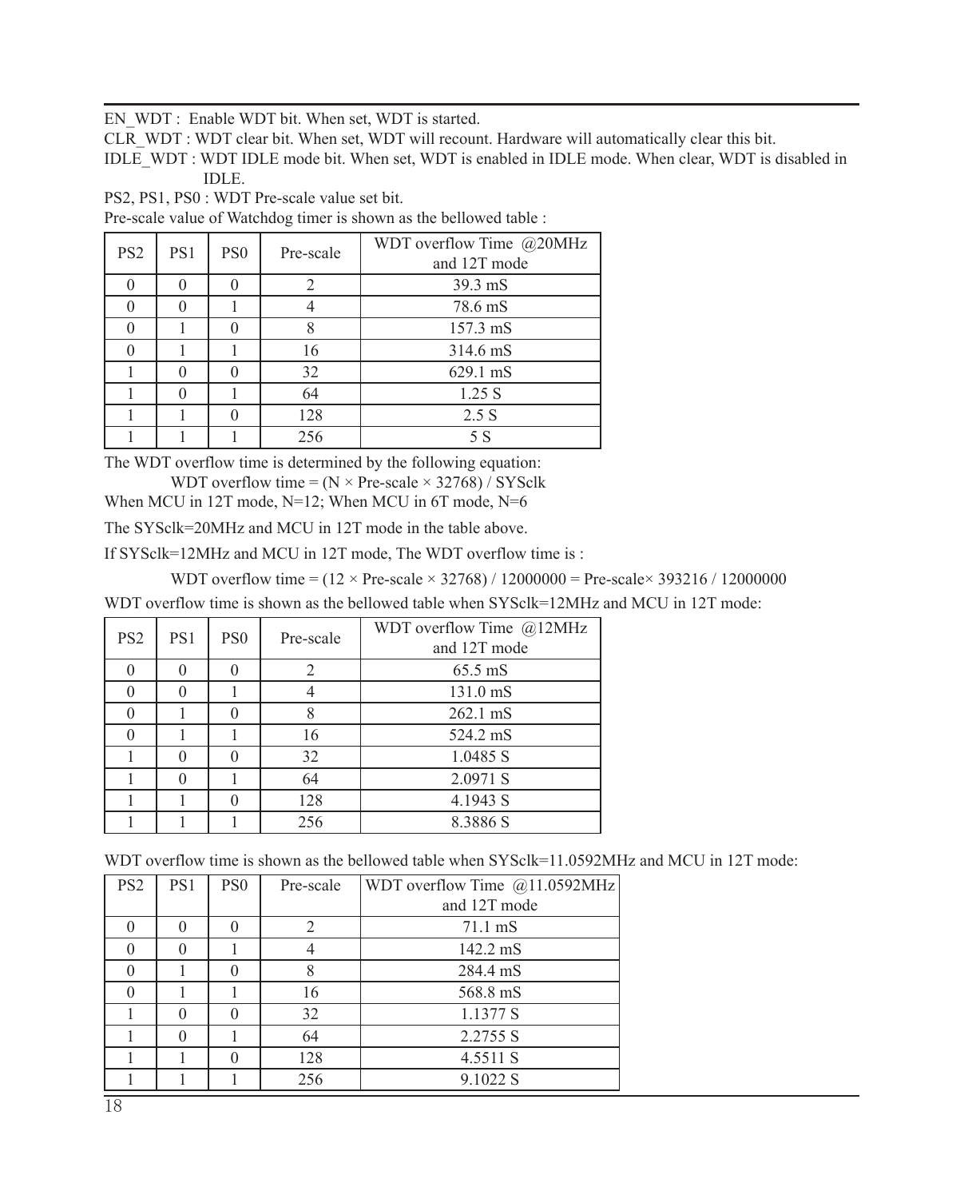EN_WDT : Enable WDT bit. When set, WDT is started.

CLR_WDT : WDT clear bit. When set, WDT will recount. Hardware will automatically clear this bit.

IDLE_WDT : WDT IDLE mode bit. When set, WDT is enabled in IDLE mode. When clear, WDT is disabled in IDLE.

PS2, PS1, PS0 : WDT Pre-scale value set bit.

Pre-scale value of Watchdog timer is shown as the bellowed table :

| PS2 | PS1 | PS0 | Pre-scale | WDT overflow Time @20MHz and 12T mode |
|---|---|---|---|---|
| 0 | 0 | 0 | 2 | 39.3 mS |
| 0 | 0 | 1 | 4 | 78.6 mS |
| 0 | 1 | 0 | 8 | 157.3 mS |
| 0 | 1 | 1 | 16 | 314.6 mS |
| 1 | 0 | 0 | 32 | 629.1 mS |
| 1 | 0 | 1 | 64 | 1.25 S |
| 1 | 1 | 0 | 128 | 2.5 S |
| 1 | 1 | 1 | 256 | 5 S |

The WDT overflow time is determined by the following equation:

WDT overflow time = $(N \times \text{Pre-scale} \times 32768) / \text{SYSclk}$

When MCU in 12T mode, N=12; When MCU in 6T mode, N=6

The SYSclk=20MHz and MCU in 12T mode in the table above.

If SYSclk=12MHz and MCU in 12T mode, The WDT overflow time is :

WDT overflow time = $(12 \times \text{Pre-scale} \times 32768) / 12000000 = \text{Pre-scale} \times 393216 / 12000000$

WDT overflow time is shown as the bellowed table when SYSclk=12MHz and MCU in 12T mode:

| PS2 | PS1 | PS0 | Pre-scale | WDT overflow Time @12MHz and 12T mode |
|---|---|---|---|---|
| 0 | 0 | 0 | 2 | 65.5 mS |
| 0 | 0 | 1 | 4 | 131.0 mS |
| 0 | 1 | 0 | 8 | 262.1 mS |
| 0 | 1 | 1 | 16 | 524.2 mS |
| 1 | 0 | 0 | 32 | 1.0485 S |
| 1 | 0 | 1 | 64 | 2.0971 S |
| 1 | 1 | 0 | 128 | 4.1943 S |
| 1 | 1 | 1 | 256 | 8.3886 S |

WDT overflow time is shown as the bellowed table when SYSclk=11.0592MHz and MCU in 12T mode:

| PS2 | PS1 | PS0 | Pre-scale | WDT overflow Time @11.0592MHz and 12T mode |
|---|---|---|---|---|
| 0 | 0 | 0 | 2 | 71.1 mS |
| 0 | 0 | 1 | 4 | 142.2 mS |
| 0 | 1 | 0 | 8 | 284.4 mS |
| 0 | 1 | 1 | 16 | 568.8 mS |
| 1 | 0 | 0 | 32 | 1.1377 S |
| 1 | 0 | 1 | 64 | 2.2755 S |
| 1 | 1 | 0 | 128 | 4.5511 S |
| 1 | 1 | 1 | 256 | 9.1022 S |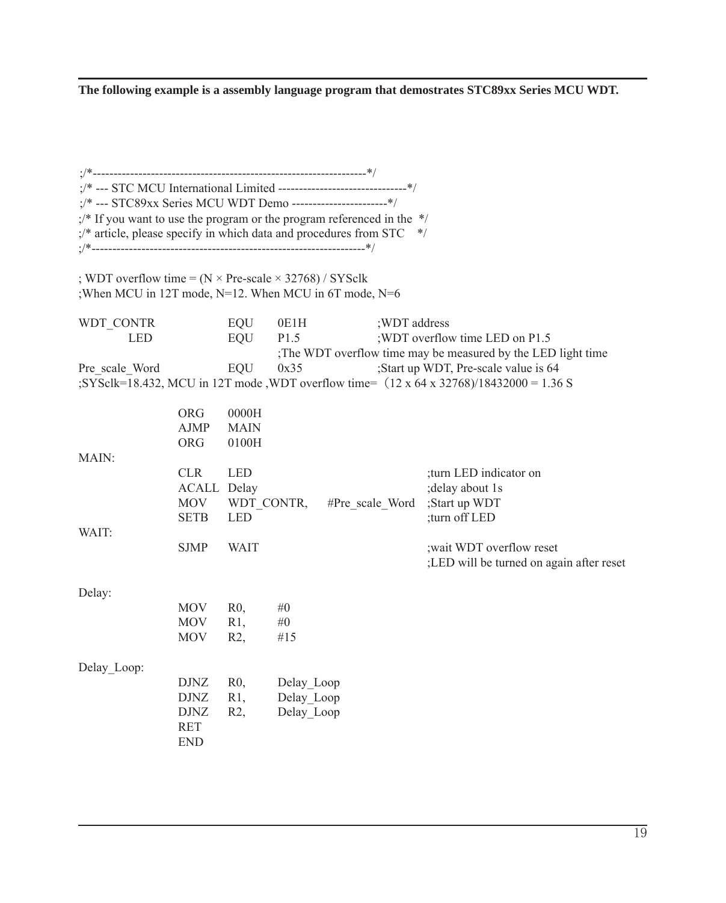**The following example is a assembly language program that demostrates STC89xx Series MCU WDT.**

```
;/*------------------------------------------------------------------*/
;/* --- STC MCU International Limited -------------------------------*/
;/* --- STC89xx Series MCU WDT Demo -----------------------*/
;/* If you want to use the program or the program referenced in the  */
;/* article, please specify in which data and procedures from STC    */
;/*------------------------------------------------------------------*/

; WDT overflow time = (N × Pre-scale × 32768) / SYSclk
;When MCU in 12T mode, N=12. When MCU in 6T mode, N=6

WDT_CONTR       EQU     0E1H        ;WDT address
    LED         EQU     P1.5        ;WDT overflow time LED on P1.5
                                    ;The WDT overflow time may be measured by the LED light time
Pre_scale_Word  EQU     0x35        ;Start up WDT, Pre-scale value is 64
;SYSclk=18.432, MCU in 12T mode ,WDT overflow time= (12 x 64 x 32768)/18432000 = 1.36 S

            ORG     0000H
            AJMP    MAIN
            ORG     0100H
MAIN:
            CLR     LED                             ;turn LED indicator on
            ACALL   Delay                           ;delay about 1s
            MOV     WDT_CONTR,  #Pre_scale_Word     ;Start up WDT
            SETB    LED                             ;turn off LED
WAIT:
            SJMP    WAIT                            ;wait WDT overflow reset
                                                    ;LED will be turned on again after reset

Delay:
            MOV     R0,     #0
            MOV     R1,     #0
            MOV     R2,     #15

Delay_Loop:
            DJNZ    R0,     Delay_Loop
            DJNZ    R1,     Delay_Loop
            DJNZ    R2,     Delay_Loop
            RET
            END
```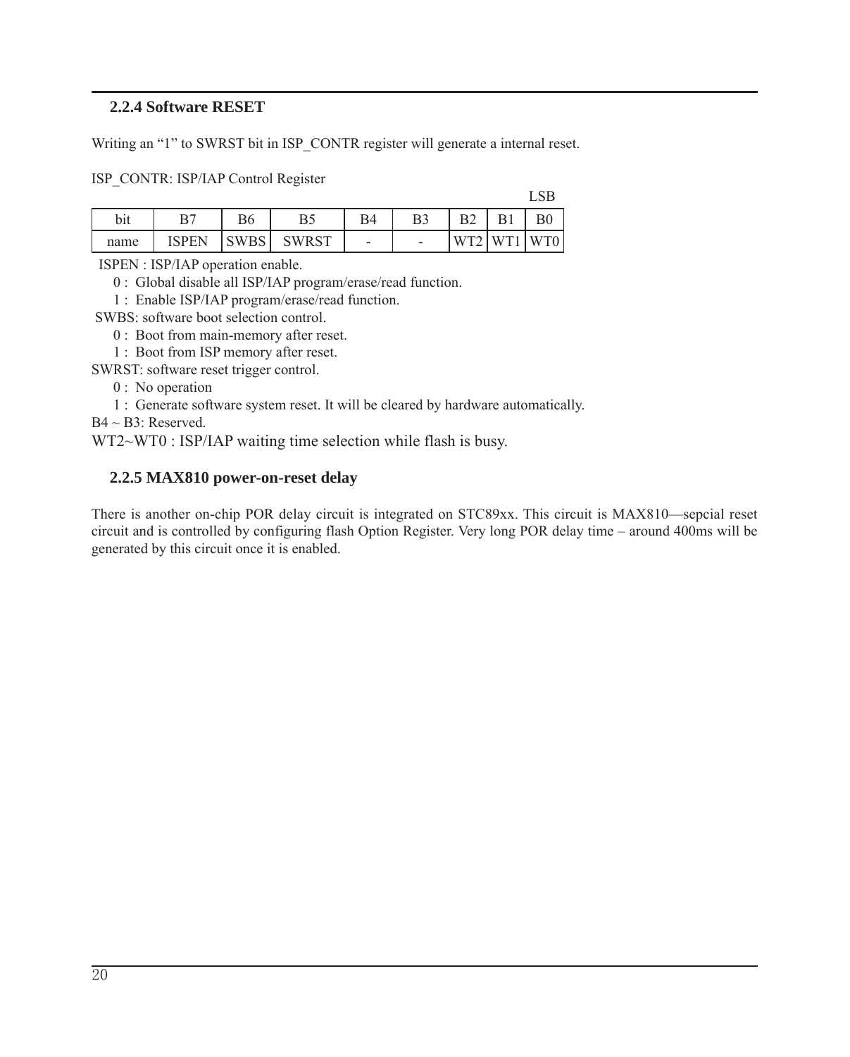### 2.2.4 Software RESET

Writing an "1" to SWRST bit in ISP_CONTR register will generate a internal reset.

ISP_CONTR: ISP/IAP Control Register

LSB

| bit | B7 | B6 | B5 | B4 | B3 | B2 | B1 | B0 |
|---|---|---|---|---|---|---|---|---|
| name | ISPEN | SWBS | SWRST | - | - | WT2 | WT1 | WT0 |

ISPEN : ISP/IAP operation enable.

0 : Global disable all ISP/IAP program/erase/read function.

1 : Enable ISP/IAP program/erase/read function.

SWBS: software boot selection control.

0 : Boot from main-memory after reset.

1 : Boot from ISP memory after reset.

SWRST: software reset trigger control.

0 : No operation

1 : Generate software system reset. It will be cleared by hardware automatically.

B4 ~ B3: Reserved.

WT2~WT0 : ISP/IAP waiting time selection while flash is busy.

### 2.2.5 MAX810 power-on-reset delay

There is another on-chip POR delay circuit is integrated on STC89xx. This circuit is MAX810—sepcial reset circuit and is controlled by configuring flash Option Register. Very long POR delay time – around 400ms will be generated by this circuit once it is enabled.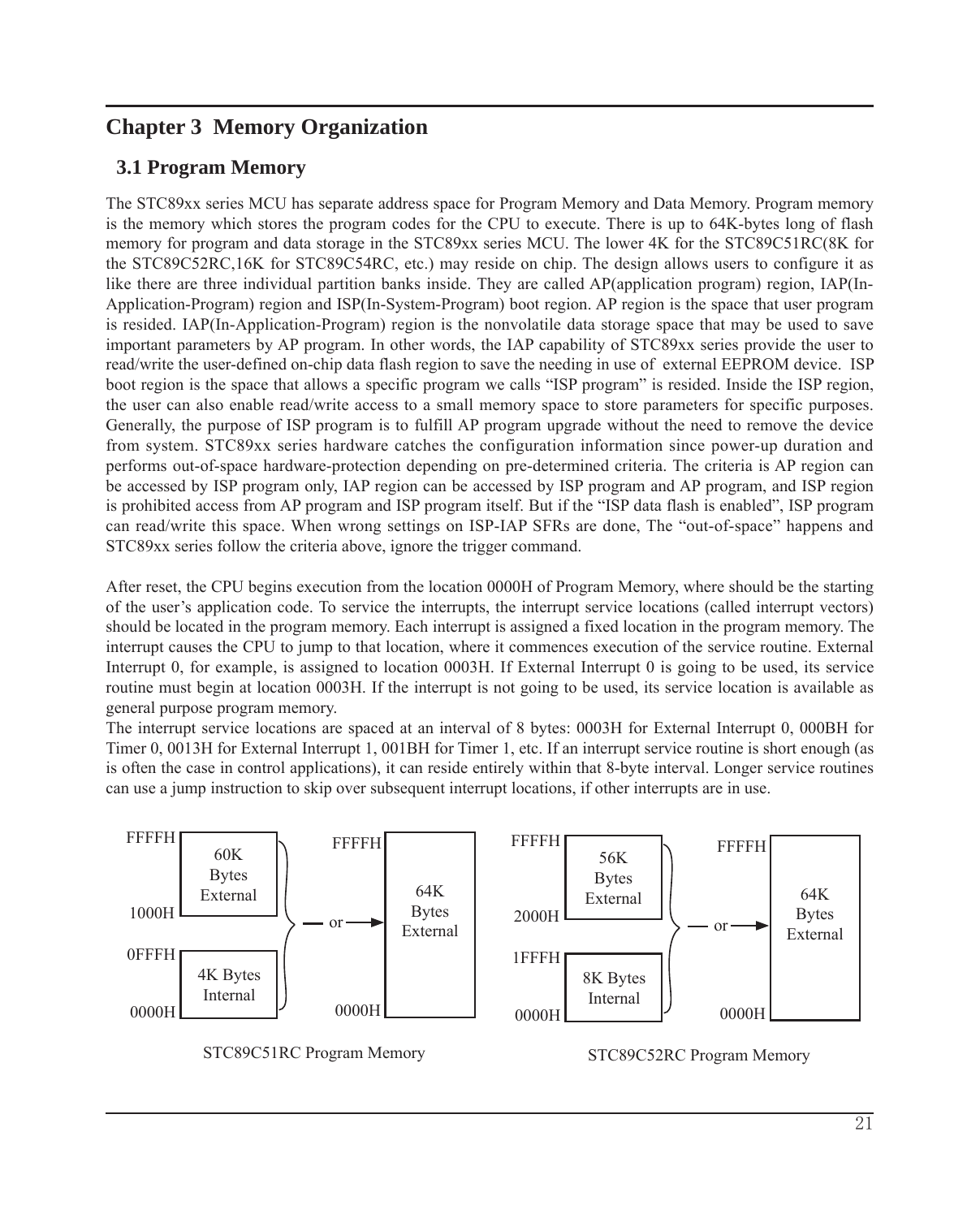# Chapter 3 Memory Organization

## 3.1 Program Memory

The STC89xx series MCU has separate address space for Program Memory and Data Memory. Program memory is the memory which stores the program codes for the CPU to execute. There is up to 64K-bytes long of flash memory for program and data storage in the STC89xx series MCU. The lower 4K for the STC89C51RC(8K for the STC89C52RC,16K for STC89C54RC, etc.) may reside on chip. The design allows users to configure it as like there are three individual partition banks inside. They are called AP(application program) region, IAP(In-Application-Program) region and ISP(In-System-Program) boot region. AP region is the space that user program is resided. IAP(In-Application-Program) region is the nonvolatile data storage space that may be used to save important parameters by AP program. In other words, the IAP capability of STC89xx series provide the user to read/write the user-defined on-chip data flash region to save the needing in use of external EEPROM device. ISP boot region is the space that allows a specific program we calls "ISP program" is resided. Inside the ISP region, the user can also enable read/write access to a small memory space to store parameters for specific purposes. Generally, the purpose of ISP program is to fulfill AP program upgrade without the need to remove the device from system. STC89xx series hardware catches the configuration information since power-up duration and performs out-of-space hardware-protection depending on pre-determined criteria. The criteria is AP region can be accessed by ISP program only, IAP region can be accessed by ISP program and AP program, and ISP region is prohibited access from AP program and ISP program itself. But if the "ISP data flash is enabled", ISP program can read/write this space. When wrong settings on ISP-IAP SFRs are done, The "out-of-space" happens and STC89xx series follow the criteria above, ignore the trigger command.

After reset, the CPU begins execution from the location 0000H of Program Memory, where should be the starting of the user's application code. To service the interrupts, the interrupt service locations (called interrupt vectors) should be located in the program memory. Each interrupt is assigned a fixed location in the program memory. The interrupt causes the CPU to jump to that location, where it commences execution of the service routine. External Interrupt 0, for example, is assigned to location 0003H. If External Interrupt 0 is going to be used, its service routine must begin at location 0003H. If the interrupt is not going to be used, its service location is available as general purpose program memory.

The interrupt service locations are spaced at an interval of 8 bytes: 0003H for External Interrupt 0, 000BH for Timer 0, 0013H for External Interrupt 1, 001BH for Timer 1, etc. If an interrupt service routine is short enough (as is often the case in control applications), it can reside entirely within that 8-byte interval. Longer service routines can use a jump instruction to skip over subsequent interrupt locations, if other interrupts are in use.

| Address | STC89C51RC | | Address | Alternative |
|---|---|---|---|---|
| FFFFH – 1000H | 60K Bytes External | or → | FFFFH – 0000H | 64K Bytes External |
| 0FFFH – 0000H | 4K Bytes Internal | | | |

STC89C51RC Program Memory

| Address | STC89C52RC | | Address | Alternative |
|---|---|---|---|---|
| FFFFH – 2000H | 56K Bytes External | or → | FFFFH – 0000H | 64K Bytes External |
| 1FFFH – 0000H | 8K Bytes Internal | | | |

STC89C52RC Program Memory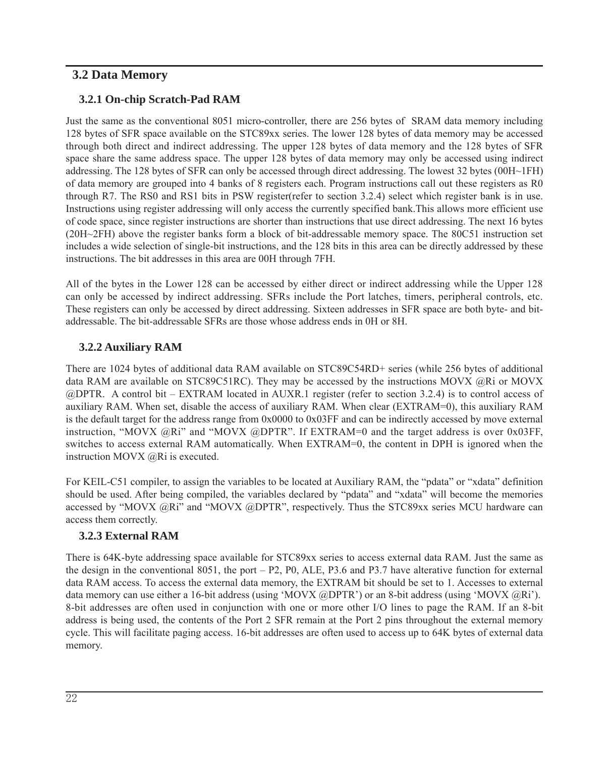## 3.2 Data Memory

### 3.2.1 On-chip Scratch-Pad RAM

Just the same as the conventional 8051 micro-controller, there are 256 bytes of SRAM data memory including 128 bytes of SFR space available on the STC89xx series. The lower 128 bytes of data memory may be accessed through both direct and indirect addressing. The upper 128 bytes of data memory and the 128 bytes of SFR space share the same address space. The upper 128 bytes of data memory may only be accessed using indirect addressing. The 128 bytes of SFR can only be accessed through direct addressing. The lowest 32 bytes (00H~1FH) of data memory are grouped into 4 banks of 8 registers each. Program instructions call out these registers as R0 through R7. The RS0 and RS1 bits in PSW register(refer to section 3.2.4) select which register bank is in use. Instructions using register addressing will only access the currently specified bank.This allows more efficient use of code space, since register instructions are shorter than instructions that use direct addressing. The next 16 bytes (20H~2FH) above the register banks form a block of bit-addressable memory space. The 80C51 instruction set includes a wide selection of single-bit instructions, and the 128 bits in this area can be directly addressed by these instructions. The bit addresses in this area are 00H through 7FH.

All of the bytes in the Lower 128 can be accessed by either direct or indirect addressing while the Upper 128 can only be accessed by indirect addressing. SFRs include the Port latches, timers, peripheral controls, etc. These registers can only be accessed by direct addressing. Sixteen addresses in SFR space are both byte- and bit-addressable. The bit-addressable SFRs are those whose address ends in 0H or 8H.

### 3.2.2 Auxiliary RAM

There are 1024 bytes of additional data RAM available on STC89C54RD+ series (while 256 bytes of additional data RAM are available on STC89C51RC). They may be accessed by the instructions MOVX @Ri or MOVX @DPTR. A control bit – EXTRAM located in AUXR.1 register (refer to section 3.2.4) is to control access of auxiliary RAM. When set, disable the access of auxiliary RAM. When clear (EXTRAM=0), this auxiliary RAM is the default target for the address range from 0x0000 to 0x03FF and can be indirectly accessed by move external instruction, "MOVX @Ri" and "MOVX @DPTR". If EXTRAM=0 and the target address is over 0x03FF, switches to access external RAM automatically. When EXTRAM=0, the content in DPH is ignored when the instruction MOVX @Ri is executed.

For KEIL-C51 compiler, to assign the variables to be located at Auxiliary RAM, the "pdata" or "xdata" definition should be used. After being compiled, the variables declared by "pdata" and "xdata" will become the memories accessed by "MOVX @Ri" and "MOVX @DPTR", respectively. Thus the STC89xx series MCU hardware can access them correctly.

### 3.2.3 External RAM

There is 64K-byte addressing space available for STC89xx series to access external data RAM. Just the same as the design in the conventional 8051, the port – P2, P0, ALE, P3.6 and P3.7 have alterative function for external data RAM access. To access the external data memory, the EXTRAM bit should be set to 1. Accesses to external data memory can use either a 16-bit address (using 'MOVX @DPTR') or an 8-bit address (using 'MOVX @Ri'). 8-bit addresses are often used in conjunction with one or more other I/O lines to page the RAM. If an 8-bit address is being used, the contents of the Port 2 SFR remain at the Port 2 pins throughout the external memory cycle. This will facilitate paging access. 16-bit addresses are often used to access up to 64K bytes of external data memory.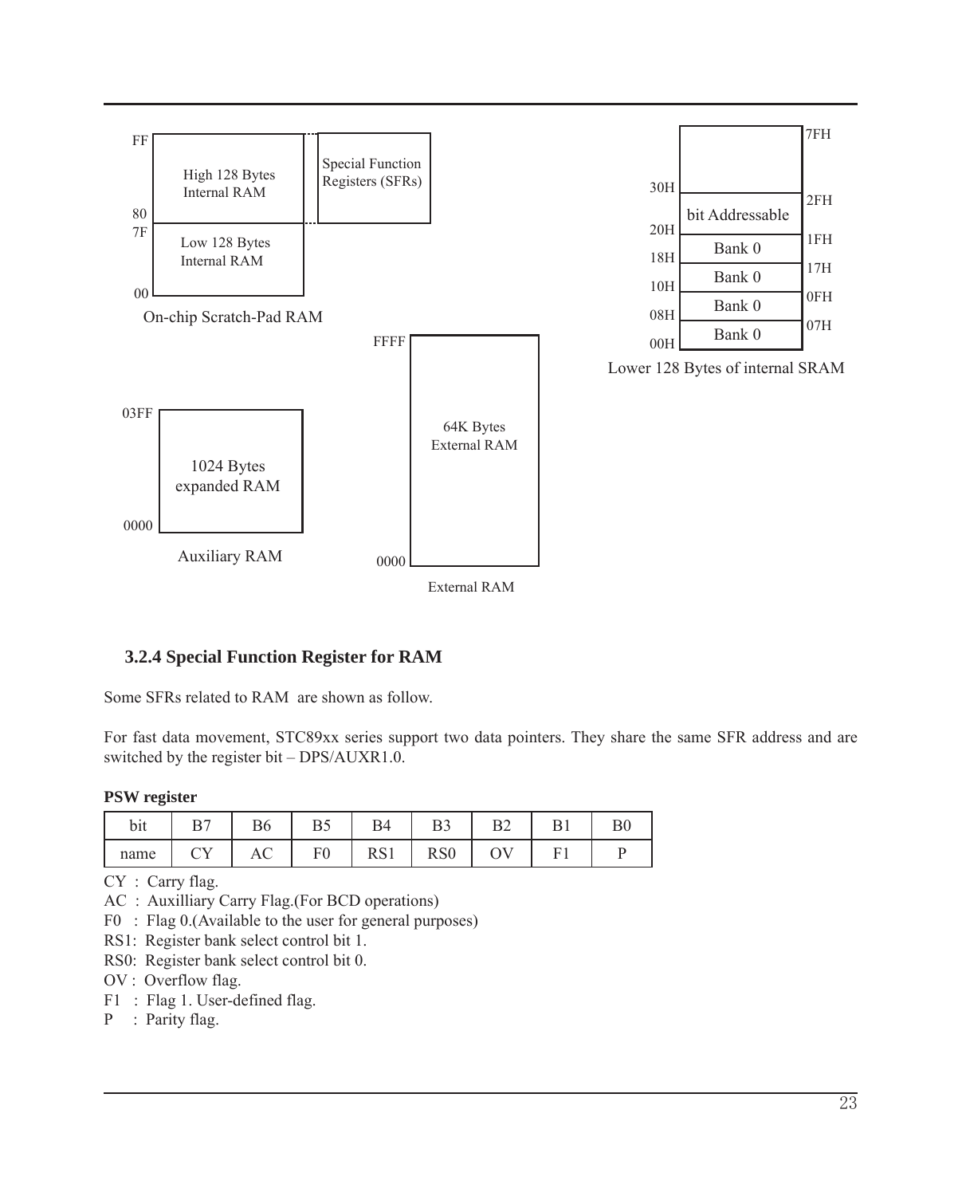FF

High 128 Bytes
Internal RAM

80
7F

Low 128 Bytes
Internal RAM

00

Special Function
Registers (SFRs)

On-chip Scratch-Pad RAM

| | | |
|---|---|---|
| 30H | | 7FH |
| 20H | bit Addressable | 2FH |
| 18H | Bank 0 | 1FH |
| 10H | Bank 0 | 17H |
| 08H | Bank 0 | 0FH |
| 00H | Bank 0 | 07H |

Lower 128 Bytes of internal SRAM

03FF

1024 Bytes
expanded RAM

0000

Auxiliary RAM

FFFF

64K Bytes
External RAM

0000

External RAM

### 3.2.4 Special Function Register for RAM

Some SFRs related to RAM are shown as follow.

For fast data movement, STC89xx series support two data pointers. They share the same SFR address and are switched by the register bit – DPS/AUXR1.0.

**PSW register**

| bit | B7 | B6 | B5 | B4 | B3 | B2 | B1 | B0 |
|---|---|---|---|---|---|---|---|---|
| name | CY | AC | F0 | RS1 | RS0 | OV | F1 | P |

CY : Carry flag.
AC : Auxilliary Carry Flag.(For BCD operations)
F0 : Flag 0.(Available to the user for general purposes)
RS1: Register bank select control bit 1.
RS0: Register bank select control bit 0.
OV : Overflow flag.
F1 : Flag 1. User-defined flag.
P : Parity flag.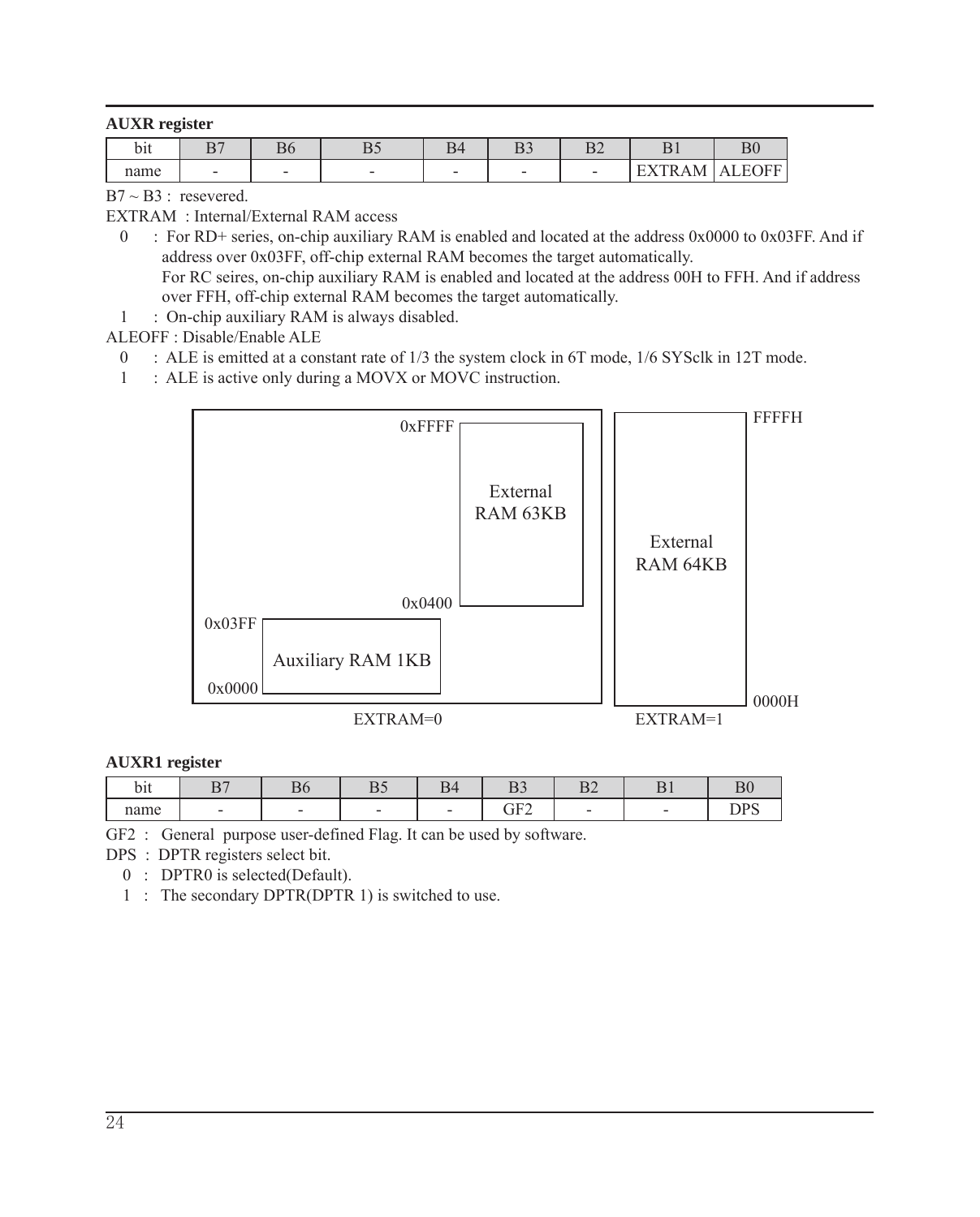**AUXR register**

| bit | B7 | B6 | B5 | B4 | B3 | B2 | B1 | B0 |
|---|---|---|---|---|---|---|---|---|
| name | - | - | - | - | - | - | EXTRAM | ALEOFF |

B7 ~ B3 : resevered.

EXTRAM : Internal/External RAM access

- 0 : For RD+ series, on-chip auxiliary RAM is enabled and located at the address 0x0000 to 0x03FF. And if address over 0x03FF, off-chip external RAM becomes the target automatically.
  For RC seires, on-chip auxiliary RAM is enabled and located at the address 00H to FFH. And if address over FFH, off-chip external RAM becomes the target automatically.
- 1 : On-chip auxiliary RAM is always disabled.

ALEOFF : Disable/Enable ALE

- 0 : ALE is emitted at a constant rate of 1/3 the system clock in 6T mode, 1/6 SYSclk in 12T mode.
- 1 : ALE is active only during a MOVX or MOVC instruction.

EXTRAM=0: 0x0000–0x03FF Auxiliary RAM 1KB; 0x0400–0xFFFF External RAM 63KB

EXTRAM=1: 0000H–FFFFH External RAM 64KB

**AUXR1 register**

| bit | B7 | B6 | B5 | B4 | B3 | B2 | B1 | B0 |
|---|---|---|---|---|---|---|---|---|
| name | - | - | - | - | GF2 | - | - | DPS |

GF2 : General purpose user-defined Flag. It can be used by software.

DPS : DPTR registers select bit.

- 0 : DPTR0 is selected(Default).
- 1 : The secondary DPTR(DPTR 1) is switched to use.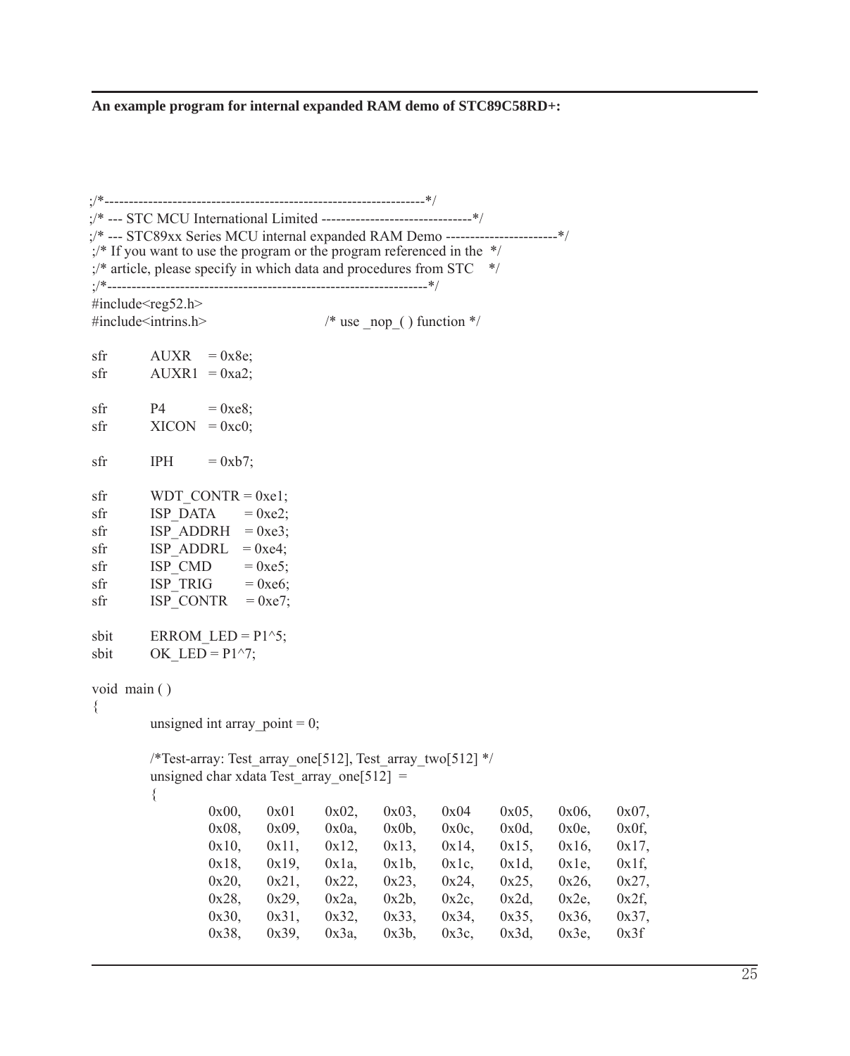**An example program for internal expanded RAM demo of STC89C58RD+:**

```
;/*------------------------------------------------------------------*/
;/* --- STC MCU International Limited -------------------------------*/
;/* --- STC89xx Series MCU internal expanded RAM Demo -----------------------*/
;/* If you want to use the program or the program referenced in the  */
;/* article, please specify in which data and procedures from STC    */
;/*------------------------------------------------------------------*/
#include<reg52.h>
#include<intrins.h>                         /* use _nop_( ) function */

sfr     AUXR    = 0x8e;
sfr     AUXR1   = 0xa2;

sfr     P4      = 0xe8;
sfr     XICON   = 0xc0;

sfr     IPH     = 0xb7;

sfr     WDT_CONTR = 0xe1;
sfr     ISP_DATA    = 0xe2;
sfr     ISP_ADDRH   = 0xe3;
sfr     ISP_ADDRL   = 0xe4;
sfr     ISP_CMD     = 0xe5;
sfr     ISP_TRIG    = 0xe6;
sfr     ISP_CONTR   = 0xe7;

sbit    ERROM_LED = P1^5;
sbit    OK_LED = P1^7;

void  main ( )
{
        unsigned int array_point = 0;

        /*Test-array: Test_array_one[512], Test_array_two[512] */
        unsigned char xdata Test_array_one[512]  =
        {
                0x00,   0x01    0x02,   0x03,   0x04    0x05,   0x06,   0x07,
                0x08,   0x09,   0x0a,   0x0b,   0x0c,   0x0d,   0x0e,   0x0f,
                0x10,   0x11,   0x12,   0x13,   0x14,   0x15,   0x16,   0x17,
                0x18,   0x19,   0x1a,   0x1b,   0x1c,   0x1d,   0x1e,   0x1f,
                0x20,   0x21,   0x22,   0x23,   0x24,   0x25,   0x26,   0x27,
                0x28,   0x29,   0x2a,   0x2b,   0x2c,   0x2d,   0x2e,   0x2f,
                0x30,   0x31,   0x32,   0x33,   0x34,   0x35,   0x36,   0x37,
                0x38,   0x39,   0x3a,   0x3b,   0x3c,   0x3d,   0x3e,   0x3f
```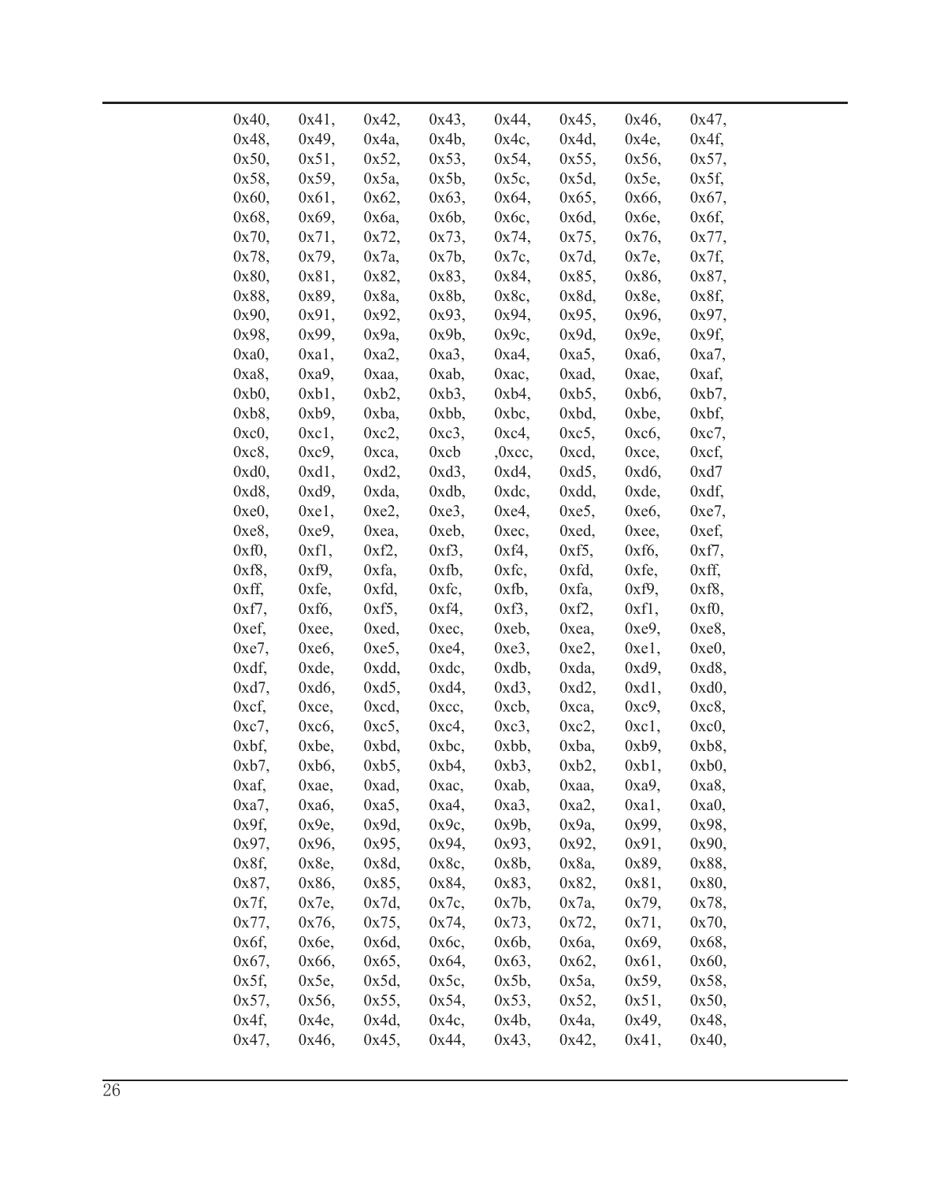```
0x40,   0x41,   0x42,   0x43,   0x44,   0x45,   0x46,   0x47,
0x48,   0x49,   0x4a,   0x4b,   0x4c,   0x4d,   0x4e,   0x4f,
0x50,   0x51,   0x52,   0x53,   0x54,   0x55,   0x56,   0x57,
0x58,   0x59,   0x5a,   0x5b,   0x5c,   0x5d,   0x5e,   0x5f,
0x60,   0x61,   0x62,   0x63,   0x64,   0x65,   0x66,   0x67,
0x68,   0x69,   0x6a,   0x6b,   0x6c,   0x6d,   0x6e,   0x6f,
0x70,   0x71,   0x72,   0x73,   0x74,   0x75,   0x76,   0x77,
0x78,   0x79,   0x7a,   0x7b,   0x7c,   0x7d,   0x7e,   0x7f,
0x80,   0x81,   0x82,   0x83,   0x84,   0x85,   0x86,   0x87,
0x88,   0x89,   0x8a,   0x8b,   0x8c,   0x8d,   0x8e,   0x8f,
0x90,   0x91,   0x92,   0x93,   0x94,   0x95,   0x96,   0x97,
0x98,   0x99,   0x9a,   0x9b,   0x9c,   0x9d,   0x9e,   0x9f,
0xa0,   0xa1,   0xa2,   0xa3,   0xa4,   0xa5,   0xa6,   0xa7,
0xa8,   0xa9,   0xaa,   0xab,   0xac,   0xad,   0xae,   0xaf,
0xb0,   0xb1,   0xb2,   0xb3,   0xb4,   0xb5,   0xb6,   0xb7,
0xb8,   0xb9,   0xba,   0xbb,   0xbc,   0xbd,   0xbe,   0xbf,
0xc0,   0xc1,   0xc2,   0xc3,   0xc4,   0xc5,   0xc6,   0xc7,
0xc8,   0xc9,   0xca,   0xcb    ,0xcc,  0xcd,   0xce,   0xcf,
0xd0,   0xd1,   0xd2,   0xd3,   0xd4,   0xd5,   0xd6,   0xd7
0xd8,   0xd9,   0xda,   0xdb,   0xdc,   0xdd,   0xde,   0xdf,
0xe0,   0xe1,   0xe2,   0xe3,   0xe4,   0xe5,   0xe6,   0xe7,
0xe8,   0xe9,   0xea,   0xeb,   0xec,   0xed,   0xee,   0xef,
0xf0,   0xf1,   0xf2,   0xf3,   0xf4,   0xf5,   0xf6,   0xf7,
0xf8,   0xf9,   0xfa,   0xfb,   0xfc,   0xfd,   0xfe,   0xff,
0xff,   0xfe,   0xfd,   0xfc,   0xfb,   0xfa,   0xf9,   0xf8,
0xf7,   0xf6,   0xf5,   0xf4,   0xf3,   0xf2,   0xf1,   0xf0,
0xef,   0xee,   0xed,   0xec,   0xeb,   0xea,   0xe9,   0xe8,
0xe7,   0xe6,   0xe5,   0xe4,   0xe3,   0xe2,   0xe1,   0xe0,
0xdf,   0xde,   0xdd,   0xdc,   0xdb,   0xda,   0xd9,   0xd8,
0xd7,   0xd6,   0xd5,   0xd4,   0xd3,   0xd2,   0xd1,   0xd0,
0xcf,   0xce,   0xcd,   0xcc,   0xcb,   0xca,   0xc9,   0xc8,
0xc7,   0xc6,   0xc5,   0xc4,   0xc3,   0xc2,   0xc1,   0xc0,
0xbf,   0xbe,   0xbd,   0xbc,   0xbb,   0xba,   0xb9,   0xb8,
0xb7,   0xb6,   0xb5,   0xb4,   0xb3,   0xb2,   0xb1,   0xb0,
0xaf,   0xae,   0xad,   0xac,   0xab,   0xaa,   0xa9,   0xa8,
0xa7,   0xa6,   0xa5,   0xa4,   0xa3,   0xa2,   0xa1,   0xa0,
0x9f,   0x9e,   0x9d,   0x9c,   0x9b,   0x9a,   0x99,   0x98,
0x97,   0x96,   0x95,   0x94,   0x93,   0x92,   0x91,   0x90,
0x8f,   0x8e,   0x8d,   0x8c,   0x8b,   0x8a,   0x89,   0x88,
0x87,   0x86,   0x85,   0x84,   0x83,   0x82,   0x81,   0x80,
0x7f,   0x7e,   0x7d,   0x7c,   0x7b,   0x7a,   0x79,   0x78,
0x77,   0x76,   0x75,   0x74,   0x73,   0x72,   0x71,   0x70,
0x6f,   0x6e,   0x6d,   0x6c,   0x6b,   0x6a,   0x69,   0x68,
0x67,   0x66,   0x65,   0x64,   0x63,   0x62,   0x61,   0x60,
0x5f,   0x5e,   0x5d,   0x5c,   0x5b,   0x5a,   0x59,   0x58,
0x57,   0x56,   0x55,   0x54,   0x53,   0x52,   0x51,   0x50,
0x4f,   0x4e,   0x4d,   0x4c,   0x4b,   0x4a,   0x49,   0x48,
0x47,   0x46,   0x45,   0x44,   0x43,   0x42,   0x41,   0x40,
```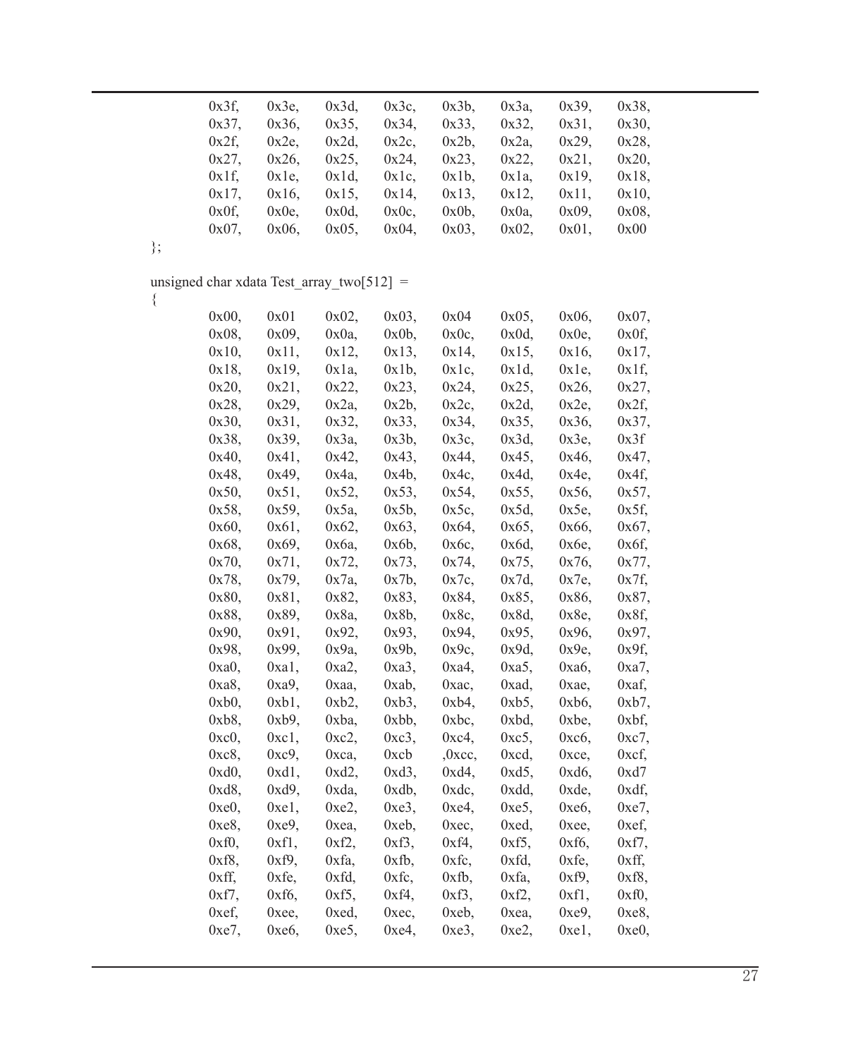```
        0x3f,   0x3e,   0x3d,   0x3c,   0x3b,   0x3a,   0x39,   0x38,
        0x37,   0x36,   0x35,   0x34,   0x33,   0x32,   0x31,   0x30,
        0x2f,   0x2e,   0x2d,   0x2c,   0x2b,   0x2a,   0x29,   0x28,
        0x27,   0x26,   0x25,   0x24,   0x23,   0x22,   0x21,   0x20,
        0x1f,   0x1e,   0x1d,   0x1c,   0x1b,   0x1a,   0x19,   0x18,
        0x17,   0x16,   0x15,   0x14,   0x13,   0x12,   0x11,   0x10,
        0x0f,   0x0e,   0x0d,   0x0c,   0x0b,   0x0a,   0x09,   0x08,
        0x07,   0x06,   0x05,   0x04,   0x03,   0x02,   0x01,   0x00
};

unsigned char xdata Test_array_two[512] =
{
        0x00,   0x01    0x02,   0x03,   0x04    0x05,   0x06,   0x07,
        0x08,   0x09,   0x0a,   0x0b,   0x0c,   0x0d,   0x0e,   0x0f,
        0x10,   0x11,   0x12,   0x13,   0x14,   0x15,   0x16,   0x17,
        0x18,   0x19,   0x1a,   0x1b,   0x1c,   0x1d,   0x1e,   0x1f,
        0x20,   0x21,   0x22,   0x23,   0x24,   0x25,   0x26,   0x27,
        0x28,   0x29,   0x2a,   0x2b,   0x2c,   0x2d,   0x2e,   0x2f,
        0x30,   0x31,   0x32,   0x33,   0x34,   0x35,   0x36,   0x37,
        0x38,   0x39,   0x3a,   0x3b,   0x3c,   0x3d,   0x3e,   0x3f
        0x40,   0x41,   0x42,   0x43,   0x44,   0x45,   0x46,   0x47,
        0x48,   0x49,   0x4a,   0x4b,   0x4c,   0x4d,   0x4e,   0x4f,
        0x50,   0x51,   0x52,   0x53,   0x54,   0x55,   0x56,   0x57,
        0x58,   0x59,   0x5a,   0x5b,   0x5c,   0x5d,   0x5e,   0x5f,
        0x60,   0x61,   0x62,   0x63,   0x64,   0x65,   0x66,   0x67,
        0x68,   0x69,   0x6a,   0x6b,   0x6c,   0x6d,   0x6e,   0x6f,
        0x70,   0x71,   0x72,   0x73,   0x74,   0x75,   0x76,   0x77,
        0x78,   0x79,   0x7a,   0x7b,   0x7c,   0x7d,   0x7e,   0x7f,
        0x80,   0x81,   0x82,   0x83,   0x84,   0x85,   0x86,   0x87,
        0x88,   0x89,   0x8a,   0x8b,   0x8c,   0x8d,   0x8e,   0x8f,
        0x90,   0x91,   0x92,   0x93,   0x94,   0x95,   0x96,   0x97,
        0x98,   0x99,   0x9a,   0x9b,   0x9c,   0x9d,   0x9e,   0x9f,
        0xa0,   0xa1,   0xa2,   0xa3,   0xa4,   0xa5,   0xa6,   0xa7,
        0xa8,   0xa9,   0xaa,   0xab,   0xac,   0xad,   0xae,   0xaf,
        0xb0,   0xb1,   0xb2,   0xb3,   0xb4,   0xb5,   0xb6,   0xb7,
        0xb8,   0xb9,   0xba,   0xbb,   0xbc,   0xbd,   0xbe,   0xbf,
        0xc0,   0xc1,   0xc2,   0xc3,   0xc4,   0xc5,   0xc6,   0xc7,
        0xc8,   0xc9,   0xca,   0xcb    ,0xcc,  0xcd,   0xce,   0xcf,
        0xd0,   0xd1,   0xd2,   0xd3,   0xd4,   0xd5,   0xd6,   0xd7
        0xd8,   0xd9,   0xda,   0xdb,   0xdc,   0xdd,   0xde,   0xdf,
        0xe0,   0xe1,   0xe2,   0xe3,   0xe4,   0xe5,   0xe6,   0xe7,
        0xe8,   0xe9,   0xea,   0xeb,   0xec,   0xed,   0xee,   0xef,
        0xf0,   0xf1,   0xf2,   0xf3,   0xf4,   0xf5,   0xf6,   0xf7,
        0xf8,   0xf9,   0xfa,   0xfb,   0xfc,   0xfd,   0xfe,   0xff,
        0xff,   0xfe,   0xfd,   0xfc,   0xfb,   0xfa,   0xf9,   0xf8,
        0xf7,   0xf6,   0xf5,   0xf4,   0xf3,   0xf2,   0xf1,   0xf0,
        0xef,   0xee,   0xed,   0xec,   0xeb,   0xea,   0xe9,   0xe8,
        0xe7,   0xe6,   0xe5,   0xe4,   0xe3,   0xe2,   0xe1,   0xe0,
```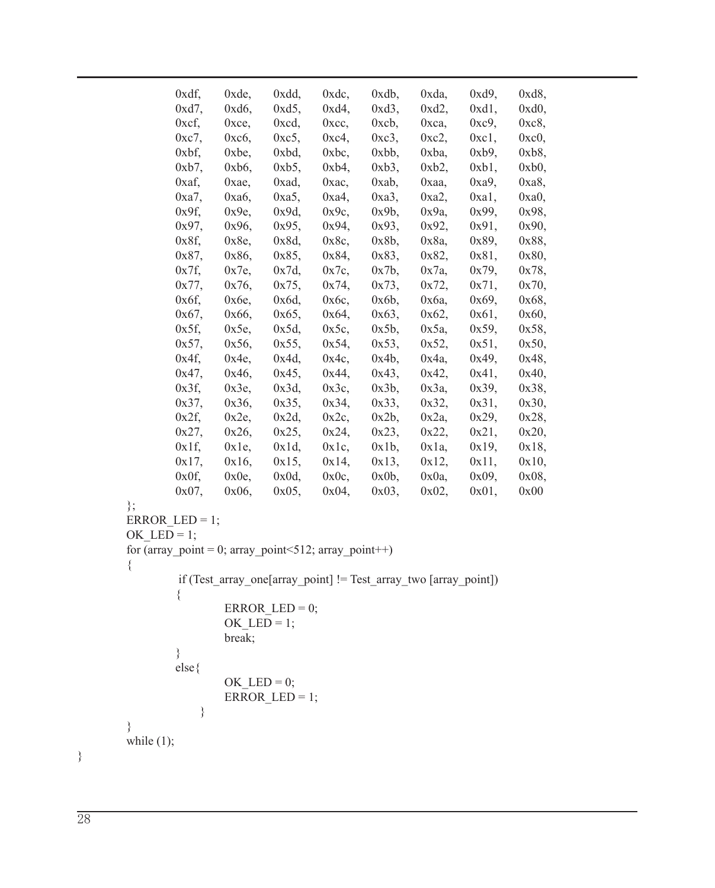```
            0xdf,   0xde,   0xdd,   0xdc,   0xdb,   0xda,   0xd9,   0xd8,
            0xd7,   0xd6,   0xd5,   0xd4,   0xd3,   0xd2,   0xd1,   0xd0,
            0xcf,   0xce,   0xcd,   0xcc,   0xcb,   0xca,   0xc9,   0xc8,
            0xc7,   0xc6,   0xc5,   0xc4,   0xc3,   0xc2,   0xc1,   0xc0,
            0xbf,   0xbe,   0xbd,   0xbc,   0xbb,   0xba,   0xb9,   0xb8,
            0xb7,   0xb6,   0xb5,   0xb4,   0xb3,   0xb2,   0xb1,   0xb0,
            0xaf,   0xae,   0xad,   0xac,   0xab,   0xaa,   0xa9,   0xa8,
            0xa7,   0xa6,   0xa5,   0xa4,   0xa3,   0xa2,   0xa1,   0xa0,
            0x9f,   0x9e,   0x9d,   0x9c,   0x9b,   0x9a,   0x99,   0x98,
            0x97,   0x96,   0x95,   0x94,   0x93,   0x92,   0x91,   0x90,
            0x8f,   0x8e,   0x8d,   0x8c,   0x8b,   0x8a,   0x89,   0x88,
            0x87,   0x86,   0x85,   0x84,   0x83,   0x82,   0x81,   0x80,
            0x7f,   0x7e,   0x7d,   0x7c,   0x7b,   0x7a,   0x79,   0x78,
            0x77,   0x76,   0x75,   0x74,   0x73,   0x72,   0x71,   0x70,
            0x6f,   0x6e,   0x6d,   0x6c,   0x6b,   0x6a,   0x69,   0x68,
            0x67,   0x66,   0x65,   0x64,   0x63,   0x62,   0x61,   0x60,
            0x5f,   0x5e,   0x5d,   0x5c,   0x5b,   0x5a,   0x59,   0x58,
            0x57,   0x56,   0x55,   0x54,   0x53,   0x52,   0x51,   0x50,
            0x4f,   0x4e,   0x4d,   0x4c,   0x4b,   0x4a,   0x49,   0x48,
            0x47,   0x46,   0x45,   0x44,   0x43,   0x42,   0x41,   0x40,
            0x3f,   0x3e,   0x3d,   0x3c,   0x3b,   0x3a,   0x39,   0x38,
            0x37,   0x36,   0x35,   0x34,   0x33,   0x32,   0x31,   0x30,
            0x2f,   0x2e,   0x2d,   0x2c,   0x2b,   0x2a,   0x29,   0x28,
            0x27,   0x26,   0x25,   0x24,   0x23,   0x22,   0x21,   0x20,
            0x1f,   0x1e,   0x1d,   0x1c,   0x1b,   0x1a,   0x19,   0x18,
            0x17,   0x16,   0x15,   0x14,   0x13,   0x12,   0x11,   0x10,
            0x0f,   0x0e,   0x0d,   0x0c,   0x0b,   0x0a,   0x09,   0x08,
            0x07,   0x06,   0x05,   0x04,   0x03,   0x02,   0x01,   0x00
    };
    ERROR_LED = 1;
    OK_LED = 1;
    for (array_point = 0; array_point<512; array_point++)
    {
         if (Test_array_one[array_point] != Test_array_two [array_point])
        {
                ERROR_LED = 0;
                OK_LED = 1;
                break;
        }
        else{
                OK_LED = 0;
                ERROR_LED = 1;
            }
    }
    while (1);
}
```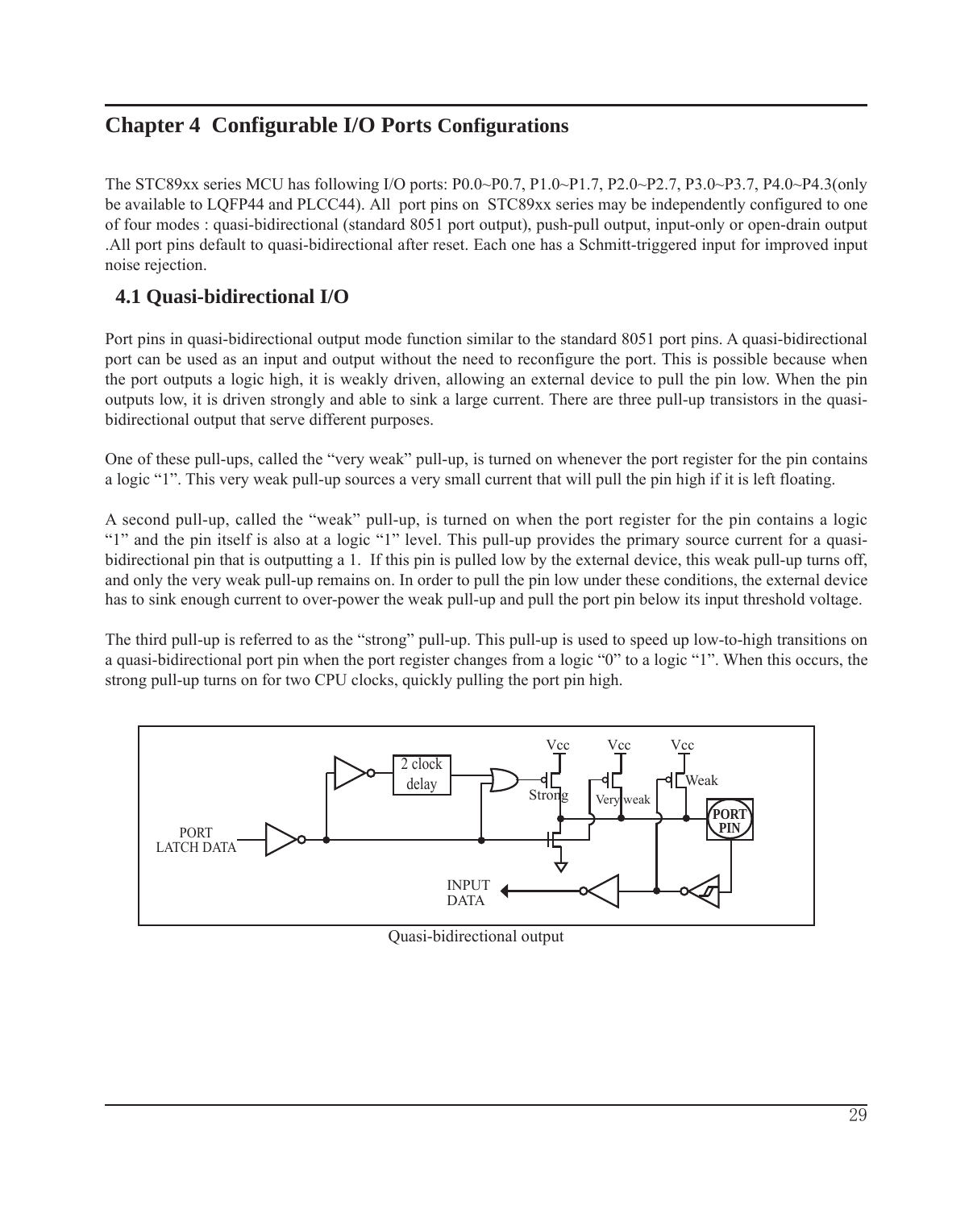# Chapter 4 Configurable I/O Ports Configurations

The STC89xx series MCU has following I/O ports: P0.0~P0.7, P1.0~P1.7, P2.0~P2.7, P3.0~P3.7, P4.0~P4.3(only be available to LQFP44 and PLCC44). All port pins on STC89xx series may be independently configured to one of four modes : quasi-bidirectional (standard 8051 port output), push-pull output, input-only or open-drain output .All port pins default to quasi-bidirectional after reset. Each one has a Schmitt-triggered input for improved input noise rejection.

## 4.1 Quasi-bidirectional I/O

Port pins in quasi-bidirectional output mode function similar to the standard 8051 port pins. A quasi-bidirectional port can be used as an input and output without the need to reconfigure the port. This is possible because when the port outputs a logic high, it is weakly driven, allowing an external device to pull the pin low. When the pin outputs low, it is driven strongly and able to sink a large current. There are three pull-up transistors in the quasi-bidirectional output that serve different purposes.

One of these pull-ups, called the "very weak" pull-up, is turned on whenever the port register for the pin contains a logic "1". This very weak pull-up sources a very small current that will pull the pin high if it is left floating.

A second pull-up, called the "weak" pull-up, is turned on when the port register for the pin contains a logic "1" and the pin itself is also at a logic "1" level. This pull-up provides the primary source current for a quasi-bidirectional pin that is outputting a 1. If this pin is pulled low by the external device, this weak pull-up turns off, and only the very weak pull-up remains on. In order to pull the pin low under these conditions, the external device has to sink enough current to over-power the weak pull-up and pull the port pin below its input threshold voltage.

The third pull-up is referred to as the "strong" pull-up. This pull-up is used to speed up low-to-high transitions on a quasi-bidirectional port pin when the port register changes from a logic "0" to a logic "1". When this occurs, the strong pull-up turns on for two CPU clocks, quickly pulling the port pin high.

Quasi-bidirectional output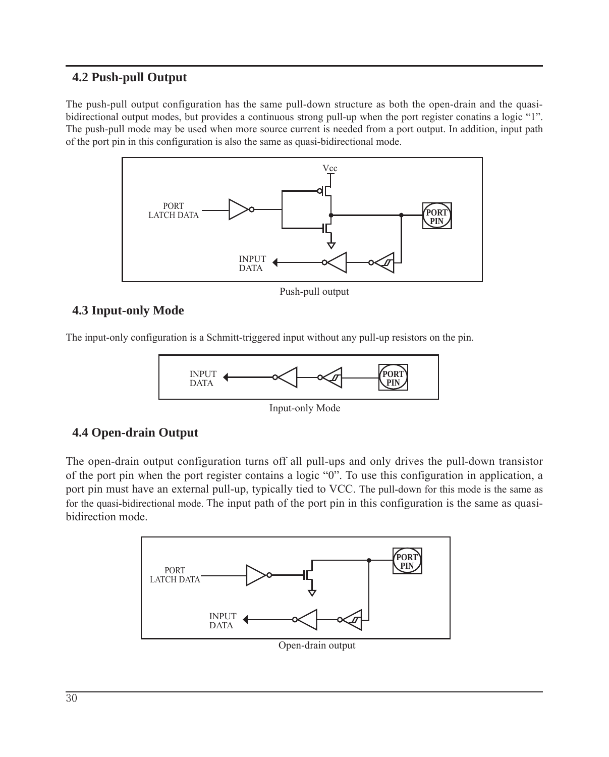## 4.2 Push-pull Output

The push-pull output configuration has the same pull-down structure as both the open-drain and the quasi-bidirectional output modes, but provides a continuous strong pull-up when the port register conatins a logic "1". The push-pull mode may be used when more source current is needed from a port output. In addition, input path of the port pin in this configuration is also the same as quasi-bidirectional mode.

Push-pull output

## 4.3 Input-only Mode

The input-only configuration is a Schmitt-triggered input without any pull-up resistors on the pin.

Input-only Mode

## 4.4 Open-drain Output

The open-drain output configuration turns off all pull-ups and only drives the pull-down transistor of the port pin when the port register contains a logic "0". To use this configuration in application, a port pin must have an external pull-up, typically tied to VCC. The pull-down for this mode is the same as for the quasi-bidirectional mode. The input path of the port pin in this configuration is the same as quasi-bidirection mode.

Open-drain output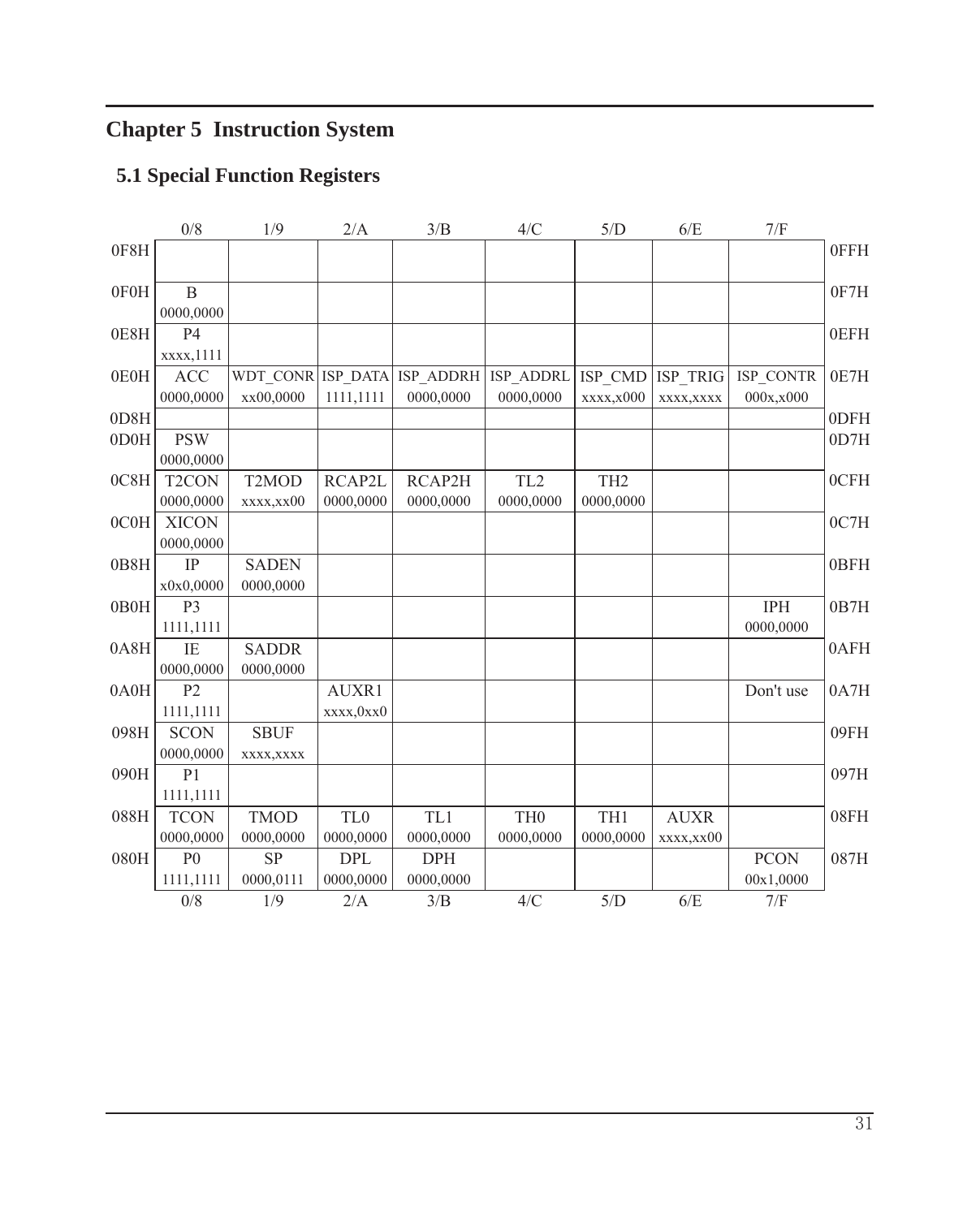# Chapter 5 Instruction System

## 5.1 Special Function Registers

|  | 0/8 | 1/9 | 2/A | 3/B | 4/C | 5/D | 6/E | 7/F |  |
|---|---|---|---|---|---|---|---|---|---|
| 0F8H |  |  |  |  |  |  |  |  | 0FFH |
| 0F0H | B<br>0000,0000 |  |  |  |  |  |  |  | 0F7H |
| 0E8H | P4<br>xxxx,1111 |  |  |  |  |  |  |  | 0EFH |
| 0E0H | ACC<br>0000,0000 | WDT_CONR<br>xx00,0000 | ISP_DATA<br>1111,1111 | ISP_ADDRH<br>0000,0000 | ISP_ADDRL<br>0000,0000 | ISP_CMD<br>xxxx,x000 | ISP_TRIG<br>xxxx,xxxx | ISP_CONTR<br>000x,x000 | 0E7H |
| 0D8H |  |  |  |  |  |  |  |  | 0DFH |
| 0D0H | PSW<br>0000,0000 |  |  |  |  |  |  |  | 0D7H |
| 0C8H | T2CON<br>0000,0000 | T2MOD<br>xxxx,xx00 | RCAP2L<br>0000,0000 | RCAP2H<br>0000,0000 | TL2<br>0000,0000 | TH2<br>0000,0000 |  |  | 0CFH |
| 0C0H | XICON<br>0000,0000 |  |  |  |  |  |  |  | 0C7H |
| 0B8H | IP<br>x0x0,0000 | SADEN<br>0000,0000 |  |  |  |  |  |  | 0BFH |
| 0B0H | P3<br>1111,1111 |  |  |  |  |  |  | IPH<br>0000,0000 | 0B7H |
| 0A8H | IE<br>0000,0000 | SADDR<br>0000,0000 |  |  |  |  |  |  | 0AFH |
| 0A0H | P2<br>1111,1111 |  | AUXR1<br>xxxx,0xx0 |  |  |  |  | Don't use | 0A7H |
| 098H | SCON<br>0000,0000 | SBUF<br>xxxx,xxxx |  |  |  |  |  |  | 09FH |
| 090H | P1<br>1111,1111 |  |  |  |  |  |  |  | 097H |
| 088H | TCON<br>0000,0000 | TMOD<br>0000,0000 | TL0<br>0000,0000 | TL1<br>0000,0000 | TH0<br>0000,0000 | TH1<br>0000,0000 | AUXR<br>xxxx,xx00 |  | 08FH |
| 080H | P0<br>1111,1111 | SP<br>0000,0111 | DPL<br>0000,0000 | DPH<br>0000,0000 |  |  |  | PCON<br>00x1,0000 | 087H |
|  | 0/8 | 1/9 | 2/A | 3/B | 4/C | 5/D | 6/E | 7/F |  |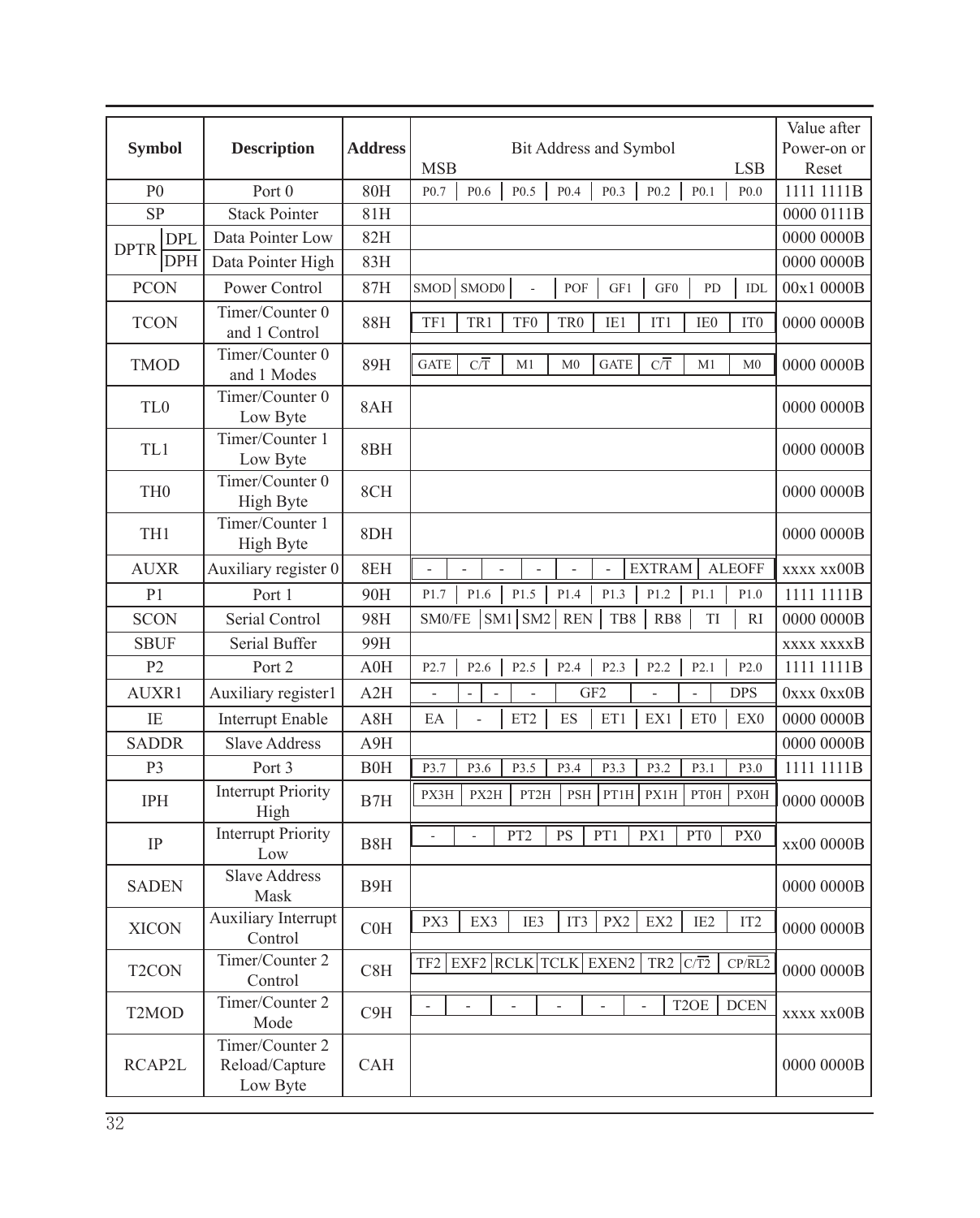| Symbol | Description | Address | Bit Address and Symbol (MSB) | | | | | | | (LSB) | Value after Power-on or Reset |
|---|---|---|---|---|---|---|---|---|---|---|---|
| P0 | Port 0 | 80H | P0.7 | P0.6 | P0.5 | P0.4 | P0.3 | P0.2 | P0.1 | P0.0 | 1111 1111B |
| SP | Stack Pointer | 81H | | | | | | | | | 0000 0111B |
| DPTR DPL | Data Pointer Low | 82H | | | | | | | | | 0000 0000B |
| DPTR DPH | Data Pointer High | 83H | | | | | | | | | 0000 0000B |
| PCON | Power Control | 87H | SMOD | SMOD0 | - | POF | GF1 | GF0 | PD | IDL | 00x1 0000B |
| TCON | Timer/Counter 0 and 1 Control | 88H | TF1 | TR1 | TF0 | TR0 | IE1 | IT1 | IE0 | IT0 | 0000 0000B |
| TMOD | Timer/Counter 0 and 1 Modes | 89H | GATE | C/$\overline{T}$ | M1 | M0 | GATE | C/$\overline{T}$ | M1 | M0 | 0000 0000B |
| TL0 | Timer/Counter 0 Low Byte | 8AH | | | | | | | | | 0000 0000B |
| TL1 | Timer/Counter 1 Low Byte | 8BH | | | | | | | | | 0000 0000B |
| TH0 | Timer/Counter 0 High Byte | 8CH | | | | | | | | | 0000 0000B |
| TH1 | Timer/Counter 1 High Byte | 8DH | | | | | | | | | 0000 0000B |
| AUXR | Auxiliary register 0 | 8EH | - | - | - | - | - | - | EXTRAM | ALEOFF | xxxx xx00B |
| P1 | Port 1 | 90H | P1.7 | P1.6 | P1.5 | P1.4 | P1.3 | P1.2 | P1.1 | P1.0 | 1111 1111B |
| SCON | Serial Control | 98H | SM0/FE | SM1 | SM2 | REN | TB8 | RB8 | TI | RI | 0000 0000B |
| SBUF | Serial Buffer | 99H | | | | | | | | | xxxx xxxxB |
| P2 | Port 2 | A0H | P2.7 | P2.6 | P2.5 | P2.4 | P2.3 | P2.2 | P2.1 | P2.0 | 1111 1111B |
| AUXR1 | Auxiliary register1 | A2H | - | - | - | - | GF2 | - | - | DPS | 0xxx 0xx0B |
| IE | Interrupt Enable | A8H | EA | - | ET2 | ES | ET1 | EX1 | ET0 | EX0 | 0000 0000B |
| SADDR | Slave Address | A9H | | | | | | | | | 0000 0000B |
| P3 | Port 3 | B0H | P3.7 | P3.6 | P3.5 | P3.4 | P3.3 | P3.2 | P3.1 | P3.0 | 1111 1111B |
| IPH | Interrupt Priority High | B7H | PX3H | PX2H | PT2H | PSH | PT1H | PX1H | PT0H | PX0H | 0000 0000B |
| IP | Interrupt Priority Low | B8H | - | - | PT2 | PS | PT1 | PX1 | PT0 | PX0 | xx00 0000B |
| SADEN | Slave Address Mask | B9H | | | | | | | | | 0000 0000B |
| XICON | Auxiliary Interrupt Control | C0H | PX3 | EX3 | IE3 | IT3 | PX2 | EX2 | IE2 | IT2 | 0000 0000B |
| T2CON | Timer/Counter 2 Control | C8H | TF2 | EXF2 | RCLK | TCLK | EXEN2 | TR2 | C/$\overline{T2}$ | CP/$\overline{RL2}$ | 0000 0000B |
| T2MOD | Timer/Counter 2 Mode | C9H | - | - | - | - | - | - | T2OE | DCEN | xxxx xx00B |
| RCAP2L | Timer/Counter 2 Reload/Capture Low Byte | CAH | | | | | | | | | 0000 0000B |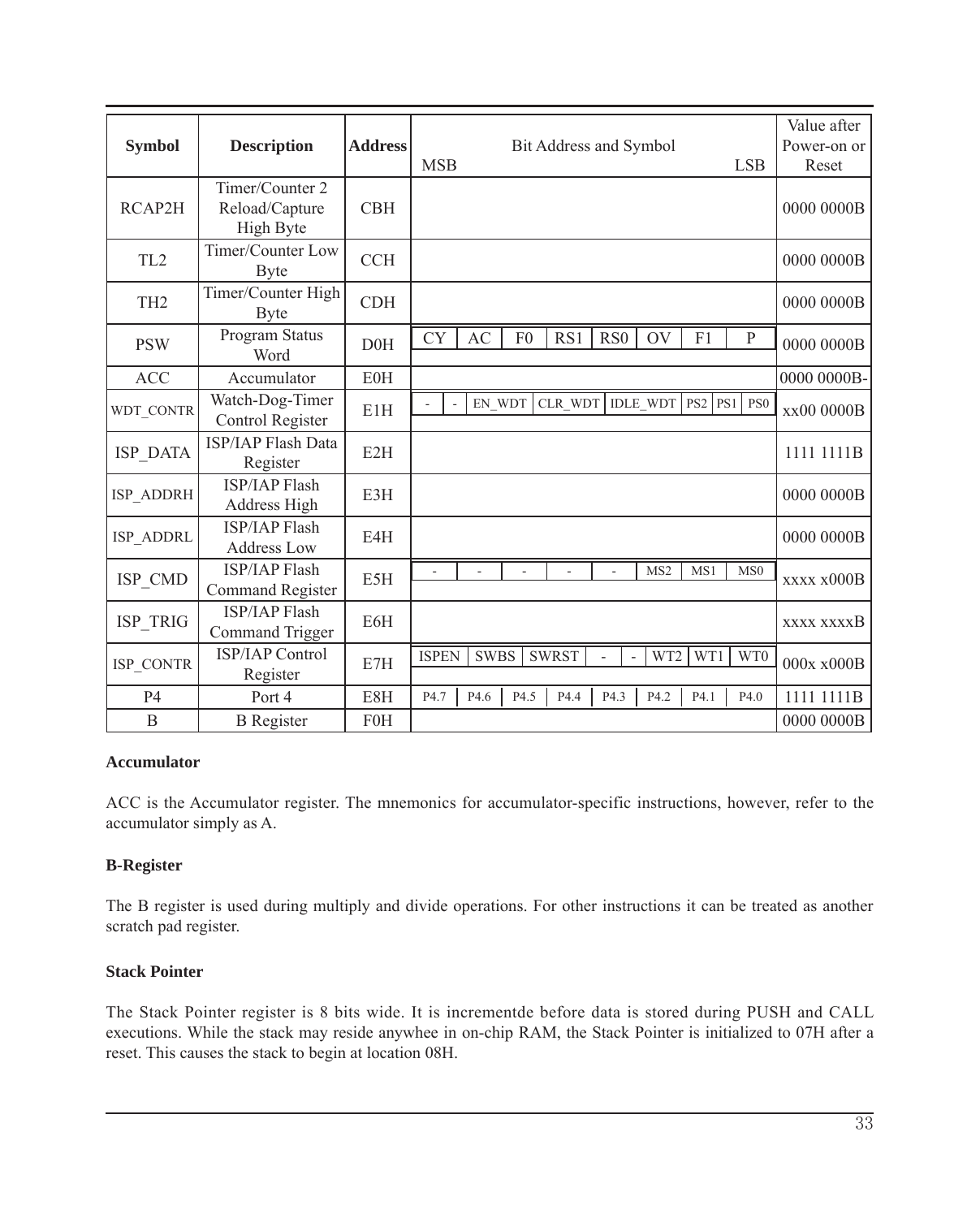| Symbol | Description | Address | Bit Address and Symbol MSB … LSB | Value after Power-on or Reset |
|---|---|---|---|---|
| RCAP2H | Timer/Counter 2 Reload/Capture High Byte | CBH | | 0000 0000B |
| TL2 | Timer/Counter Low Byte | CCH | | 0000 0000B |
| TH2 | Timer/Counter High Byte | CDH | | 0000 0000B |
| PSW | Program Status Word | D0H | CY \| AC \| F0 \| RS1 \| RS0 \| OV \| F1 \| P | 0000 0000B |
| ACC | Accumulator | E0H | | 0000 0000B- |
| WDT_CONTR | Watch-Dog-Timer Control Register | E1H | - \| - \| EN_WDT \| CLR_WDT \| IDLE_WDT \| PS2 \| PS1 \| PS0 | xx00 0000B |
| ISP_DATA | ISP/IAP Flash Data Register | E2H | | 1111 1111B |
| ISP_ADDRH | ISP/IAP Flash Address High | E3H | | 0000 0000B |
| ISP_ADDRL | ISP/IAP Flash Address Low | E4H | | 0000 0000B |
| ISP_CMD | ISP/IAP Flash Command Register | E5H | - \| - \| - \| - \| - \| MS2 \| MS1 \| MS0 | xxxx x000B |
| ISP_TRIG | ISP/IAP Flash Command Trigger | E6H | | xxxx xxxxB |
| ISP_CONTR | ISP/IAP Control Register | E7H | ISPEN \| SWBS \| SWRST \| - \| - \| WT2 \| WT1 \| WT0 | 000x x000B |
| P4 | Port 4 | E8H | P4.7 \| P4.6 \| P4.5 \| P4.4 \| P4.3 \| P4.2 \| P4.1 \| P4.0 | 1111 1111B |
| B | B Register | F0H | | 0000 0000B |

**Accumulator**

ACC is the Accumulator register. The mnemonics for accumulator-specific instructions, however, refer to the accumulator simply as A.

**B-Register**

The B register is used during multiply and divide operations. For other instructions it can be treated as another scratch pad register.

**Stack Pointer**

The Stack Pointer register is 8 bits wide. It is incrementde before data is stored during PUSH and CALL executions. While the stack may reside anywhee in on-chip RAM, the Stack Pointer is initialized to 07H after a reset. This causes the stack to begin at location 08H.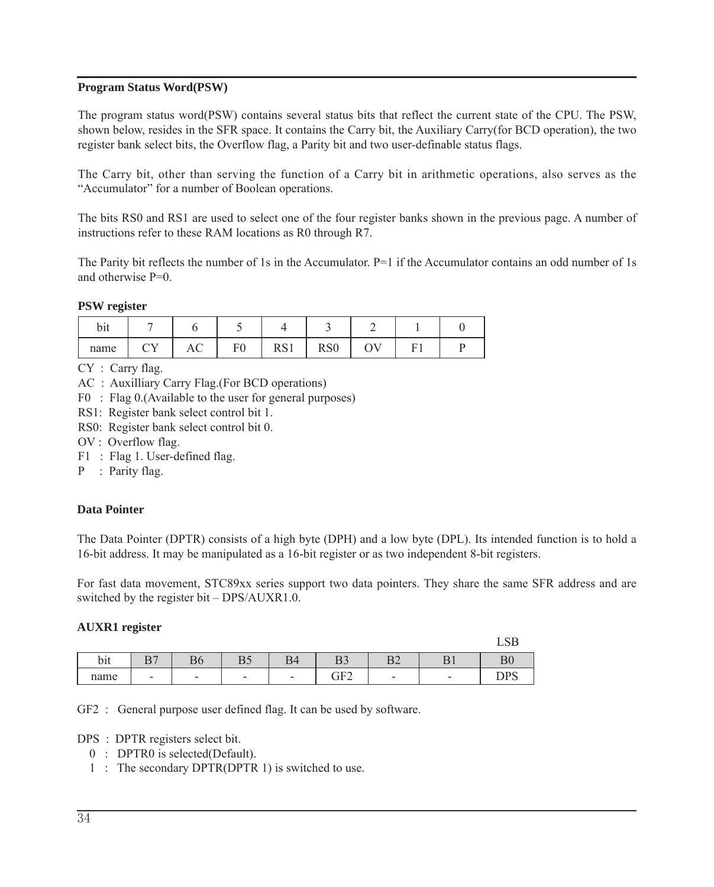### Program Status Word(PSW)

The program status word(PSW) contains several status bits that reflect the current state of the CPU. The PSW, shown below, resides in the SFR space. It contains the Carry bit, the Auxiliary Carry(for BCD operation), the two register bank select bits, the Overflow flag, a Parity bit and two user-definable status flags.

The Carry bit, other than serving the function of a Carry bit in arithmetic operations, also serves as the “Accumulator” for a number of Boolean operations.

The bits RS0 and RS1 are used to select one of the four register banks shown in the previous page. A number of instructions refer to these RAM locations as R0 through R7.

The Parity bit reflects the number of 1s in the Accumulator. P=1 if the Accumulator contains an odd number of 1s and otherwise P=0.

**PSW register**

| bit | 7 | 6 | 5 | 4 | 3 | 2 | 1 | 0 |
|---|---|---|---|---|---|---|---|---|
| name | CY | AC | F0 | RS1 | RS0 | OV | F1 | P |

CY : Carry flag.
AC : Auxilliary Carry Flag.(For BCD operations)
F0 : Flag 0.(Available to the user for general purposes)
RS1: Register bank select control bit 1.
RS0: Register bank select control bit 0.
OV : Overflow flag.
F1 : Flag 1. User-defined flag.
P : Parity flag.

### Data Pointer

The Data Pointer (DPTR) consists of a high byte (DPH) and a low byte (DPL). Its intended function is to hold a 16-bit address. It may be manipulated as a 16-bit register or as two independent 8-bit registers.

For fast data movement, STC89xx series support two data pointers. They share the same SFR address and are switched by the register bit – DPS/AUXR1.0.

**AUXR1 register**

| bit | B7 | B6 | B5 | B4 | B3 | B2 | B1 | B0 (LSB) |
|---|---|---|---|---|---|---|---|---|
| name | - | - | - | - | GF2 | - | - | DPS |

GF2 : General purpose user defined flag. It can be used by software.

DPS : DPTR registers select bit.
- 0 : DPTR0 is selected(Default).
- 1 : The secondary DPTR(DPTR 1) is switched to use.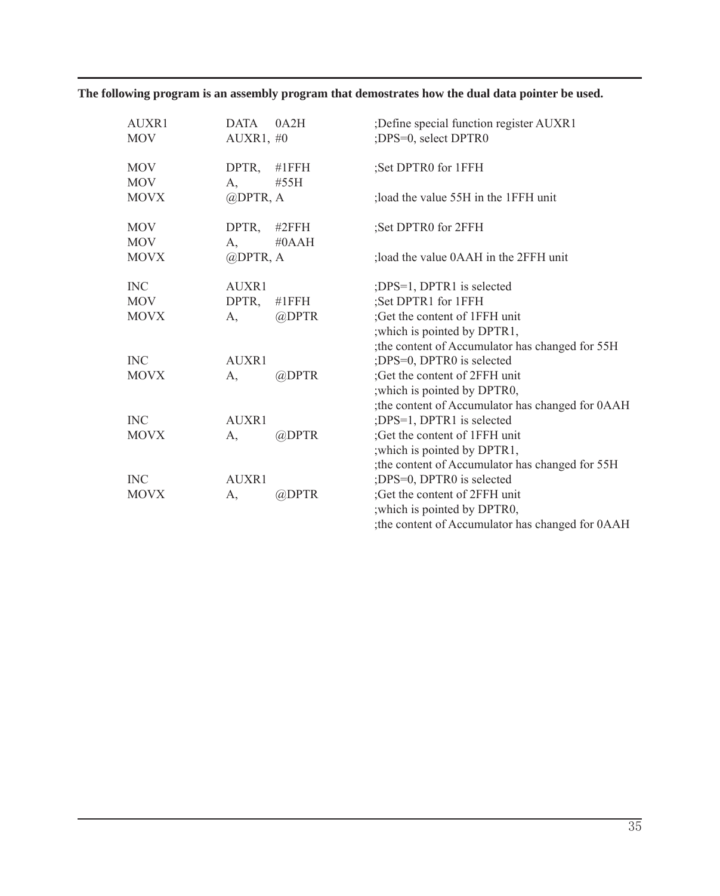**The following program is an assembly program that demostrates how the dual data pointer be used.**

```
AUXR1   DATA    0A2H            ;Define special function register AUXR1
MOV     AUXR1, #0               ;DPS=0, select DPTR0

MOV     DPTR,   #1FFH           ;Set DPTR0 for 1FFH
MOV     A,      #55H
MOVX    @DPTR, A                ;load the value 55H in the 1FFH unit

MOV     DPTR,   #2FFH           ;Set DPTR0 for 2FFH
MOV     A,      #0AAH
MOVX    @DPTR, A                ;load the value 0AAH in the 2FFH unit

INC     AUXR1                   ;DPS=1, DPTR1 is selected
MOV     DPTR,   #1FFH           ;Set DPTR1 for 1FFH
MOVX    A,      @DPTR           ;Get the content of 1FFH unit
                                ;which is pointed by DPTR1,
                                ;the content of Accumulator has changed for 55H
INC     AUXR1                   ;DPS=0, DPTR0 is selected
MOVX    A,      @DPTR           ;Get the content of 2FFH unit
                                ;which is pointed by DPTR0,
                                ;the content of Accumulator has changed for 0AAH
INC     AUXR1                   ;DPS=1, DPTR1 is selected
MOVX    A,      @DPTR           ;Get the content of 1FFH unit
                                ;which is pointed by DPTR1,
                                ;the content of Accumulator has changed for 55H
INC     AUXR1                   ;DPS=0, DPTR0 is selected
MOVX    A,      @DPTR           ;Get the content of 2FFH unit
                                ;which is pointed by DPTR0,
                                ;the content of Accumulator has changed for 0AAH
```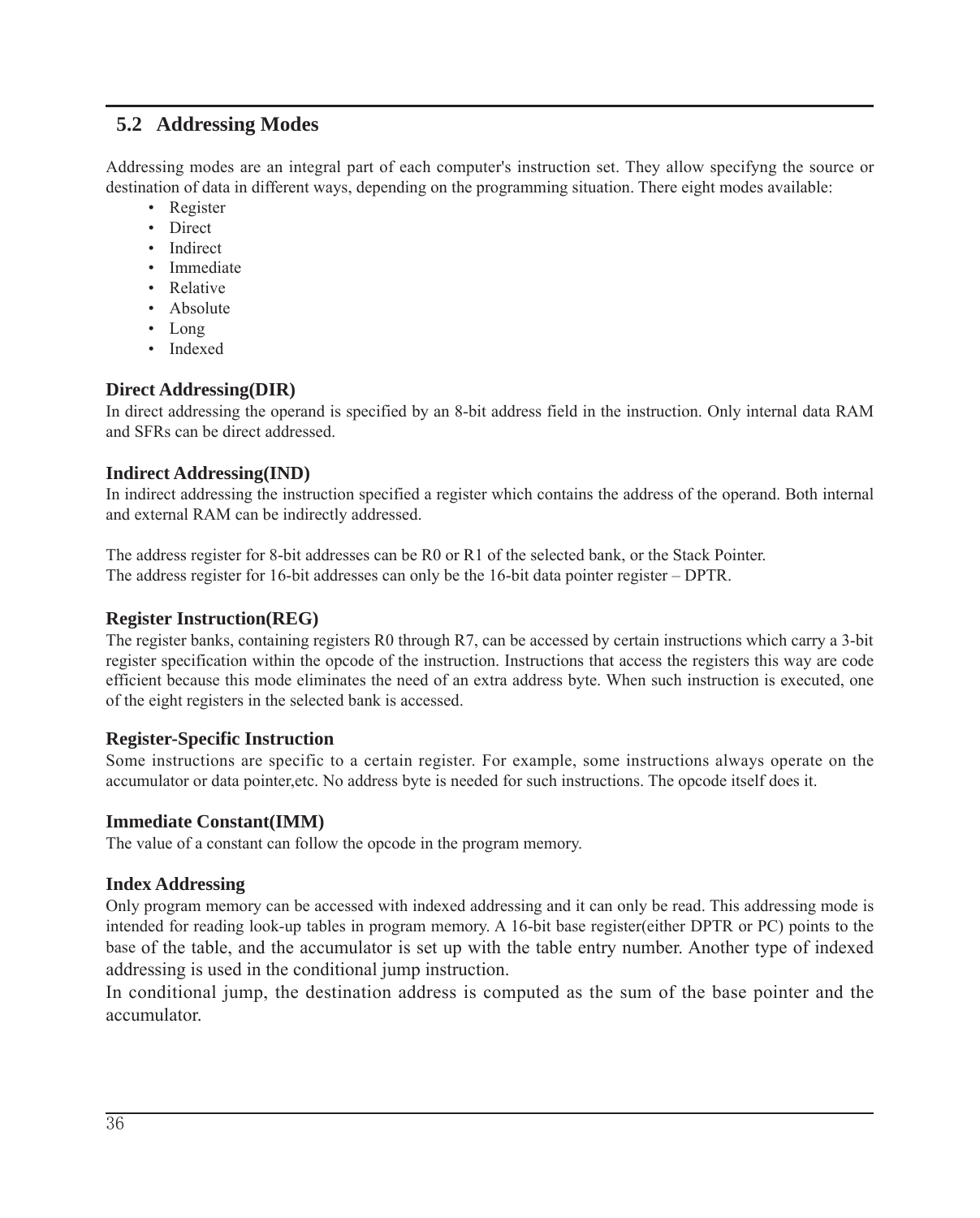## 5.2 Addressing Modes

Addressing modes are an integral part of each computer's instruction set. They allow specifyng the source or destination of data in different ways, depending on the programming situation. There eight modes available:

- Register
- Direct
- Indirect
- Immediate
- Relative
- Absolute
- Long
- Indexed

### Direct Addressing(DIR)

In direct addressing the operand is specified by an 8-bit address field in the instruction. Only internal data RAM and SFRs can be direct addressed.

### Indirect Addressing(IND)

In indirect addressing the instruction specified a register which contains the address of the operand. Both internal and external RAM can be indirectly addressed.

The address register for 8-bit addresses can be R0 or R1 of the selected bank, or the Stack Pointer.
The address register for 16-bit addresses can only be the 16-bit data pointer register – DPTR.

### Register Instruction(REG)

The register banks, containing registers R0 through R7, can be accessed by certain instructions which carry a 3-bit register specification within the opcode of the instruction. Instructions that access the registers this way are code efficient because this mode eliminates the need of an extra address byte. When such instruction is executed, one of the eight registers in the selected bank is accessed.

### Register-Specific Instruction

Some instructions are specific to a certain register. For example, some instructions always operate on the accumulator or data pointer,etc. No address byte is needed for such instructions. The opcode itself does it.

### Immediate Constant(IMM)

The value of a constant can follow the opcode in the program memory.

### Index Addressing

Only program memory can be accessed with indexed addressing and it can only be read. This addressing mode is intended for reading look-up tables in program memory. A 16-bit base register(either DPTR or PC) points to the base of the table, and the accumulator is set up with the table entry number. Another type of indexed addressing is used in the conditional jump instruction.

In conditional jump, the destination address is computed as the sum of the base pointer and the accumulator.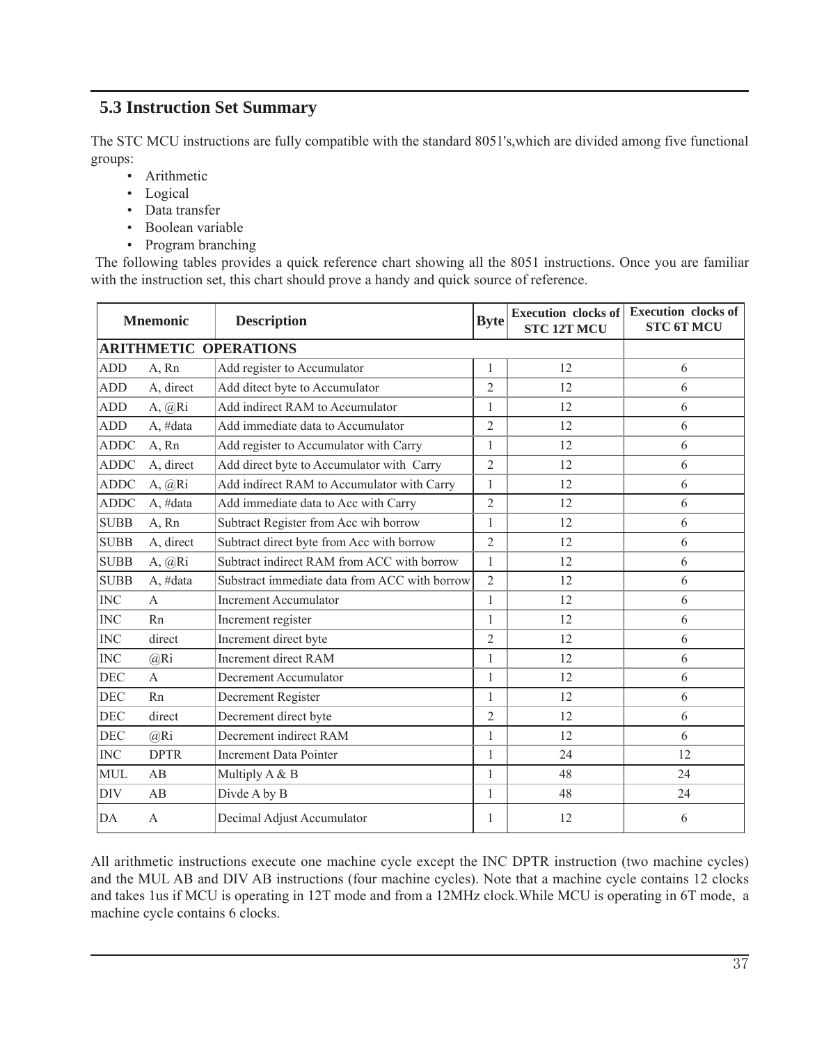## 5.3 Instruction Set Summary

The STC MCU instructions are fully compatible with the standard 8051's,which are divided among five functional groups:

- Arithmetic
- Logical
- Data transfer
- Boolean variable
- Program branching

The following tables provides a quick reference chart showing all the 8051 instructions. Once you are familiar with the instruction set, this chart should prove a handy and quick source of reference.

| Mnemonic | | Description | Byte | Execution clocks of STC 12T MCU | Execution clocks of STC 6T MCU |
|---|---|---|---|---|---|
| **ARITHMETIC OPERATIONS** | | | | | |
| ADD | A, Rn | Add register to Accumulator | 1 | 12 | 6 |
| ADD | A, direct | Add ditect byte to Accumulator | 2 | 12 | 6 |
| ADD | A, @Ri | Add indirect RAM to Accumulator | 1 | 12 | 6 |
| ADD | A, #data | Add immediate data to Accumulator | 2 | 12 | 6 |
| ADDC | A, Rn | Add register to Accumulator with Carry | 1 | 12 | 6 |
| ADDC | A, direct | Add direct byte to Accumulator with Carry | 2 | 12 | 6 |
| ADDC | A, @Ri | Add indirect RAM to Accumulator with Carry | 1 | 12 | 6 |
| ADDC | A, #data | Add immediate data to Acc with Carry | 2 | 12 | 6 |
| SUBB | A, Rn | Subtract Register from Acc wih borrow | 1 | 12 | 6 |
| SUBB | A, direct | Subtract direct byte from Acc with borrow | 2 | 12 | 6 |
| SUBB | A, @Ri | Subtract indirect RAM from ACC with borrow | 1 | 12 | 6 |
| SUBB | A, #data | Substract immediate data from ACC with borrow | 2 | 12 | 6 |
| INC | A | Increment Accumulator | 1 | 12 | 6 |
| INC | Rn | Increment register | 1 | 12 | 6 |
| INC | direct | Increment direct byte | 2 | 12 | 6 |
| INC | @Ri | Increment direct RAM | 1 | 12 | 6 |
| DEC | A | Decrement Accumulator | 1 | 12 | 6 |
| DEC | Rn | Decrement Register | 1 | 12 | 6 |
| DEC | direct | Decrement direct byte | 2 | 12 | 6 |
| DEC | @Ri | Decrement indirect RAM | 1 | 12 | 6 |
| INC | DPTR | Increment Data Pointer | 1 | 24 | 12 |
| MUL | AB | Multiply A & B | 1 | 48 | 24 |
| DIV | AB | Divde A by B | 1 | 48 | 24 |
| DA | A | Decimal Adjust Accumulator | 1 | 12 | 6 |

All arithmetic instructions execute one machine cycle except the INC DPTR instruction (two machine cycles) and the MUL AB and DIV AB instructions (four machine cycles). Note that a machine cycle contains 12 clocks and takes 1us if MCU is operating in 12T mode and from a 12MHz clock.While MCU is operating in 6T mode, a machine cycle contains 6 clocks.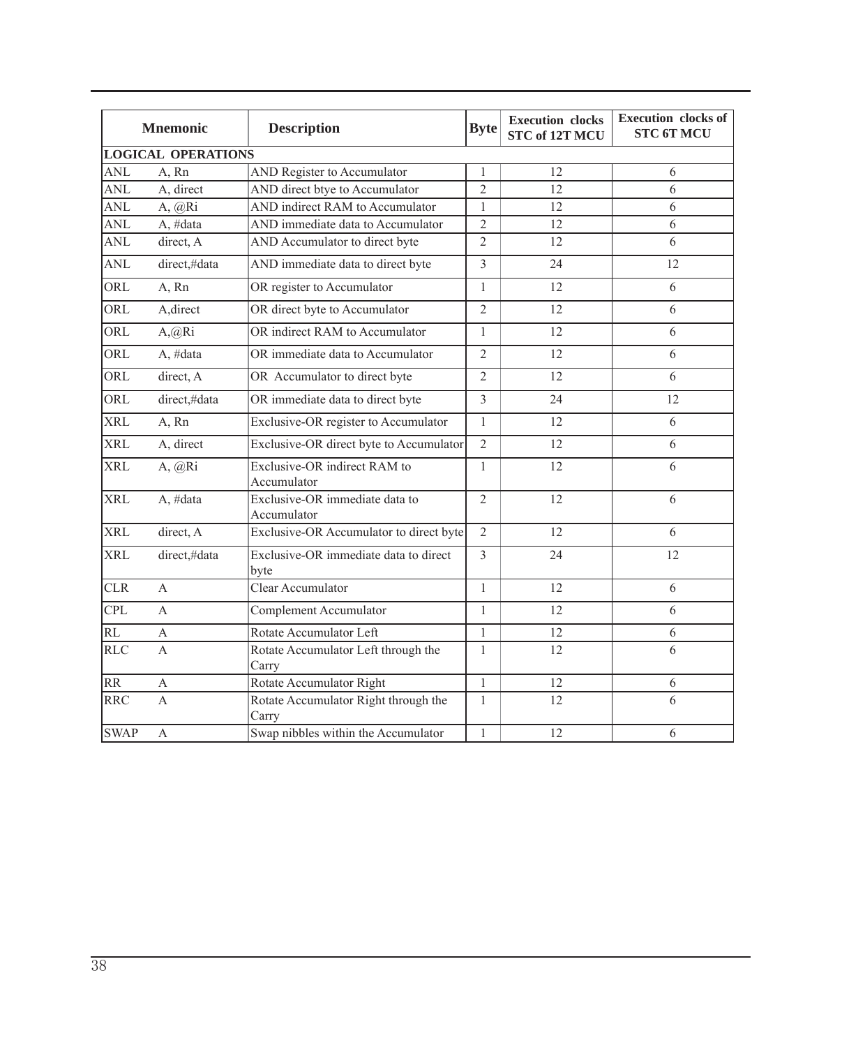| Mnemonic | | Description | Byte | Execution clocks STC of 12T MCU | Execution clocks of STC 6T MCU |
|---|---|---|---|---|---|
| **LOGICAL OPERATIONS** | | | | | |
| ANL | A, Rn | AND Register to Accumulator | 1 | 12 | 6 |
| ANL | A, direct | AND direct btye to Accumulator | 2 | 12 | 6 |
| ANL | A, @Ri | AND indirect RAM to Accumulator | 1 | 12 | 6 |
| ANL | A, #data | AND immediate data to Accumulator | 2 | 12 | 6 |
| ANL | direct, A | AND Accumulator to direct byte | 2 | 12 | 6 |
| ANL | direct,#data | AND immediate data to direct byte | 3 | 24 | 12 |
| ORL | A, Rn | OR register to Accumulator | 1 | 12 | 6 |
| ORL | A,direct | OR direct byte to Accumulator | 2 | 12 | 6 |
| ORL | A,@Ri | OR indirect RAM to Accumulator | 1 | 12 | 6 |
| ORL | A, #data | OR immediate data to Accumulator | 2 | 12 | 6 |
| ORL | direct, A | OR Accumulator to direct byte | 2 | 12 | 6 |
| ORL | direct,#data | OR immediate data to direct byte | 3 | 24 | 12 |
| XRL | A, Rn | Exclusive-OR register to Accumulator | 1 | 12 | 6 |
| XRL | A, direct | Exclusive-OR direct byte to Accumulator | 2 | 12 | 6 |
| XRL | A, @Ri | Exclusive-OR indirect RAM to Accumulator | 1 | 12 | 6 |
| XRL | A, #data | Exclusive-OR immediate data to Accumulator | 2 | 12 | 6 |
| XRL | direct, A | Exclusive-OR Accumulator to direct byte | 2 | 12 | 6 |
| XRL | direct,#data | Exclusive-OR immediate data to direct byte | 3 | 24 | 12 |
| CLR | A | Clear Accumulator | 1 | 12 | 6 |
| CPL | A | Complement Accumulator | 1 | 12 | 6 |
| RL | A | Rotate Accumulator Left | 1 | 12 | 6 |
| RLC | A | Rotate Accumulator Left through the Carry | 1 | 12 | 6 |
| RR | A | Rotate Accumulator Right | 1 | 12 | 6 |
| RRC | A | Rotate Accumulator Right through the Carry | 1 | 12 | 6 |
| SWAP | A | Swap nibbles within the Accumulator | 1 | 12 | 6 |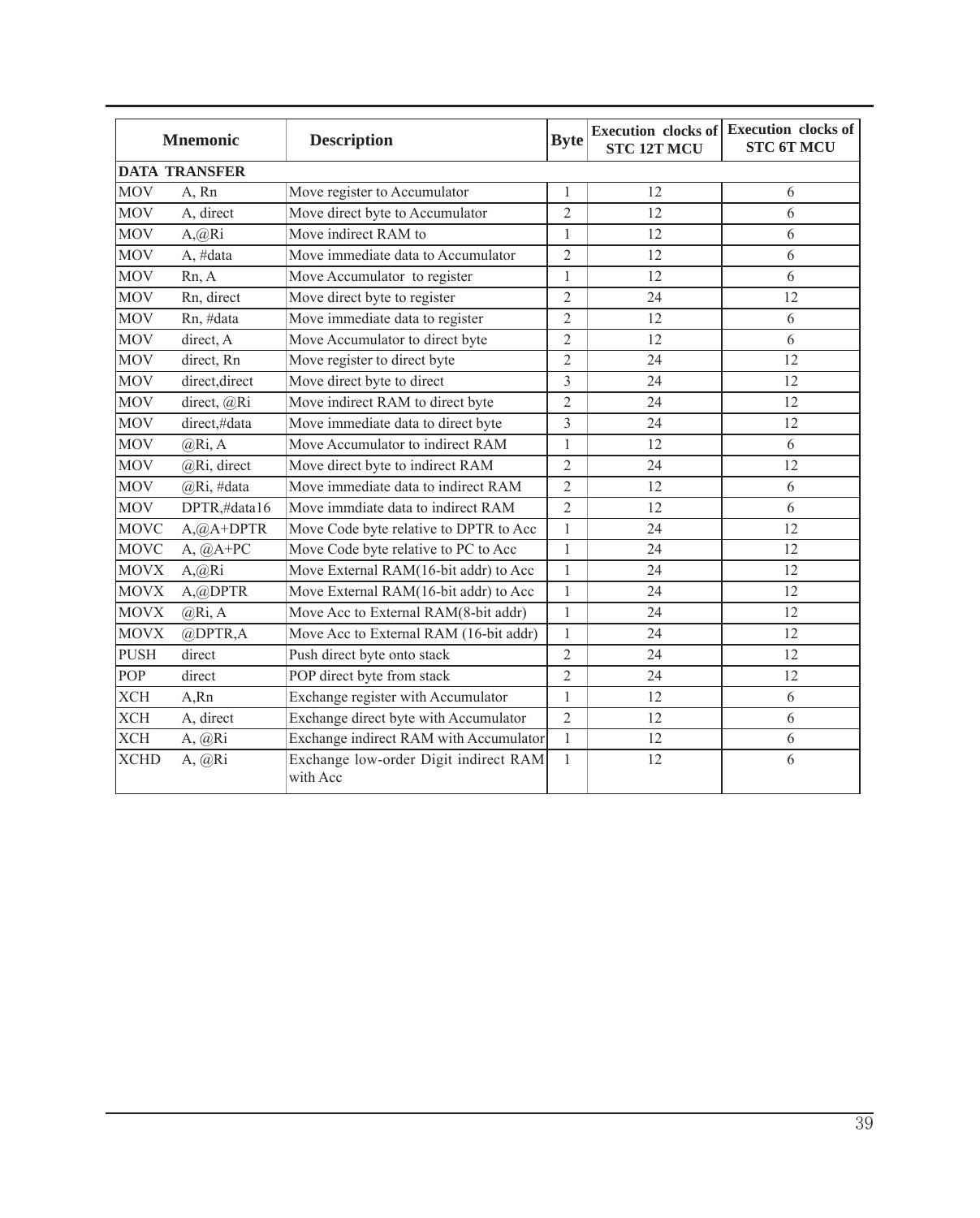| Mnemonic | | Description | Byte | Execution clocks of STC 12T MCU | Execution clocks of STC 6T MCU |
|---|---|---|---|---|---|
| **DATA TRANSFER** | | | | | |
| MOV | A, Rn | Move register to Accumulator | 1 | 12 | 6 |
| MOV | A, direct | Move direct byte to Accumulator | 2 | 12 | 6 |
| MOV | A,@Ri | Move indirect RAM to | 1 | 12 | 6 |
| MOV | A, #data | Move immediate data to Accumulator | 2 | 12 | 6 |
| MOV | Rn, A | Move Accumulator to register | 1 | 12 | 6 |
| MOV | Rn, direct | Move direct byte to register | 2 | 24 | 12 |
| MOV | Rn, #data | Move immediate data to register | 2 | 12 | 6 |
| MOV | direct, A | Move Accumulator to direct byte | 2 | 12 | 6 |
| MOV | direct, Rn | Move register to direct byte | 2 | 24 | 12 |
| MOV | direct,direct | Move direct byte to direct | 3 | 24 | 12 |
| MOV | direct, @Ri | Move indirect RAM to direct byte | 2 | 24 | 12 |
| MOV | direct,#data | Move immediate data to direct byte | 3 | 24 | 12 |
| MOV | @Ri, A | Move Accumulator to indirect RAM | 1 | 12 | 6 |
| MOV | @Ri, direct | Move direct byte to indirect RAM | 2 | 24 | 12 |
| MOV | @Ri, #data | Move immediate data to indirect RAM | 2 | 12 | 6 |
| MOV | DPTR,#data16 | Move immdiate data to indirect RAM | 2 | 12 | 6 |
| MOVC | A,@A+DPTR | Move Code byte relative to DPTR to Acc | 1 | 24 | 12 |
| MOVC | A, @A+PC | Move Code byte relative to PC to Acc | 1 | 24 | 12 |
| MOVX | A,@Ri | Move External RAM(16-bit addr) to Acc | 1 | 24 | 12 |
| MOVX | A,@DPTR | Move External RAM(16-bit addr) to Acc | 1 | 24 | 12 |
| MOVX | @Ri, A | Move Acc to External RAM(8-bit addr) | 1 | 24 | 12 |
| MOVX | @DPTR,A | Move Acc to External RAM (16-bit addr) | 1 | 24 | 12 |
| PUSH | direct | Push direct byte onto stack | 2 | 24 | 12 |
| POP | direct | POP direct byte from stack | 2 | 24 | 12 |
| XCH | A,Rn | Exchange register with Accumulator | 1 | 12 | 6 |
| XCH | A, direct | Exchange direct byte with Accumulator | 2 | 12 | 6 |
| XCH | A, @Ri | Exchange indirect RAM with Accumulator | 1 | 12 | 6 |
| XCHD | A, @Ri | Exchange low-order Digit indirect RAM with Acc | 1 | 12 | 6 |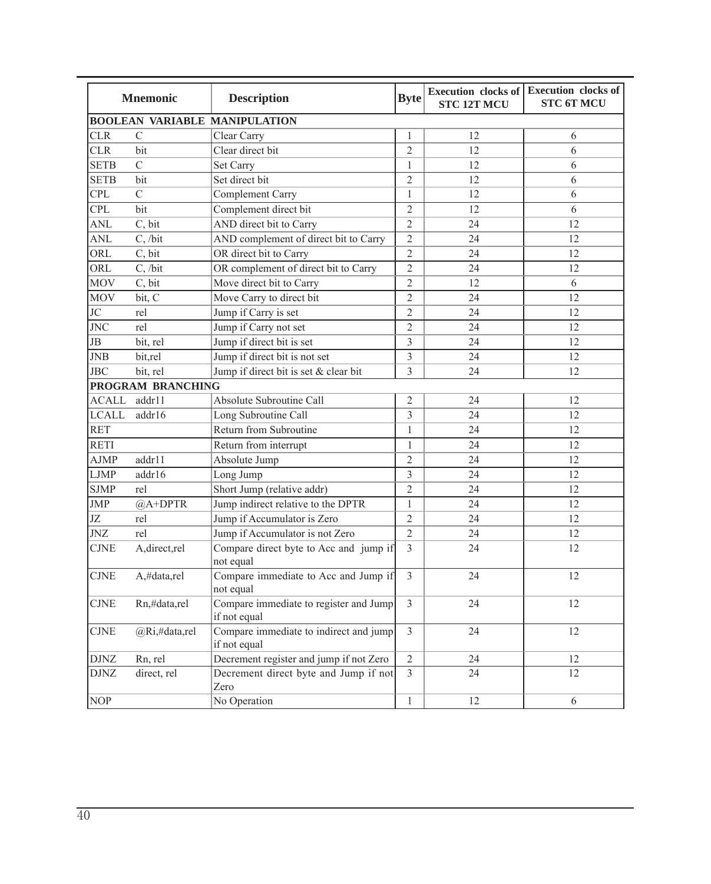| Mnemonic | | Description | Byte | Execution clocks of STC 12T MCU | Execution clocks of STC 6T MCU |
|---|---|---|---|---|---|
| **BOOLEAN VARIABLE MANIPULATION** | | | | | |
| CLR | C | Clear Carry | 1 | 12 | 6 |
| CLR | bit | Clear direct bit | 2 | 12 | 6 |
| SETB | C | Set Carry | 1 | 12 | 6 |
| SETB | bit | Set direct bit | 2 | 12 | 6 |
| CPL | C | Complement Carry | 1 | 12 | 6 |
| CPL | bit | Complement direct bit | 2 | 12 | 6 |
| ANL | C, bit | AND direct bit to Carry | 2 | 24 | 12 |
| ANL | C, /bit | AND complement of direct bit to Carry | 2 | 24 | 12 |
| ORL | C, bit | OR direct bit to Carry | 2 | 24 | 12 |
| ORL | C, /bit | OR complement of direct bit to Carry | 2 | 24 | 12 |
| MOV | C, bit | Move direct bit to Carry | 2 | 12 | 6 |
| MOV | bit, C | Move Carry to direct bit | 2 | 24 | 12 |
| JC | rel | Jump if Carry is set | 2 | 24 | 12 |
| JNC | rel | Jump if Carry not set | 2 | 24 | 12 |
| JB | bit, rel | Jump if direct bit is set | 3 | 24 | 12 |
| JNB | bit,rel | Jump if direct bit is not set | 3 | 24 | 12 |
| JBC | bit, rel | Jump if direct bit is set & clear bit | 3 | 24 | 12 |
| **PROGRAM BRANCHING** | | | | | |
| ACALL | addr11 | Absolute Subroutine Call | 2 | 24 | 12 |
| LCALL | addr16 | Long Subroutine Call | 3 | 24 | 12 |
| RET | | Return from Subroutine | 1 | 24 | 12 |
| RETI | | Return from interrupt | 1 | 24 | 12 |
| AJMP | addr11 | Absolute Jump | 2 | 24 | 12 |
| LJMP | addr16 | Long Jump | 3 | 24 | 12 |
| SJMP | rel | Short Jump (relative addr) | 2 | 24 | 12 |
| JMP | @A+DPTR | Jump indirect relative to the DPTR | 1 | 24 | 12 |
| JZ | rel | Jump if Accumulator is Zero | 2 | 24 | 12 |
| JNZ | rel | Jump if Accumulator is not Zero | 2 | 24 | 12 |
| CJNE | A,direct,rel | Compare direct byte to Acc and jump if not equal | 3 | 24 | 12 |
| CJNE | A,#data,rel | Compare immediate to Acc and Jump if not equal | 3 | 24 | 12 |
| CJNE | Rn,#data,rel | Compare immediate to register and Jump if not equal | 3 | 24 | 12 |
| CJNE | @Ri,#data,rel | Compare immediate to indirect and jump if not equal | 3 | 24 | 12 |
| DJNZ | Rn, rel | Decrement register and jump if not Zero | 2 | 24 | 12 |
| DJNZ | direct, rel | Decrement direct byte and Jump if not Zero | 3 | 24 | 12 |
| NOP | | No Operation | 1 | 12 | 6 |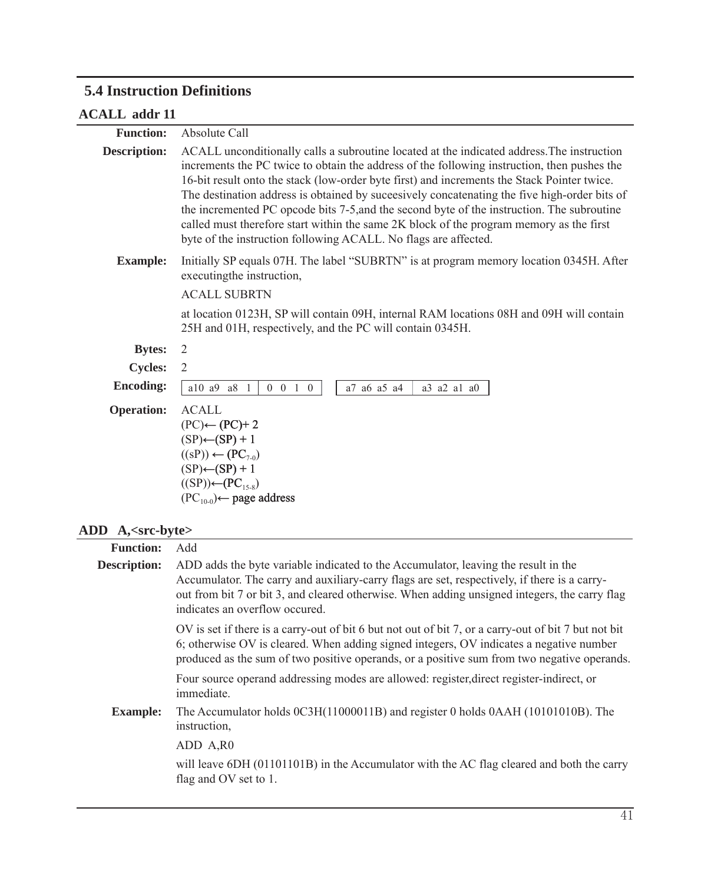## 5.4 Instruction Definitions

### ACALL addr 11

**Function:** Absolute Call

**Description:** ACALL unconditionally calls a subroutine located at the indicated address.The instruction increments the PC twice to obtain the address of the following instruction, then pushes the 16-bit result onto the stack (low-order byte first) and increments the Stack Pointer twice. The destination address is obtained by suceesively concatenating the five high-order bits of the incremented PC opcode bits 7-5,and the second byte of the instruction. The subroutine called must therefore start within the same 2K block of the program memory as the first byte of the instruction following ACALL. No flags are affected.

**Example:** Initially SP equals 07H. The label "SUBRTN" is at program memory location 0345H. After executingthe instruction,

ACALL SUBRTN

at location 0123H, SP will contain 09H, internal RAM locations 08H and 09H will contain 25H and 01H, respectively, and the PC will contain 0345H.

**Bytes:** 2

**Cycles:** 2

**Encoding:**

| a10 a9 a8 1 | 0 0 1 0 | | a7 a6 a5 a4 | a3 a2 a1 a0 |
|---|---|---|---|---|

**Operation:** ACALL
(PC)← (PC)+ 2
(SP)←(SP) + 1
((sP)) ← ($PC_{7-0}$)
(SP)←(SP) + 1
((SP))←($PC_{15-8}$)
($PC_{10-0}$)← page address

### ADD A,<src-byte>

**Function:** Add

**Description:** ADD adds the byte variable indicated to the Accumulator, leaving the result in the Accumulator. The carry and auxiliary-carry flags are set, respectively, if there is a carry-out from bit 7 or bit 3, and cleared otherwise. When adding unsigned integers, the carry flag indicates an overflow occured.

OV is set if there is a carry-out of bit 6 but not out of bit 7, or a carry-out of bit 7 but not bit 6; otherwise OV is cleared. When adding signed integers, OV indicates a negative number produced as the sum of two positive operands, or a positive sum from two negative operands.

Four source operand addressing modes are allowed: register,direct register-indirect, or immediate.

**Example:** The Accumulator holds 0C3H(11000011B) and register 0 holds 0AAH (10101010B). The instruction,

ADD A,R0

will leave 6DH (01101101B) in the Accumulator with the AC flag cleared and both the carry flag and OV set to 1.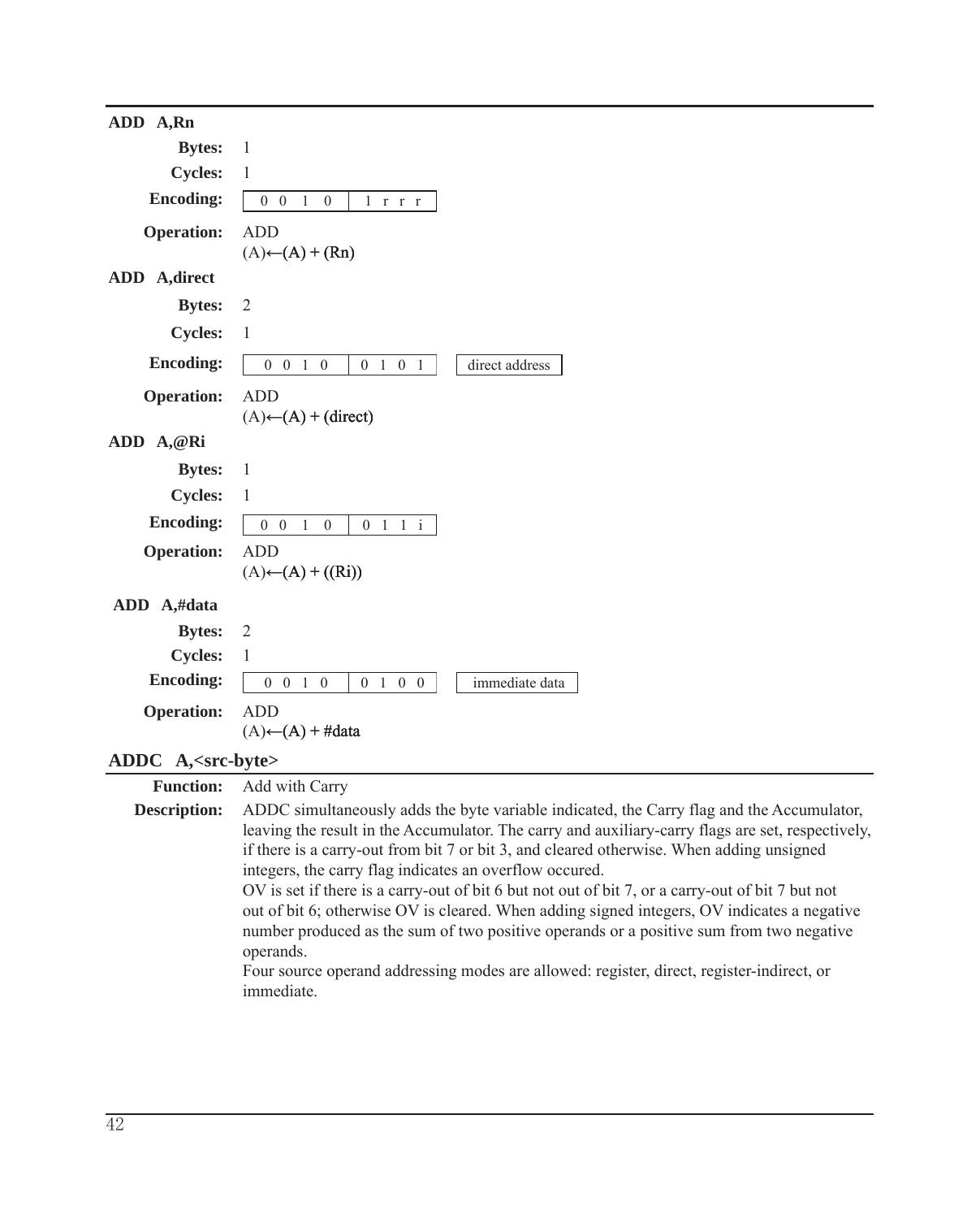### ADD A,Rn

**Bytes:** 1

**Cycles:** 1

**Encoding:** `0 0 1 0 | 1 r r r`

**Operation:** ADD
(A)←(A) + (Rn)

### ADD A,direct

**Bytes:** 2

**Cycles:** 1

**Encoding:** `0 0 1 0 | 0 1 0 1` | direct address

**Operation:** ADD
(A)←(A) + (direct)

### ADD A,@Ri

**Bytes:** 1

**Cycles:** 1

**Encoding:** `0 0 1 0 | 0 1 1 i`

**Operation:** ADD
(A)←(A) + ((Ri))

### ADD A,#data

**Bytes:** 2

**Cycles:** 1

**Encoding:** `0 0 1 0 | 0 1 0 0` | immediate data

**Operation:** ADD
(A)←(A) + #data

## ADDC A,<src-byte>

**Function:** Add with Carry

**Description:** ADDC simultaneously adds the byte variable indicated, the Carry flag and the Accumulator, leaving the result in the Accumulator. The carry and auxiliary-carry flags are set, respectively, if there is a carry-out from bit 7 or bit 3, and cleared otherwise. When adding unsigned integers, the carry flag indicates an overflow occured.
OV is set if there is a carry-out of bit 6 but not out of bit 7, or a carry-out of bit 7 but not out of bit 6; otherwise OV is cleared. When adding signed integers, OV indicates a negative number produced as the sum of two positive operands or a positive sum from two negative operands.
Four source operand addressing modes are allowed: register, direct, register-indirect, or immediate.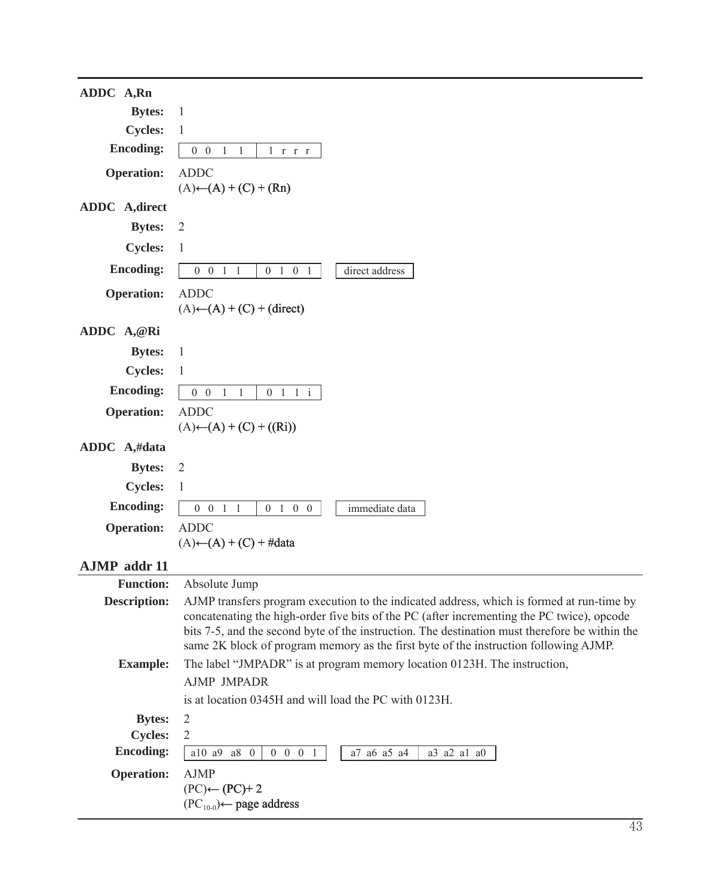### ADDC A,Rn

**Bytes:** 1

**Cycles:** 1

**Encoding:**

| 0 0 1 1 | 1 r r r |
|---|---|

**Operation:** ADDC
(A)←(A) + (C) + (Rn)

### ADDC A,direct

**Bytes:** 2

**Cycles:** 1

**Encoding:**

| 0 0 1 1 | 0 1 0 1 | direct address |
|---|---|---|

**Operation:** ADDC
(A)←(A) + (C) + (direct)

### ADDC A,@Ri

**Bytes:** 1

**Cycles:** 1

**Encoding:**

| 0 0 1 1 | 0 1 1 i |
|---|---|

**Operation:** ADDC
(A)←(A) + (C) + ((Ri))

### ADDC A,#data

**Bytes:** 2

**Cycles:** 1

**Encoding:**

| 0 0 1 1 | 0 1 0 0 | immediate data |
|---|---|---|

**Operation:** ADDC
(A)←(A) + (C) + #data

## AJMP addr 11

**Function:** Absolute Jump

**Description:** AJMP transfers program execution to the indicated address, which is formed at run-time by concatenating the high-order five bits of the PC (after incrementing the PC twice), opcode bits 7-5, and the second byte of the instruction. The destination must therefore be within the same 2K block of program memory as the first byte of the instruction following AJMP.

**Example:** The label "JMPADR" is at program memory location 0123H. The instruction,

AJMP JMPADR

is at location 0345H and will load the PC with 0123H.

**Bytes:** 2

**Cycles:** 2

**Encoding:**

| a10 a9 a8 0 | 0 0 0 1 | a7 a6 a5 a4 | a3 a2 a1 a0 |
|---|---|---|---|

**Operation:** AJMP
(PC)← (PC)+ 2
$(PC_{10-0})$← page address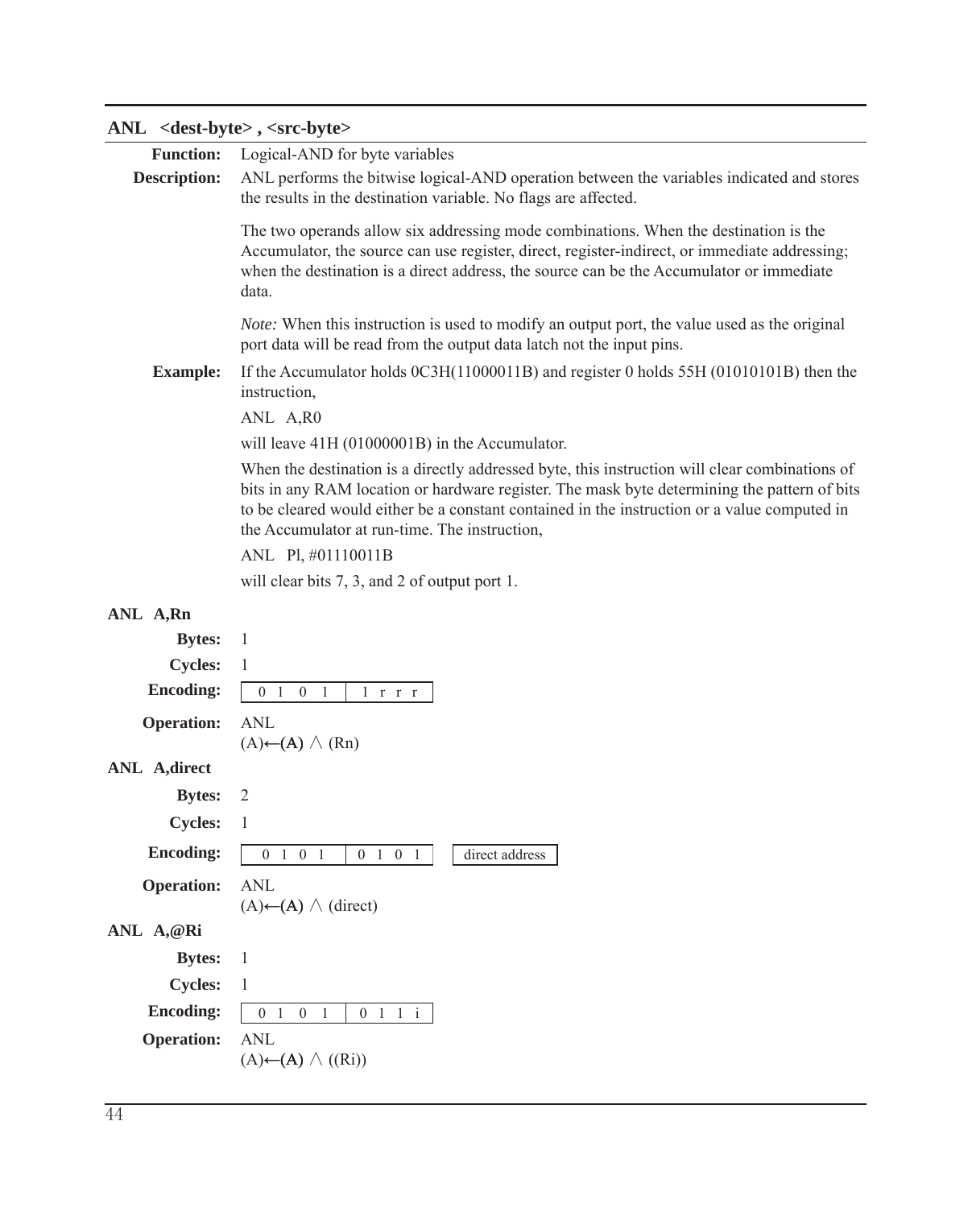## ANL <dest-byte> , <src-byte>

**Function:** Logical-AND for byte variables

**Description:** ANL performs the bitwise logical-AND operation between the variables indicated and stores the results in the destination variable. No flags are affected.

The two operands allow six addressing mode combinations. When the destination is the Accumulator, the source can use register, direct, register-indirect, or immediate addressing; when the destination is a direct address, the source can be the Accumulator or immediate data.

*Note:* When this instruction is used to modify an output port, the value used as the original port data will be read from the output data latch not the input pins.

**Example:** If the Accumulator holds 0C3H(11000011B) and register 0 holds 55H (01010101B) then the instruction,

ANL A,R0

will leave 41H (01000001B) in the Accumulator.

When the destination is a directly addressed byte, this instruction will clear combinations of bits in any RAM location or hardware register. The mask byte determining the pattern of bits to be cleared would either be a constant contained in the instruction or a value computed in the Accumulator at run-time. The instruction,

ANL Pl, #01110011B

will clear bits 7, 3, and 2 of output port 1.

### ANL A,Rn

**Bytes:** 1

**Cycles:** 1

**Encoding:**

| 0 1 0 1 | 1 r r r |
|---|---|

**Operation:** ANL
$(A) \leftarrow (A) \wedge (Rn)$

### ANL A,direct

**Bytes:** 2

**Cycles:** 1

**Encoding:**

| 0 1 0 1 | 0 1 0 1 | direct address |
|---|---|---|

**Operation:** ANL
$(A) \leftarrow (A) \wedge (direct)$

### ANL A,@Ri

**Bytes:** 1

**Cycles:** 1

**Encoding:**

| 0 1 0 1 | 0 1 1 i |
|---|---|

**Operation:** ANL
$(A) \leftarrow (A) \wedge ((Ri))$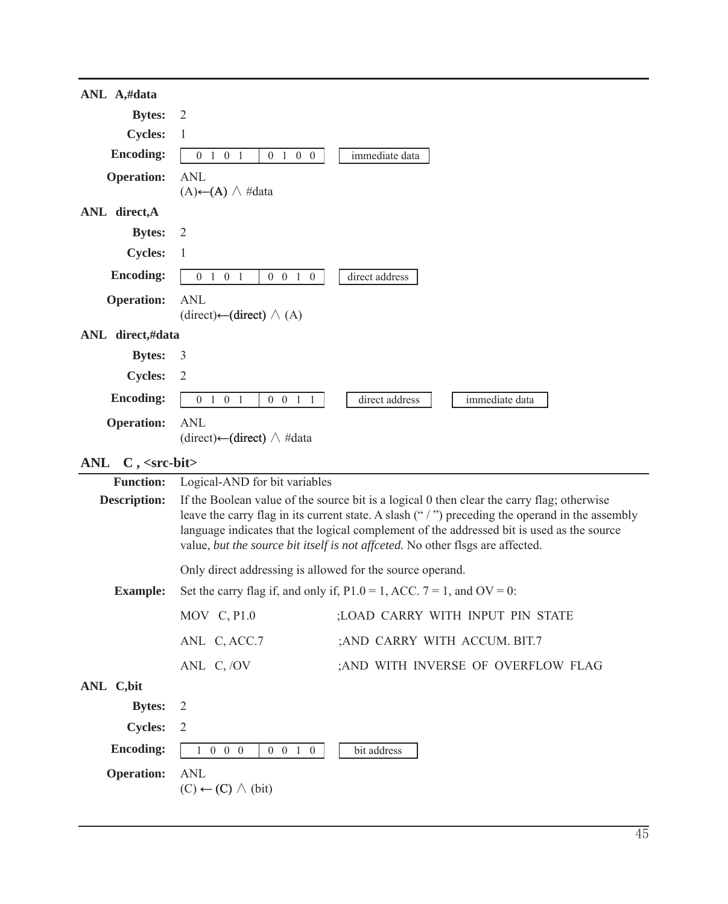### ANL A,#data

**Bytes:** 2

**Cycles:** 1

**Encoding:** `0 1 0 1` `0 1 0 0` `immediate data`

**Operation:** ANL
(A)←(A) ∧ #data

### ANL direct,A

**Bytes:** 2

**Cycles:** 1

**Encoding:** `0 1 0 1` `0 0 1 0` `direct address`

**Operation:** ANL
(direct)←(direct) ∧ (A)

### ANL direct,#data

**Bytes:** 3

**Cycles:** 2

**Encoding:** `0 1 0 1` `0 0 1 1` `direct address` `immediate data`

**Operation:** ANL
(direct)←(direct) ∧ #data

## ANL C , <src-bit>

**Function:** Logical-AND for bit variables

**Description:** If the Boolean value of the source bit is a logical 0 then clear the carry flag; otherwise leave the carry flag in its current state. A slash (" / ") preceding the operand in the assembly language indicates that the logical complement of the addressed bit is used as the source value, *but the source bit itself is not affceted.* No other flsgs are affected.

Only direct addressing is allowed for the source operand.

**Example:** Set the carry flag if, and only if, P1.0 = 1, ACC. 7 = 1, and OV = 0:

```
MOV  C, P1.0        ;LOAD CARRY WITH INPUT PIN STATE
ANL  C, ACC.7       ;AND CARRY WITH ACCUM. BIT.7
ANL  C, /OV         ;AND WITH INVERSE OF OVERFLOW FLAG
```

### ANL C,bit

**Bytes:** 2

**Cycles:** 2

**Encoding:** `1 0 0 0` `0 0 1 0` `bit address`

**Operation:** ANL
(C) ← (C) ∧ (bit)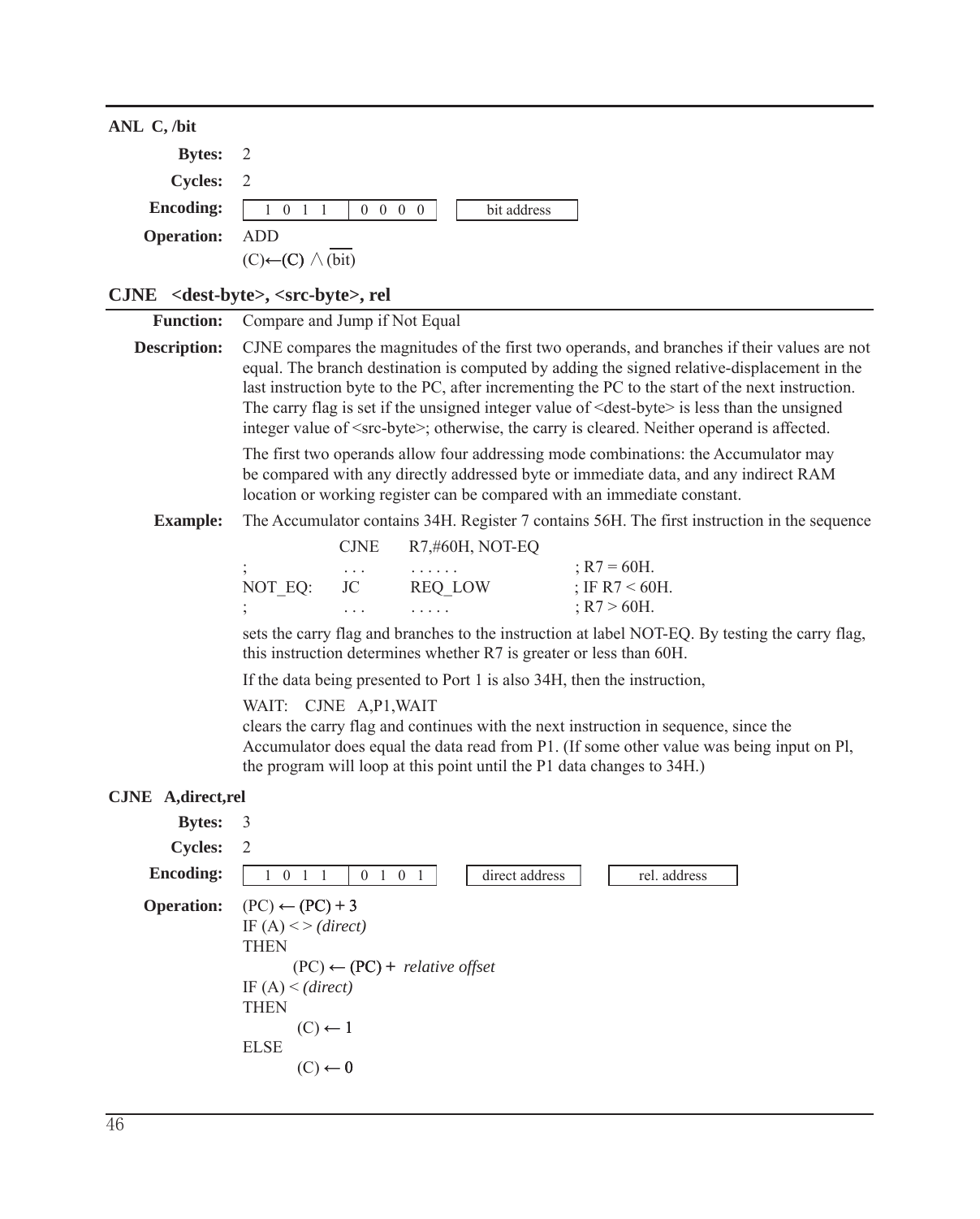### ANL C, /bit

**Bytes:** 2

**Cycles:** 2

**Encoding:**

| 1 0 1 1 | 0 0 0 0 | bit address |
|---|---|---|

**Operation:** ADD
$(C) \leftarrow (C) \wedge \overline{(bit)}$

## CJNE <dest-byte>, <src-byte>, rel

**Function:** Compare and Jump if Not Equal

**Description:** CJNE compares the magnitudes of the first two operands, and branches if their values are not equal. The branch destination is computed by adding the signed relative-displacement in the last instruction byte to the PC, after incrementing the PC to the start of the next instruction. The carry flag is set if the unsigned integer value of <dest-byte> is less than the unsigned integer value of <src-byte>; otherwise, the carry is cleared. Neither operand is affected.

The first two operands allow four addressing mode combinations: the Accumulator may be compared with any directly addressed byte or immediate data, and any indirect RAM location or working register can be compared with an immediate constant.

**Example:** The Accumulator contains 34H. Register 7 contains 56H. The first instruction in the sequence

```
            CJNE    R7,#60H, NOT-EQ
;           ...     ......             ; R7 = 60H.
NOT_EQ:     JC      REQ_LOW            ; IF R7 < 60H.
;           ...     .....              ; R7 > 60H.
```

sets the carry flag and branches to the instruction at label NOT-EQ. By testing the carry flag, this instruction determines whether R7 is greater or less than 60H.

If the data being presented to Port 1 is also 34H, then the instruction,

WAIT: CJNE A,P1,WAIT

clears the carry flag and continues with the next instruction in sequence, since the Accumulator does equal the data read from P1. (If some other value was being input on Pl, the program will loop at this point until the P1 data changes to 34H.)

### CJNE A,direct,rel

**Bytes:** 3

**Cycles:** 2

**Encoding:**

| 1 0 1 1 | 0 1 0 1 | direct address | rel. address |
|---|---|---|---|

**Operation:** (PC) ← (PC) + 3
IF (A) < > *(direct)*
THEN
    (PC) ← (PC) + *relative offset*
IF (A) < *(direct)*
THEN
    (C) ← 1
ELSE
    (C) ← 0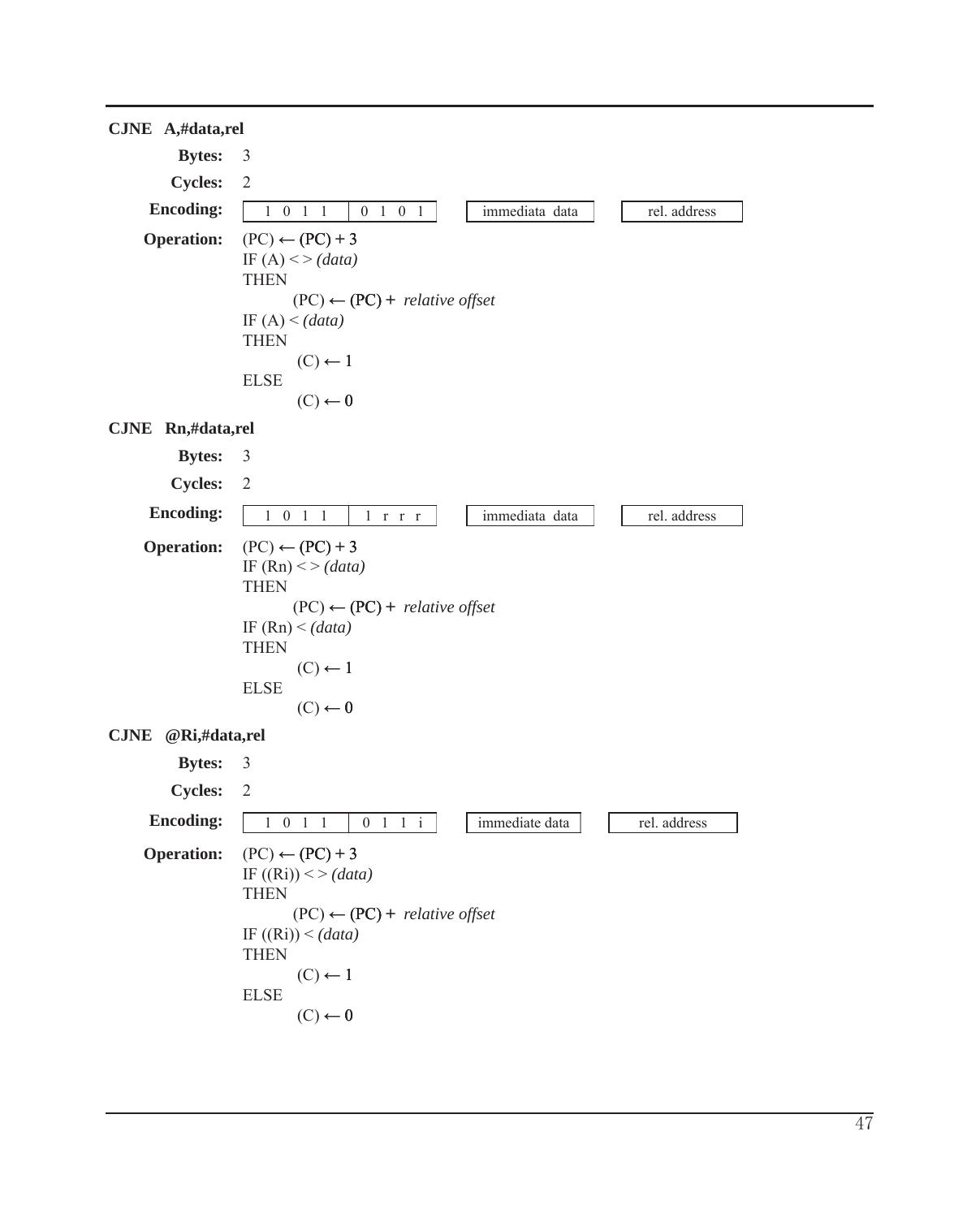### CJNE A,#data,rel

**Bytes:** 3

**Cycles:** 2

**Encoding:**

| 1 0 1 1 | 0 1 0 1 | immediata data | rel. address |
|---|---|---|---|

**Operation:**

```
(PC) ← (PC) + 3
IF (A) < > (data)
THEN
        (PC) ← (PC) + relative offset
IF (A) < (data)
THEN
        (C) ← 1
ELSE
        (C) ← 0
```

### CJNE Rn,#data,rel

**Bytes:** 3

**Cycles:** 2

**Encoding:**

| 1 0 1 1 | 1 r r r | immediata data | rel. address |
|---|---|---|---|

**Operation:**

```
(PC) ← (PC) + 3
IF (Rn) < > (data)
THEN
        (PC) ← (PC) + relative offset
IF (Rn) < (data)
THEN
        (C) ← 1
ELSE
        (C) ← 0
```

### CJNE @Ri,#data,rel

**Bytes:** 3

**Cycles:** 2

**Encoding:**

| 1 0 1 1 | 0 1 1 i | immediate data | rel. address |
|---|---|---|---|

**Operation:**

```
(PC) ← (PC) + 3
IF ((Ri)) < > (data)
THEN
        (PC) ← (PC) + relative offset
IF ((Ri)) < (data)
THEN
        (C) ← 1
ELSE
        (C) ← 0
```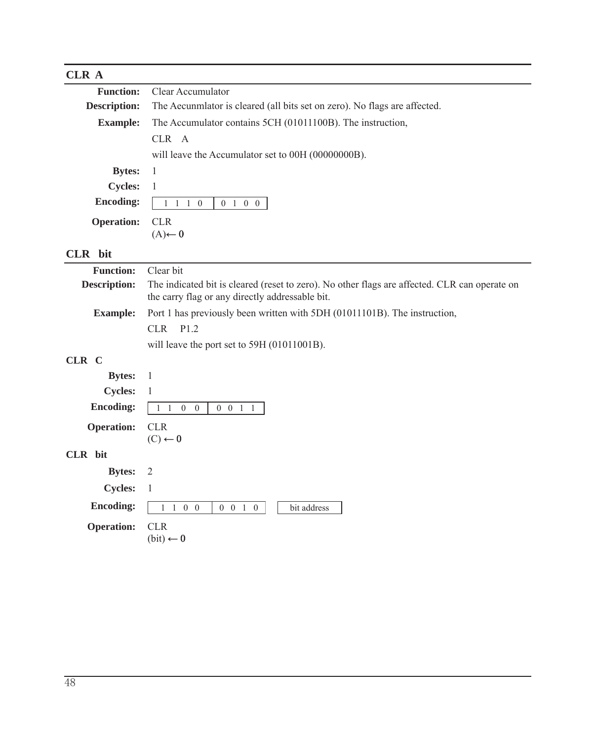## CLR A

**Function:** Clear Accumulator

**Description:** The Aecunmlator is cleared (all bits set on zero). No flags are affected.

**Example:** The Accumulator contains 5CH (01011100B). The instruction,

CLR A

will leave the Accumulator set to 00H (00000000B).

**Bytes:** 1

**Cycles:** 1

**Encoding:**

| 1 1 1 0 | 0 1 0 0 |
|---|---|

**Operation:** CLR
(A)← 0

## CLR bit

**Function:** Clear bit

**Description:** The indicated bit is cleared (reset to zero). No other flags are affected. CLR can operate on the carry flag or any directly addressable bit.

**Example:** Port 1 has previously been written with 5DH (01011101B). The instruction,

CLR P1.2

will leave the port set to 59H (01011001B).

### CLR C

**Bytes:** 1

**Cycles:** 1

**Encoding:**

| 1 1 0 0 | 0 0 1 1 |
|---|---|

**Operation:** CLR
(C) ← 0

### CLR bit

**Bytes:** 2

**Cycles:** 1

**Encoding:**

| 1 1 0 0 | 0 0 1 0 | bit address |
|---|---|---|

**Operation:** CLR
(bit) ← 0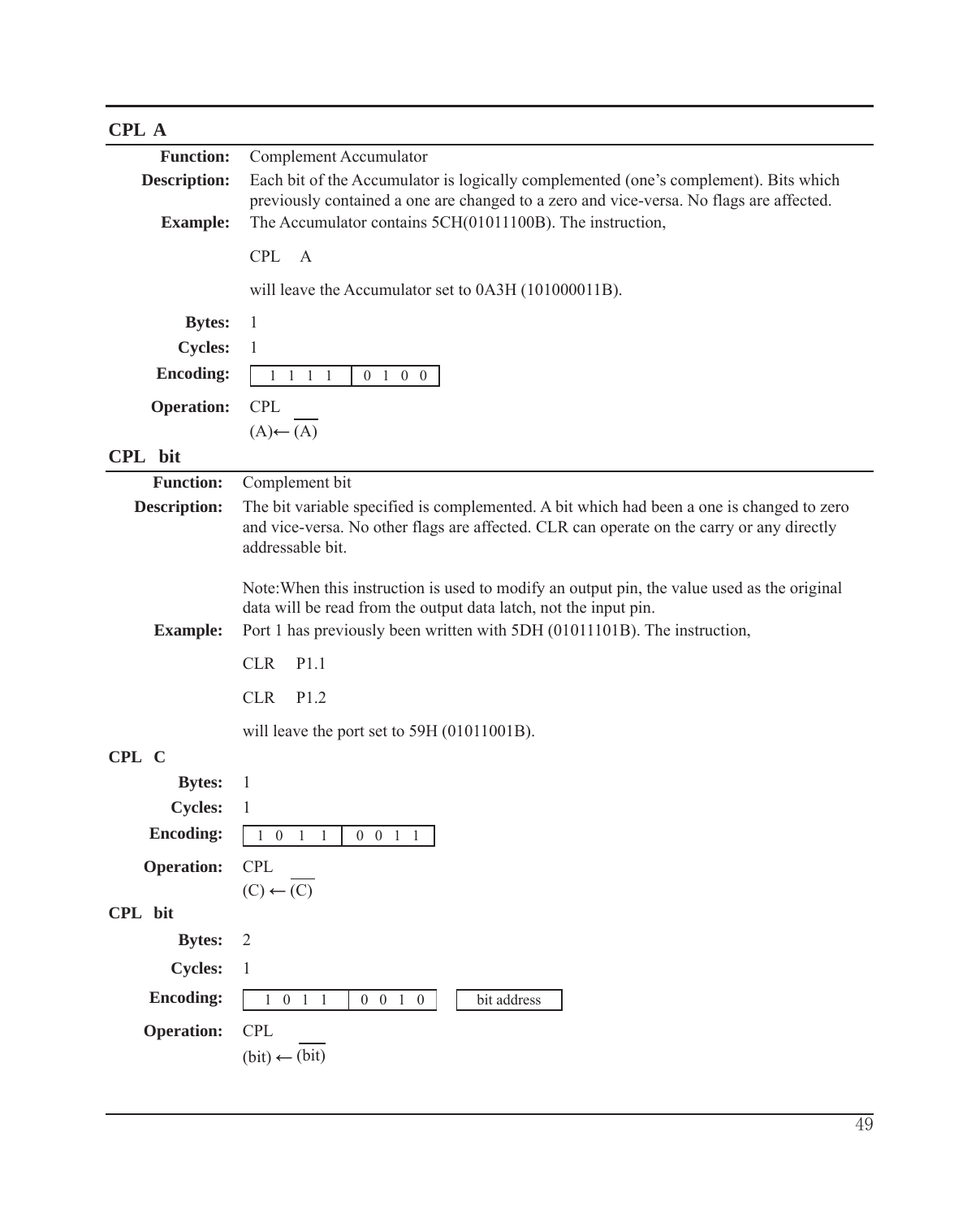## CPL A

**Function:** Complement Accumulator

**Description:** Each bit of the Accumulator is logically complemented (one's complement). Bits which previously contained a one are changed to a zero and vice-versa. No flags are affected.

**Example:** The Accumulator contains 5CH(01011100B). The instruction,

```
CPL    A
```

will leave the Accumulator set to 0A3H (101000011B).

**Bytes:** 1

**Cycles:** 1

**Encoding:**

| 1 1 1 1 | 0 1 0 0 |
|---|---|

**Operation:** CPL

$(A) \leftarrow \overline{(A)}$

## CPL bit

**Function:** Complement bit

**Description:** The bit variable specified is complemented. A bit which had been a one is changed to zero and vice-versa. No other flags are affected. CLR can operate on the carry or any directly addressable bit.

Note:When this instruction is used to modify an output pin, the value used as the original data will be read from the output data latch, not the input pin.

**Example:** Port 1 has previously been written with 5DH (01011101B). The instruction,

```
CLR    P1.1

CLR    P1.2
```

will leave the port set to 59H (01011001B).

### CPL C

**Bytes:** 1

**Cycles:** 1

**Encoding:**

| 1 0 1 1 | 0 0 1 1 |
|---|---|

**Operation:** CPL

$(C) \leftarrow \overline{(C)}$

### CPL bit

**Bytes:** 2

**Cycles:** 1

**Encoding:**

| 1 0 1 1 | 0 0 1 0 | bit address |
|---|---|---|

**Operation:** CPL

$(bit) \leftarrow \overline{(bit)}$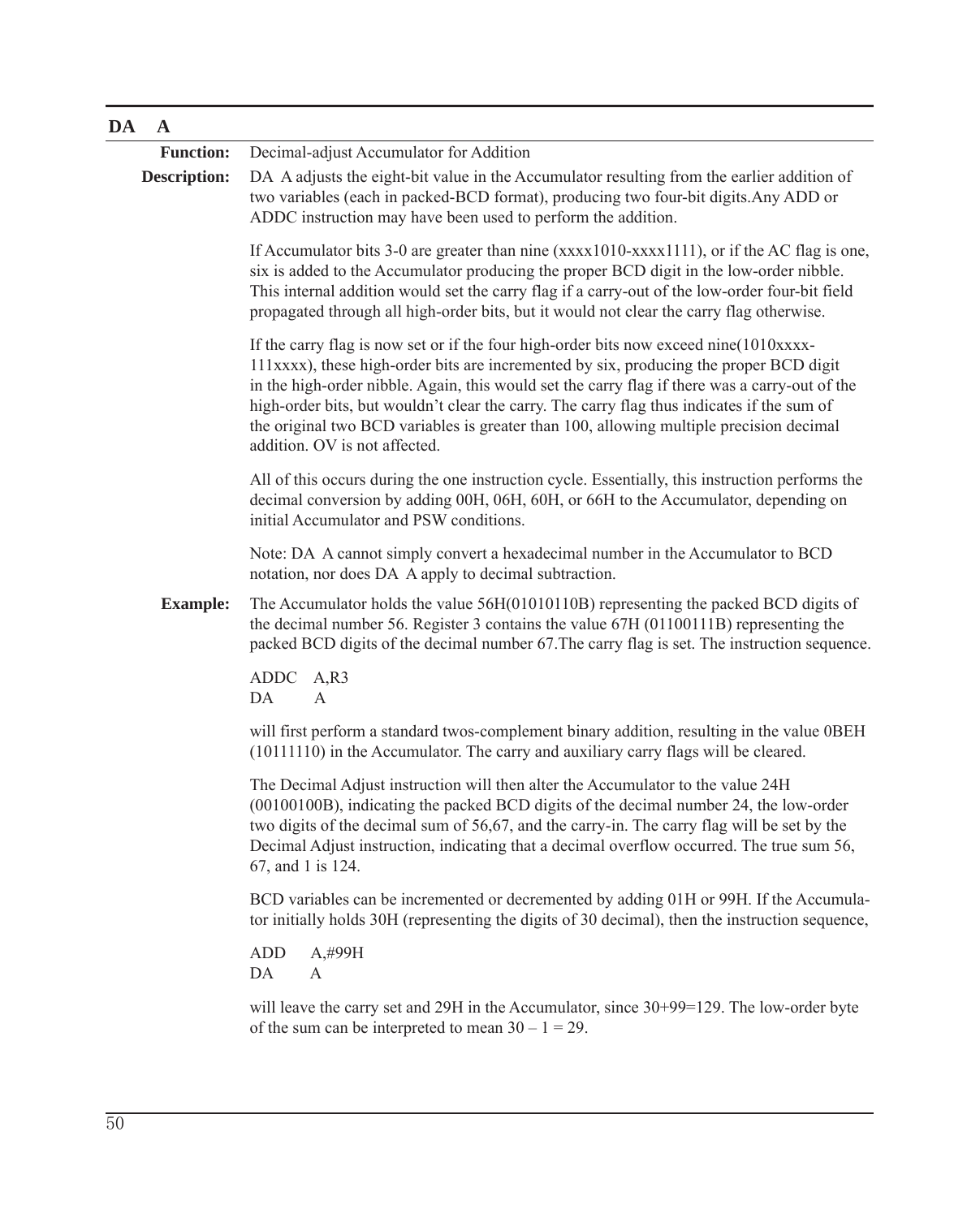## DA A

**Function:** Decimal-adjust Accumulator for Addition

**Description:** DA A adjusts the eight-bit value in the Accumulator resulting from the earlier addition of two variables (each in packed-BCD format), producing two four-bit digits.Any ADD or ADDC instruction may have been used to perform the addition.

If Accumulator bits 3-0 are greater than nine (xxxx1010-xxxx1111), or if the AC flag is one, six is added to the Accumulator producing the proper BCD digit in the low-order nibble. This internal addition would set the carry flag if a carry-out of the low-order four-bit field propagated through all high-order bits, but it would not clear the carry flag otherwise.

If the carry flag is now set or if the four high-order bits now exceed nine(1010xxxx-111xxxx), these high-order bits are incremented by six, producing the proper BCD digit in the high-order nibble. Again, this would set the carry flag if there was a carry-out of the high-order bits, but wouldn't clear the carry. The carry flag thus indicates if the sum of the original two BCD variables is greater than 100, allowing multiple precision decimal addition. OV is not affected.

All of this occurs during the one instruction cycle. Essentially, this instruction performs the decimal conversion by adding 00H, 06H, 60H, or 66H to the Accumulator, depending on initial Accumulator and PSW conditions.

Note: DA A cannot simply convert a hexadecimal number in the Accumulator to BCD notation, nor does DA A apply to decimal subtraction.

**Example:** The Accumulator holds the value 56H(01010110B) representing the packed BCD digits of the decimal number 56. Register 3 contains the value 67H (01100111B) representing the packed BCD digits of the decimal number 67.The carry flag is set. The instruction sequence.

```
ADDC   A,R3
DA     A
```

will first perform a standard twos-complement binary addition, resulting in the value 0BEH (10111110) in the Accumulator. The carry and auxiliary carry flags will be cleared.

The Decimal Adjust instruction will then alter the Accumulator to the value 24H (00100100B), indicating the packed BCD digits of the decimal number 24, the low-order two digits of the decimal sum of 56,67, and the carry-in. The carry flag will be set by the Decimal Adjust instruction, indicating that a decimal overflow occurred. The true sum 56, 67, and 1 is 124.

BCD variables can be incremented or decremented by adding 01H or 99H. If the Accumulator initially holds 30H (representing the digits of 30 decimal), then the instruction sequence,

```
ADD    A,#99H
DA     A
```

will leave the carry set and 29H in the Accumulator, since 30+99=129. The low-order byte of the sum can be interpreted to mean $30 - 1 = 29$.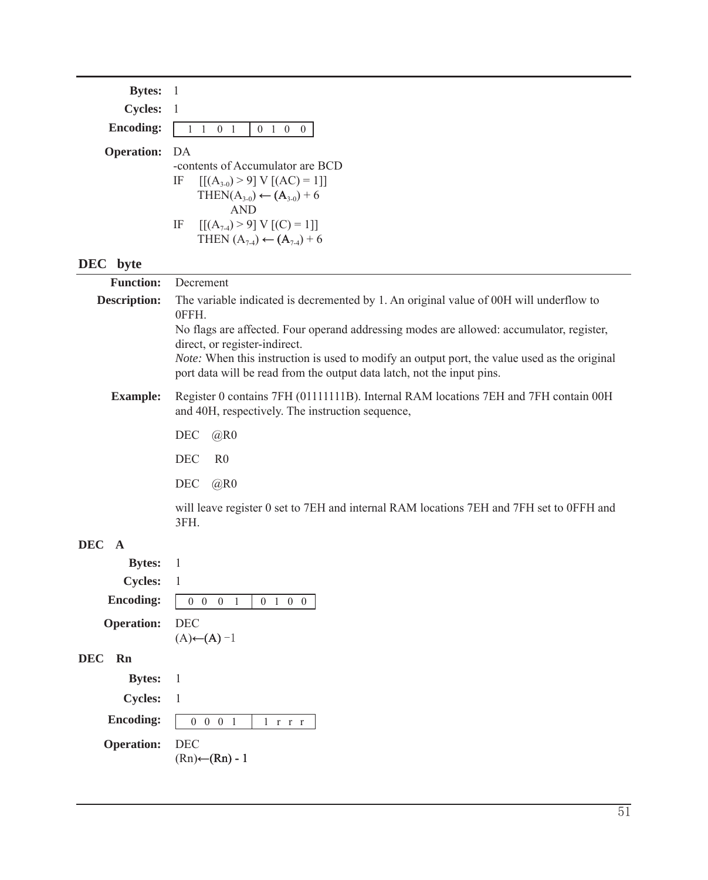**Bytes:** 1

**Cycles:** 1

**Encoding:** `1 1 0 1 | 0 1 0 0`

**Operation:** DA
-contents of Accumulator are BCD
IF $[[(A_{3-0}) > 9] \vee [(AC) = 1]]$
THEN $(A_{3-0}) \leftarrow (A_{3-0}) + 6$
AND
IF $[[(A_{7-4}) > 9] \vee [(C) = 1]]$
THEN $(A_{7-4}) \leftarrow (A_{7-4}) + 6$

## DEC byte

**Function:** Decrement

**Description:** The variable indicated is decremented by 1. An original value of 00H will underflow to 0FFH.
No flags are affected. Four operand addressing modes are allowed: accumulator, register, direct, or register-indirect.
*Note:* When this instruction is used to modify an output port, the value used as the original port data will be read from the output data latch, not the input pins.

**Example:** Register 0 contains 7FH (01111111B). Internal RAM locations 7EH and 7FH contain 00H and 40H, respectively. The instruction sequence,

```
DEC   @R0
DEC   R0
DEC   @R0
```

will leave register 0 set to 7EH and internal RAM locations 7EH and 7FH set to 0FFH and 3FH.

### DEC A

**Bytes:** 1

**Cycles:** 1

**Encoding:** `0 0 0 1 | 0 1 0 0`

**Operation:** DEC
$(A) \leftarrow (A) - 1$

### DEC Rn

**Bytes:** 1

**Cycles:** 1

**Encoding:** `0 0 0 1 | 1 r r r`

**Operation:** DEC
$(Rn) \leftarrow (Rn) - 1$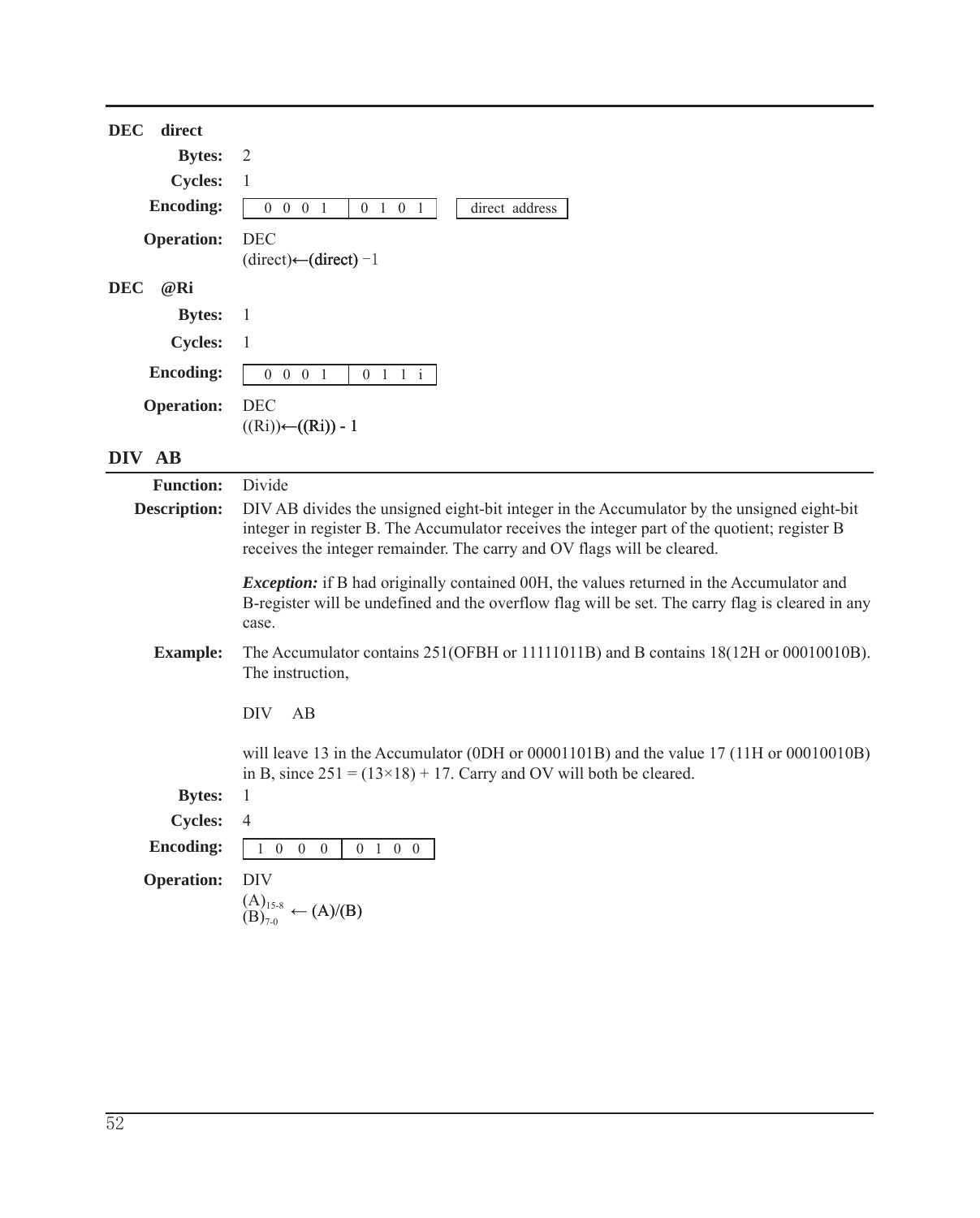**DEC direct**

**Bytes:** 2

**Cycles:** 1

**Encoding:**

| 0 0 0 1 | 0 1 0 1 | direct address |
|---|---|---|

**Operation:** DEC
(direct)←(direct) −1

**DEC @Ri**

**Bytes:** 1

**Cycles:** 1

**Encoding:**

| 0 0 0 1 | 0 1 1 i |
|---|---|

**Operation:** DEC
((Ri))←((Ri)) - 1

## DIV AB

**Function:** Divide

**Description:** DIV AB divides the unsigned eight-bit integer in the Accumulator by the unsigned eight-bit integer in register B. The Accumulator receives the integer part of the quotient; register B receives the integer remainder. The carry and OV flags will be cleared.

***Exception:*** if B had originally contained 00H, the values returned in the Accumulator and B-register will be undefined and the overflow flag will be set. The carry flag is cleared in any case.

**Example:** The Accumulator contains 251(OFBH or 11111011B) and B contains 18(12H or 00010010B). The instruction,

```
DIV    AB
```

will leave 13 in the Accumulator (0DH or 00001101B) and the value 17 (11H or 00010010B) in B, since 251 = (13×18) + 17. Carry and OV will both be cleared.

**Bytes:** 1

**Cycles:** 4

**Encoding:**

| 1 0 0 0 | 0 1 0 0 |
|---|---|

**Operation:** DIV

$(A)_{15-8}$
$(B)_{7-0}$ ← (A)/(B)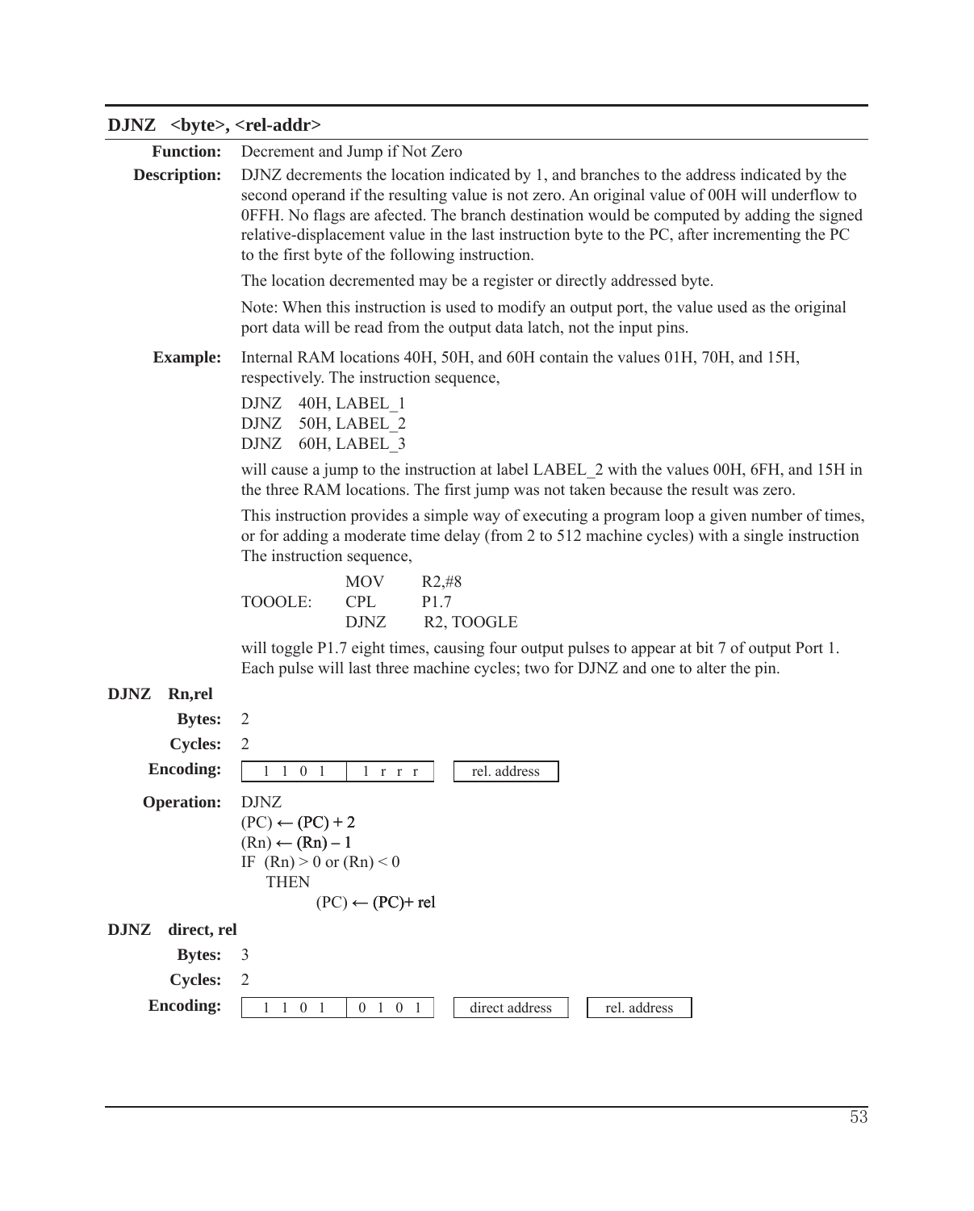## DJNZ <byte>, <rel-addr>

**Function:** Decrement and Jump if Not Zero

**Description:** DJNZ decrements the location indicated by 1, and branches to the address indicated by the second operand if the resulting value is not zero. An original value of 00H will underflow to 0FFH. No flags are afected. The branch destination would be computed by adding the signed relative-displacement value in the last instruction byte to the PC, after incrementing the PC to the first byte of the following instruction.

The location decremented may be a register or directly addressed byte.

Note: When this instruction is used to modify an output port, the value used as the original port data will be read from the output data latch, not the input pins.

**Example:** Internal RAM locations 40H, 50H, and 60H contain the values 01H, 70H, and 15H, respectively. The instruction sequence,

```
DJNZ   40H, LABEL_1
DJNZ   50H, LABEL_2
DJNZ   60H, LABEL_3
```

will cause a jump to the instruction at label LABEL_2 with the values 00H, 6FH, and 15H in the three RAM locations. The first jump was not taken because the result was zero.

This instruction provides a simple way of executing a program loop a given number of times, or for adding a moderate time delay (from 2 to 512 machine cycles) with a single instruction The instruction sequence,

```
            MOV     R2,#8
TOOOLE:     CPL     P1.7
            DJNZ    R2, TOOGLE
```

will toggle P1.7 eight times, causing four output pulses to appear at bit 7 of output Port 1. Each pulse will last three machine cycles; two for DJNZ and one to alter the pin.

### DJNZ Rn,rel

**Bytes:** 2

**Cycles:** 2

**Encoding:**

| 1 1 0 1 | 1 r r r | rel. address |
|---|---|---|

**Operation:** DJNZ

(PC) ← (PC) + 2
(Rn) ← (Rn) – 1
IF (Rn) > 0 or (Rn) < 0
THEN
(PC) ← (PC)+ rel

### DJNZ direct, rel

**Bytes:** 3

**Cycles:** 2

**Encoding:**

| 1 1 0 1 | 0 1 0 1 | direct address | rel. address |
|---|---|---|---|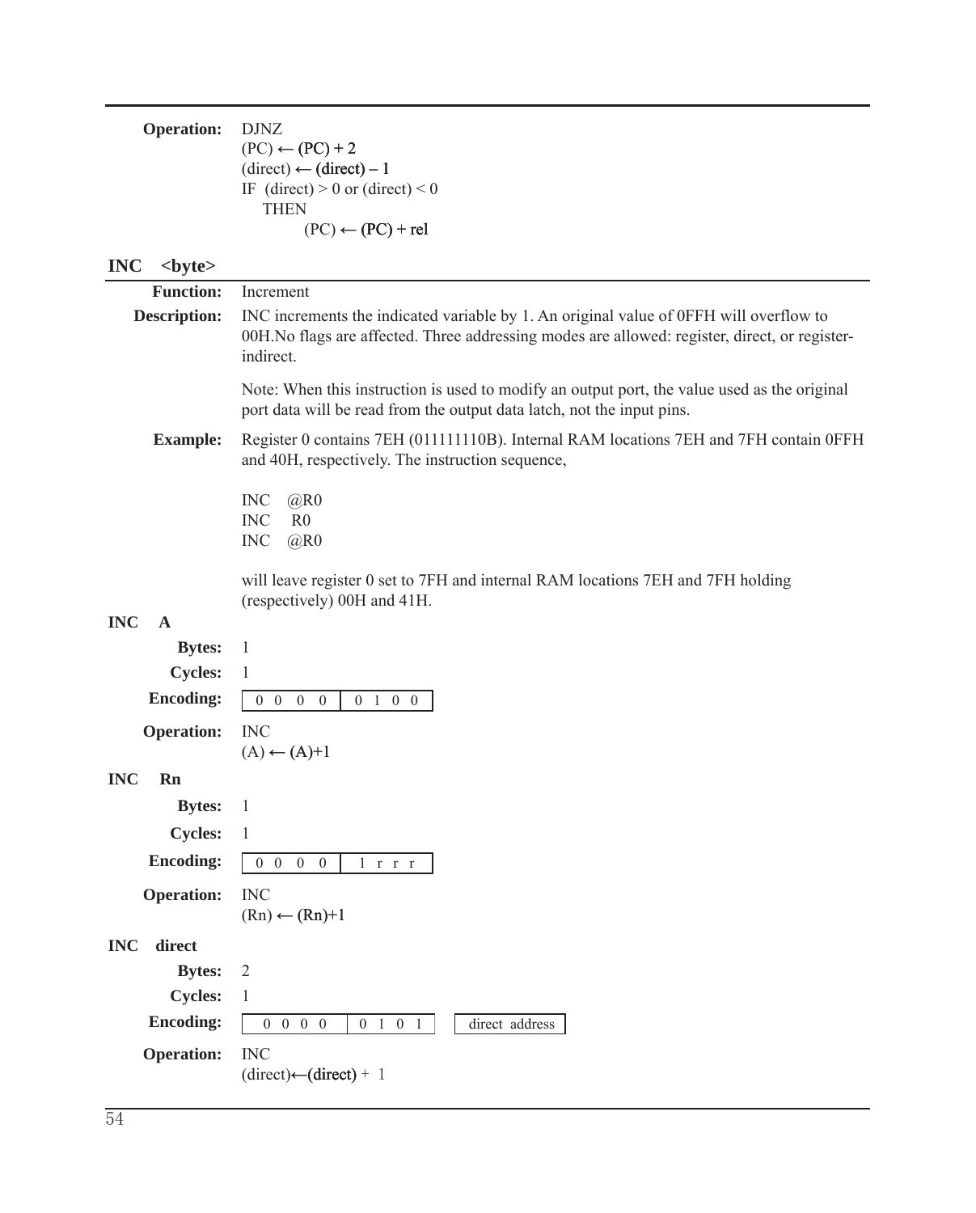**Operation:** DJNZ
(PC) ← (PC) + 2
(direct) ← (direct) – 1
IF (direct) > 0 or (direct) < 0
THEN
(PC) ← (PC) + rel

## INC <byte>

**Function:** Increment

**Description:** INC increments the indicated variable by 1. An original value of 0FFH will overflow to 00H.No flags are affected. Three addressing modes are allowed: register, direct, or register-indirect.

Note: When this instruction is used to modify an output port, the value used as the original port data will be read from the output data latch, not the input pins.

**Example:** Register 0 contains 7EH (011111110B). Internal RAM locations 7EH and 7FH contain 0FFH and 40H, respectively. The instruction sequence,

```
INC   @R0
INC    R0
INC   @R0
```

will leave register 0 set to 7FH and internal RAM locations 7EH and 7FH holding (respectively) 00H and 41H.

### INC A

**Bytes:** 1

**Cycles:** 1

**Encoding:** | 0 0 0 0 | 0 1 0 0 |

**Operation:** INC
(A) ← (A)+1

### INC Rn

**Bytes:** 1

**Cycles:** 1

**Encoding:** | 0 0 0 0 | 1 r r r |

**Operation:** INC
(Rn) ← (Rn)+1

### INC direct

**Bytes:** 2

**Cycles:** 1

**Encoding:** | 0 0 0 0 | 0 1 0 1 | | direct address |

**Operation:** INC
(direct)←(direct) + 1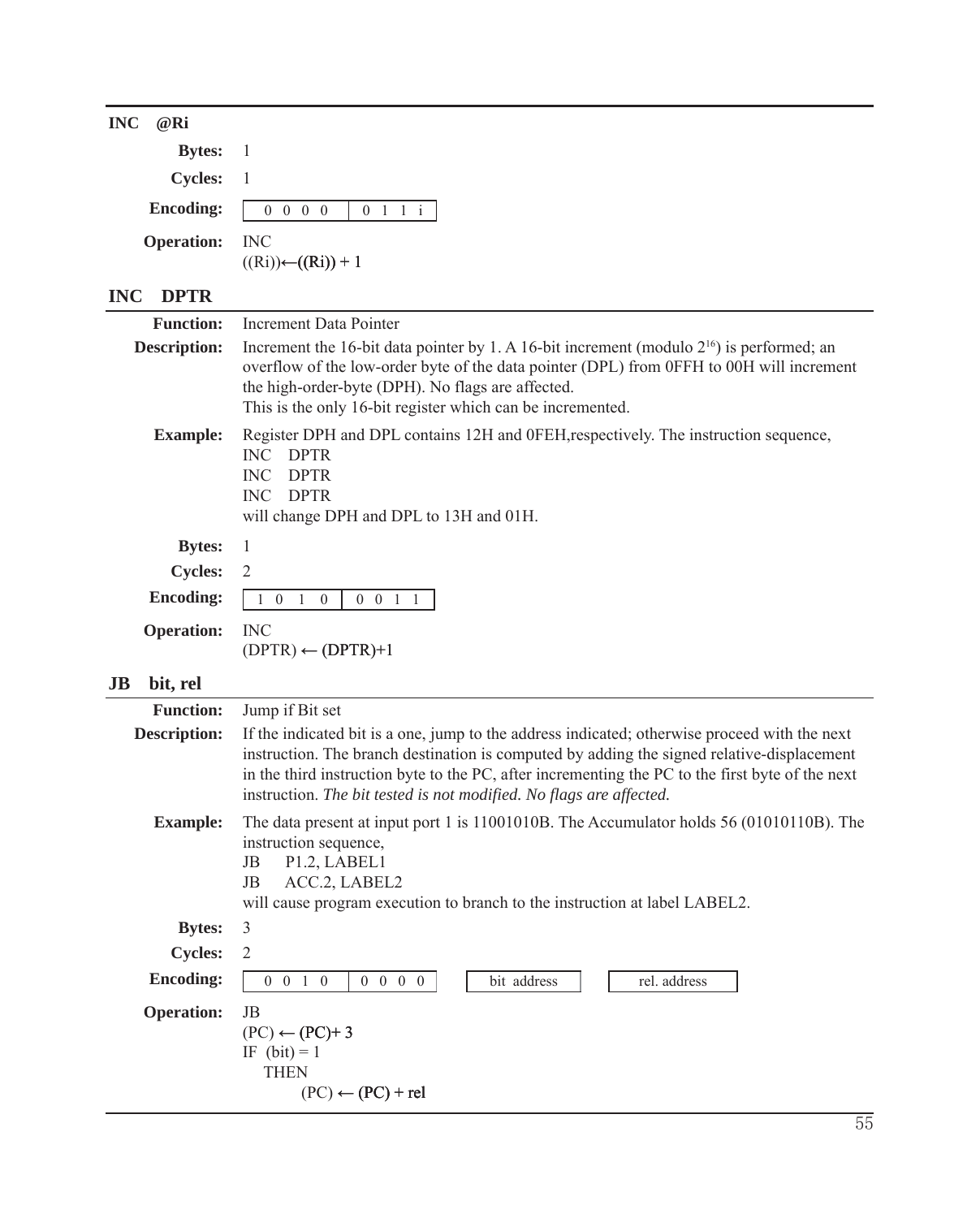## INC @Ri

**Bytes:** 1

**Cycles:** 1

**Encoding:** `0 0 0 0 | 0 1 1 i`

**Operation:** INC
$((Ri)) \leftarrow ((Ri)) + 1$

## INC DPTR

**Function:** Increment Data Pointer

**Description:** Increment the 16-bit data pointer by 1. A 16-bit increment (modulo $2^{16}$) is performed; an overflow of the low-order byte of the data pointer (DPL) from 0FFH to 00H will increment the high-order-byte (DPH). No flags are affected.
This is the only 16-bit register which can be incremented.

**Example:** Register DPH and DPL contains 12H and 0FEH,respectively. The instruction sequence,

```
INC   DPTR
INC   DPTR
INC   DPTR
```

will change DPH and DPL to 13H and 01H.

**Bytes:** 1

**Cycles:** 2

**Encoding:** `1 0 1 0 | 0 0 1 1`

**Operation:** INC
$(DPTR) \leftarrow (DPTR)+1$

## JB bit, rel

**Function:** Jump if Bit set

**Description:** If the indicated bit is a one, jump to the address indicated; otherwise proceed with the next instruction. The branch destination is computed by adding the signed relative-displacement in the third instruction byte to the PC, after incrementing the PC to the first byte of the next instruction. *The bit tested is not modified. No flags are affected.*

**Example:** The data present at input port 1 is 11001010B. The Accumulator holds 56 (01010110B). The instruction sequence,

```
JB    P1.2, LABEL1
JB    ACC.2, LABEL2
```

will cause program execution to branch to the instruction at label LABEL2.

**Bytes:** 3

**Cycles:** 2

**Encoding:** `0 0 1 0 | 0 0 0 0` `bit address` `rel. address`

**Operation:** JB
$(PC) \leftarrow (PC)+ 3$
IF (bit) = 1
THEN
$(PC) \leftarrow (PC) + rel$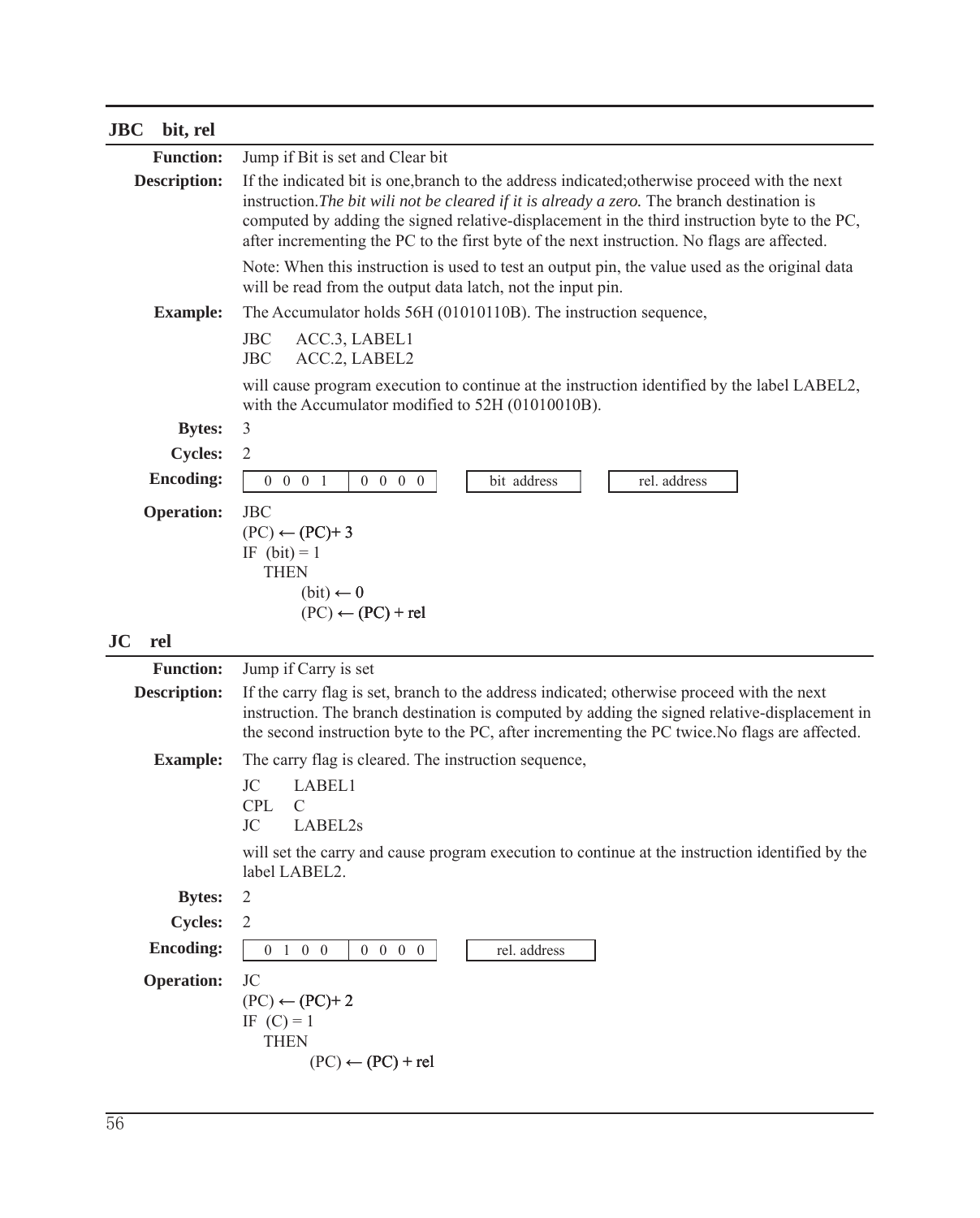## JBC bit, rel

**Function:** Jump if Bit is set and Clear bit

**Description:** If the indicated bit is one,branch to the address indicated;otherwise proceed with the next instruction.*The bit wili not be cleared if it is already a zero.* The branch destination is computed by adding the signed relative-displacement in the third instruction byte to the PC, after incrementing the PC to the first byte of the next instruction. No flags are affected.

Note: When this instruction is used to test an output pin, the value used as the original data will be read from the output data latch, not the input pin.

**Example:** The Accumulator holds 56H (01010110B). The instruction sequence,

```
JBC     ACC.3, LABEL1
JBC     ACC.2, LABEL2
```

will cause program execution to continue at the instruction identified by the label LABEL2, with the Accumulator modified to 52H (01010010B).

**Bytes:** 3

**Cycles:** 2

**Encoding:**

| 0 0 0 1 | 0 0 0 0 | bit address | rel. address |
|---|---|---|---|

**Operation:**

```
JBC
(PC) ← (PC)+ 3
IF  (bit) = 1
   THEN
         (bit) ← 0
         (PC) ← (PC) + rel
```

## JC rel

**Function:** Jump if Carry is set

**Description:** If the carry flag is set, branch to the address indicated; otherwise proceed with the next instruction. The branch destination is computed by adding the signed relative-displacement in the second instruction byte to the PC, after incrementing the PC twice.No flags are affected.

**Example:** The carry flag is cleared. The instruction sequence,

```
JC      LABEL1
CPL     C
JC      LABEL2s
```

will set the carry and cause program execution to continue at the instruction identified by the label LABEL2.

**Bytes:** 2

**Cycles:** 2

**Encoding:**

| 0 1 0 0 | 0 0 0 0 | rel. address |
|---|---|---|

**Operation:**

```
JC
(PC) ← (PC)+ 2
IF  (C) = 1
   THEN
          (PC) ← (PC) + rel
```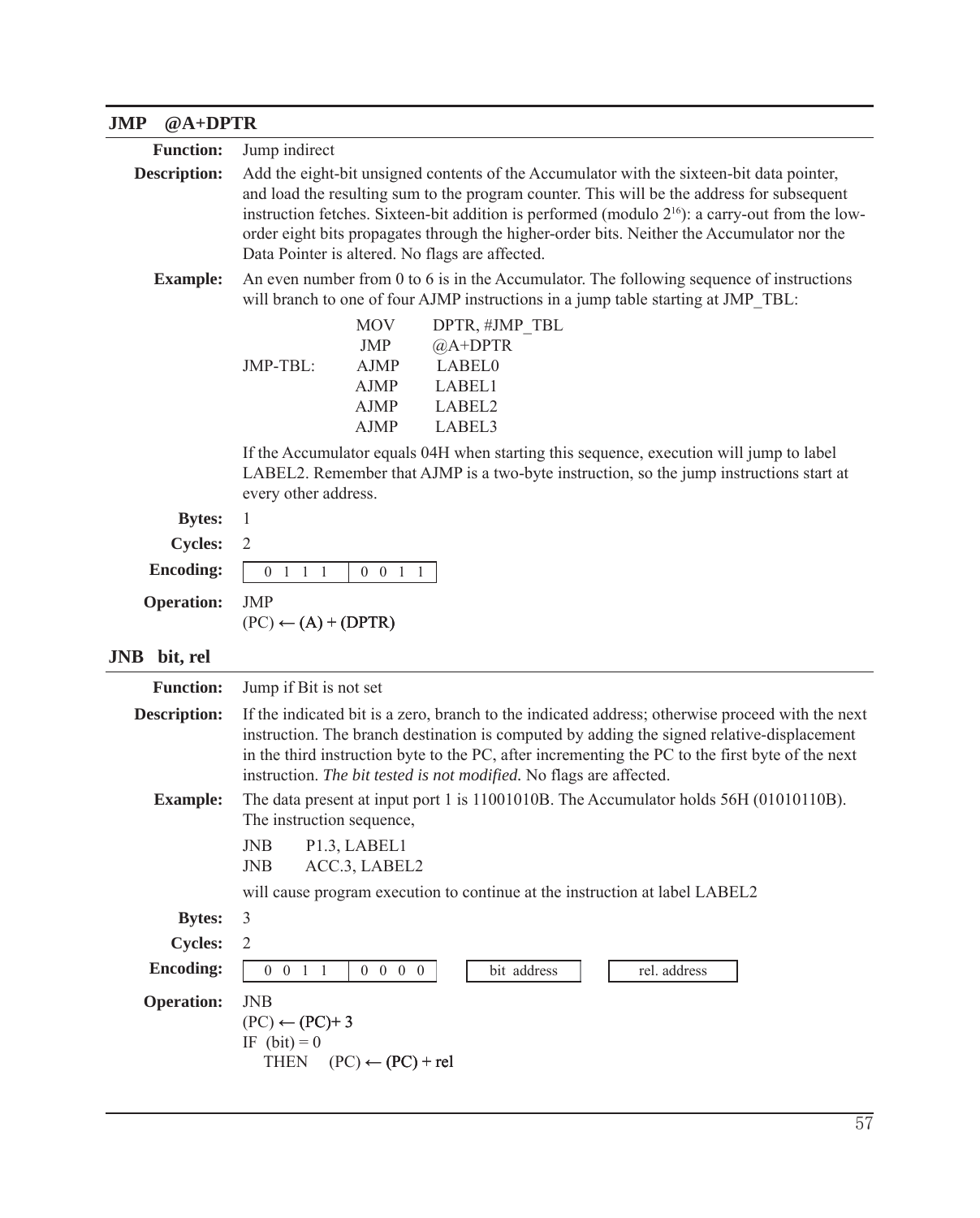## JMP @A+DPTR

**Function:** Jump indirect

**Description:** Add the eight-bit unsigned contents of the Accumulator with the sixteen-bit data pointer, and load the resulting sum to the program counter. This will be the address for subsequent instruction fetches. Sixteen-bit addition is performed (modulo $2^{16}$): a carry-out from the low-order eight bits propagates through the higher-order bits. Neither the Accumulator nor the Data Pointer is altered. No flags are affected.

**Example:** An even number from 0 to 6 is in the Accumulator. The following sequence of instructions will branch to one of four AJMP instructions in a jump table starting at JMP_TBL:

```
            MOV     DPTR, #JMP_TBL
            JMP     @A+DPTR
JMP-TBL:    AJMP    LABEL0
            AJMP    LABEL1
            AJMP    LABEL2
            AJMP    LABEL3
```

If the Accumulator equals 04H when starting this sequence, execution will jump to label LABEL2. Remember that AJMP is a two-byte instruction, so the jump instructions start at every other address.

**Bytes:** 1

**Cycles:** 2

**Encoding:**

| 0 1 1 1 | 0 0 1 1 |
|---|---|

**Operation:** JMP
(PC) ← (A) + (DPTR)

## JNB bit, rel

**Function:** Jump if Bit is not set

**Description:** If the indicated bit is a zero, branch to the indicated address; otherwise proceed with the next instruction. The branch destination is computed by adding the signed relative-displacement in the third instruction byte to the PC, after incrementing the PC to the first byte of the next instruction. *The bit tested is not modified.* No flags are affected.

**Example:** The data present at input port 1 is 11001010B. The Accumulator holds 56H (01010110B). The instruction sequence,

```
JNB     P1.3, LABEL1
JNB     ACC.3, LABEL2
```

will cause program execution to continue at the instruction at label LABEL2

**Bytes:** 3

**Cycles:** 2

**Encoding:**

| 0 0 1 1 | 0 0 0 0 | bit address | rel. address |
|---|---|---|---|

**Operation:** JNB
(PC) ← (PC)+ 3
IF (bit) = 0
THEN (PC) ← (PC) + rel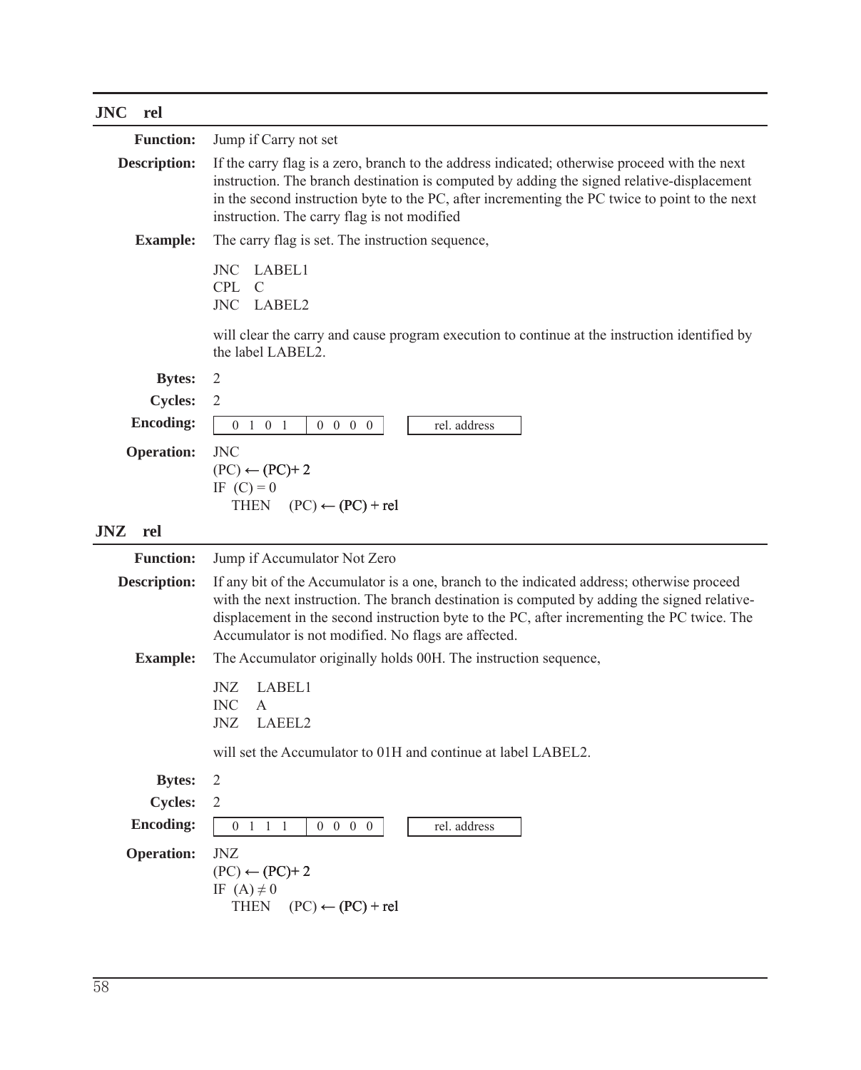## JNC rel

**Function:** Jump if Carry not set

**Description:** If the carry flag is a zero, branch to the address indicated; otherwise proceed with the next instruction. The branch destination is computed by adding the signed relative-displacement in the second instruction byte to the PC, after incrementing the PC twice to point to the next instruction. The carry flag is not modified

**Example:** The carry flag is set. The instruction sequence,

```
JNC   LABEL1
CPL   C
JNC   LABEL2
```

will clear the carry and cause program execution to continue at the instruction identified by the label LABEL2.

**Bytes:** 2

**Cycles:** 2

**Encoding:**

| 0 1 0 1 | 0 0 0 0 | rel. address |
|---|---|---|

**Operation:** JNC

```
(PC) ← (PC)+ 2
IF  (C) = 0
   THEN    (PC) ← (PC) + rel
```

## JNZ rel

**Function:** Jump if Accumulator Not Zero

**Description:** If any bit of the Accumulator is a one, branch to the indicated address; otherwise proceed with the next instruction. The branch destination is computed by adding the signed relative-displacement in the second instruction byte to the PC, after incrementing the PC twice. The Accumulator is not modified. No flags are affected.

**Example:** The Accumulator originally holds 00H. The instruction sequence,

```
JNZ   LABEL1
INC   A
JNZ   LAEEL2
```

will set the Accumulator to 01H and continue at label LABEL2.

**Bytes:** 2

**Cycles:** 2

**Encoding:**

| 0 1 1 1 | 0 0 0 0 | rel. address |
|---|---|---|

**Operation:** JNZ

```
(PC) ← (PC)+ 2
IF  (A) ≠ 0
   THEN    (PC) ← (PC) + rel
```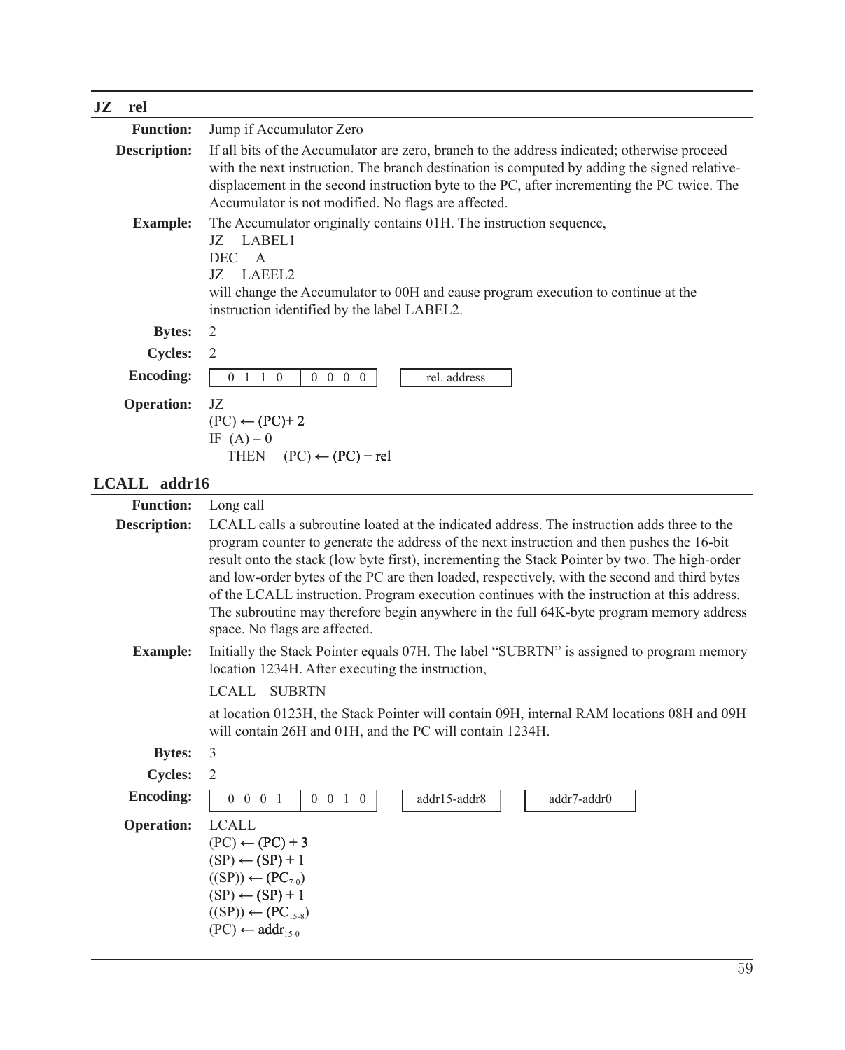## JZ rel

**Function:** Jump if Accumulator Zero

**Description:** If all bits of the Accumulator are zero, branch to the address indicated; otherwise proceed with the next instruction. The branch destination is computed by adding the signed relative-displacement in the second instruction byte to the PC, after incrementing the PC twice. The Accumulator is not modified. No flags are affected.

**Example:** The Accumulator originally contains 01H. The instruction sequence,

```
JZ   LABEL1
DEC  A
JZ   LAEEL2
```

will change the Accumulator to 00H and cause program execution to continue at the instruction identified by the label LABEL2.

**Bytes:** 2

**Cycles:** 2

**Encoding:**

| 0 1 1 0 | 0 0 0 0 | rel. address |
|---|---|---|

**Operation:** JZ

(PC) ← (PC)+ 2
IF (A) = 0
  THEN  (PC) ← (PC) + rel

## LCALL addr16

**Function:** Long call

**Description:** LCALL calls a subroutine loated at the indicated address. The instruction adds three to the program counter to generate the address of the next instruction and then pushes the 16-bit result onto the stack (low byte first), incrementing the Stack Pointer by two. The high-order and low-order bytes of the PC are then loaded, respectively, with the second and third bytes of the LCALL instruction. Program execution continues with the instruction at this address. The subroutine may therefore begin anywhere in the full 64K-byte program memory address space. No flags are affected.

**Example:** Initially the Stack Pointer equals 07H. The label "SUBRTN" is assigned to program memory location 1234H. After executing the instruction,

LCALL SUBRTN

at location 0123H, the Stack Pointer will contain 09H, internal RAM locations 08H and 09H will contain 26H and 01H, and the PC will contain 1234H.

**Bytes:** 3

**Cycles:** 2

**Encoding:**

| 0 0 0 1 | 0 0 1 0 | addr15-addr8 | addr7-addr0 |
|---|---|---|---|

**Operation:** LCALL

(PC) ← (PC) + 3
(SP) ← (SP) + 1
((SP)) ← ($PC_{7-0}$)
(SP) ← (SP) + 1
((SP)) ← ($PC_{15-8}$)
(PC) ← $addr_{15-0}$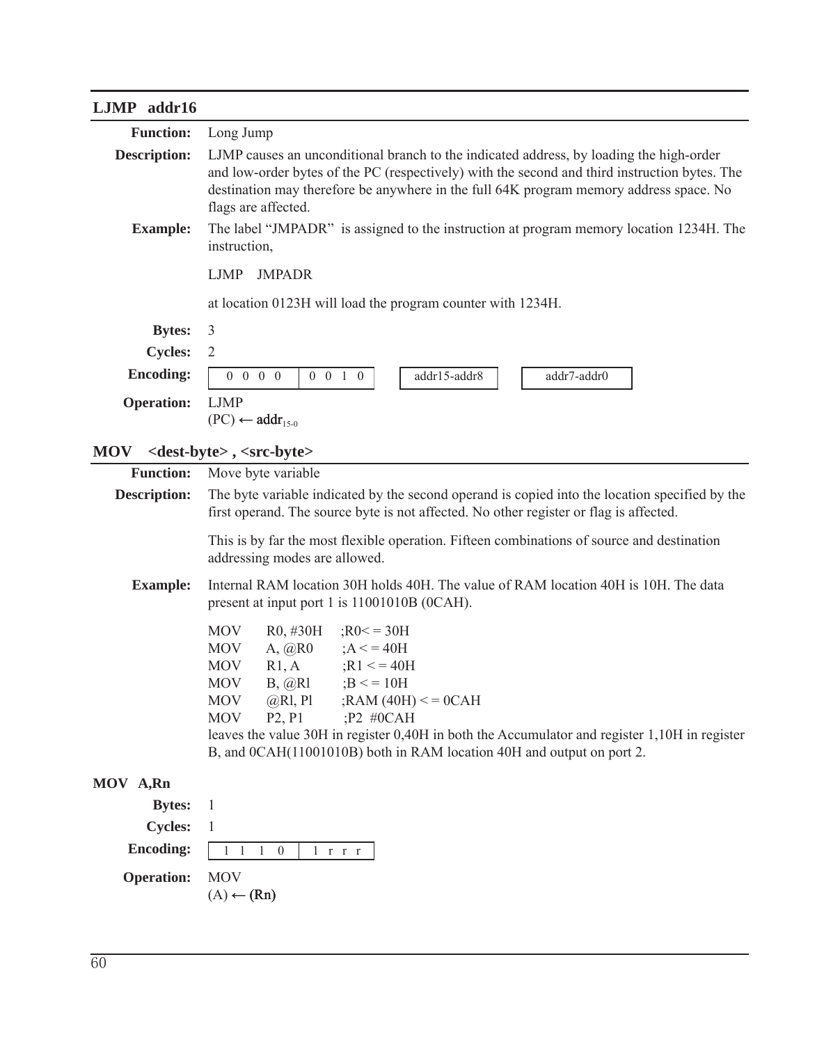## LJMP addr16

**Function:** Long Jump

**Description:** LJMP causes an unconditional branch to the indicated address, by loading the high-order and low-order bytes of the PC (respectively) with the second and third instruction bytes. The destination may therefore be anywhere in the full 64K program memory address space. No flags are affected.

**Example:** The label “JMPADR” is assigned to the instruction at program memory location 1234H. The instruction,

LJMP JMPADR

at location 0123H will load the program counter with 1234H.

**Bytes:** 3

**Cycles:** 2

**Encoding:**

| 0 0 0 0 | 0 0 1 0 | addr15-addr8 | addr7-addr0 |
|---|---|---|---|

**Operation:** LJMP
$(PC) \leftarrow addr_{15-0}$

## MOV <dest-byte> , <src-byte>

**Function:** Move byte variable

**Description:** The byte variable indicated by the second operand is copied into the location specified by the first operand. The source byte is not affected. No other register or flag is affected.

This is by far the most flexible operation. Fifteen combinations of source and destination addressing modes are allowed.

**Example:** Internal RAM location 30H holds 40H. The value of RAM location 40H is 10H. The data present at input port 1 is 11001010B (0CAH).

```
MOV    R0, #30H    ;R0< = 30H
MOV    A, @R0      ;A < = 40H
MOV    R1, A       ;R1 < = 40H
MOV    B, @Rl      ;B < = 10H
MOV    @Rl, Pl     ;RAM (40H) < = 0CAH
MOV    P2, P1      ;P2 #0CAH
```

leaves the value 30H in register 0,40H in both the Accumulator and register 1,10H in register B, and 0CAH(11001010B) both in RAM location 40H and output on port 2.

### MOV A,Rn

**Bytes:** 1

**Cycles:** 1

**Encoding:**

| 1 1 1 0 | 1 r r r |
|---|---|

**Operation:** MOV
$(A) \leftarrow (Rn)$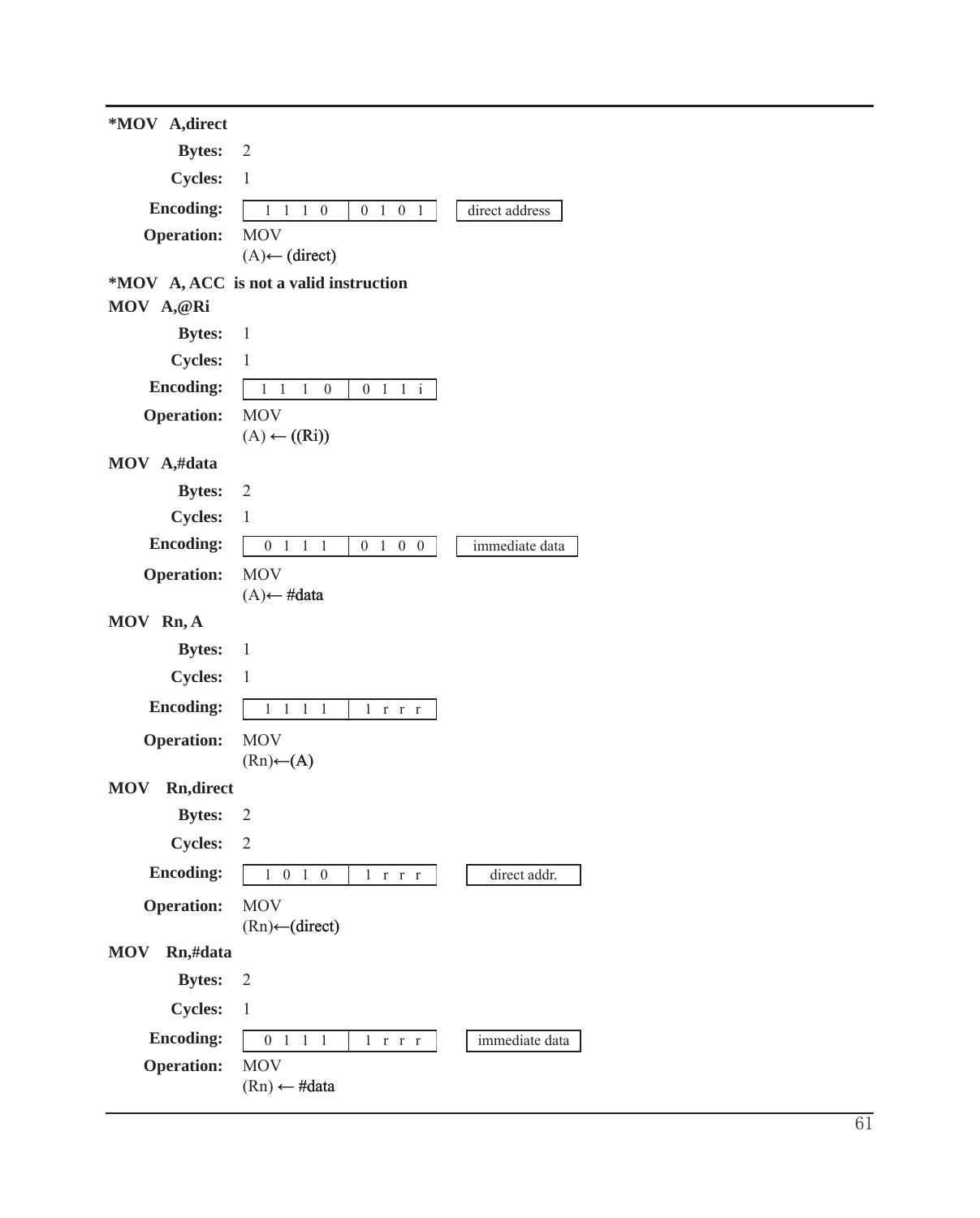**\*MOV A,direct**

**Bytes:** 2

**Cycles:** 1

**Encoding:** | 1 1 1 0 | 0 1 0 1 | | direct address |

**Operation:** MOV
(A)← (direct)

**\*MOV A, ACC is not a valid instruction**

**MOV A,@Ri**

**Bytes:** 1

**Cycles:** 1

**Encoding:** | 1 1 1 0 | 0 1 1 i |

**Operation:** MOV
(A) ← ((Ri))

**MOV A,#data**

**Bytes:** 2

**Cycles:** 1

**Encoding:** | 0 1 1 1 | 0 1 0 0 | | immediate data |

**Operation:** MOV
(A)← #data

**MOV Rn, A**

**Bytes:** 1

**Cycles:** 1

**Encoding:** | 1 1 1 1 | 1 r r r |

**Operation:** MOV
(Rn)←(A)

**MOV Rn,direct**

**Bytes:** 2

**Cycles:** 2

**Encoding:** | 1 0 1 0 | 1 r r r | | direct addr. |

**Operation:** MOV
(Rn)←(direct)

**MOV Rn,#data**

**Bytes:** 2

**Cycles:** 1

**Encoding:** | 0 1 1 1 | 1 r r r | | immediate data |

**Operation:** MOV
(Rn) ← #data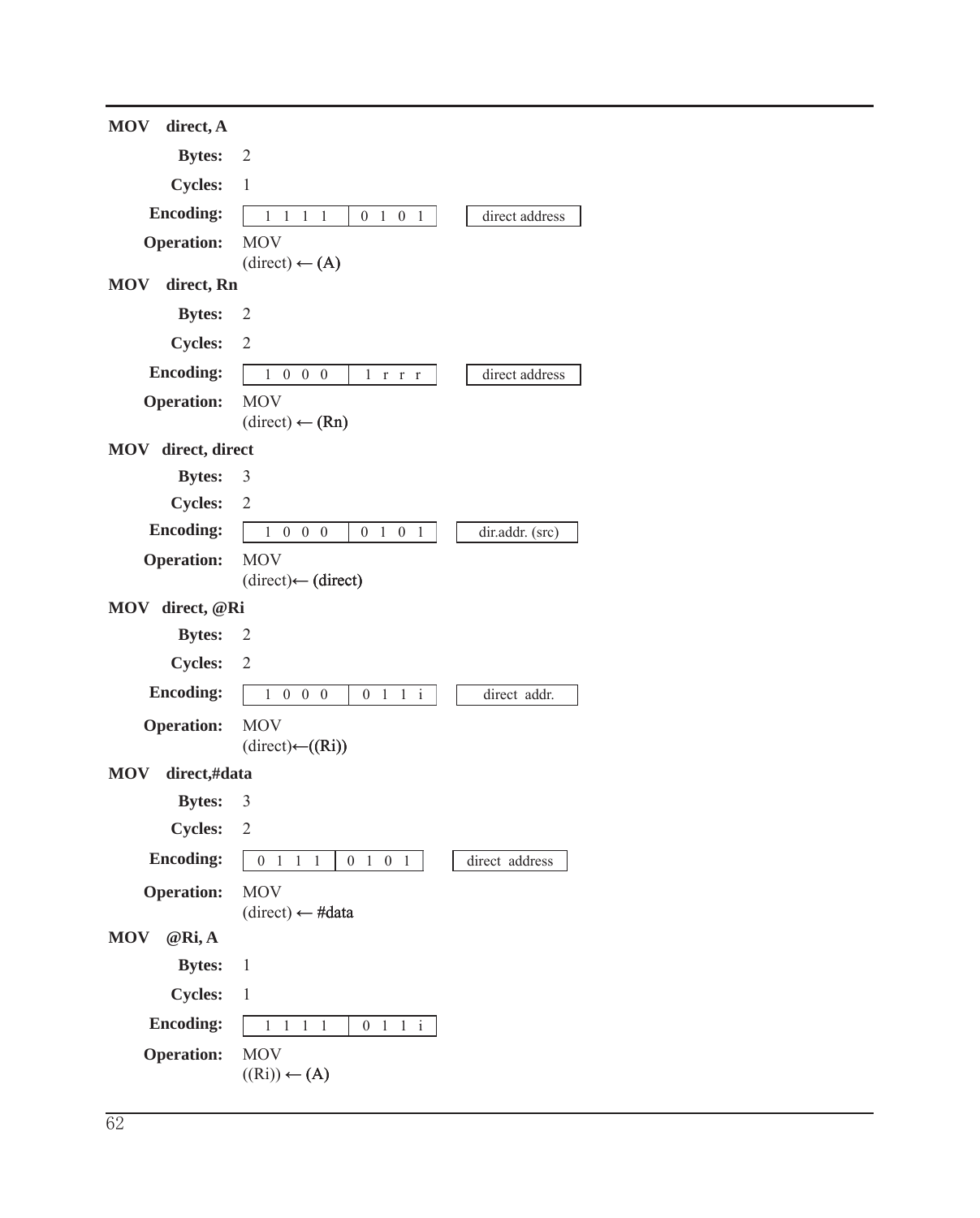**MOV direct, A**

**Bytes:** 2

**Cycles:** 1

**Encoding:**

| 1 1 1 1 | 0 1 0 1 | | direct address |
|---|---|---|---|

**Operation:** MOV
(direct) ← (A)

**MOV direct, Rn**

**Bytes:** 2

**Cycles:** 2

**Encoding:**

| 1 0 0 0 | 1 r r r | | direct address |
|---|---|---|---|

**Operation:** MOV
(direct) ← (Rn)

**MOV direct, direct**

**Bytes:** 3

**Cycles:** 2

**Encoding:**

| 1 0 0 0 | 0 1 0 1 | | dir.addr. (src) |
|---|---|---|---|

**Operation:** MOV
(direct)← (direct)

**MOV direct, @Ri**

**Bytes:** 2

**Cycles:** 2

**Encoding:**

| 1 0 0 0 | 0 1 1 i | | direct addr. |
|---|---|---|---|

**Operation:** MOV
(direct)←((Ri))

**MOV direct,#data**

**Bytes:** 3

**Cycles:** 2

**Encoding:**

| 0 1 1 1 | 0 1 0 1 | | direct address |
|---|---|---|---|

**Operation:** MOV
(direct) ← #data

**MOV @Ri, A**

**Bytes:** 1

**Cycles:** 1

**Encoding:**

| 1 1 1 1 | 0 1 1 i |
|---|---|

**Operation:** MOV
((Ri)) ← (A)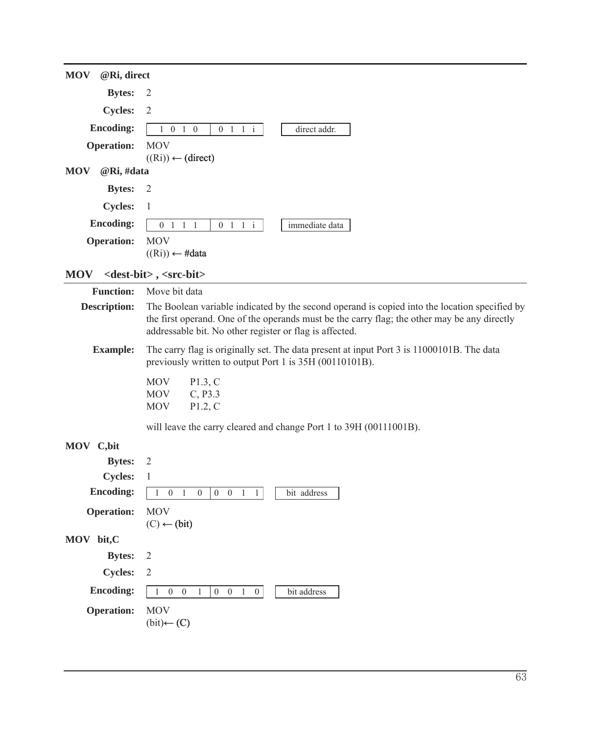### MOV @Ri, direct

**Bytes:** 2

**Cycles:** 2

**Encoding:**

| 1 0 1 0 | 0 1 1 i | | direct addr. |
|---|---|---|---|

**Operation:** MOV
((Ri)) ← (direct)

### MOV @Ri, #data

**Bytes:** 2

**Cycles:** 1

**Encoding:**

| 0 1 1 1 | 0 1 1 i | | immediate data |
|---|---|---|---|

**Operation:** MOV
((Ri)) ← #data

## MOV <dest-bit> , <src-bit>

**Function:** Move bit data

**Description:** The Boolean variable indicated by the second operand is copied into the location specified by the first operand. One of the operands must be the carry flag; the other may be any directly addressable bit. No other register or flag is affected.

**Example:** The carry flag is originally set. The data present at input Port 3 is 11000101B. The data previously written to output Port 1 is 35H (00110101B).

```
MOV     P1.3, C
MOV     C, P3.3
MOV     P1.2, C
```

will leave the carry cleared and change Port 1 to 39H (00111001B).

### MOV C,bit

**Bytes:** 2

**Cycles:** 1

**Encoding:**

| 1 0 1 0 | 0 0 1 1 | | bit address |
|---|---|---|---|

**Operation:** MOV
(C) ← (bit)

### MOV bit,C

**Bytes:** 2

**Cycles:** 2

**Encoding:**

| 1 0 0 1 | 0 0 1 0 | | bit address |
|---|---|---|---|

**Operation:** MOV
(bit)← (C)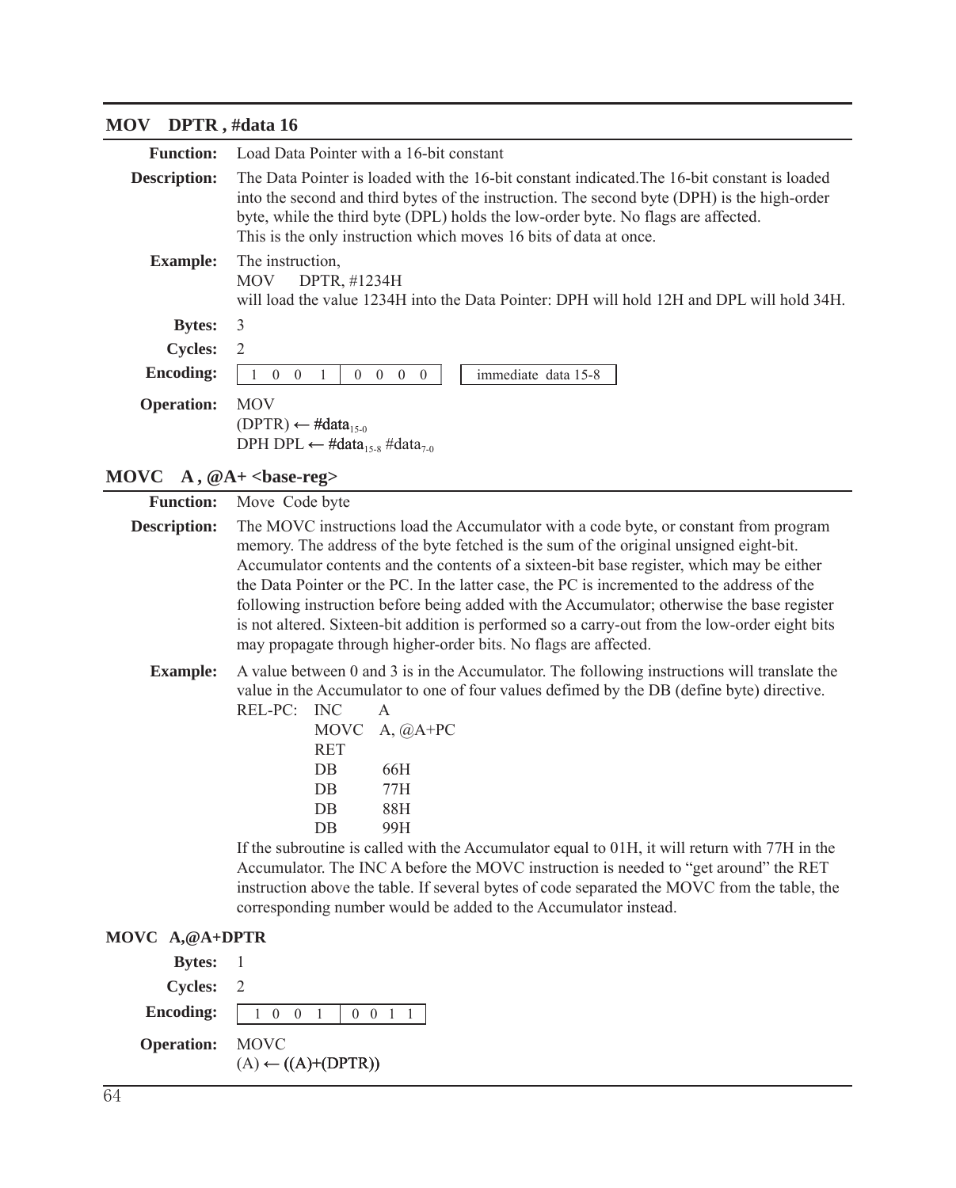## MOV DPTR , #data 16

**Function:** Load Data Pointer with a 16-bit constant

**Description:** The Data Pointer is loaded with the 16-bit constant indicated.The 16-bit constant is loaded into the second and third bytes of the instruction. The second byte (DPH) is the high-order byte, while the third byte (DPL) holds the low-order byte. No flags are affected.
This is the only instruction which moves 16 bits of data at once.

**Example:** The instruction,

```
MOV     DPTR, #1234H
```

will load the value 1234H into the Data Pointer: DPH will hold 12H and DPL will hold 34H.

**Bytes:** 3

**Cycles:** 2

**Encoding:**

| 1 0 0 1 | 0 0 0 0 | | immediate data 15-8 |
|---|---|---|---|

**Operation:** MOV
(DPTR) ← $\#data_{15-0}$
DPH DPL ← $\#data_{15-8}$ $\#data_{7-0}$

## MOVC A , @A+ <base-reg>

**Function:** Move Code byte

**Description:** The MOVC instructions load the Accumulator with a code byte, or constant from program memory. The address of the byte fetched is the sum of the original unsigned eight-bit. Accumulator contents and the contents of a sixteen-bit base register, which may be either the Data Pointer or the PC. In the latter case, the PC is incremented to the address of the following instruction before being added with the Accumulator; otherwise the base register is not altered. Sixteen-bit addition is performed so a carry-out from the low-order eight bits may propagate through higher-order bits. No flags are affected.

**Example:** A value between 0 and 3 is in the Accumulator. The following instructions will translate the value in the Accumulator to one of four values defimed by the DB (define byte) directive.

```
REL-PC:  INC     A
         MOVC    A, @A+PC
         RET
         DB      66H
         DB      77H
         DB      88H
         DB      99H
```

If the subroutine is called with the Accumulator equal to 01H, it will return with 77H in the Accumulator. The INC A before the MOVC instruction is needed to “get around” the RET instruction above the table. If several bytes of code separated the MOVC from the table, the corresponding number would be added to the Accumulator instead.

### MOVC A,@A+DPTR

**Bytes:** 1

**Cycles:** 2

**Encoding:**

| 1 0 0 1 | 0 0 1 1 |
|---|---|

**Operation:** MOVC
(A) ← ((A)+(DPTR))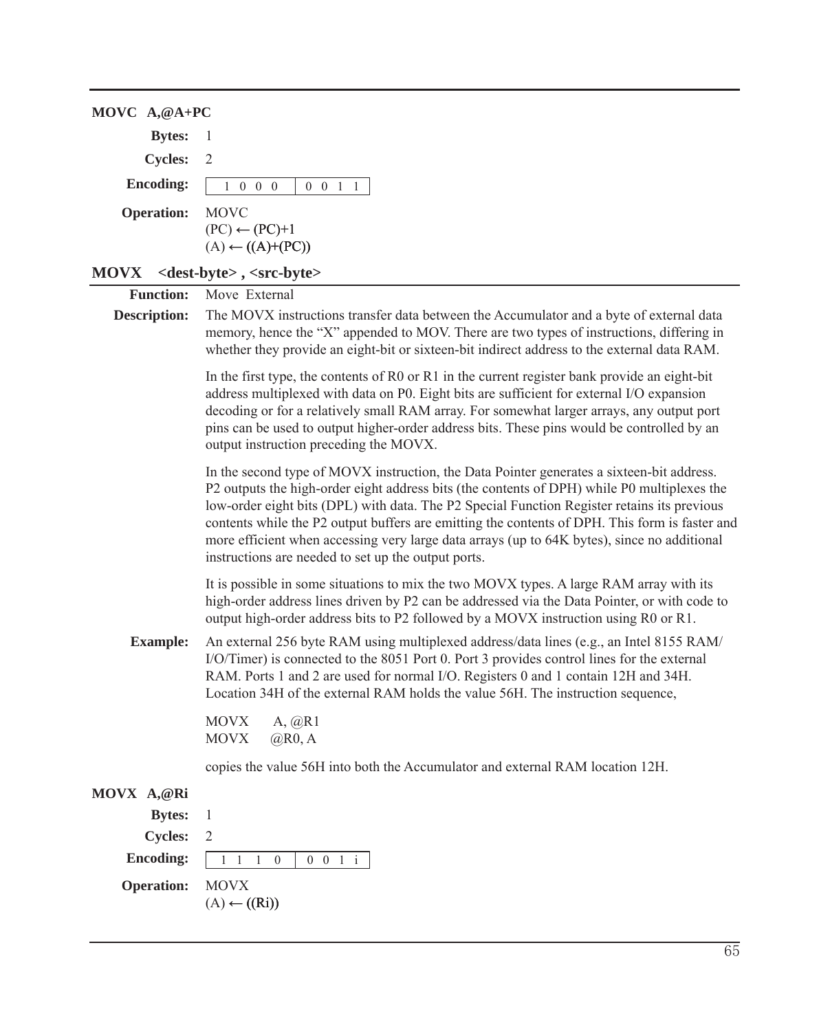### MOVC A,@A+PC

**Bytes:** 1

**Cycles:** 2

**Encoding:** | 1 0 0 0 | 0 0 1 1 |

**Operation:** MOVC
(PC) ← (PC)+1
(A) ← ((A)+(PC))

## MOVX <dest-byte> , <src-byte>

**Function:** Move External

**Description:** The MOVX instructions transfer data between the Accumulator and a byte of external data memory, hence the "X" appended to MOV. There are two types of instructions, differing in whether they provide an eight-bit or sixteen-bit indirect address to the external data RAM.

In the first type, the contents of R0 or R1 in the current register bank provide an eight-bit address multiplexed with data on P0. Eight bits are sufficient for external I/O expansion decoding or for a relatively small RAM array. For somewhat larger arrays, any output port pins can be used to output higher-order address bits. These pins would be controlled by an output instruction preceding the MOVX.

In the second type of MOVX instruction, the Data Pointer generates a sixteen-bit address. P2 outputs the high-order eight address bits (the contents of DPH) while P0 multiplexes the low-order eight bits (DPL) with data. The P2 Special Function Register retains its previous contents while the P2 output buffers are emitting the contents of DPH. This form is faster and more efficient when accessing very large data arrays (up to 64K bytes), since no additional instructions are needed to set up the output ports.

It is possible in some situations to mix the two MOVX types. A large RAM array with its high-order address lines driven by P2 can be addressed via the Data Pointer, or with code to output high-order address bits to P2 followed by a MOVX instruction using R0 or R1.

**Example:** An external 256 byte RAM using multiplexed address/data lines (e.g., an Intel 8155 RAM/ I/O/Timer) is connected to the 8051 Port 0. Port 3 provides control lines for the external RAM. Ports 1 and 2 are used for normal I/O. Registers 0 and 1 contain 12H and 34H. Location 34H of the external RAM holds the value 56H. The instruction sequence,

```
MOVX    A, @R1
MOVX    @R0, A
```

copies the value 56H into both the Accumulator and external RAM location 12H.

### MOVX A,@Ri

**Bytes:** 1

**Cycles:** 2

**Encoding:** | 1 1 1 0 | 0 0 1 i |

**Operation:** MOVX
(A) ← ((Ri))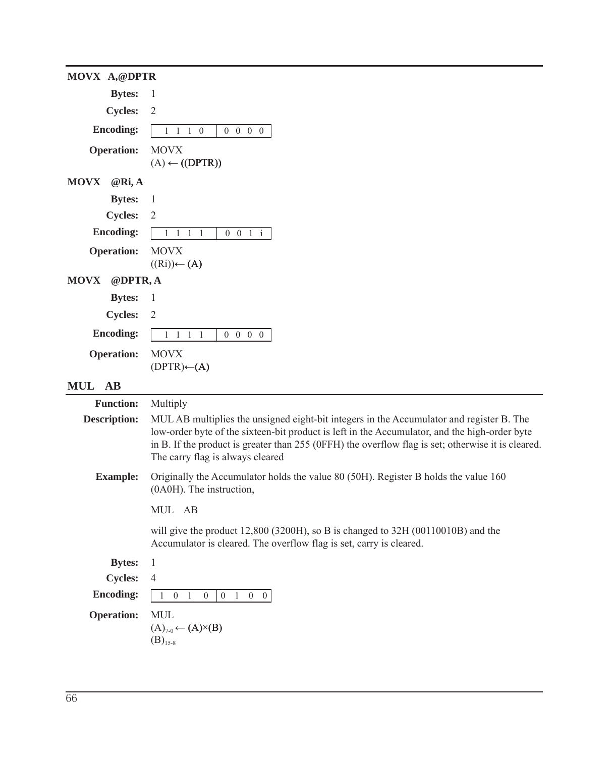### MOVX A,@DPTR

**Bytes:** 1

**Cycles:** 2

**Encoding:** 1 1 1 0 | 0 0 0 0

**Operation:** MOVX
(A) ← ((DPTR))

### MOVX @Ri, A

**Bytes:** 1

**Cycles:** 2

**Encoding:** 1 1 1 1 | 0 0 1 i

**Operation:** MOVX
((Ri))← (A)

### MOVX @DPTR, A

**Bytes:** 1

**Cycles:** 2

**Encoding:** 1 1 1 1 | 0 0 0 0

**Operation:** MOVX
(DPTR)←(A)

## MUL AB

**Function:** Multiply

**Description:** MUL AB multiplies the unsigned eight-bit integers in the Accumulator and register B. The low-order byte of the sixteen-bit product is left in the Accumulator, and the high-order byte in B. If the product is greater than 255 (0FFH) the overflow flag is set; otherwise it is cleared. The carry flag is always cleared

**Example:** Originally the Accumulator holds the value 80 (50H). Register B holds the value 160 (0A0H). The instruction,

MUL AB

will give the product 12,800 (3200H), so B is changed to 32H (00110010B) and the Accumulator is cleared. The overflow flag is set, carry is cleared.

**Bytes:** 1

**Cycles:** 4

**Encoding:** 1 0 1 0 | 0 1 0 0

**Operation:** MUL
$(A)_{7\text{-}0} \leftarrow (A) \times (B)$
$(B)_{15\text{-}8}$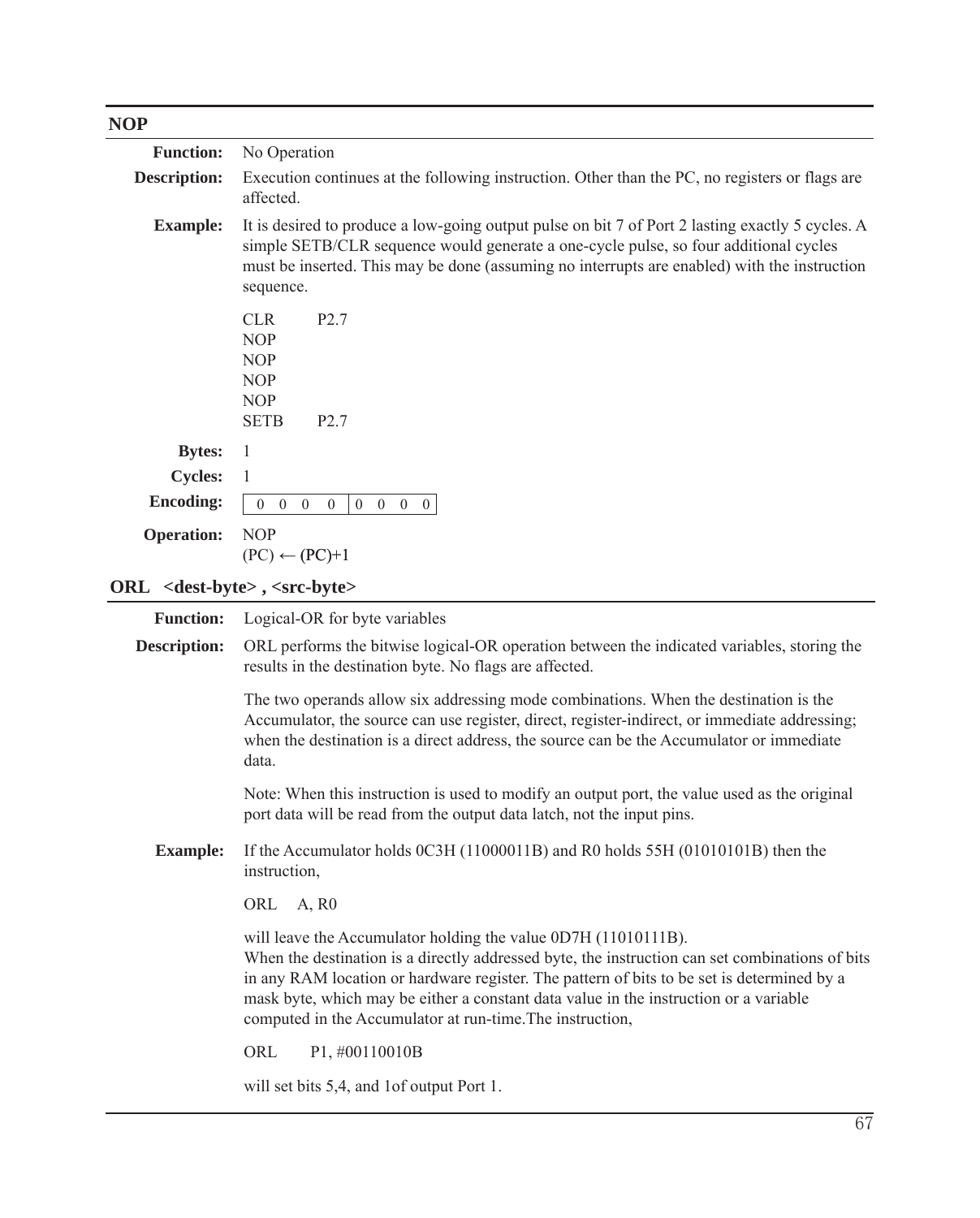## NOP

**Function:** No Operation

**Description:** Execution continues at the following instruction. Other than the PC, no registers or flags are affected.

**Example:** It is desired to produce a low-going output pulse on bit 7 of Port 2 lasting exactly 5 cycles. A simple SETB/CLR sequence would generate a one-cycle pulse, so four additional cycles must be inserted. This may be done (assuming no interrupts are enabled) with the instruction sequence.

```
CLR     P2.7
NOP
NOP
NOP
NOP
SETB    P2.7
```

**Bytes:** 1

**Cycles:** 1

**Encoding:**

| 0 0 0 0 | 0 0 0 0 |
|---|---|

**Operation:** NOP
(PC) ← (PC)+1

## ORL <dest-byte> , <src-byte>

**Function:** Logical-OR for byte variables

**Description:** ORL performs the bitwise logical-OR operation between the indicated variables, storing the results in the destination byte. No flags are affected.

The two operands allow six addressing mode combinations. When the destination is the Accumulator, the source can use register, direct, register-indirect, or immediate addressing; when the destination is a direct address, the source can be the Accumulator or immediate data.

Note: When this instruction is used to modify an output port, the value used as the original port data will be read from the output data latch, not the input pins.

**Example:** If the Accumulator holds 0C3H (11000011B) and R0 holds 55H (01010101B) then the instruction,

```
ORL     A, R0
```

will leave the Accumulator holding the value 0D7H (11010111B).
When the destination is a directly addressed byte, the instruction can set combinations of bits in any RAM location or hardware register. The pattern of bits to be set is determined by a mask byte, which may be either a constant data value in the instruction or a variable computed in the Accumulator at run-time.The instruction,

```
ORL     P1, #00110010B
```

will set bits 5,4, and 1of output Port 1.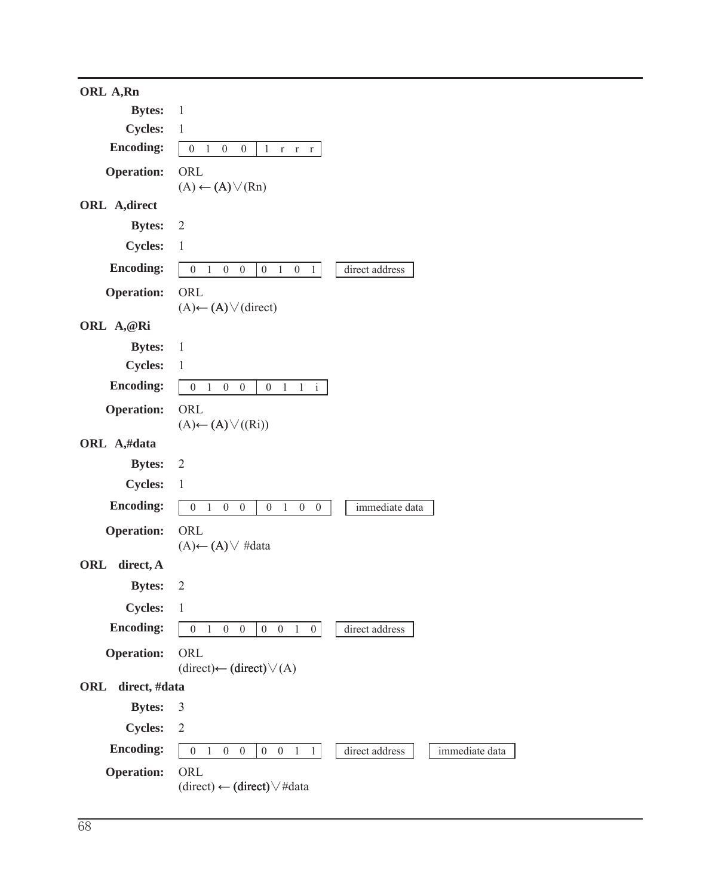### ORL A,Rn

**Bytes:** 1

**Cycles:** 1

**Encoding:** `0 1 0 0 | 1 r r r`

**Operation:** ORL
$(A) \leftarrow (A) \vee (Rn)$

### ORL A,direct

**Bytes:** 2

**Cycles:** 1

**Encoding:** `0 1 0 0 | 0 1 0 1` `direct address`

**Operation:** ORL
$(A) \leftarrow (A) \vee (direct)$

### ORL A,@Ri

**Bytes:** 1

**Cycles:** 1

**Encoding:** `0 1 0 0 | 0 1 1 i`

**Operation:** ORL
$(A) \leftarrow (A) \vee ((Ri))$

### ORL A,#data

**Bytes:** 2

**Cycles:** 1

**Encoding:** `0 1 0 0 | 0 1 0 0` `immediate data`

**Operation:** ORL
$(A) \leftarrow (A) \vee$ #data

### ORL direct, A

**Bytes:** 2

**Cycles:** 1

**Encoding:** `0 1 0 0 | 0 0 1 0` `direct address`

**Operation:** ORL
$(direct) \leftarrow (direct) \vee (A)$

### ORL direct, #data

**Bytes:** 3

**Cycles:** 2

**Encoding:** `0 1 0 0 | 0 0 1 1` `direct address` `immediate data`

**Operation:** ORL
$(direct) \leftarrow (direct) \vee$ #data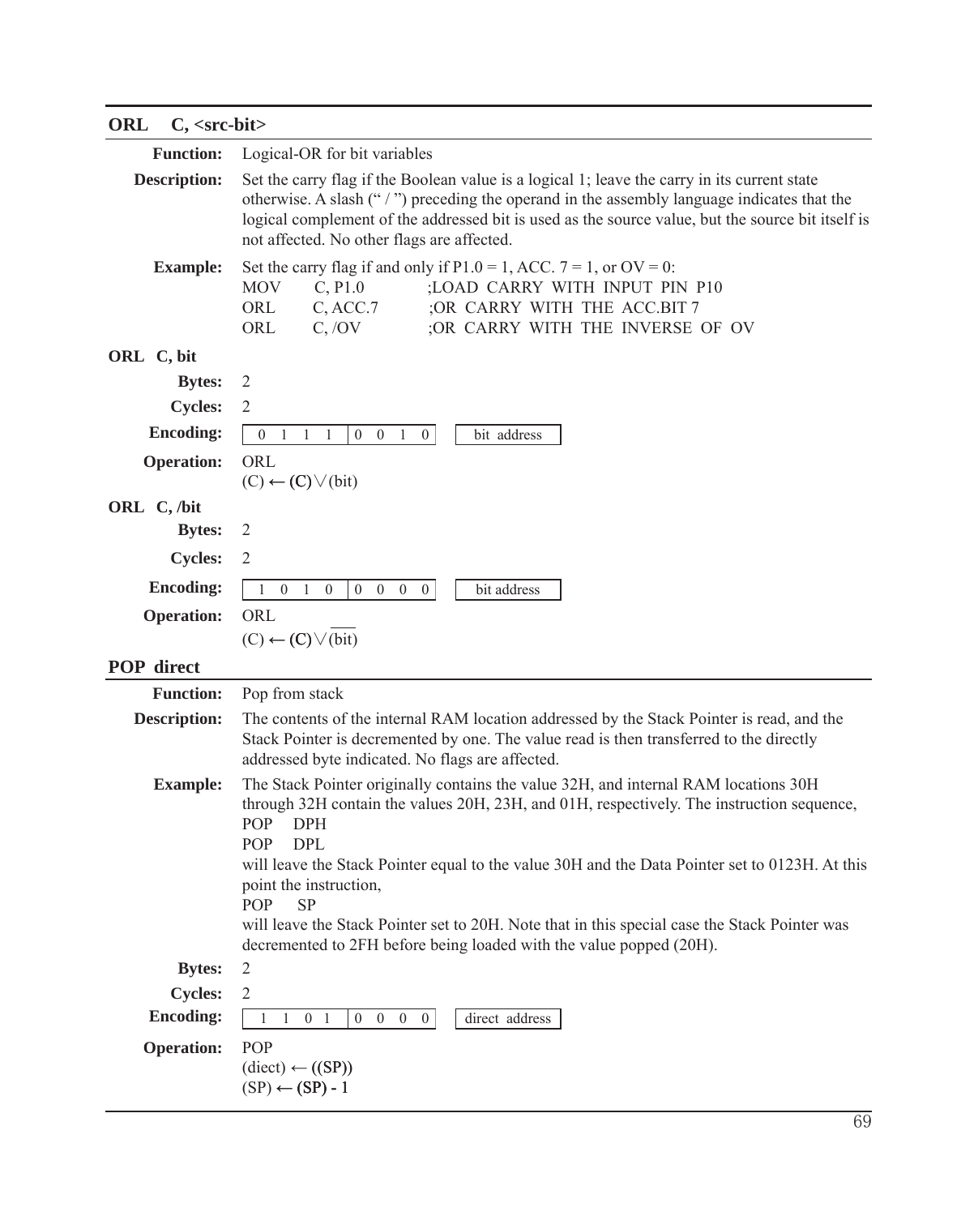## ORL C, <src-bit>

**Function:** Logical-OR for bit variables

**Description:** Set the carry flag if the Boolean value is a logical 1; leave the carry in its current state otherwise. A slash (" / ") preceding the operand in the assembly language indicates that the logical complement of the addressed bit is used as the source value, but the source bit itself is not affected. No other flags are affected.

**Example:** Set the carry flag if and only if P1.0 = 1, ACC. 7 = 1, or OV = 0:

```
MOV     C, P1.0        ;LOAD CARRY WITH INPUT PIN P10
ORL     C, ACC.7       ;OR CARRY WITH THE ACC.BIT 7
ORL     C, /OV         ;OR CARRY WITH THE INVERSE OF OV
```

### ORL C, bit

**Bytes:** 2

**Cycles:** 2

**Encoding:** | 0 1 1 1 | 0 0 1 0 | | bit address |

**Operation:** ORL

$(C) \leftarrow (C) \vee (bit)$

### ORL C, /bit

**Bytes:** 2

**Cycles:** 2

**Encoding:** | 1 0 1 0 | 0 0 0 0 | | bit address |

**Operation:** ORL

$(C) \leftarrow (C) \vee (\overline{bit})$

## POP direct

**Function:** Pop from stack

**Description:** The contents of the internal RAM location addressed by the Stack Pointer is read, and the Stack Pointer is decremented by one. The value read is then transferred to the directly addressed byte indicated. No flags are affected.

**Example:** The Stack Pointer originally contains the value 32H, and internal RAM locations 30H through 32H contain the values 20H, 23H, and 01H, respectively. The instruction sequence,

```
POP   DPH
POP   DPL
```

will leave the Stack Pointer equal to the value 30H and the Data Pointer set to 0123H. At this point the instruction,

```
POP   SP
```

will leave the Stack Pointer set to 20H. Note that in this special case the Stack Pointer was decremented to 2FH before being loaded with the value popped (20H).

**Bytes:** 2

**Cycles:** 2

**Encoding:** | 1 1 0 1 | 0 0 0 0 | | direct address |

**Operation:** POP

$(diect) \leftarrow ((SP))$

$(SP) \leftarrow (SP) - 1$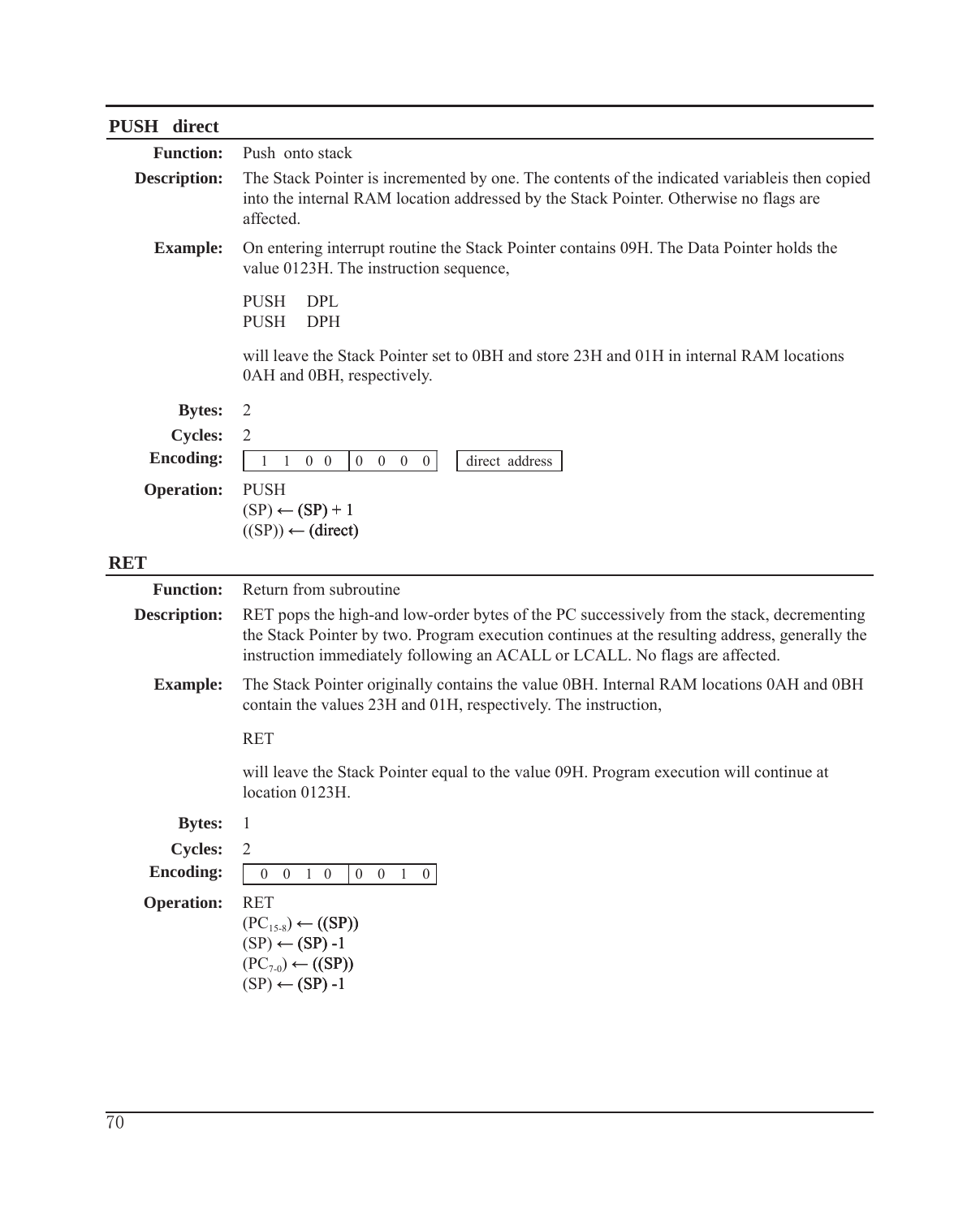## PUSH direct

**Function:** Push onto stack

**Description:** The Stack Pointer is incremented by one. The contents of the indicated variableis then copied into the internal RAM location addressed by the Stack Pointer. Otherwise no flags are affected.

**Example:** On entering interrupt routine the Stack Pointer contains 09H. The Data Pointer holds the value 0123H. The instruction sequence,

```
PUSH    DPL
PUSH    DPH
```

will leave the Stack Pointer set to 0BH and store 23H and 01H in internal RAM locations 0AH and 0BH, respectively.

**Bytes:** 2

**Cycles:** 2

**Encoding:**

| 1 1 0 0 | 0 0 0 0 | direct address |
|---|---|---|

**Operation:** PUSH
(SP) ← (SP) + 1
((SP)) ← (direct)

## RET

**Function:** Return from subroutine

**Description:** RET pops the high-and low-order bytes of the PC successively from the stack, decrementing the Stack Pointer by two. Program execution continues at the resulting address, generally the instruction immediately following an ACALL or LCALL. No flags are affected.

**Example:** The Stack Pointer originally contains the value 0BH. Internal RAM locations 0AH and 0BH contain the values 23H and 01H, respectively. The instruction,

```
RET
```

will leave the Stack Pointer equal to the value 09H. Program execution will continue at location 0123H.

**Bytes:** 1

**Cycles:** 2

**Encoding:**

| 0 0 1 0 | 0 0 1 0 |
|---|---|

**Operation:** RET
$(PC_{15-8})$ ← ((SP))
(SP) ← (SP) -1
$(PC_{7-0})$ ← ((SP))
(SP) ← (SP) -1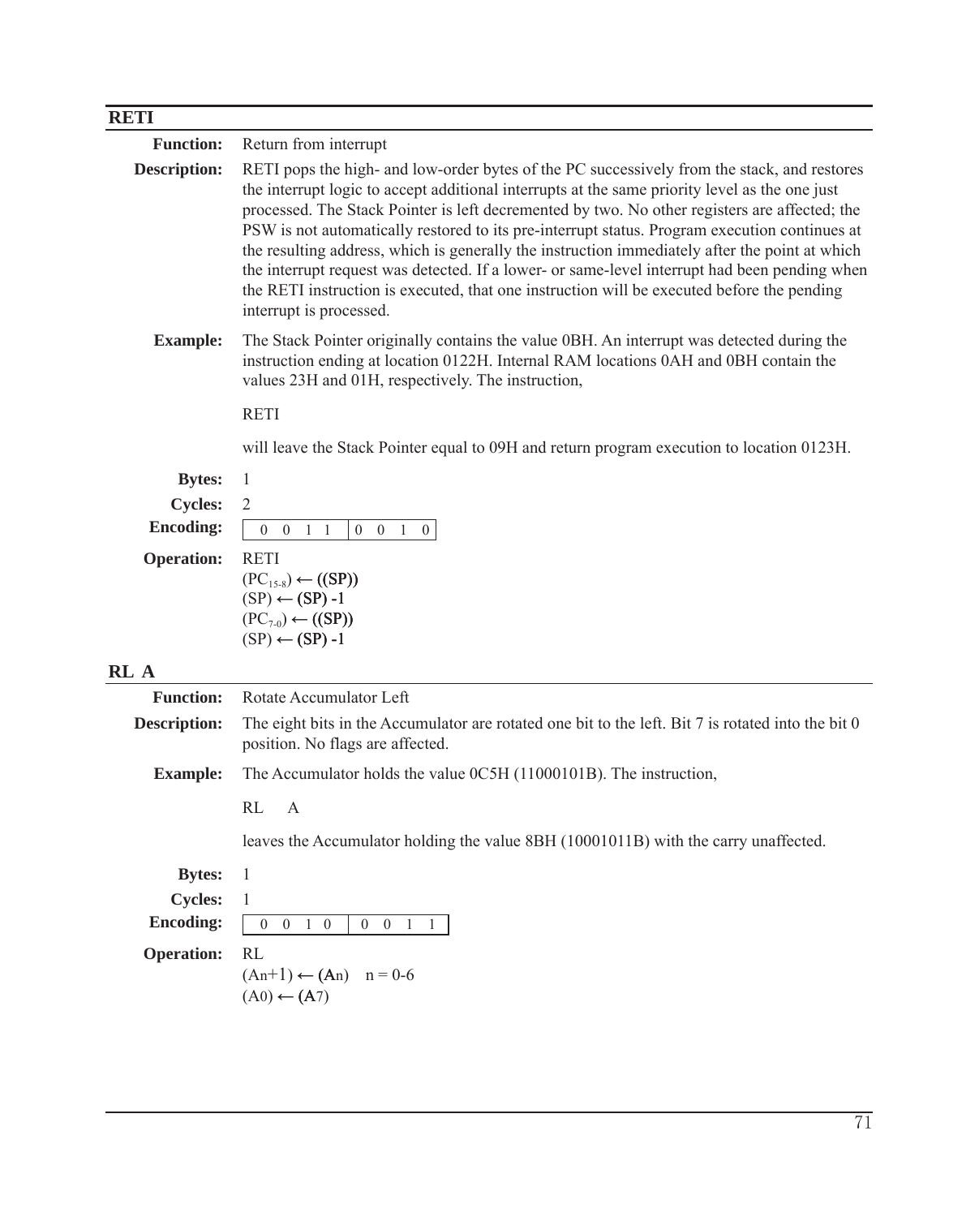## RETI

**Function:** Return from interrupt

**Description:** RETI pops the high- and low-order bytes of the PC successively from the stack, and restores the interrupt logic to accept additional interrupts at the same priority level as the one just processed. The Stack Pointer is left decremented by two. No other registers are affected; the PSW is not automatically restored to its pre-interrupt status. Program execution continues at the resulting address, which is generally the instruction immediately after the point at which the interrupt request was detected. If a lower- or same-level interrupt had been pending when the RETI instruction is executed, that one instruction will be executed before the pending interrupt is processed.

**Example:** The Stack Pointer originally contains the value 0BH. An interrupt was detected during the instruction ending at location 0122H. Internal RAM locations 0AH and 0BH contain the values 23H and 01H, respectively. The instruction,

RETI

will leave the Stack Pointer equal to 09H and return program execution to location 0123H.

**Bytes:** 1

**Cycles:** 2

**Encoding:**

| 0 0 1 1 | 0 0 1 0 |
|---|---|

**Operation:** RETI
$(PC_{15\text{-}8}) \leftarrow ((SP))$
$(SP) \leftarrow (SP) - 1$
$(PC_{7\text{-}0}) \leftarrow ((SP))$
$(SP) \leftarrow (SP) - 1$

## RL A

**Function:** Rotate Accumulator Left

**Description:** The eight bits in the Accumulator are rotated one bit to the left. Bit 7 is rotated into the bit 0 position. No flags are affected.

**Example:** The Accumulator holds the value 0C5H (11000101B). The instruction,

RL A

leaves the Accumulator holding the value 8BH (10001011B) with the carry unaffected.

**Bytes:** 1

**Cycles:** 1

**Encoding:**

| 0 0 1 0 | 0 0 1 1 |
|---|---|

**Operation:** RL
$(An+1) \leftarrow (An) \quad n = 0\text{-}6$
$(A0) \leftarrow (A7)$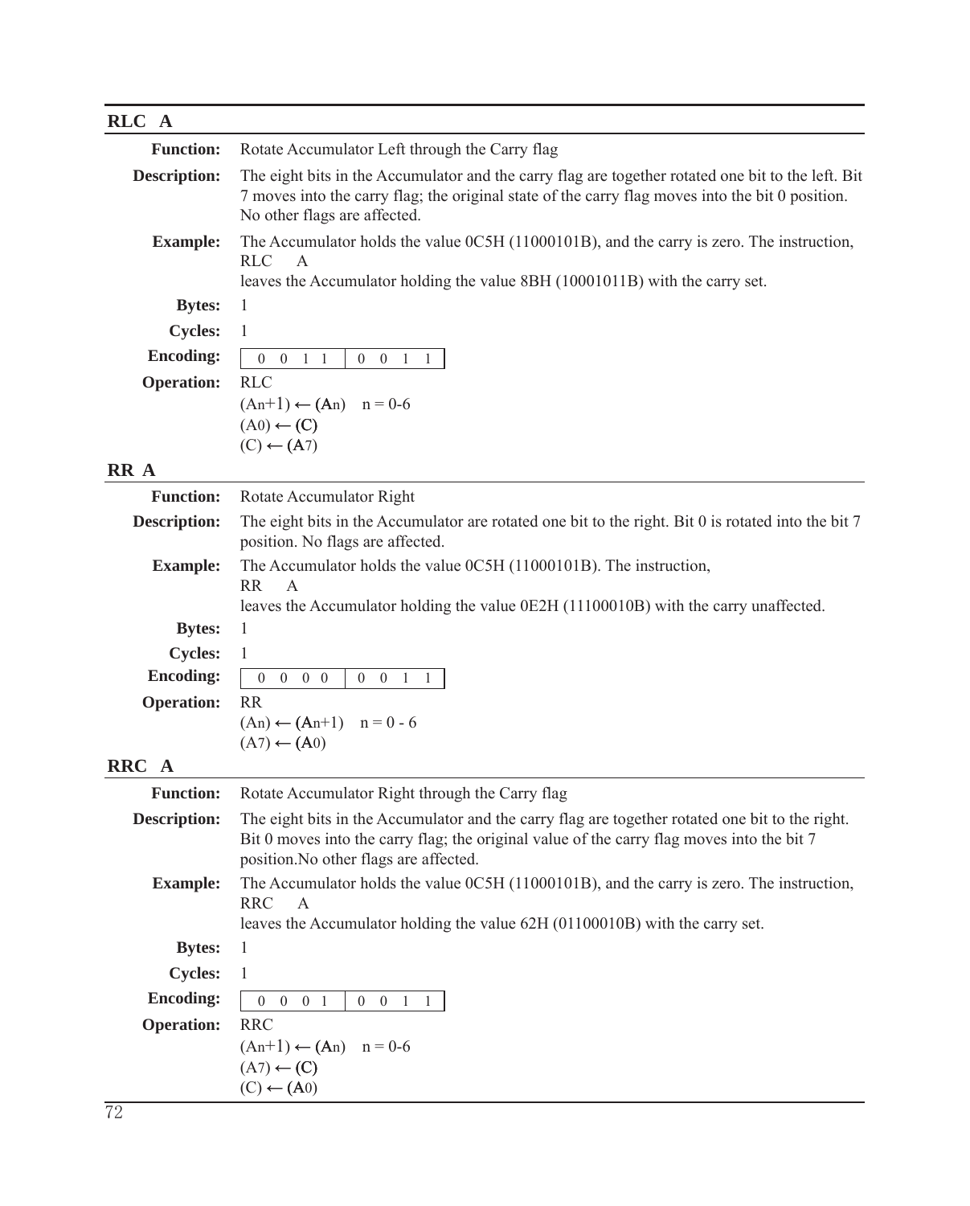## RLC A

**Function:** Rotate Accumulator Left through the Carry flag

**Description:** The eight bits in the Accumulator and the carry flag are together rotated one bit to the left. Bit 7 moves into the carry flag; the original state of the carry flag moves into the bit 0 position. No other flags are affected.

**Example:** The Accumulator holds the value 0C5H (11000101B), and the carry is zero. The instruction,

```
RLC    A
```

leaves the Accumulator holding the value 8BH (10001011B) with the carry set.

**Bytes:** 1

**Cycles:** 1

**Encoding:**

| 0 0 1 1 | 0 0 1 1 |
|---|---|

**Operation:** RLC

$(An+1) \leftarrow (An) \quad n = 0\text{-}6$

$(A0) \leftarrow (C)$

$(C) \leftarrow (A7)$

## RR A

**Function:** Rotate Accumulator Right

**Description:** The eight bits in the Accumulator are rotated one bit to the right. Bit 0 is rotated into the bit 7 position. No flags are affected.

**Example:** The Accumulator holds the value 0C5H (11000101B). The instruction,

```
RR     A
```

leaves the Accumulator holding the value 0E2H (11100010B) with the carry unaffected.

**Bytes:** 1

**Cycles:** 1

**Encoding:**

| 0 0 0 0 | 0 0 1 1 |
|---|---|

**Operation:** RR

$(An) \leftarrow (An+1) \quad n = 0 - 6$

$(A7) \leftarrow (A0)$

## RRC A

**Function:** Rotate Accumulator Right through the Carry flag

**Description:** The eight bits in the Accumulator and the carry flag are together rotated one bit to the right. Bit 0 moves into the carry flag; the original value of the carry flag moves into the bit 7 position.No other flags are affected.

**Example:** The Accumulator holds the value 0C5H (11000101B), and the carry is zero. The instruction,

```
RRC    A
```

leaves the Accumulator holding the value 62H (01100010B) with the carry set.

**Bytes:** 1

**Cycles:** 1

**Encoding:**

| 0 0 0 1 | 0 0 1 1 |
|---|---|

**Operation:** RRC

$(An+1) \leftarrow (An) \quad n = 0\text{-}6$

$(A7) \leftarrow (C)$

$(C) \leftarrow (A0)$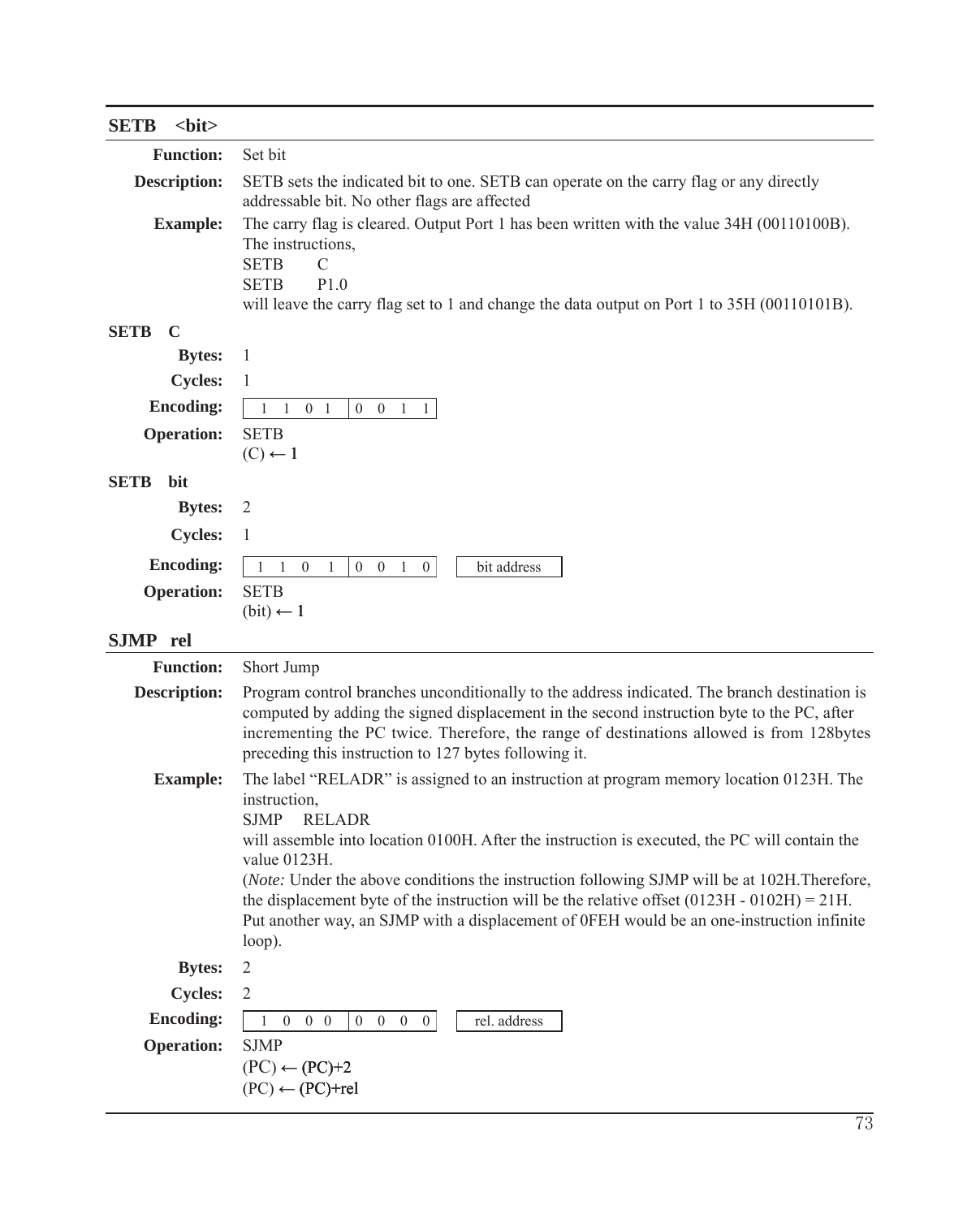## SETB <bit>

**Function:** Set bit

**Description:** SETB sets the indicated bit to one. SETB can operate on the carry flag or any directly addressable bit. No other flags are affected

**Example:** The carry flag is cleared. Output Port 1 has been written with the value 34H (00110100B). The instructions,

```
SETB    C
SETB    P1.0
```

will leave the carry flag set to 1 and change the data output on Port 1 to 35H (00110101B).

### SETB C

**Bytes:** 1

**Cycles:** 1

**Encoding:** `1 1 0 1 | 0 0 1 1`

**Operation:** SETB
(C) ← 1

### SETB bit

**Bytes:** 2

**Cycles:** 1

**Encoding:** `1 1 0 1 | 0 0 1 0` `bit address`

**Operation:** SETB
(bit) ← 1

## SJMP rel

**Function:** Short Jump

**Description:** Program control branches unconditionally to the address indicated. The branch destination is computed by adding the signed displacement in the second instruction byte to the PC, after incrementing the PC twice. Therefore, the range of destinations allowed is from 128bytes preceding this instruction to 127 bytes following it.

**Example:** The label "RELADR" is assigned to an instruction at program memory location 0123H. The instruction,

```
SJMP    RELADR
```

will assemble into location 0100H. After the instruction is executed, the PC will contain the value 0123H.

(*Note:* Under the above conditions the instruction following SJMP will be at 102H.Therefore, the displacement byte of the instruction will be the relative offset (0123H - 0102H) = 21H. Put another way, an SJMP with a displacement of 0FEH would be an one-instruction infinite loop).

**Bytes:** 2

**Cycles:** 2

**Encoding:** `1 0 0 0 | 0 0 0 0` `rel. address`

**Operation:** SJMP
(PC) ← (PC)+2
(PC) ← (PC)+rel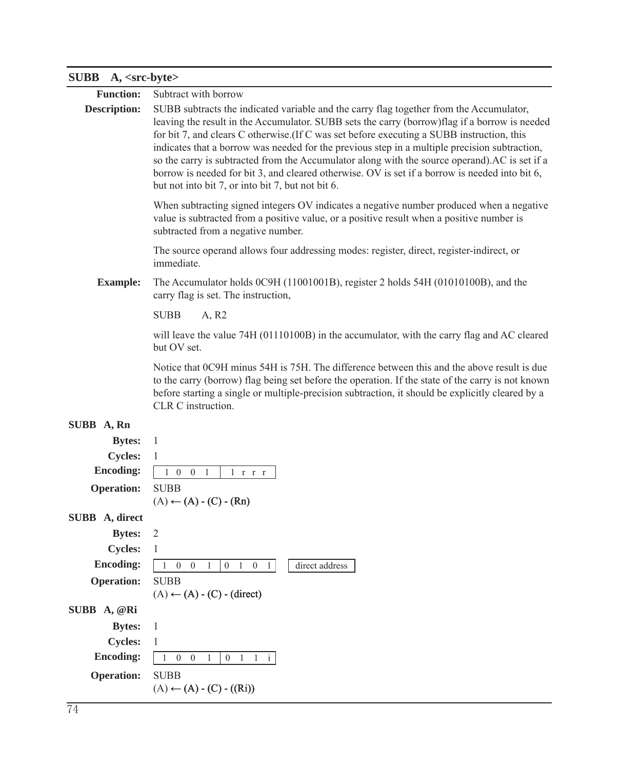## SUBB A, <src-byte>

**Function:** Subtract with borrow

**Description:** SUBB subtracts the indicated variable and the carry flag together from the Accumulator, leaving the result in the Accumulator. SUBB sets the carry (borrow)flag if a borrow is needed for bit 7, and clears C otherwise.(If C was set before executing a SUBB instruction, this indicates that a borrow was needed for the previous step in a multiple precision subtraction, so the carry is subtracted from the Accumulator along with the source operand).AC is set if a borrow is needed for bit 3, and cleared otherwise. OV is set if a borrow is needed into bit 6, but not into bit 7, or into bit 7, but not bit 6.

When subtracting signed integers OV indicates a negative number produced when a negative value is subtracted from a positive value, or a positive result when a positive number is subtracted from a negative number.

The source operand allows four addressing modes: register, direct, register-indirect, or immediate.

**Example:** The Accumulator holds 0C9H (11001001B), register 2 holds 54H (01010100B), and the carry flag is set. The instruction,

```
SUBB     A, R2
```

will leave the value 74H (01110100B) in the accumulator, with the carry flag and AC cleared but OV set.

Notice that 0C9H minus 54H is 75H. The difference between this and the above result is due to the carry (borrow) flag being set before the operation. If the state of the carry is not known before starting a single or multiple-precision subtraction, it should be explicitly cleared by a CLR C instruction.

### SUBB A, Rn

**Bytes:** 1

**Cycles:** 1

**Encoding:**

| 1 0 0 1 | 1 r r r |
|---|---|

**Operation:** SUBB
(A) ← (A) - (C) - (Rn)

### SUBB A, direct

**Bytes:** 2

**Cycles:** 1

**Encoding:**

| 1 0 0 1 | 0 1 0 1 | direct address |
|---|---|---|

**Operation:** SUBB
(A) ← (A) - (C) - (direct)

### SUBB A, @Ri

**Bytes:** 1

**Cycles:** 1

**Encoding:**

| 1 0 0 1 | 0 1 1 i |
|---|---|

**Operation:** SUBB
(A) ← (A) - (C) - ((Ri))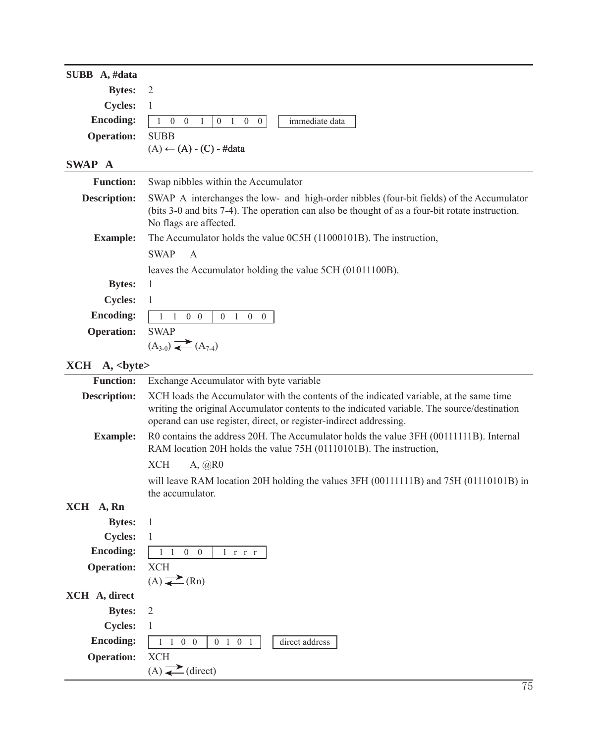**SUBB A, #data**

**Bytes:** 2

**Cycles:** 1

**Encoding:** `1 0 0 1 | 0 1 0 0` `immediate data`

**Operation:** SUBB
$(A) \leftarrow (A) - (C) - \#data$

## SWAP A

**Function:** Swap nibbles within the Accumulator

**Description:** SWAP A interchanges the low- and high-order nibbles (four-bit fields) of the Accumulator (bits 3-0 and bits 7-4). The operation can also be thought of as a four-bit rotate instruction. No flags are affected.

**Example:** The Accumulator holds the value 0C5H (11000101B). The instruction,

```
SWAP    A
```

leaves the Accumulator holding the value 5CH (01011100B).

**Bytes:** 1

**Cycles:** 1

**Encoding:** `1 1 0 0 | 0 1 0 0`

**Operation:** SWAP
$(A_{3\text{-}0}) \rightleftarrows (A_{7\text{-}4})$

## XCH A, <byte>

**Function:** Exchange Accumulator with byte variable

**Description:** XCH loads the Accumulator with the contents of the indicated variable, at the same time writing the original Accumulator contents to the indicated variable. The source/destination operand can use register, direct, or register-indirect addressing.

**Example:** R0 contains the address 20H. The Accumulator holds the value 3FH (00111111B). Internal RAM location 20H holds the value 75H (01110101B). The instruction,

```
XCH     A, @R0
```

will leave RAM location 20H holding the values 3FH (00111111B) and 75H (01110101B) in the accumulator.

**XCH A, Rn**

**Bytes:** 1

**Cycles:** 1

**Encoding:** `1 1 0 0 | 1 r r r`

**Operation:** XCH
$(A) \rightleftarrows (Rn)$

**XCH A, direct**

**Bytes:** 2

**Cycles:** 1

**Encoding:** `1 1 0 0 | 0 1 0 1` `direct address`

**Operation:** XCH
$(A) \rightleftarrows (direct)$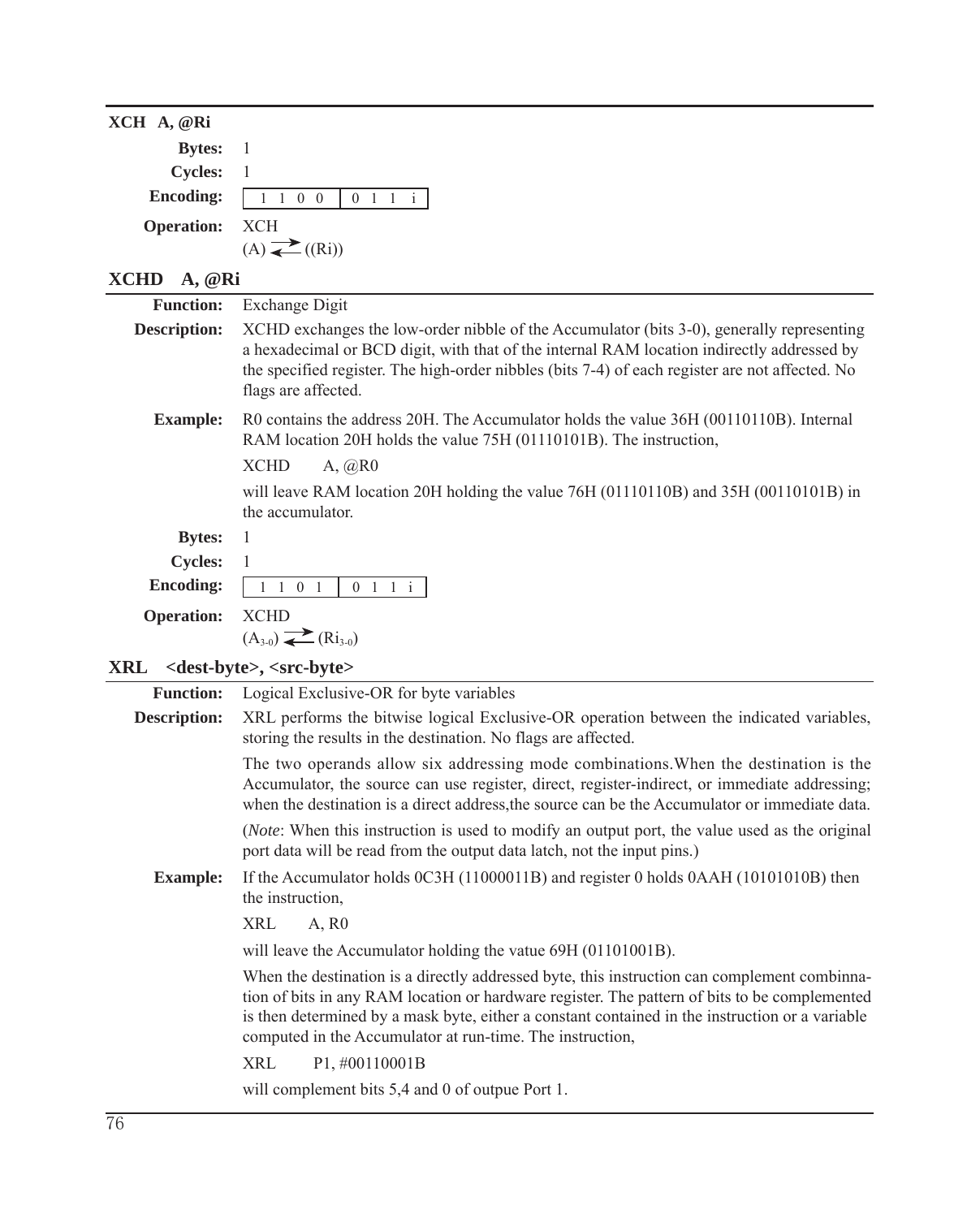## XCH A, @Ri

**Bytes:** 1

**Cycles:** 1

**Encoding:** | 1 1 0 0 | 0 1 1 i |

**Operation:** XCH
$(A) \rightleftarrows ((Ri))$

## XCHD A, @Ri

**Function:** Exchange Digit

**Description:** XCHD exchanges the low-order nibble of the Accumulator (bits 3-0), generally representing a hexadecimal or BCD digit, with that of the internal RAM location indirectly addressed by the specified register. The high-order nibbles (bits 7-4) of each register are not affected. No flags are affected.

**Example:** R0 contains the address 20H. The Accumulator holds the value 36H (00110110B). Internal RAM location 20H holds the value 75H (01110101B). The instruction,

```
XCHD    A, @R0
```

will leave RAM location 20H holding the value 76H (01110110B) and 35H (00110101B) in the accumulator.

**Bytes:** 1

**Cycles:** 1

**Encoding:** | 1 1 0 1 | 0 1 1 i |

**Operation:** XCHD
$(A_{3-0}) \rightleftarrows (Ri_{3-0})$

## XRL <dest-byte>, <src-byte>

**Function:** Logical Exclusive-OR for byte variables

**Description:** XRL performs the bitwise logical Exclusive-OR operation between the indicated variables, storing the results in the destination. No flags are affected.

The two operands allow six addressing mode combinations.When the destination is the Accumulator, the source can use register, direct, register-indirect, or immediate addressing; when the destination is a direct address,the source can be the Accumulator or immediate data.

(*Note*: When this instruction is used to modify an output port, the value used as the original port data will be read from the output data latch, not the input pins.)

**Example:** If the Accumulator holds 0C3H (11000011B) and register 0 holds 0AAH (10101010B) then the instruction,

```
XRL     A, R0
```

will leave the Accumulator holding the vatue 69H (01101001B).

When the destination is a directly addressed byte, this instruction can complement combinnation of bits in any RAM location or hardware register. The pattern of bits to be complemented is then determined by a mask byte, either a constant contained in the instruction or a variable computed in the Accumulator at run-time. The instruction,

```
XRL     P1, #00110001B
```

will complement bits 5,4 and 0 of outpue Port 1.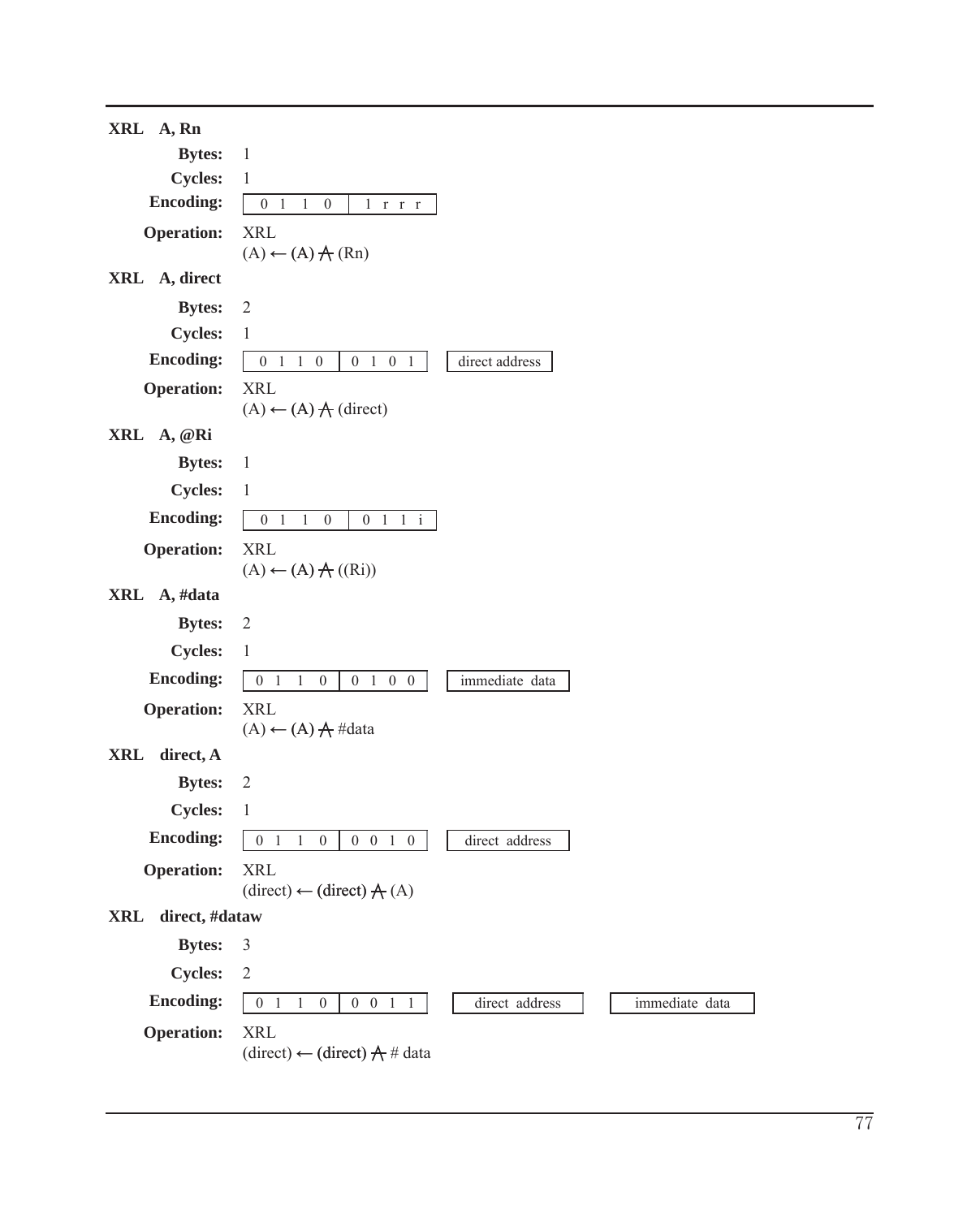## XRL A, Rn

**Bytes:** 1

**Cycles:** 1

**Encoding:**

| 0 1 1 0 | 1 r r r |
|---|---|

**Operation:** XRL
(A) ← (A) ⊻ (Rn)

## XRL A, direct

**Bytes:** 2

**Cycles:** 1

**Encoding:**

| 0 1 1 0 | 0 1 0 1 | direct address |
|---|---|---|

**Operation:** XRL
(A) ← (A) ⊻ (direct)

## XRL A, @Ri

**Bytes:** 1

**Cycles:** 1

**Encoding:**

| 0 1 1 0 | 0 1 1 i |
|---|---|

**Operation:** XRL
(A) ← (A) ⊻ ((Ri))

## XRL A, #data

**Bytes:** 2

**Cycles:** 1

**Encoding:**

| 0 1 1 0 | 0 1 0 0 | immediate data |
|---|---|---|

**Operation:** XRL
(A) ← (A) ⊻ #data

## XRL direct, A

**Bytes:** 2

**Cycles:** 1

**Encoding:**

| 0 1 1 0 | 0 0 1 0 | direct address |
|---|---|---|

**Operation:** XRL
(direct) ← (direct) ⊻ (A)

## XRL direct, #dataw

**Bytes:** 3

**Cycles:** 2

**Encoding:**

| 0 1 1 0 | 0 0 1 1 | direct address | immediate data |
|---|---|---|---|

**Operation:** XRL
(direct) ← (direct) ⊻ # data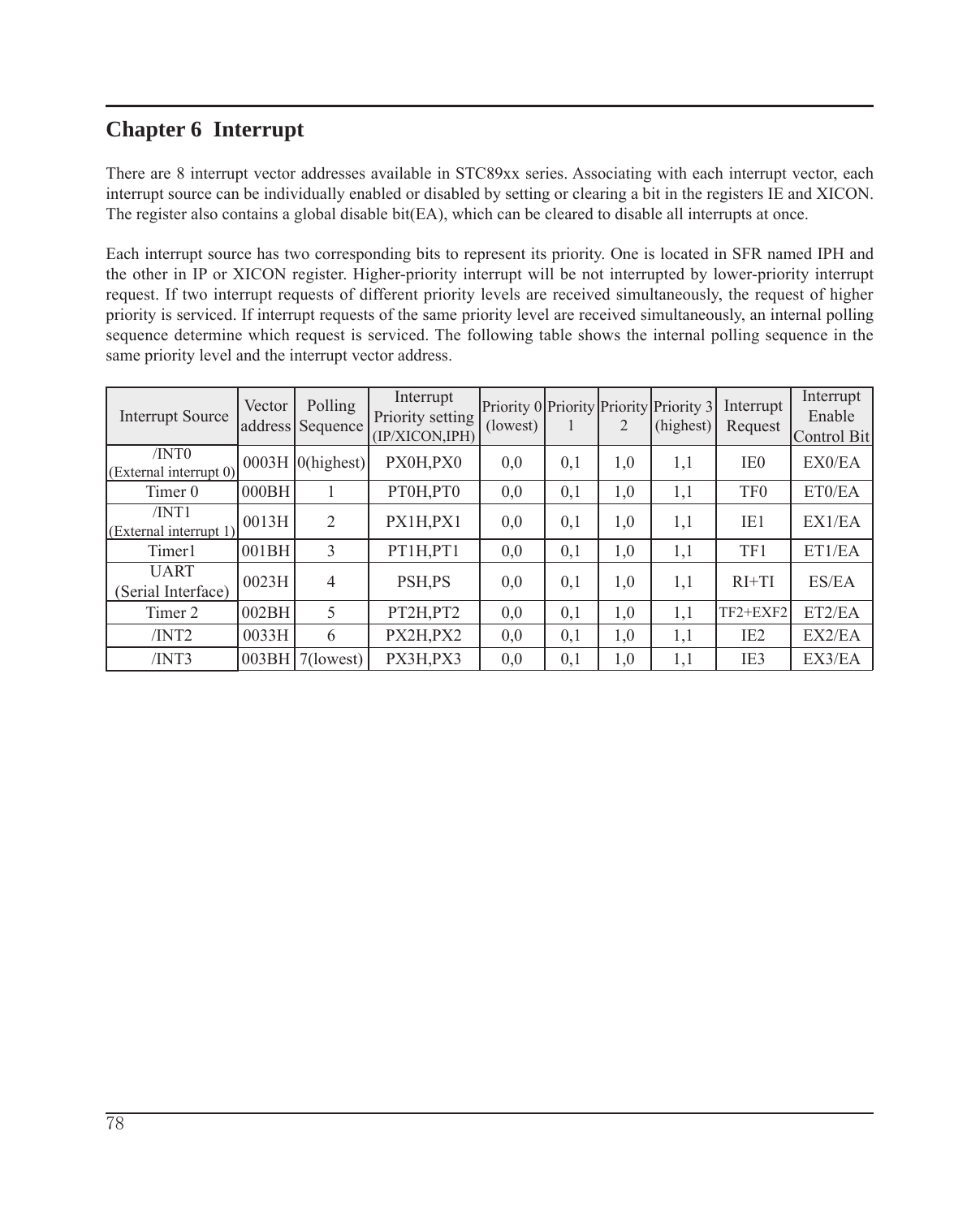# Chapter 6  Interrupt

There are 8 interrupt vector addresses available in STC89xx series. Associating with each interrupt vector, each interrupt source can be individually enabled or disabled by setting or clearing a bit in the registers IE and XICON. The register also contains a global disable bit(EA), which can be cleared to disable all interrupts at once.

Each interrupt source has two corresponding bits to represent its priority. One is located in SFR named IPH and the other in IP or XICON register. Higher-priority interrupt will be not interrupted by lower-priority interrupt request. If two interrupt requests of different priority levels are received simultaneously, the request of higher priority is serviced. If interrupt requests of the same priority level are received simultaneously, an internal polling sequence determine which request is serviced. The following table shows the internal polling sequence in the same priority level and the interrupt vector address.

| Interrupt Source | Vector address | Polling Sequence | Interrupt Priority setting (IP/XICON,IPH) | Priority 0 (lowest) | Priority 1 | Priority 2 | Priority 3 (highest) | Interrupt Request | Interrupt Enable Control Bit |
|---|---|---|---|---|---|---|---|---|---|
| /INT0 (External interrupt 0) | 0003H | 0(highest) | PX0H,PX0 | 0,0 | 0,1 | 1,0 | 1,1 | IE0 | EX0/EA |
| Timer 0 | 000BH | 1 | PT0H,PT0 | 0,0 | 0,1 | 1,0 | 1,1 | TF0 | ET0/EA |
| /INT1 (External interrupt 1) | 0013H | 2 | PX1H,PX1 | 0,0 | 0,1 | 1,0 | 1,1 | IE1 | EX1/EA |
| Timer1 | 001BH | 3 | PT1H,PT1 | 0,0 | 0,1 | 1,0 | 1,1 | TF1 | ET1/EA |
| UART (Serial Interface) | 0023H | 4 | PSH,PS | 0,0 | 0,1 | 1,0 | 1,1 | RI+TI | ES/EA |
| Timer 2 | 002BH | 5 | PT2H,PT2 | 0,0 | 0,1 | 1,0 | 1,1 | TF2+EXF2 | ET2/EA |
| /INT2 | 0033H | 6 | PX2H,PX2 | 0,0 | 0,1 | 1,0 | 1,1 | IE2 | EX2/EA |
| /INT3 | 003BH | 7(lowest) | PX3H,PX3 | 0,0 | 0,1 | 1,0 | 1,1 | IE3 | EX3/EA |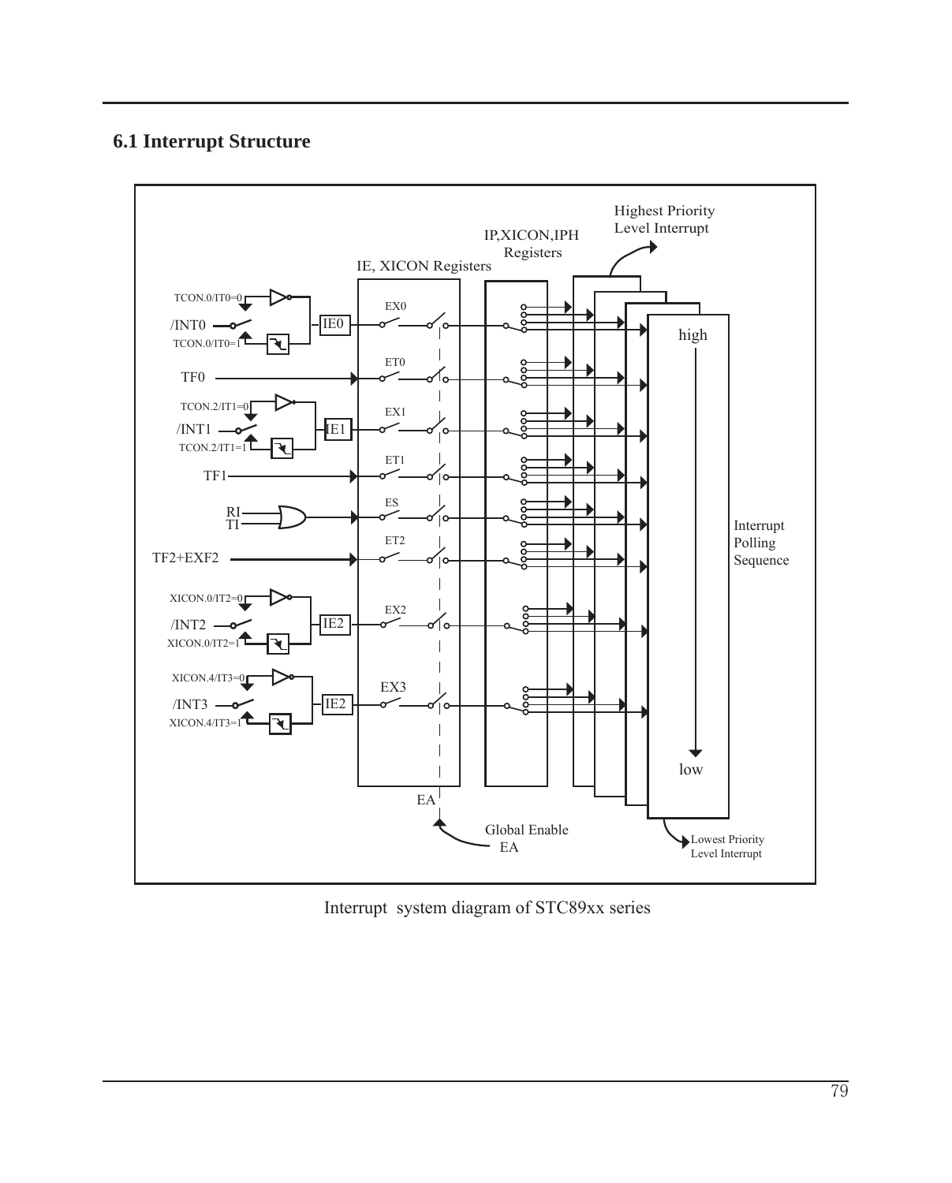## 6.1 Interrupt Structure

Interrupt system diagram of STC89xx series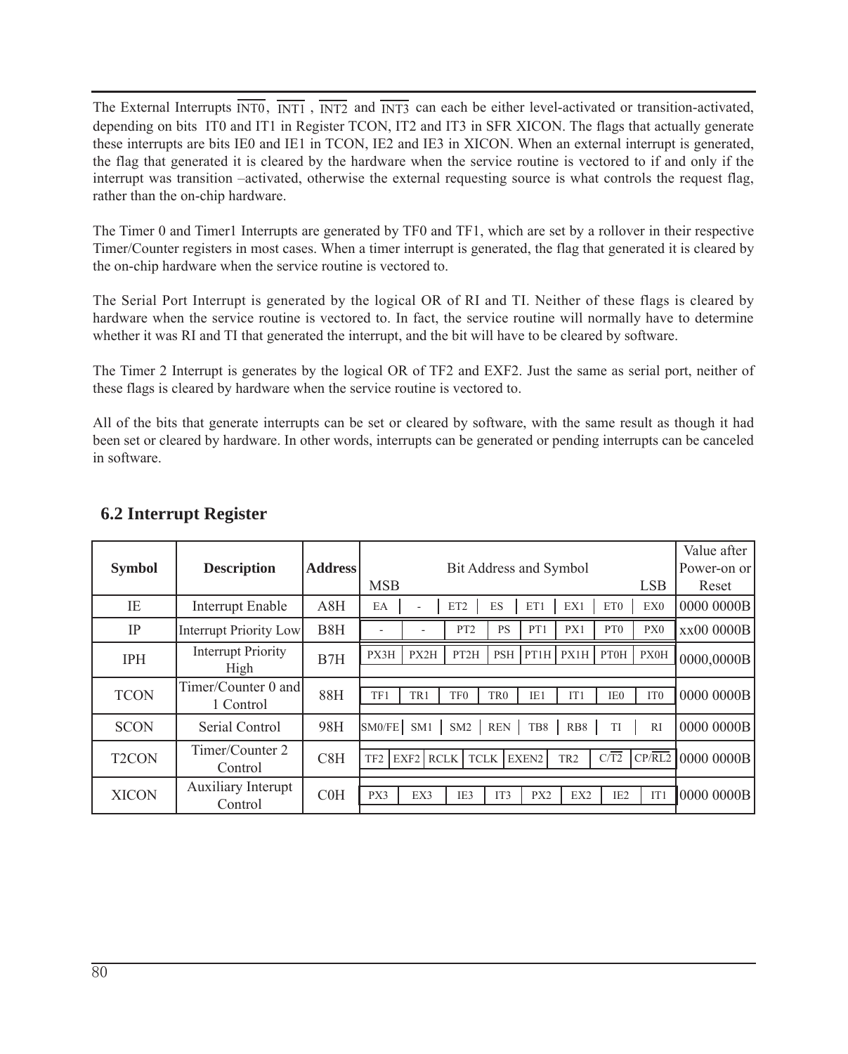The External Interrupts $\overline{INT0}$, $\overline{INT1}$, $\overline{INT2}$ and $\overline{INT3}$ can each be either level-activated or transition-activated, depending on bits IT0 and IT1 in Register TCON, IT2 and IT3 in SFR XICON. The flags that actually generate these interrupts are bits IE0 and IE1 in TCON, IE2 and IE3 in XICON. When an external interrupt is generated, the flag that generated it is cleared by the hardware when the service routine is vectored to if and only if the interrupt was transition –activated, otherwise the external requesting source is what controls the request flag, rather than the on-chip hardware.

The Timer 0 and Timer1 Interrupts are generated by TF0 and TF1, which are set by a rollover in their respective Timer/Counter registers in most cases. When a timer interrupt is generated, the flag that generated it is cleared by the on-chip hardware when the service routine is vectored to.

The Serial Port Interrupt is generated by the logical OR of RI and TI. Neither of these flags is cleared by hardware when the service routine is vectored to. In fact, the service routine will normally have to determine whether it was RI and TI that generated the interrupt, and the bit will have to be cleared by software.

The Timer 2 Interrupt is generates by the logical OR of TF2 and EXF2. Just the same as serial port, neither of these flags is cleared by hardware when the service routine is vectored to.

All of the bits that generate interrupts can be set or cleared by software, with the same result as though it had been set or cleared by hardware. In other words, interrupts can be generated or pending interrupts can be canceled in software.

## 6.2 Interrupt Register

| Symbol | Description | Address | Bit Address and Symbol (MSB) | | | | | | | (LSB) | Value after Power-on or Reset |
|---|---|---|---|---|---|---|---|---|---|---|---|
| IE | Interrupt Enable | A8H | EA | - | ET2 | ES | ET1 | EX1 | ET0 | EX0 | 0000 0000B |
| IP | Interrupt Priority Low | B8H | - | - | PT2 | PS | PT1 | PX1 | PT0 | PX0 | xx00 0000B |
| IPH | Interrupt Priority High | B7H | PX3H | PX2H | PT2H | PSH | PT1H | PX1H | PT0H | PX0H | 0000,0000B |
| TCON | Timer/Counter 0 and 1 Control | 88H | TF1 | TR1 | TF0 | TR0 | IE1 | IT1 | IE0 | IT0 | 0000 0000B |
| SCON | Serial Control | 98H | SM0/FE | SM1 | SM2 | REN | TB8 | RB8 | TI | RI | 0000 0000B |
| T2CON | Timer/Counter 2 Control | C8H | TF2 | EXF2 | RCLK | TCLK | EXEN2 | TR2 | C/$\overline{T2}$ | CP/$\overline{RL2}$ | 0000 0000B |
| XICON | Auxiliary Interupt Control | C0H | PX3 | EX3 | IE3 | IT3 | PX2 | EX2 | IE2 | IT1 | 0000 0000B |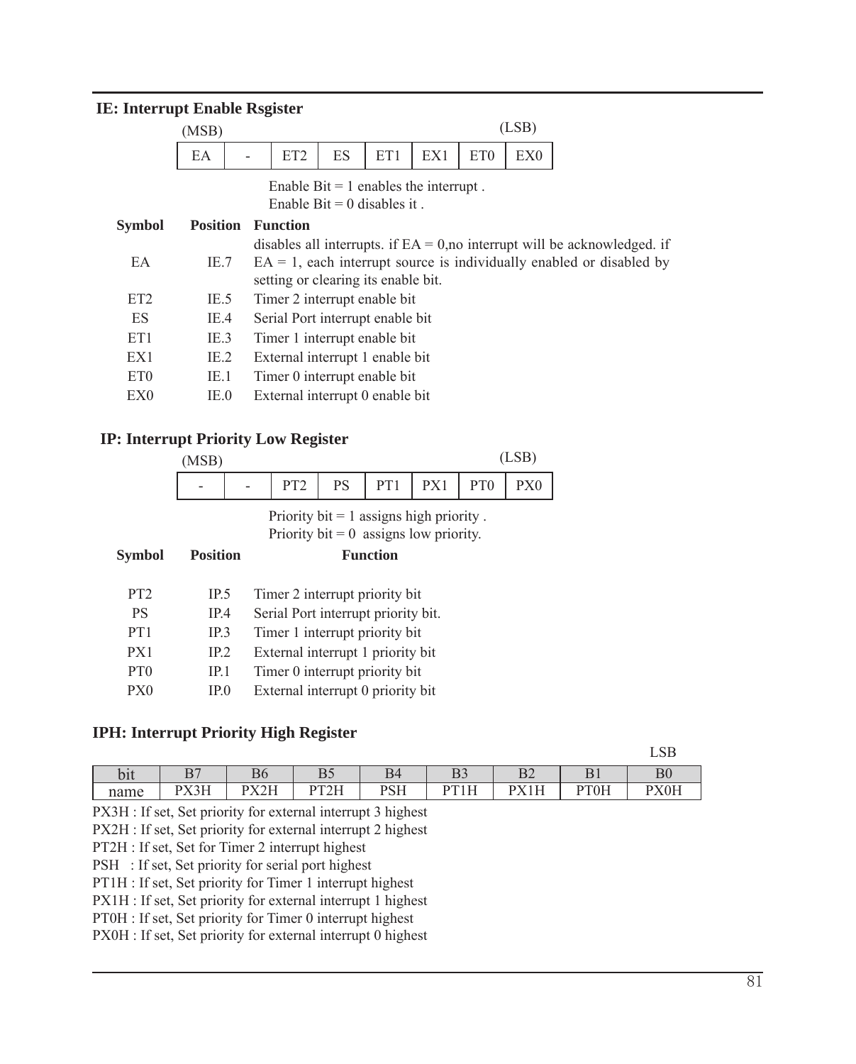## IE: Interrupt Enable Rsgister

| (MSB) | | | | | | | (LSB) |
|---|---|---|---|---|---|---|---|
| EA | - | ET2 | ES | ET1 | EX1 | ET0 | EX0 |

Enable Bit = 1 enables the interrupt .
Enable Bit = 0 disables it .

| Symbol | Position | Function |
|---|---|---|
| EA | IE.7 | disables all interrupts. if EA = 0,no interrupt will be acknowledged. if EA = 1, each interrupt source is individually enabled or disabled by setting or clearing its enable bit. |
| ET2 | IE.5 | Timer 2 interrupt enable bit |
| ES | IE.4 | Serial Port interrupt enable bit |
| ET1 | IE.3 | Timer 1 interrupt enable bit |
| EX1 | IE.2 | External interrupt 1 enable bit |
| ET0 | IE.1 | Timer 0 interrupt enable bit |
| EX0 | IE.0 | External interrupt 0 enable bit |

## IP: Interrupt Priority Low Register

| (MSB) | | | | | | | (LSB) |
|---|---|---|---|---|---|---|---|
| - | - | PT2 | PS | PT1 | PX1 | PT0 | PX0 |

Priority bit = 1 assigns high priority .
Priority bit = 0 assigns low priority.

| Symbol | Position | Function |
|---|---|---|
| PT2 | IP.5 | Timer 2 interrupt priority bit |
| PS | IP.4 | Serial Port interrupt priority bit. |
| PT1 | IP.3 | Timer 1 interrupt priority bit |
| PX1 | IP.2 | External interrupt 1 priority bit |
| PT0 | IP.1 | Timer 0 interrupt priority bit |
| PX0 | IP.0 | External interrupt 0 priority bit |

## IPH: Interrupt Priority High Register

LSB

| bit | B7 | B6 | B5 | B4 | B3 | B2 | B1 | B0 |
|---|---|---|---|---|---|---|---|---|
| name | PX3H | PX2H | PT2H | PSH | PT1H | PX1H | PT0H | PX0H |

PX3H : If set, Set priority for external interrupt 3 highest
PX2H : If set, Set priority for external interrupt 2 highest
PT2H : If set, Set for Timer 2 interrupt highest
PSH : If set, Set priority for serial port highest
PT1H : If set, Set priority for Timer 1 interrupt highest
PX1H : If set, Set priority for external interrupt 1 highest
PT0H : If set, Set priority for Timer 0 interrupt highest
PX0H : If set, Set priority for external interrupt 0 highest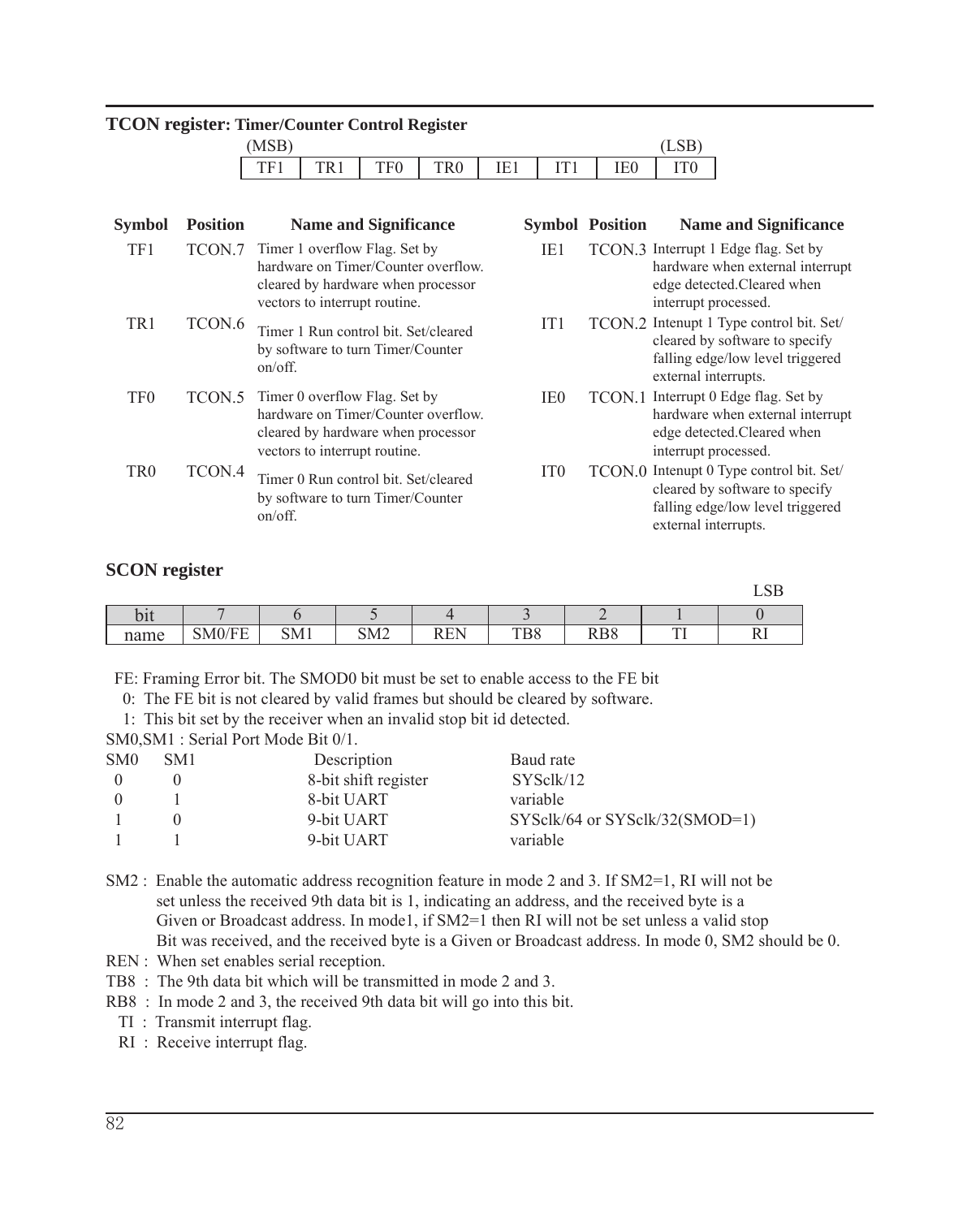**TCON register: Timer/Counter Control Register**

| (MSB) | | | | | | | (LSB) |
|---|---|---|---|---|---|---|---|
| TF1 | TR1 | TF0 | TR0 | IE1 | IT1 | IE0 | IT0 |

| Symbol | Position | Name and Significance |
|---|---|---|
| TF1 | TCON.7 | Timer 1 overflow Flag. Set by hardware on Timer/Counter overflow. cleared by hardware when processor vectors to interrupt routine. |
| TR1 | TCON.6 | Timer 1 Run control bit. Set/cleared by software to turn Timer/Counter on/off. |
| TF0 | TCON.5 | Timer 0 overflow Flag. Set by hardware on Timer/Counter overflow. cleared by hardware when processor vectors to interrupt routine. |
| TR0 | TCON.4 | Timer 0 Run control bit. Set/cleared by software to turn Timer/Counter on/off. |
| IE1 | TCON.3 | Interrupt 1 Edge flag. Set by hardware when external interrupt edge detected.Cleared when interrupt processed. |
| IT1 | TCON.2 | Intenupt 1 Type control bit. Set/ cleared by software to specify falling edge/low level triggered external interrupts. |
| IE0 | TCON.1 | Interrupt 0 Edge flag. Set by hardware when external interrupt edge detected.Cleared when interrupt processed. |
| IT0 | TCON.0 | Intenupt 0 Type control bit. Set/ cleared by software to specify falling edge/low level triggered external interrupts. |

**SCON register**

LSB

| bit | 7 | 6 | 5 | 4 | 3 | 2 | 1 | 0 |
|---|---|---|---|---|---|---|---|---|
| name | SM0/FE | SM1 | SM2 | REN | TB8 | RB8 | TI | RI |

FE: Framing Error bit. The SMOD0 bit must be set to enable access to the FE bit

0: The FE bit is not cleared by valid frames but should be cleared by software.

1: This bit set by the receiver when an invalid stop bit id detected.

SM0,SM1 : Serial Port Mode Bit 0/1.

| SM0 | SM1 | Description | Baud rate |
|---|---|---|---|
| 0 | 0 | 8-bit shift register | SYSclk/12 |
| 0 | 1 | 8-bit UART | variable |
| 1 | 0 | 9-bit UART | SYSclk/64 or SYSclk/32(SMOD=1) |
| 1 | 1 | 9-bit UART | variable |

SM2 : Enable the automatic address recognition feature in mode 2 and 3. If SM2=1, RI will not be set unless the received 9th data bit is 1, indicating an address, and the received byte is a Given or Broadcast address. In mode1, if SM2=1 then RI will not be set unless a valid stop Bit was received, and the received byte is a Given or Broadcast address. In mode 0, SM2 should be 0.

REN : When set enables serial reception.

TB8 : The 9th data bit which will be transmitted in mode 2 and 3.

RB8 : In mode 2 and 3, the received 9th data bit will go into this bit.

TI : Transmit interrupt flag.

RI : Receive interrupt flag.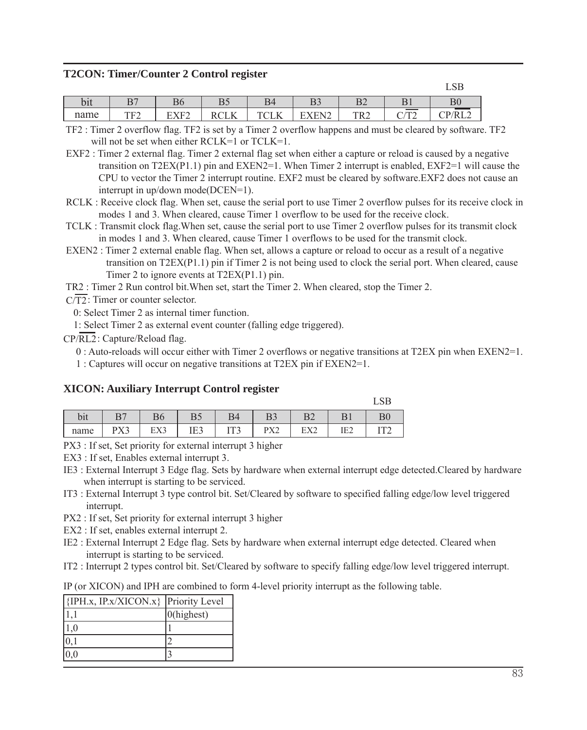### T2CON: Timer/Counter 2 Control register

LSB

| bit | B7 | B6 | B5 | B4 | B3 | B2 | B1 | B0 |
|---|---|---|---|---|---|---|---|---|
| name | TF2 | EXF2 | RCLK | TCLK | EXEN2 | TR2 | $C/\overline{T2}$ | $CP/\overline{RL2}$ |

TF2 : Timer 2 overflow flag. TF2 is set by a Timer 2 overflow happens and must be cleared by software. TF2 will not be set when either RCLK=1 or TCLK=1.

EXF2 : Timer 2 external flag. Timer 2 external flag set when either a capture or reload is caused by a negative transition on T2EX(P1.1) pin and EXEN2=1. When Timer 2 interrupt is enabled, EXF2=1 will cause the CPU to vector the Timer 2 interrupt routine. EXF2 must be cleared by software.EXF2 does not cause an interrupt in up/down mode(DCEN=1).

RCLK : Receive clock flag. When set, cause the serial port to use Timer 2 overflow pulses for its receive clock in modes 1 and 3. When cleared, cause Timer 1 overflow to be used for the receive clock.

TCLK : Transmit clock flag.When set, cause the serial port to use Timer 2 overflow pulses for its transmit clock in modes 1 and 3. When cleared, cause Timer 1 overflows to be used for the transmit clock.

EXEN2 : Timer 2 external enable flag. When set, allows a capture or reload to occur as a result of a negative transition on T2EX(P1.1) pin if Timer 2 is not being used to clock the serial port. When cleared, cause Timer 2 to ignore events at T2EX(P1.1) pin.

TR2 : Timer 2 Run control bit.When set, start the Timer 2. When cleared, stop the Timer 2.

$C/\overline{T2}$ : Timer or counter selector.

0: Select Timer 2 as internal timer function.

1: Select Timer 2 as external event counter (falling edge triggered).

$CP/\overline{RL2}$ : Capture/Reload flag.

0 : Auto-reloads will occur either with Timer 2 overflows or negative transitions at T2EX pin when EXEN2=1.

1 : Captures will occur on negative transitions at T2EX pin if EXEN2=1.

### XICON: Auxiliary Interrupt Control register

LSB

| bit | B7 | B6 | B5 | B4 | B3 | B2 | B1 | B0 |
|---|---|---|---|---|---|---|---|---|
| name | PX3 | EX3 | IE3 | IT3 | PX2 | EX2 | IE2 | IT2 |

PX3 : If set, Set priority for external interrupt 3 higher

EX3 : If set, Enables external interrupt 3.

IE3 : External Interrupt 3 Edge flag. Sets by hardware when external interrupt edge detected.Cleared by hardware when interrupt is starting to be serviced.

IT3 : External Interrupt 3 type control bit. Set/Cleared by software to specified falling edge/low level triggered interrupt.

PX2 : If set, Set priority for external interrupt 3 higher

EX2 : If set, enables external interrupt 2.

IE2 : External Interrupt 2 Edge flag. Sets by hardware when external interrupt edge detected. Cleared when interrupt is starting to be serviced.

IT2 : Interrupt 2 types control bit. Set/Cleared by software to specify falling edge/low level triggered interrupt.

IP (or XICON) and IPH are combined to form 4-level priority interrupt as the following table.

| {IPH.x, IP.x/XICON.x} | Priority Level |
|---|---|
| 1,1 | 0(highest) |
| 1,0 | 1 |
| 0,1 | 2 |
| 0,0 | 3 |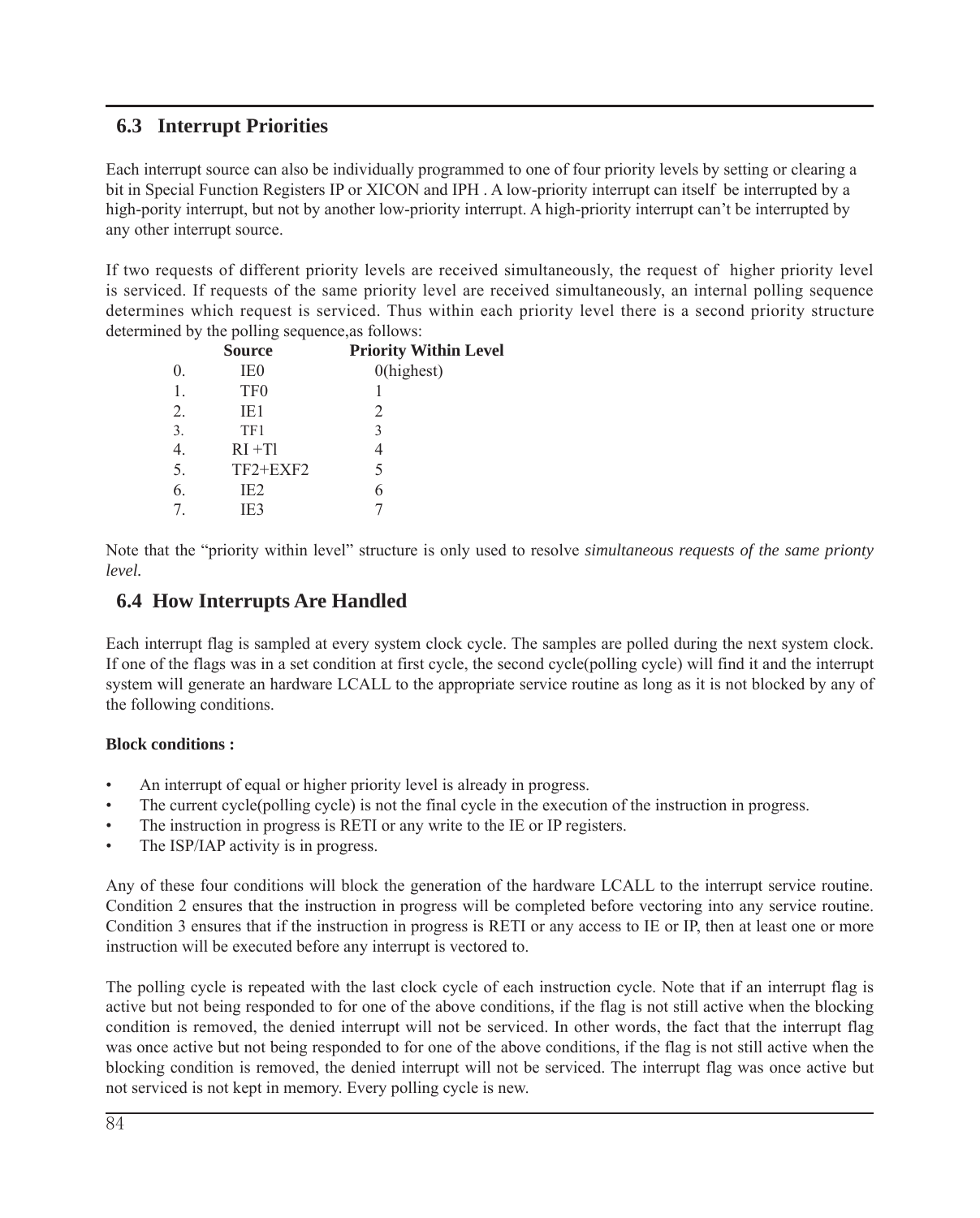## 6.3 Interrupt Priorities

Each interrupt source can also be individually programmed to one of four priority levels by setting or clearing a bit in Special Function Registers IP or XICON and IPH . A low-priority interrupt can itself be interrupted by a high-pority interrupt, but not by another low-priority interrupt. A high-priority interrupt can't be interrupted by any other interrupt source.

If two requests of different priority levels are received simultaneously, the request of higher priority level is serviced. If requests of the same priority level are received simultaneously, an internal polling sequence determines which request is serviced. Thus within each priority level there is a second priority structure determined by the polling sequence,as follows:

| | Source | Priority Within Level |
|---|---|---|
| 0. | IE0 | 0(highest) |
| 1. | TF0 | 1 |
| 2. | IE1 | 2 |
| 3. | TF1 | 3 |
| 4. | RI +Tl | 4 |
| 5. | TF2+EXF2 | 5 |
| 6. | IE2 | 6 |
| 7. | IE3 | 7 |

Note that the "priority within level" structure is only used to resolve *simultaneous requests of the same prionty level.*

## 6.4 How Interrupts Are Handled

Each interrupt flag is sampled at every system clock cycle. The samples are polled during the next system clock. If one of the flags was in a set condition at first cycle, the second cycle(polling cycle) will find it and the interrupt system will generate an hardware LCALL to the appropriate service routine as long as it is not blocked by any of the following conditions.

**Block conditions :**

- An interrupt of equal or higher priority level is already in progress.
- The current cycle(polling cycle) is not the final cycle in the execution of the instruction in progress.
- The instruction in progress is RETI or any write to the IE or IP registers.
- The ISP/IAP activity is in progress.

Any of these four conditions will block the generation of the hardware LCALL to the interrupt service routine. Condition 2 ensures that the instruction in progress will be completed before vectoring into any service routine. Condition 3 ensures that if the instruction in progress is RETI or any access to IE or IP, then at least one or more instruction will be executed before any interrupt is vectored to.

The polling cycle is repeated with the last clock cycle of each instruction cycle. Note that if an interrupt flag is active but not being responded to for one of the above conditions, if the flag is not still active when the blocking condition is removed, the denied interrupt will not be serviced. In other words, the fact that the interrupt flag was once active but not being responded to for one of the above conditions, if the flag is not still active when the blocking condition is removed, the denied interrupt will not be serviced. The interrupt flag was once active but not serviced is not kept in memory. Every polling cycle is new.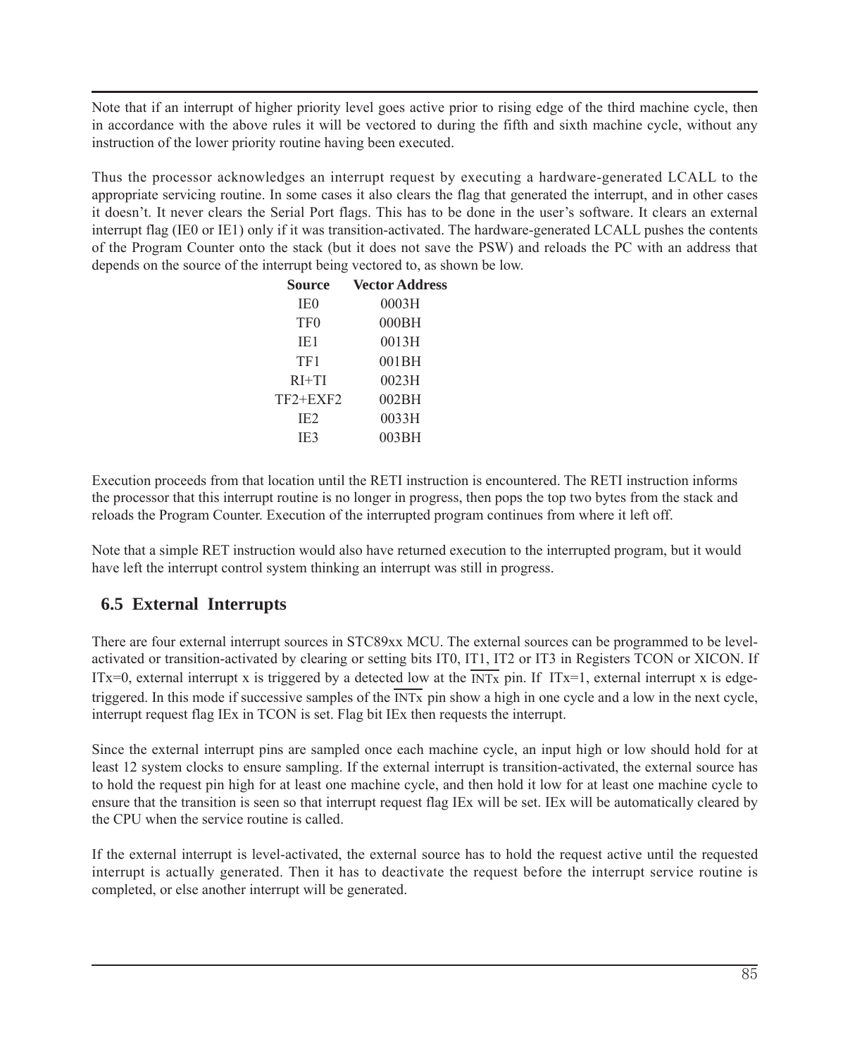Note that if an interrupt of higher priority level goes active prior to rising edge of the third machine cycle, then in accordance with the above rules it will be vectored to during the fifth and sixth machine cycle, without any instruction of the lower priority routine having been executed.

Thus the processor acknowledges an interrupt request by executing a hardware-generated LCALL to the appropriate servicing routine. In some cases it also clears the flag that generated the interrupt, and in other cases it doesn't. It never clears the Serial Port flags. This has to be done in the user's software. It clears an external interrupt flag (IE0 or IE1) only if it was transition-activated. The hardware-generated LCALL pushes the contents of the Program Counter onto the stack (but it does not save the PSW) and reloads the PC with an address that depends on the source of the interrupt being vectored to, as shown be low.

| Source | Vector Address |
|---|---|
| IE0 | 0003H |
| TF0 | 000BH |
| IE1 | 0013H |
| TF1 | 001BH |
| RI+TI | 0023H |
| TF2+EXF2 | 002BH |
| IE2 | 0033H |
| IE3 | 003BH |

Execution proceeds from that location until the RETI instruction is encountered. The RETI instruction informs the processor that this interrupt routine is no longer in progress, then pops the top two bytes from the stack and reloads the Program Counter. Execution of the interrupted program continues from where it left off.

Note that a simple RET instruction would also have returned execution to the interrupted program, but it would have left the interrupt control system thinking an interrupt was still in progress.

## 6.5 External Interrupts

There are four external interrupt sources in STC89xx MCU. The external sources can be programmed to be level-activated or transition-activated by clearing or setting bits IT0, IT1, IT2 or IT3 in Registers TCON or XICON. If ITx=0, external interrupt x is triggered by a detected low at the $\overline{\text{INTx}}$ pin. If ITx=1, external interrupt x is edge-triggered. In this mode if successive samples of the $\overline{\text{INTx}}$ pin show a high in one cycle and a low in the next cycle, interrupt request flag IEx in TCON is set. Flag bit IEx then requests the interrupt.

Since the external interrupt pins are sampled once each machine cycle, an input high or low should hold for at least 12 system clocks to ensure sampling. If the external interrupt is transition-activated, the external source has to hold the request pin high for at least one machine cycle, and then hold it low for at least one machine cycle to ensure that the transition is seen so that interrupt request flag IEx will be set. IEx will be automatically cleared by the CPU when the service routine is called.

If the external interrupt is level-activated, the external source has to hold the request active until the requested interrupt is actually generated. Then it has to deactivate the request before the interrupt service routine is completed, or else another interrupt will be generated.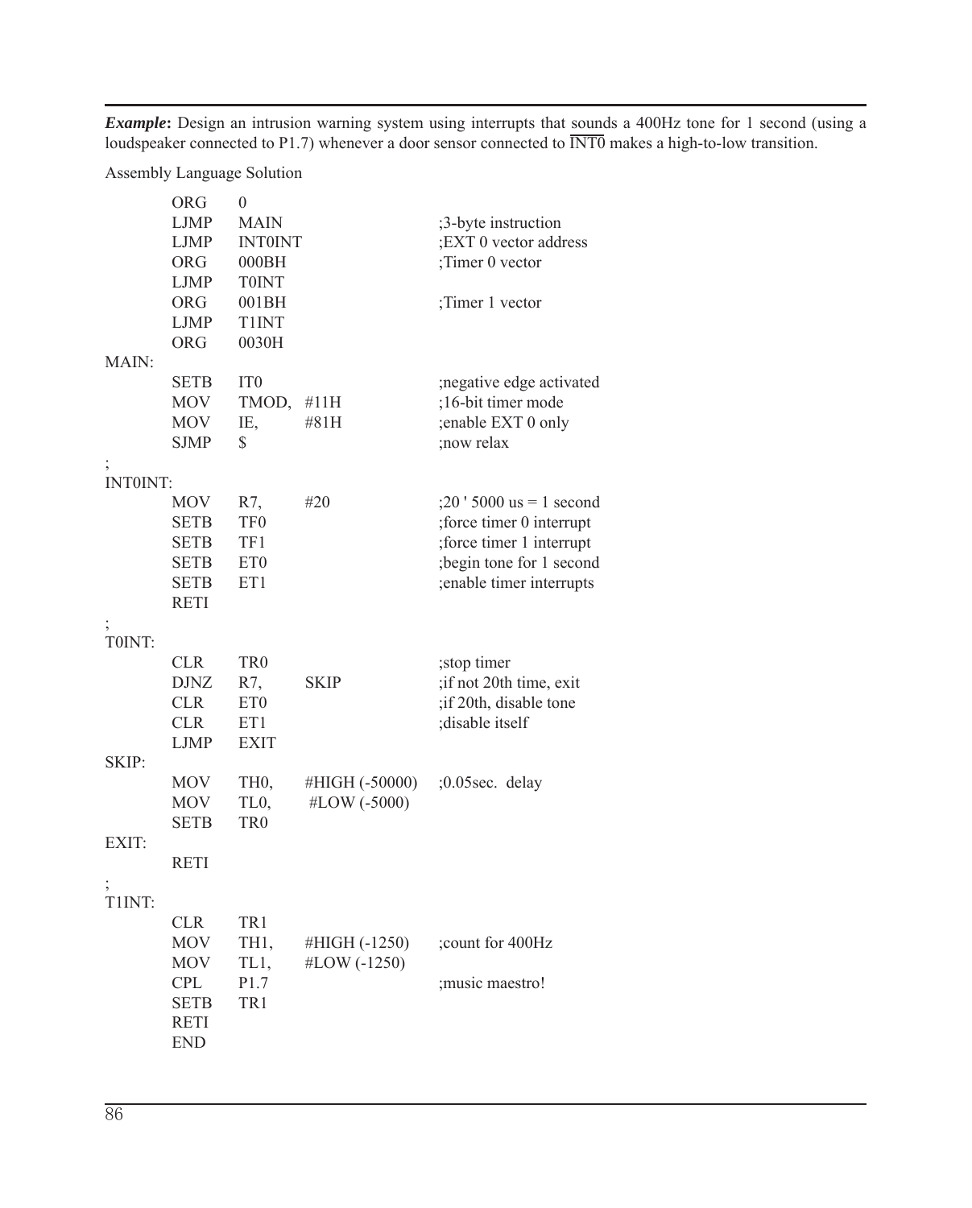***Example*:** Design an intrusion warning system using interrupts that sounds a 400Hz tone for 1 second (using a loudspeaker connected to P1.7) whenever a door sensor connected to $\overline{\text{INT0}}$ makes a high-to-low transition.

Assembly Language Solution

```
        ORG     0
        LJMP    MAIN                    ;3-byte instruction
        LJMP    INT0INT                 ;EXT 0 vector address
        ORG     000BH                   ;Timer 0 vector
        LJMP    T0INT
        ORG     001BH                   ;Timer 1 vector
        LJMP    T1INT
        ORG     0030H
MAIN:
        SETB    IT0                     ;negative edge activated
        MOV     TMOD,  #11H             ;16-bit timer mode
        MOV     IE,    #81H             ;enable EXT 0 only
        SJMP    $                       ;now relax
;
INT0INT:
        MOV     R7,    #20              ;20 ' 5000 us = 1 second
        SETB    TF0                     ;force timer 0 interrupt
        SETB    TF1                     ;force timer 1 interrupt
        SETB    ET0                     ;begin tone for 1 second
        SETB    ET1                     ;enable timer interrupts
        RETI
;
T0INT:
        CLR     TR0                     ;stop timer
        DJNZ    R7,    SKIP             ;if not 20th time, exit
        CLR     ET0                     ;if 20th, disable tone
        CLR     ET1                     ;disable itself
        LJMP    EXIT
SKIP:
        MOV     TH0,   #HIGH (-50000)   ;0.05sec.  delay
        MOV     TL0,    #LOW (-5000)
        SETB    TR0
EXIT:
        RETI
;
T1INT:
        CLR     TR1
        MOV     TH1,   #HIGH (-1250)    ;count for 400Hz
        MOV     TL1,   #LOW (-1250)
        CPL     P1.7                    ;music maestro!
        SETB    TR1
        RETI
        END
```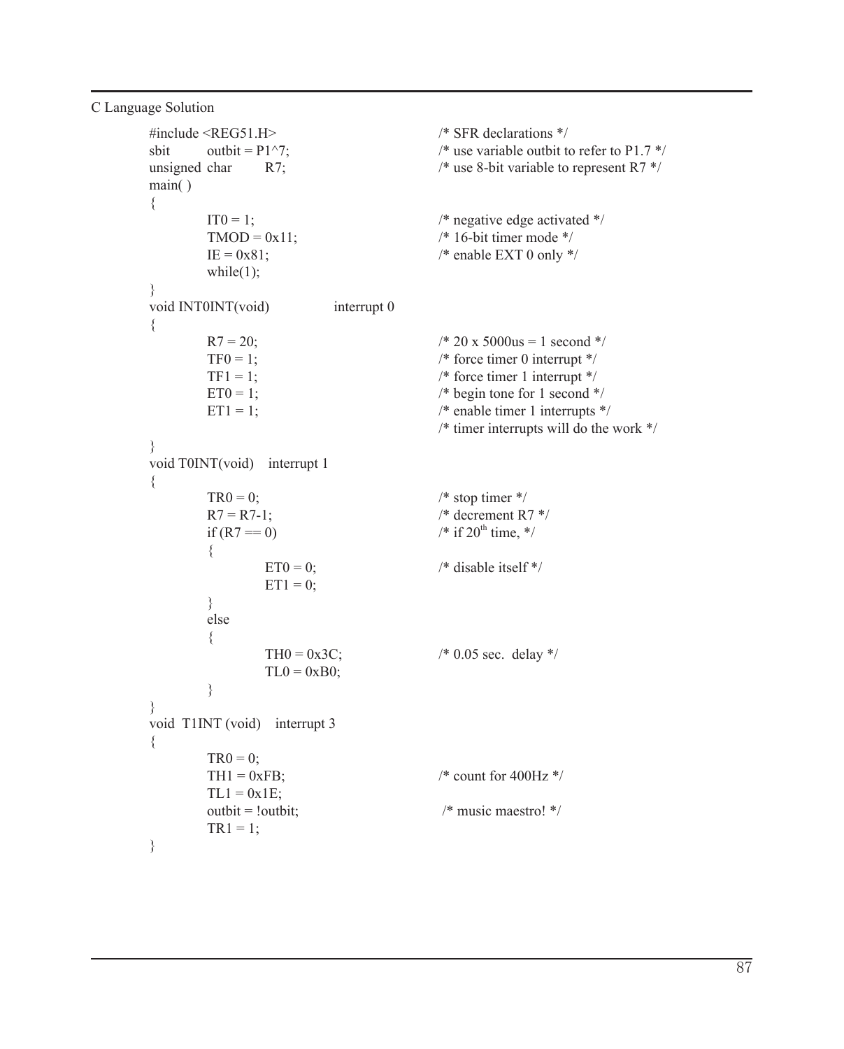C Language Solution

```
#include <REG51.H>                  /* SFR declarations */
sbit      outbit = P1^7;            /* use variable outbit to refer to P1.7 */
unsigned  char      R7;             /* use 8-bit variable to represent R7 */
main( )
{
        IT0 = 1;                    /* negative edge activated */
        TMOD = 0x11;                /* 16-bit timer mode */
        IE = 0x81;                  /* enable EXT 0 only */
        while(1);
}
void INT0INT(void)          interrupt 0
{
        R7 = 20;                    /* 20 x 5000us = 1 second */
        TF0 = 1;                    /* force timer 0 interrupt */
        TF1 = 1;                    /* force timer 1 interrupt */
        ET0 = 1;                    /* begin tone for 1 second */
        ET1 = 1;                    /* enable timer 1 interrupts */
                                    /* timer interrupts will do the work */
}
void T0INT(void)    interrupt 1
{
        TR0 = 0;                    /* stop timer */
        R7 = R7-1;                  /* decrement R7 */
        if (R7 == 0)                /* if 20th time, */
        {
                ET0 = 0;            /* disable itself */
                ET1 = 0;
        }
        else
        {
                TH0 = 0x3C;         /* 0.05 sec.  delay */
                TL0 = 0xB0;
        }
}
void  T1INT (void)    interrupt 3
{
        TR0 = 0;
        TH1 = 0xFB;                 /* count for 400Hz */
        TL1 = 0x1E;
        outbit = !outbit;           /* music maestro! */
        TR1 = 1;
}
```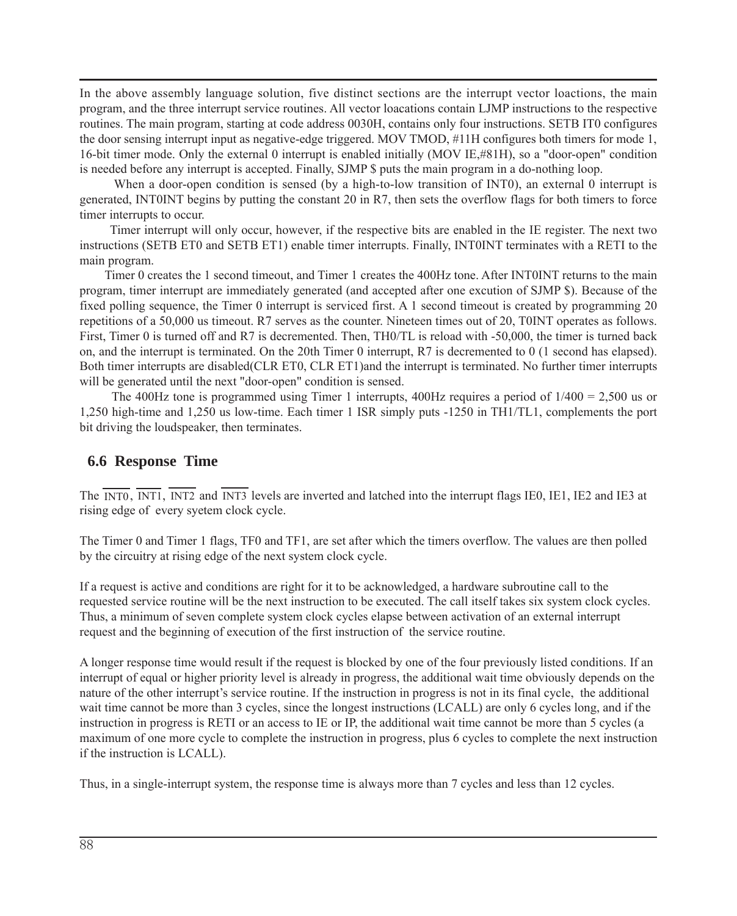In the above assembly language solution, five distinct sections are the interrupt vector loactions, the main program, and the three interrupt service routines. All vector loacations contain LJMP instructions to the respective routines. The main program, starting at code address 0030H, contains only four instructions. SETB IT0 configures the door sensing interrupt input as negative-edge triggered. MOV TMOD, #11H configures both timers for mode 1, 16-bit timer mode. Only the external 0 interrupt is enabled initially (MOV IE,#81H), so a "door-open" condition is needed before any interrupt is accepted. Finally, SJMP $ puts the main program in a do-nothing loop.

When a door-open condition is sensed (by a high-to-low transition of INT0), an external 0 interrupt is generated, INT0INT begins by putting the constant 20 in R7, then sets the overflow flags for both timers to force timer interrupts to occur.

Timer interrupt will only occur, however, if the respective bits are enabled in the IE register. The next two instructions (SETB ET0 and SETB ET1) enable timer interrupts. Finally, INT0INT terminates with a RETI to the main program.

Timer 0 creates the 1 second timeout, and Timer 1 creates the 400Hz tone. After INT0INT returns to the main program, timer interrupt are immediately generated (and accepted after one excution of SJMP $). Because of the fixed polling sequence, the Timer 0 interrupt is serviced first. A 1 second timeout is created by programming 20 repetitions of a 50,000 us timeout. R7 serves as the counter. Nineteen times out of 20, T0INT operates as follows. First, Timer 0 is turned off and R7 is decremented. Then, TH0/TL is reload with -50,000, the timer is turned back on, and the interrupt is terminated. On the 20th Timer 0 interrupt, R7 is decremented to 0 (1 second has elapsed). Both timer interrupts are disabled(CLR ET0, CLR ET1)and the interrupt is terminated. No further timer interrupts will be generated until the next "door-open" condition is sensed.

The 400Hz tone is programmed using Timer 1 interrupts, 400Hz requires a period of 1/400 = 2,500 us or 1,250 high-time and 1,250 us low-time. Each timer 1 ISR simply puts -1250 in TH1/TL1, complements the port bit driving the loudspeaker, then terminates.

## 6.6 Response Time

The $\overline{\text{INT0}}$, $\overline{\text{INT1}}$, $\overline{\text{INT2}}$ and $\overline{\text{INT3}}$ levels are inverted and latched into the interrupt flags IE0, IE1, IE2 and IE3 at rising edge of every syetem clock cycle.

The Timer 0 and Timer 1 flags, TF0 and TF1, are set after which the timers overflow. The values are then polled by the circuitry at rising edge of the next system clock cycle.

If a request is active and conditions are right for it to be acknowledged, a hardware subroutine call to the requested service routine will be the next instruction to be executed. The call itself takes six system clock cycles. Thus, a minimum of seven complete system clock cycles elapse between activation of an external interrupt request and the beginning of execution of the first instruction of the service routine.

A longer response time would result if the request is blocked by one of the four previously listed conditions. If an interrupt of equal or higher priority level is already in progress, the additional wait time obviously depends on the nature of the other interrupt's service routine. If the instruction in progress is not in its final cycle, the additional wait time cannot be more than 3 cycles, since the longest instructions (LCALL) are only 6 cycles long, and if the instruction in progress is RETI or an access to IE or IP, the additional wait time cannot be more than 5 cycles (a maximum of one more cycle to complete the instruction in progress, plus 6 cycles to complete the next instruction if the instruction is LCALL).

Thus, in a single-interrupt system, the response time is always more than 7 cycles and less than 12 cycles.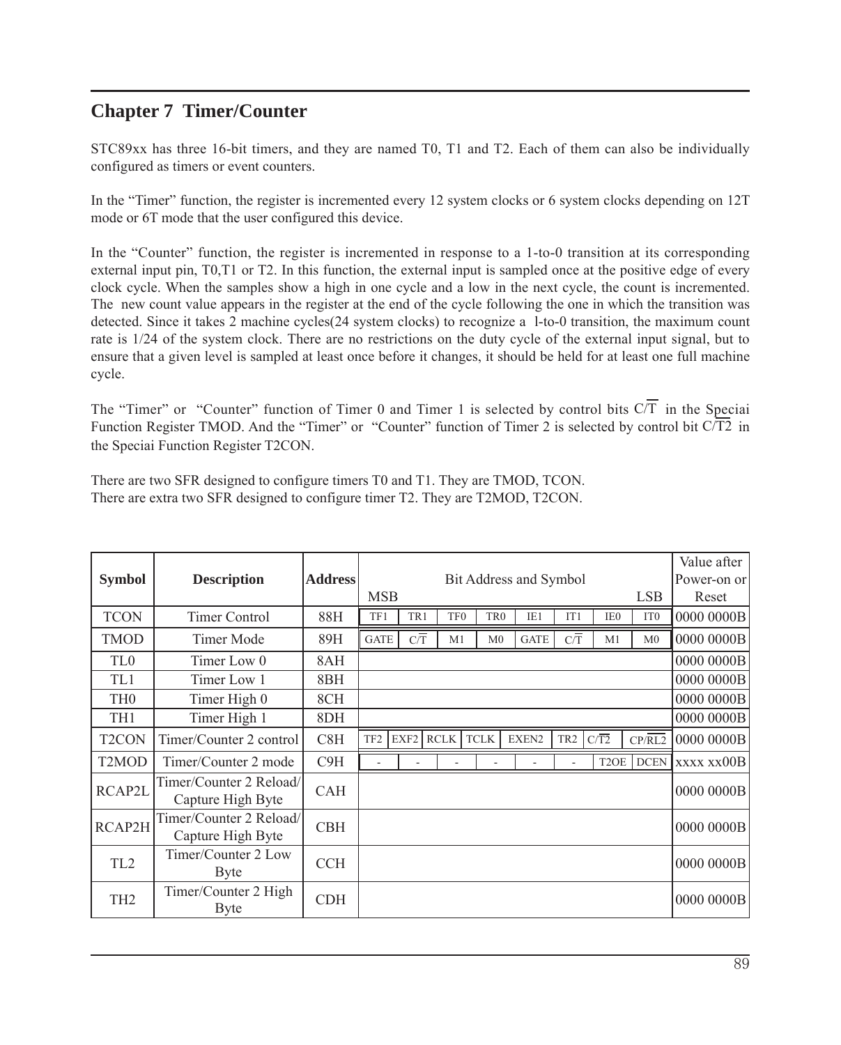# Chapter 7 Timer/Counter

STC89xx has three 16-bit timers, and they are named T0, T1 and T2. Each of them can also be individually configured as timers or event counters.

In the "Timer" function, the register is incremented every 12 system clocks or 6 system clocks depending on 12T mode or 6T mode that the user configured this device.

In the "Counter" function, the register is incremented in response to a 1-to-0 transition at its corresponding external input pin, T0,T1 or T2. In this function, the external input is sampled once at the positive edge of every clock cycle. When the samples show a high in one cycle and a low in the next cycle, the count is incremented. The new count value appears in the register at the end of the cycle following the one in which the transition was detected. Since it takes 2 machine cycles(24 system clocks) to recognize a l-to-0 transition, the maximum count rate is 1/24 of the system clock. There are no restrictions on the duty cycle of the external input signal, but to ensure that a given level is sampled at least once before it changes, it should be held for at least one full machine cycle.

The "Timer" or "Counter" function of Timer 0 and Timer 1 is selected by control bits $C/\overline{T}$ in the Speciai Function Register TMOD. And the "Timer" or "Counter" function of Timer 2 is selected by control bit $C/\overline{T2}$ in the Speciai Function Register T2CON.

There are two SFR designed to configure timers T0 and T1. They are TMOD, TCON.
There are extra two SFR designed to configure timer T2. They are T2MOD, T2CON.

| Symbol | Description | Address | Bit Address and Symbol (MSB) | | | | | | | (LSB) | Value after Power-on or Reset |
|---|---|---|---|---|---|---|---|---|---|---|---|
| TCON | Timer Control | 88H | TF1 | TR1 | TF0 | TR0 | IE1 | IT1 | IE0 | IT0 | 0000 0000B |
| TMOD | Timer Mode | 89H | GATE | $C/\overline{T}$ | M1 | M0 | GATE | $C/\overline{T}$ | M1 | M0 | 0000 0000B |
| TL0 | Timer Low 0 | 8AH | | | | | | | | | 0000 0000B |
| TL1 | Timer Low 1 | 8BH | | | | | | | | | 0000 0000B |
| TH0 | Timer High 0 | 8CH | | | | | | | | | 0000 0000B |
| TH1 | Timer High 1 | 8DH | | | | | | | | | 0000 0000B |
| T2CON | Timer/Counter 2 control | C8H | TF2 | EXF2 | RCLK | TCLK | EXEN2 | TR2 | $C/\overline{T2}$ | $CP/\overline{RL2}$ | 0000 0000B |
| T2MOD | Timer/Counter 2 mode | C9H | - | - | - | - | - | - | T2OE | DCEN | xxxx xx00B |
| RCAP2L | Timer/Counter 2 Reload/ Capture High Byte | CAH | | | | | | | | | 0000 0000B |
| RCAP2H | Timer/Counter 2 Reload/ Capture High Byte | CBH | | | | | | | | | 0000 0000B |
| TL2 | Timer/Counter 2 Low Byte | CCH | | | | | | | | | 0000 0000B |
| TH2 | Timer/Counter 2 High Byte | CDH | | | | | | | | | 0000 0000B |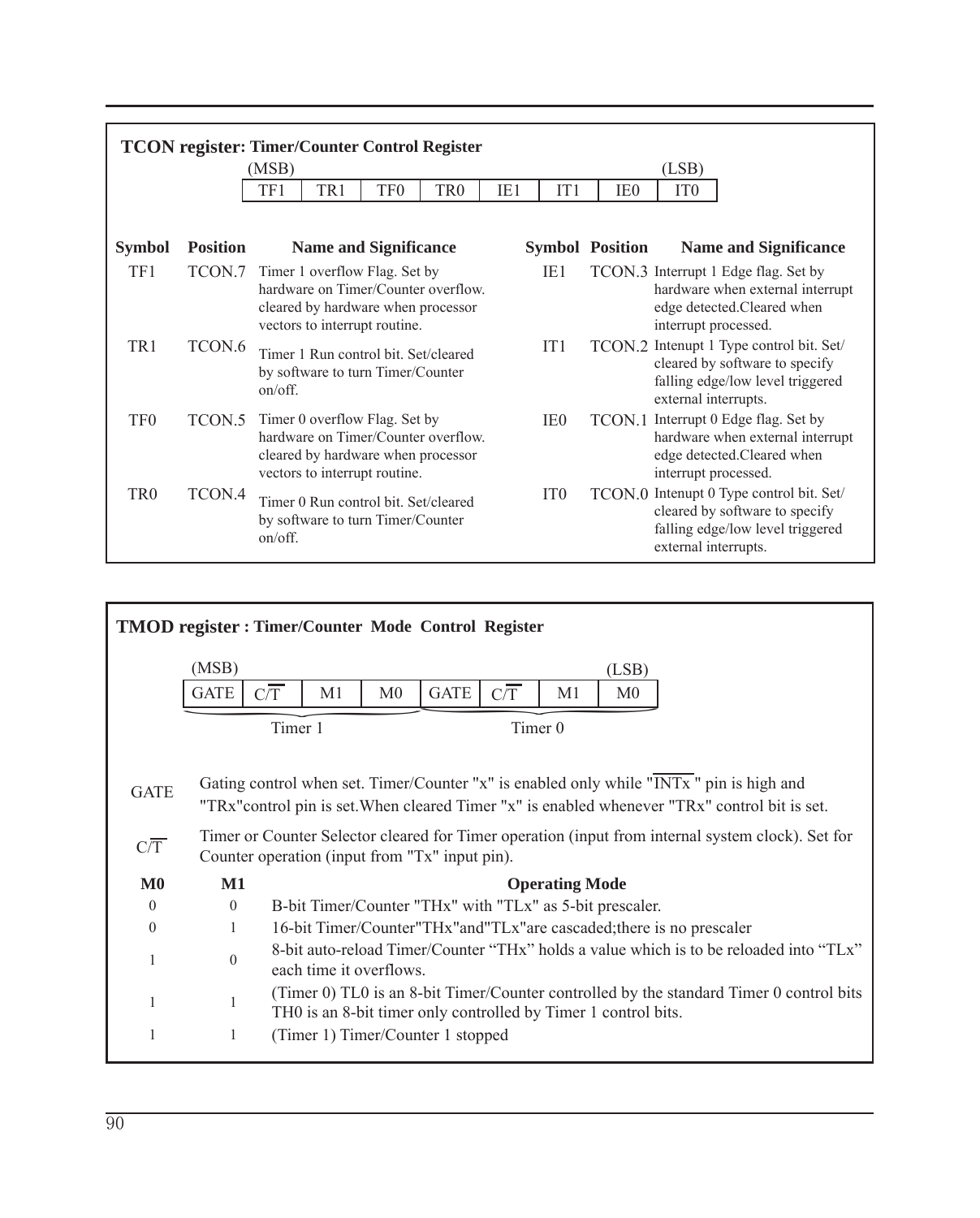**TCON register: Timer/Counter Control Register**

| (MSB) | | | | | | | (LSB) |
|---|---|---|---|---|---|---|---|
| TF1 | TR1 | TF0 | TR0 | IE1 | IT1 | IE0 | IT0 |

| Symbol | Position | Name and Significance |
|---|---|---|
| TF1 | TCON.7 | Timer 1 overflow Flag. Set by hardware on Timer/Counter overflow. cleared by hardware when processor vectors to interrupt routine. |
| TR1 | TCON.6 | Timer 1 Run control bit. Set/cleared by software to turn Timer/Counter on/off. |
| TF0 | TCON.5 | Timer 0 overflow Flag. Set by hardware on Timer/Counter overflow. cleared by hardware when processor vectors to interrupt routine. |
| TR0 | TCON.4 | Timer 0 Run control bit. Set/cleared by software to turn Timer/Counter on/off. |
| IE1 | TCON.3 | Interrupt 1 Edge flag. Set by hardware when external interrupt edge detected.Cleared when interrupt processed. |
| IT1 | TCON.2 | Intenupt 1 Type control bit. Set/ cleared by software to specify falling edge/low level triggered external interrupts. |
| IE0 | TCON.1 | Interrupt 0 Edge flag. Set by hardware when external interrupt edge detected.Cleared when interrupt processed. |
| IT0 | TCON.0 | Intenupt 0 Type control bit. Set/ cleared by software to specify falling edge/low level triggered external interrupts. |

**TMOD register : Timer/Counter Mode Control Register**

| (MSB) | | | | | | | (LSB) |
|---|---|---|---|---|---|---|---|
| GATE | $C/\overline{T}$ | M1 | M0 | GATE | $C/\overline{T}$ | M1 | M0 |
| Timer 1 | | | | Timer 0 | | | |

GATE — Gating control when set. Timer/Counter "x" is enabled only while "$\overline{INTx}$" pin is high and "TRx"control pin is set.When cleared Timer "x" is enabled whenever "TRx" control bit is set.

$C/\overline{T}$ — Timer or Counter Selector cleared for Timer operation (input from internal system clock). Set for Counter operation (input from "Tx" input pin).

| M0 | M1 | Operating Mode |
|---|---|---|
| 0 | 0 | B-bit Timer/Counter "THx" with "TLx" as 5-bit prescaler. |
| 0 | 1 | 16-bit Timer/Counter"THx"and"TLx"are cascaded;there is no prescaler |
| 1 | 0 | 8-bit auto-reload Timer/Counter "THx" holds a value which is to be reloaded into "TLx" each time it overflows. |
| 1 | 1 | (Timer 0) TL0 is an 8-bit Timer/Counter controlled by the standard Timer 0 control bits TH0 is an 8-bit timer only controlled by Timer 1 control bits. |
| 1 | 1 | (Timer 1) Timer/Counter 1 stopped |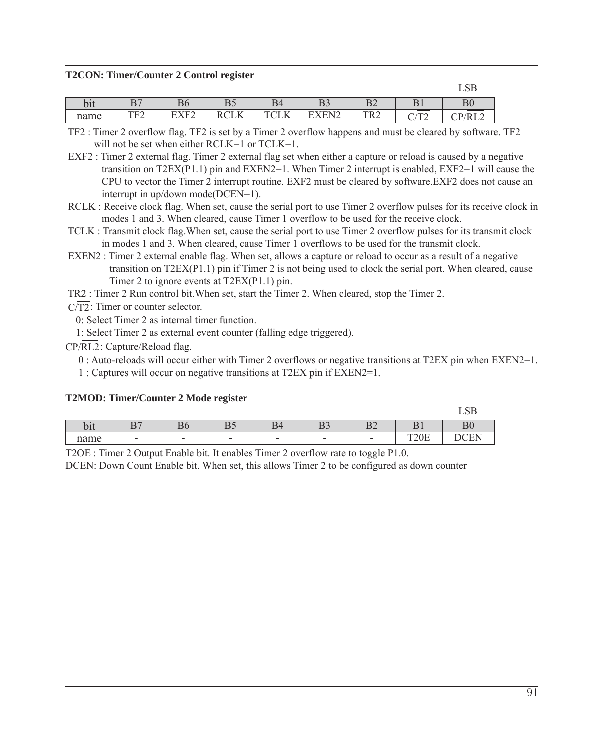**T2CON: Timer/Counter 2 Control register**

| bit | B7 | B6 | B5 | B4 | B3 | B2 | B1 | B0 |
|---|---|---|---|---|---|---|---|---|
| name | TF2 | EXF2 | RCLK | TCLK | EXEN2 | TR2 | C/$\overline{T2}$ | CP/$\overline{RL2}$ |

(LSB = B0)

TF2 : Timer 2 overflow flag. TF2 is set by a Timer 2 overflow happens and must be cleared by software. TF2 will not be set when either RCLK=1 or TCLK=1.

EXF2 : Timer 2 external flag. Timer 2 external flag set when either a capture or reload is caused by a negative transition on T2EX(P1.1) pin and EXEN2=1. When Timer 2 interrupt is enabled, EXF2=1 will cause the CPU to vector the Timer 2 interrupt routine. EXF2 must be cleared by software.EXF2 does not cause an interrupt in up/down mode(DCEN=1).

RCLK : Receive clock flag. When set, cause the serial port to use Timer 2 overflow pulses for its receive clock in modes 1 and 3. When cleared, cause Timer 1 overflow to be used for the receive clock.

TCLK : Transmit clock flag.When set, cause the serial port to use Timer 2 overflow pulses for its transmit clock in modes 1 and 3. When cleared, cause Timer 1 overflows to be used for the transmit clock.

EXEN2 : Timer 2 external enable flag. When set, allows a capture or reload to occur as a result of a negative transition on T2EX(P1.1) pin if Timer 2 is not being used to clock the serial port. When cleared, cause Timer 2 to ignore events at T2EX(P1.1) pin.

TR2 : Timer 2 Run control bit.When set, start the Timer 2. When cleared, stop the Timer 2.

C/$\overline{T2}$: Timer or counter selector.

0: Select Timer 2 as internal timer function.

1: Select Timer 2 as external event counter (falling edge triggered).

CP/$\overline{RL2}$: Capture/Reload flag.

0 : Auto-reloads will occur either with Timer 2 overflows or negative transitions at T2EX pin when EXEN2=1.

1 : Captures will occur on negative transitions at T2EX pin if EXEN2=1.

**T2MOD: Timer/Counter 2 Mode register**

| bit | B7 | B6 | B5 | B4 | B3 | B2 | B1 | B0 |
|---|---|---|---|---|---|---|---|---|
| name | - | - | - | - | - | - | T20E | DCEN |

(LSB = B0)

T2OE : Timer 2 Output Enable bit. It enables Timer 2 overflow rate to toggle P1.0.

DCEN: Down Count Enable bit. When set, this allows Timer 2 to be configured as down counter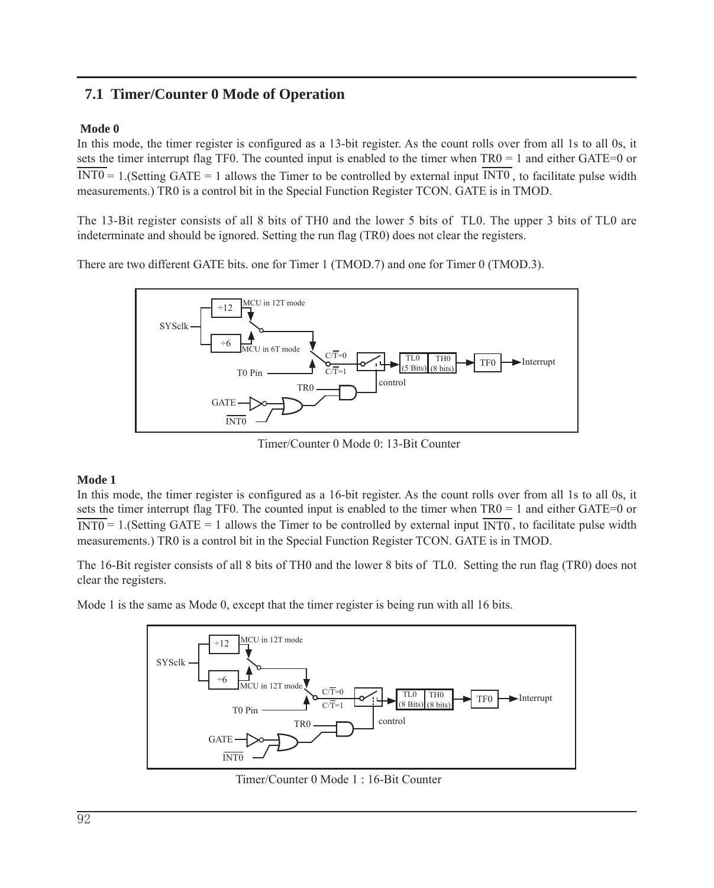## 7.1 Timer/Counter 0 Mode of Operation

**Mode 0**

In this mode, the timer register is configured as a 13-bit register. As the count rolls over from all 1s to all 0s, it sets the timer interrupt flag TF0. The counted input is enabled to the timer when TR0 = 1 and either GATE=0 or $\overline{\text{INT0}}$ = 1.(Setting GATE = 1 allows the Timer to be controlled by external input $\overline{\text{INT0}}$, to facilitate pulse width measurements.) TR0 is a control bit in the Special Function Register TCON. GATE is in TMOD.

The 13-Bit register consists of all 8 bits of TH0 and the lower 5 bits of TL0. The upper 3 bits of TL0 are indeterminate and should be ignored. Setting the run flag (TR0) does not clear the registers.

There are two different GATE bits. one for Timer 1 (TMOD.7) and one for Timer 0 (TMOD.3).

Timer/Counter 0 Mode 0: 13-Bit Counter

**Mode 1**

In this mode, the timer register is configured as a 16-bit register. As the count rolls over from all 1s to all 0s, it sets the timer interrupt flag TF0. The counted input is enabled to the timer when TR0 = 1 and either GATE=0 or $\overline{\text{INT0}}$ = 1.(Setting GATE = 1 allows the Timer to be controlled by external input $\overline{\text{INT0}}$, to facilitate pulse width measurements.) TR0 is a control bit in the Special Function Register TCON. GATE is in TMOD.

The 16-Bit register consists of all 8 bits of TH0 and the lower 8 bits of TL0. Setting the run flag (TR0) does not clear the registers.

Mode 1 is the same as Mode 0, except that the timer register is being run with all 16 bits.

Timer/Counter 0 Mode 1 : 16-Bit Counter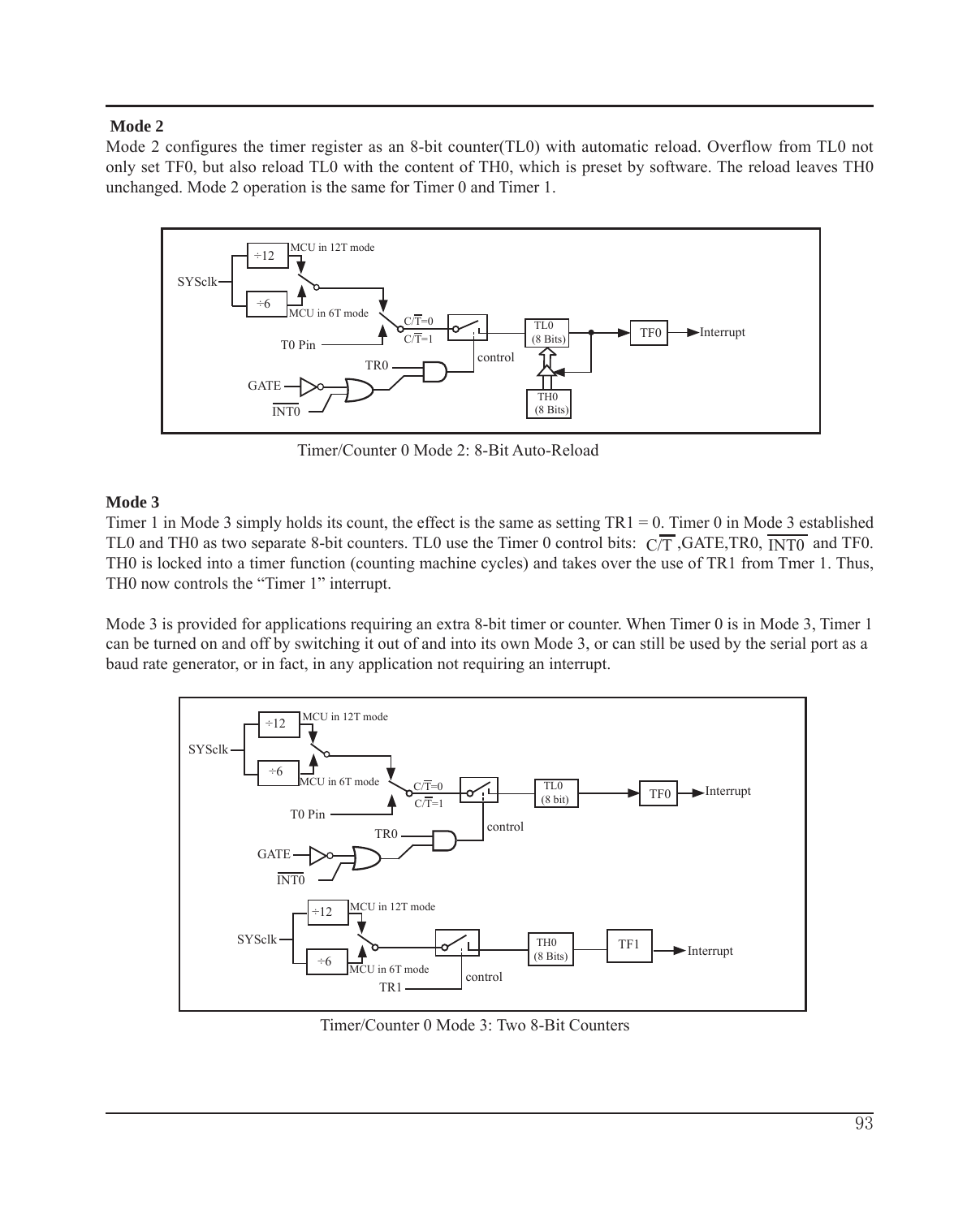### Mode 2

Mode 2 configures the timer register as an 8-bit counter(TL0) with automatic reload. Overflow from TL0 not only set TF0, but also reload TL0 with the content of TH0, which is preset by software. The reload leaves TH0 unchanged. Mode 2 operation is the same for Timer 0 and Timer 1.

Timer/Counter 0 Mode 2: 8-Bit Auto-Reload

### Mode 3

Timer 1 in Mode 3 simply holds its count, the effect is the same as setting TR1 = 0. Timer 0 in Mode 3 established TL0 and TH0 as two separate 8-bit counters. TL0 use the Timer 0 control bits: $C/\overline{T}$ ,GATE,TR0, $\overline{INT0}$ and TF0. TH0 is locked into a timer function (counting machine cycles) and takes over the use of TR1 from Tmer 1. Thus, TH0 now controls the "Timer 1" interrupt.

Mode 3 is provided for applications requiring an extra 8-bit timer or counter. When Timer 0 is in Mode 3, Timer 1 can be turned on and off by switching it out of and into its own Mode 3, or can still be used by the serial port as a baud rate generator, or in fact, in any application not requiring an interrupt.

Timer/Counter 0 Mode 3: Two 8-Bit Counters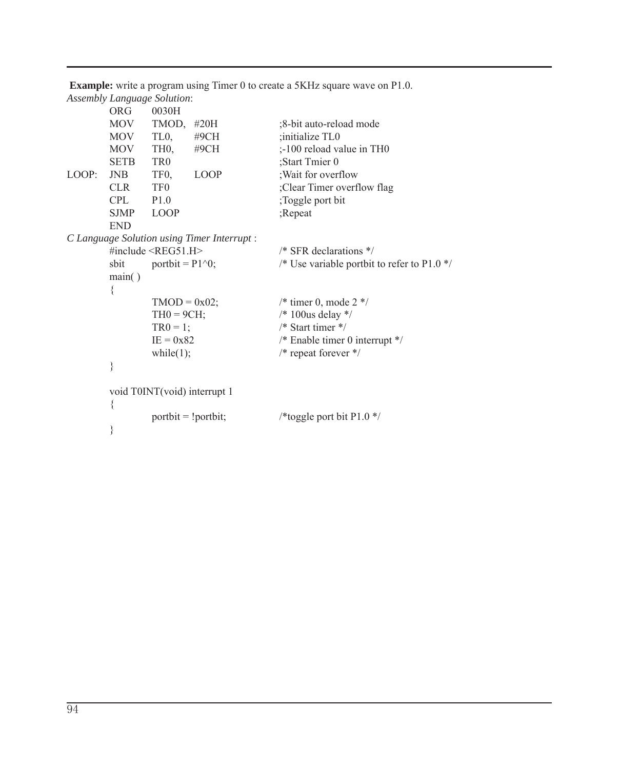**Example:** write a program using Timer 0 to create a 5KHz square wave on P1.0.

*Assembly Language Solution*:

```
        ORG     0030H
        MOV     TMOD,  #20H         ;8-bit auto-reload mode
        MOV     TL0,   #9CH         ;initialize TL0
        MOV     TH0,   #9CH         ;-100 reload value in TH0
        SETB    TR0                 ;Start Tmier 0
LOOP:   JNB     TF0,   LOOP         ;Wait for overflow
        CLR     TF0                 ;Clear Timer overflow flag
        CPL     P1.0                ;Toggle port bit
        SJMP    LOOP                ;Repeat
        END
```

*C Language Solution using Timer Interrupt* :

```
#include <REG51.H>                  /* SFR declarations */
sbit    portbit = P1^0;             /* Use variable portbit to refer to P1.0 */
main( )
{
        TMOD = 0x02;                /* timer 0, mode 2 */
        TH0 = 9CH;                  /* 100us delay */
        TR0 = 1;                    /* Start timer */
        IE = 0x82                   /* Enable timer 0 interrupt */
        while(1);                   /* repeat forever */
}

void T0INT(void) interrupt 1
{
        portbit = !portbit;         /*toggle port bit P1.0 */
}
```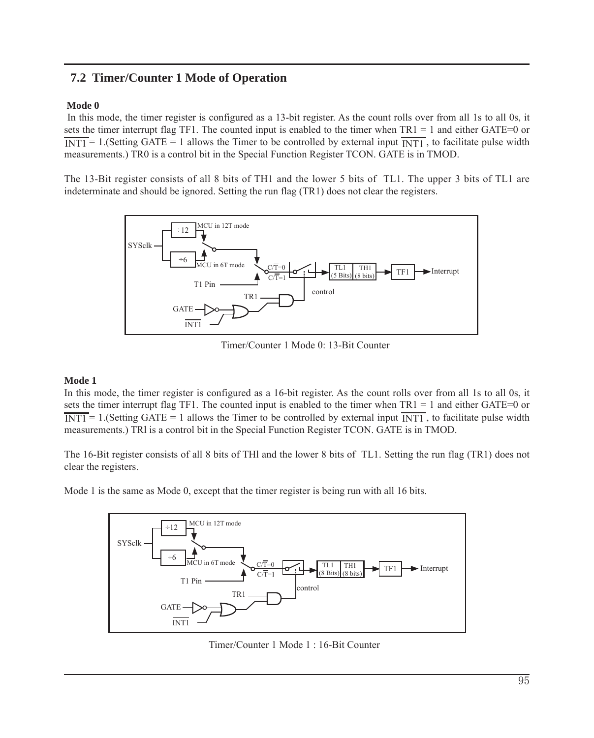## 7.2 Timer/Counter 1 Mode of Operation

**Mode 0**

In this mode, the timer register is configured as a 13-bit register. As the count rolls over from all 1s to all 0s, it sets the timer interrupt flag TF1. The counted input is enabled to the timer when TR1 = 1 and either GATE=0 or $\overline{INT1}$ = 1.(Setting GATE = 1 allows the Timer to be controlled by external input $\overline{INT1}$, to facilitate pulse width measurements.) TR0 is a control bit in the Special Function Register TCON. GATE is in TMOD.

The 13-Bit register consists of all 8 bits of TH1 and the lower 5 bits of TL1. The upper 3 bits of TL1 are indeterminate and should be ignored. Setting the run flag (TR1) does not clear the registers.

Timer/Counter 1 Mode 0: 13-Bit Counter

**Mode 1**

In this mode, the timer register is configured as a 16-bit register. As the count rolls over from all 1s to all 0s, it sets the timer interrupt flag TF1. The counted input is enabled to the timer when TR1 = 1 and either GATE=0 or $\overline{INT1}$ = 1.(Setting GATE = 1 allows the Timer to be controlled by external input $\overline{INT1}$, to facilitate pulse width measurements.) TRl is a control bit in the Special Function Register TCON. GATE is in TMOD.

The 16-Bit register consists of all 8 bits of THl and the lower 8 bits of TL1. Setting the run flag (TR1) does not clear the registers.

Mode 1 is the same as Mode 0, except that the timer register is being run with all 16 bits.

Timer/Counter 1 Mode 1 : 16-Bit Counter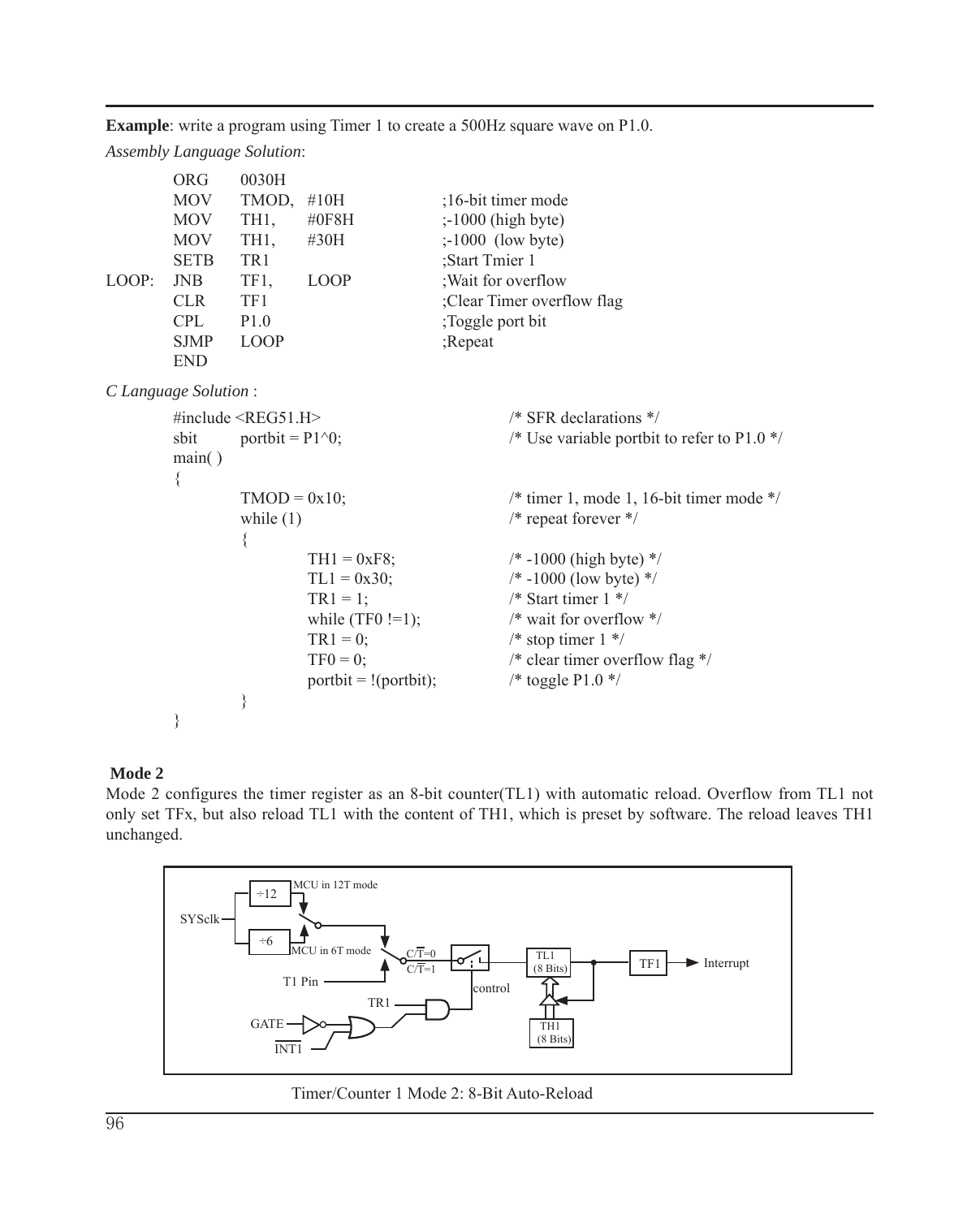**Example**: write a program using Timer 1 to create a 500Hz square wave on P1.0.

*Assembly Language Solution*:

```
        ORG     0030H
        MOV     TMOD,   #10H            ;16-bit timer mode
        MOV     TH1,    #0F8H           ;-1000 (high byte)
        MOV     TH1,    #30H            ;-1000  (low byte)
        SETB    TR1                     ;Start Tmier 1
LOOP:   JNB     TF1,    LOOP            ;Wait for overflow
        CLR     TF1                     ;Clear Timer overflow flag
        CPL     P1.0                    ;Toggle port bit
        SJMP    LOOP                    ;Repeat
        END
```

*C Language Solution* :

```
#include <REG51.H>                      /* SFR declarations */
sbit    portbit = P1^0;                 /* Use variable portbit to refer to P1.0 */
main( )
{
        TMOD = 0x10;                    /* timer 1, mode 1, 16-bit timer mode */
        while (1)                       /* repeat forever */
        {
                TH1 = 0xF8;             /* -1000 (high byte) */
                TL1 = 0x30;             /* -1000 (low byte) */
                TR1 = 1;                /* Start timer 1 */
                while (TF0 !=1);        /* wait for overflow */
                TR1 = 0;                /* stop timer 1 */
                TF0 = 0;                /* clear timer overflow flag */
                portbit = !(portbit);   /* toggle P1.0 */
        }
}
```

**Mode 2**

Mode 2 configures the timer register as an 8-bit counter(TL1) with automatic reload. Overflow from TL1 not only set TFx, but also reload TL1 with the content of TH1, which is preset by software. The reload leaves TH1 unchanged.

Timer/Counter 1 Mode 2: 8-Bit Auto-Reload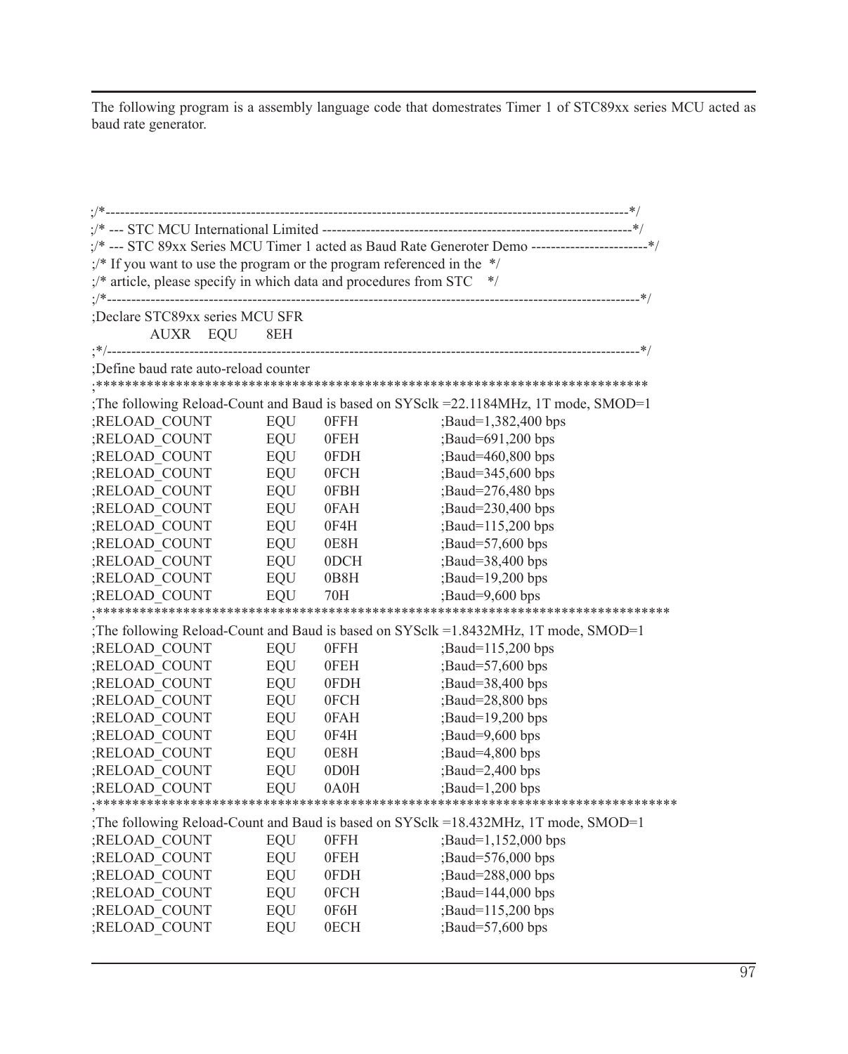The following program is a assembly language code that domestrates Timer 1 of STC89xx series MCU acted as baud rate generator.

```
;/*------------------------------------------------------------------------------------------------------------*/
;/* --- STC MCU International Limited ----------------------------------------------------------------*/
;/* --- STC 89xx Series MCU Timer 1 acted as Baud Rate Generoter Demo ------------------------*/
;/* If you want to use the program or the program referenced in the  */
;/* article, please specify in which data and procedures from STC   */
;/*------------------------------------------------------------------------------------------------------------*/
;Declare STC89xx series MCU SFR
        AUXR    EQU     8EH
;*/------------------------------------------------------------------------------------------------------------*/
;Define baud rate auto-reload counter
;*******************************************************************************
;The following Reload-Count and Baud is based on SYSclk =22.1184MHz, 1T mode, SMOD=1
;RELOAD_COUNT        EQU     0FFH            ;Baud=1,382,400 bps
;RELOAD_COUNT        EQU     0FEH            ;Baud=691,200 bps
;RELOAD_COUNT        EQU     0FDH            ;Baud=460,800 bps
;RELOAD_COUNT        EQU     0FCH            ;Baud=345,600 bps
;RELOAD_COUNT        EQU     0FBH            ;Baud=276,480 bps
;RELOAD_COUNT        EQU     0FAH            ;Baud=230,400 bps
;RELOAD_COUNT        EQU     0F4H            ;Baud=115,200 bps
;RELOAD_COUNT        EQU     0E8H            ;Baud=57,600 bps
;RELOAD_COUNT        EQU     0DCH            ;Baud=38,400 bps
;RELOAD_COUNT        EQU     0B8H            ;Baud=19,200 bps
;RELOAD_COUNT        EQU     70H             ;Baud=9,600 bps
;*******************************************************************************
;The following Reload-Count and Baud is based on SYSclk =1.8432MHz, 1T mode, SMOD=1
;RELOAD_COUNT        EQU     0FFH            ;Baud=115,200 bps
;RELOAD_COUNT        EQU     0FEH            ;Baud=57,600 bps
;RELOAD_COUNT        EQU     0FDH            ;Baud=38,400 bps
;RELOAD_COUNT        EQU     0FCH            ;Baud=28,800 bps
;RELOAD_COUNT        EQU     0FAH            ;Baud=19,200 bps
;RELOAD_COUNT        EQU     0F4H            ;Baud=9,600 bps
;RELOAD_COUNT        EQU     0E8H            ;Baud=4,800 bps
;RELOAD_COUNT        EQU     0D0H            ;Baud=2,400 bps
;RELOAD_COUNT        EQU     0A0H            ;Baud=1,200 bps
;*******************************************************************************
;The following Reload-Count and Baud is based on SYSclk =18.432MHz, 1T mode, SMOD=1
;RELOAD_COUNT        EQU     0FFH            ;Baud=1,152,000 bps
;RELOAD_COUNT        EQU     0FEH            ;Baud=576,000 bps
;RELOAD_COUNT        EQU     0FDH            ;Baud=288,000 bps
;RELOAD_COUNT        EQU     0FCH            ;Baud=144,000 bps
;RELOAD_COUNT        EQU     0F6H            ;Baud=115,200 bps
;RELOAD_COUNT        EQU     0ECH            ;Baud=57,600 bps
```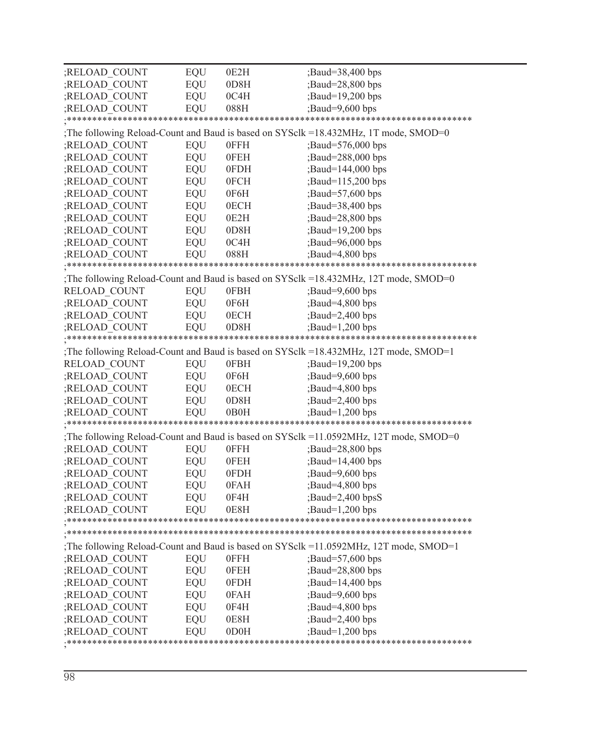```
;RELOAD_COUNT       EQU     0E2H            ;Baud=38,400 bps
;RELOAD_COUNT       EQU     0D8H            ;Baud=28,800 bps
;RELOAD_COUNT       EQU     0C4H            ;Baud=19,200 bps
;RELOAD_COUNT       EQU     088H            ;Baud=9,600 bps
;*********************************************************************************
;The following Reload-Count and Baud is based on SYSclk =18.432MHz, 1T mode, SMOD=0
;RELOAD_COUNT       EQU     0FFH            ;Baud=576,000 bps
;RELOAD_COUNT       EQU     0FEH            ;Baud=288,000 bps
;RELOAD_COUNT       EQU     0FDH            ;Baud=144,000 bps
;RELOAD_COUNT       EQU     0FCH            ;Baud=115,200 bps
;RELOAD_COUNT       EQU     0F6H            ;Baud=57,600 bps
;RELOAD_COUNT       EQU     0ECH            ;Baud=38,400 bps
;RELOAD_COUNT       EQU     0E2H            ;Baud=28,800 bps
;RELOAD_COUNT       EQU     0D8H            ;Baud=19,200 bps
;RELOAD_COUNT       EQU     0C4H            ;Baud=96,000 bps
;RELOAD_COUNT       EQU     088H            ;Baud=4,800 bps
;*********************************************************************************
;The following Reload-Count and Baud is based on SYSclk =18.432MHz, 12T mode, SMOD=0
RELOAD_COUNT        EQU     0FBH            ;Baud=9,600 bps
;RELOAD_COUNT       EQU     0F6H            ;Baud=4,800 bps
;RELOAD_COUNT       EQU     0ECH            ;Baud=2,400 bps
;RELOAD_COUNT       EQU     0D8H            ;Baud=1,200 bps
;*********************************************************************************
;The following Reload-Count and Baud is based on SYSclk =18.432MHz, 12T mode, SMOD=1
RELOAD_COUNT        EQU     0FBH            ;Baud=19,200 bps
;RELOAD_COUNT       EQU     0F6H            ;Baud=9,600 bps
;RELOAD_COUNT       EQU     0ECH            ;Baud=4,800 bps
;RELOAD_COUNT       EQU     0D8H            ;Baud=2,400 bps
;RELOAD_COUNT       EQU     0B0H            ;Baud=1,200 bps
;*********************************************************************************
;The following Reload-Count and Baud is based on SYSclk =11.0592MHz, 12T mode, SMOD=0
;RELOAD_COUNT       EQU     0FFH            ;Baud=28,800 bps
;RELOAD_COUNT       EQU     0FEH            ;Baud=14,400 bps
;RELOAD_COUNT       EQU     0FDH            ;Baud=9,600 bps
;RELOAD_COUNT       EQU     0FAH            ;Baud=4,800 bps
;RELOAD_COUNT       EQU     0F4H            ;Baud=2,400 bpsS
;RELOAD_COUNT       EQU     0E8H            ;Baud=1,200 bps
;*********************************************************************************
;*********************************************************************************
;The following Reload-Count and Baud is based on SYSclk =11.0592MHz, 12T mode, SMOD=1
;RELOAD_COUNT       EQU     0FFH            ;Baud=57,600 bps
;RELOAD_COUNT       EQU     0FEH            ;Baud=28,800 bps
;RELOAD_COUNT       EQU     0FDH            ;Baud=14,400 bps
;RELOAD_COUNT       EQU     0FAH            ;Baud=9,600 bps
;RELOAD_COUNT       EQU     0F4H            ;Baud=4,800 bps
;RELOAD_COUNT       EQU     0E8H            ;Baud=2,400 bps
;RELOAD_COUNT       EQU     0D0H            ;Baud=1,200 bps
;*********************************************************************************
```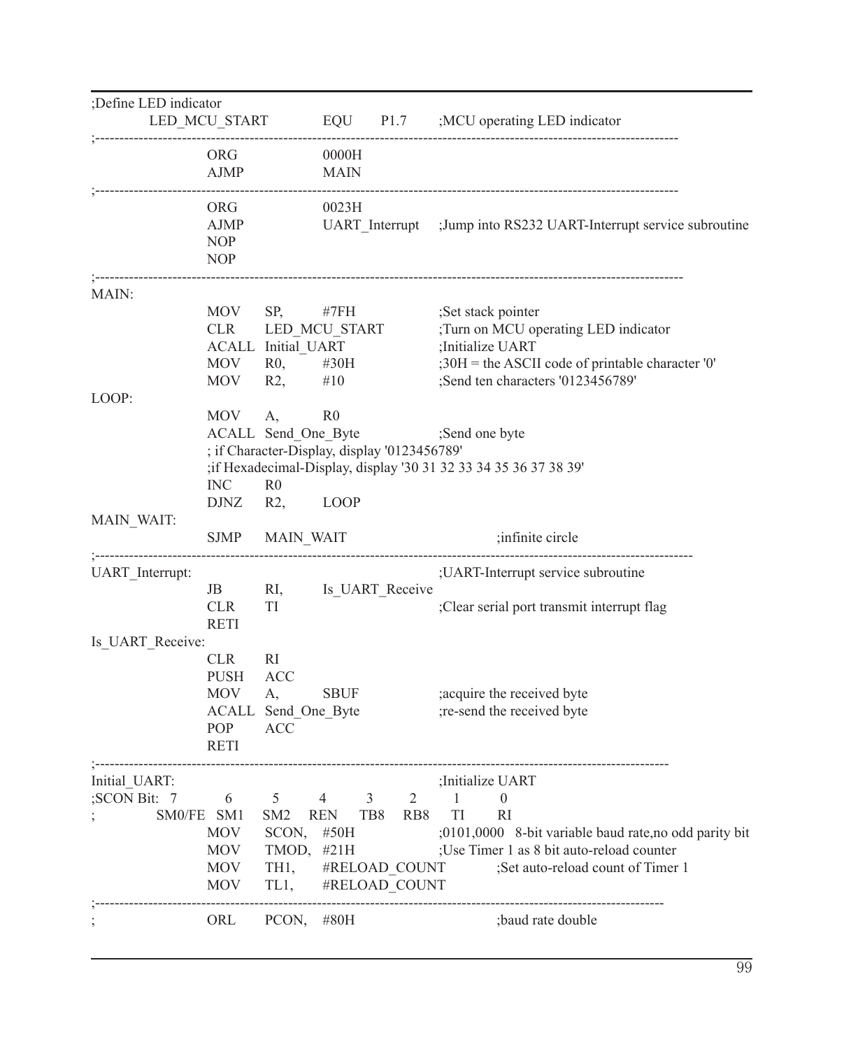```
;Define LED indicator
        LED_MCU_START           EQU     P1.7    ;MCU operating LED indicator
;-----------------------------------------------------------------------------------------------------------
                ORG             0000H
                AJMP            MAIN
;-----------------------------------------------------------------------------------------------------------
                ORG             0023H
                AJMP            UART_Interrupt  ;Jump into RS232 UART-Interrupt service subroutine
                NOP
                NOP
;-----------------------------------------------------------------------------------------------------------
MAIN:
                MOV     SP,     #7FH            ;Set stack pointer
                CLR     LED_MCU_START           ;Turn on MCU operating LED indicator
                ACALL   Initial_UART            ;Initialize UART
                MOV     R0,     #30H            ;30H = the ASCII code of printable character '0'
                MOV     R2,     #10             ;Send ten characters '0123456789'
LOOP:
                MOV     A,      R0
                ACALL   Send_One_Byte           ;Send one byte
                ; if Character-Display, display '0123456789'
                ;if Hexadecimal-Display, display '30 31 32 33 34 35 36 37 38 39'
                INC     R0
                DJNZ    R2,     LOOP
MAIN_WAIT:
                SJMP    MAIN_WAIT                       ;infinite circle
;-----------------------------------------------------------------------------------------------------------
UART_Interrupt:                                 ;UART-Interrupt service subroutine
                JB      RI,     Is_UART_Receive
                CLR     TI                      ;Clear serial port transmit interrupt flag
                RETI
Is_UART_Receive:
                CLR     RI
                PUSH    ACC
                MOV     A,      SBUF            ;acquire the received byte
                ACALL   Send_One_Byte           ;re-send the received byte
                POP     ACC
                RETI
;-----------------------------------------------------------------------------------------------------------
Initial_UART:                                   ;Initialize UART
;SCON Bit:  7       6     5     4     3     2     1     0
;          SM0/FE  SM1   SM2   REN   TB8   RB8   TI    RI
                MOV     SCON,   #50H            ;0101,0000  8-bit variable baud rate,no odd parity bit
                MOV     TMOD,   #21H            ;Use Timer 1 as 8 bit auto-reload counter
                MOV     TH1,    #RELOAD_COUNT           ;Set auto-reload count of Timer 1
                MOV     TL1,    #RELOAD_COUNT
;-----------------------------------------------------------------------------------------------------------
;               ORL     PCON,   #80H                    ;baud rate double
```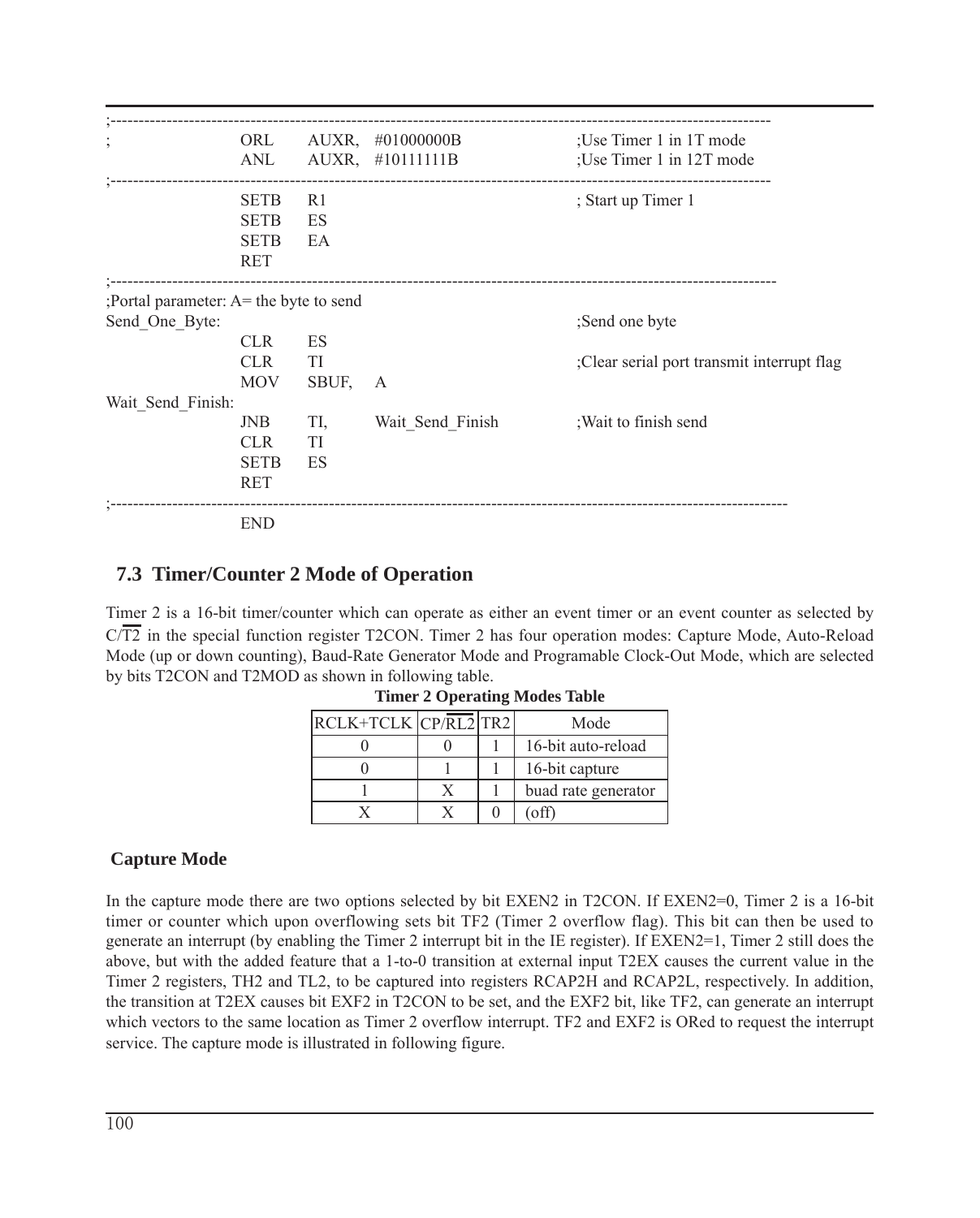```
;-----------------------------------------------------------------------------------------------------------------
;                   ORL     AUXR,   #01000000B                  ;Use Timer 1 in 1T mode
                    ANL     AUXR,   #10111111B                  ;Use Timer 1 in 12T mode
;-----------------------------------------------------------------------------------------------------------------
                    SETB    R1                                  ; Start up Timer 1
                    SETB    ES
                    SETB    EA
                    RET
;-----------------------------------------------------------------------------------------------------------------
;Portal parameter: A= the byte to send
Send_One_Byte:                                                  ;Send one byte
                    CLR     ES
                    CLR     TI                                  ;Clear serial port transmit interrupt flag
                    MOV     SBUF,   A
Wait_Send_Finish:
                    JNB     TI,     Wait_Send_Finish            ;Wait to finish send
                    CLR     TI
                    SETB    ES
                    RET
;-----------------------------------------------------------------------------------------------------------------
                    END
```

## 7.3 Timer/Counter 2 Mode of Operation

Timer 2 is a 16-bit timer/counter which can operate as either an event timer or an event counter as selected by C/$\overline{\text{T2}}$ in the special function register T2CON. Timer 2 has four operation modes: Capture Mode, Auto-Reload Mode (up or down counting), Baud-Rate Generator Mode and Programable Clock-Out Mode, which are selected by bits T2CON and T2MOD as shown in following table.

**Timer 2 Operating Modes Table**

| RCLK+TCLK | CP/$\overline{\text{RL2}}$ | TR2 | Mode |
|---|---|---|---|
| 0 | 0 | 1 | 16-bit auto-reload |
| 0 | 1 | 1 | 16-bit capture |
| 1 | X | 1 | buad rate generator |
| X | X | 0 | (off) |

### Capture Mode

In the capture mode there are two options selected by bit EXEN2 in T2CON. If EXEN2=0, Timer 2 is a 16-bit timer or counter which upon overflowing sets bit TF2 (Timer 2 overflow flag). This bit can then be used to generate an interrupt (by enabling the Timer 2 interrupt bit in the IE register). If EXEN2=1, Timer 2 still does the above, but with the added feature that a 1-to-0 transition at external input T2EX causes the current value in the Timer 2 registers, TH2 and TL2, to be captured into registers RCAP2H and RCAP2L, respectively. In addition, the transition at T2EX causes bit EXF2 in T2CON to be set, and the EXF2 bit, like TF2, can generate an interrupt which vectors to the same location as Timer 2 overflow interrupt. TF2 and EXF2 is ORed to request the interrupt service. The capture mode is illustrated in following figure.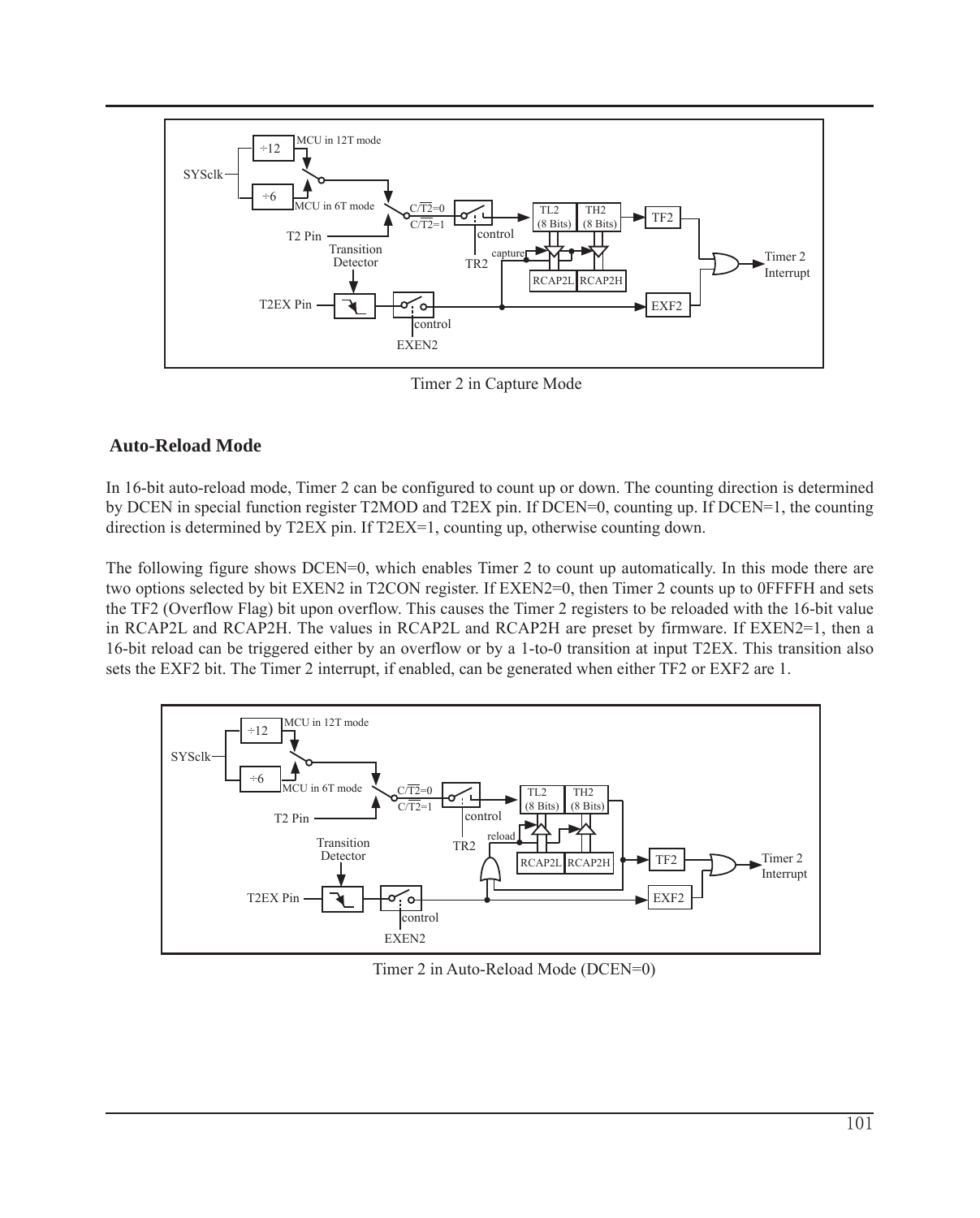Timer 2 in Capture Mode

## Auto-Reload Mode

In 16-bit auto-reload mode, Timer 2 can be configured to count up or down. The counting direction is determined by DCEN in special function register T2MOD and T2EX pin. If DCEN=0, counting up. If DCEN=1, the counting direction is determined by T2EX pin. If T2EX=1, counting up, otherwise counting down.

The following figure shows DCEN=0, which enables Timer 2 to count up automatically. In this mode there are two options selected by bit EXEN2 in T2CON register. If EXEN2=0, then Timer 2 counts up to 0FFFFH and sets the TF2 (Overflow Flag) bit upon overflow. This causes the Timer 2 registers to be reloaded with the 16-bit value in RCAP2L and RCAP2H. The values in RCAP2L and RCAP2H are preset by firmware. If EXEN2=1, then a 16-bit reload can be triggered either by an overflow or by a 1-to-0 transition at input T2EX. This transition also sets the EXF2 bit. The Timer 2 interrupt, if enabled, can be generated when either TF2 or EXF2 are 1.

Timer 2 in Auto-Reload Mode (DCEN=0)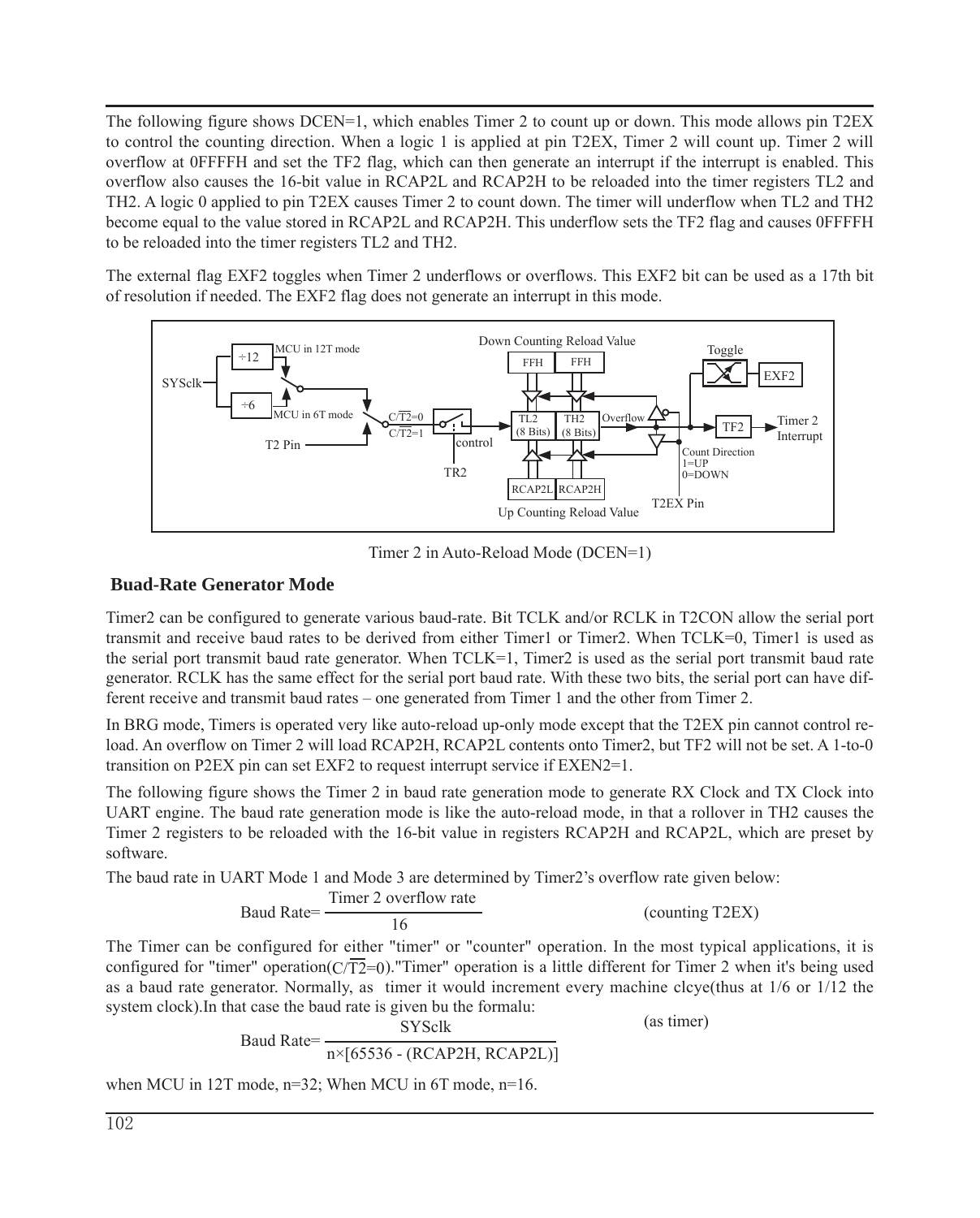The following figure shows DCEN=1, which enables Timer 2 to count up or down. This mode allows pin T2EX to control the counting direction. When a logic 1 is applied at pin T2EX, Timer 2 will count up. Timer 2 will overflow at 0FFFFH and set the TF2 flag, which can then generate an interrupt if the interrupt is enabled. This overflow also causes the 16-bit value in RCAP2L and RCAP2H to be reloaded into the timer registers TL2 and TH2. A logic 0 applied to pin T2EX causes Timer 2 to count down. The timer will underflow when TL2 and TH2 become equal to the value stored in RCAP2L and RCAP2H. This underflow sets the TF2 flag and causes 0FFFFH to be reloaded into the timer registers TL2 and TH2.

The external flag EXF2 toggles when Timer 2 underflows or overflows. This EXF2 bit can be used as a 17th bit of resolution if needed. The EXF2 flag does not generate an interrupt in this mode.

Timer 2 in Auto-Reload Mode (DCEN=1)

## Buad-Rate Generator Mode

Timer2 can be configured to generate various baud-rate. Bit TCLK and/or RCLK in T2CON allow the serial port transmit and receive baud rates to be derived from either Timer1 or Timer2. When TCLK=0, Timer1 is used as the serial port transmit baud rate generator. When TCLK=1, Timer2 is used as the serial port transmit baud rate generator. RCLK has the same effect for the serial port baud rate. With these two bits, the serial port can have different receive and transmit baud rates – one generated from Timer 1 and the other from Timer 2.

In BRG mode, Timers is operated very like auto-reload up-only mode except that the T2EX pin cannot control reload. An overflow on Timer 2 will load RCAP2H, RCAP2L contents onto Timer2, but TF2 will not be set. A 1-to-0 transition on P2EX pin can set EXF2 to request interrupt service if EXEN2=1.

The following figure shows the Timer 2 in baud rate generation mode to generate RX Clock and TX Clock into UART engine. The baud rate generation mode is like the auto-reload mode, in that a rollover in TH2 causes the Timer 2 registers to be reloaded with the 16-bit value in registers RCAP2H and RCAP2L, which are preset by software.

The baud rate in UART Mode 1 and Mode 3 are determined by Timer2's overflow rate given below:

$$\text{Baud Rate} = \frac{\text{Timer 2 overflow rate}}{16} \qquad \text{(counting T2EX)}$$

The Timer can be configured for either "timer" or "counter" operation. In the most typical applications, it is configured for "timer" operation($C/\overline{T2}=0$)."Timer" operation is a little different for Timer 2 when it's being used as a baud rate generator. Normally, as timer it would increment every machine clcye(thus at 1/6 or 1/12 the system clock).In that case the baud rate is given bu the formalu:

$$\text{Baud Rate} = \frac{\text{SYSclk}}{n \times [65536 - (\text{RCAP2H, RCAP2L})]} \qquad \text{(as timer)}$$

when MCU in 12T mode, n=32; When MCU in 6T mode, n=16.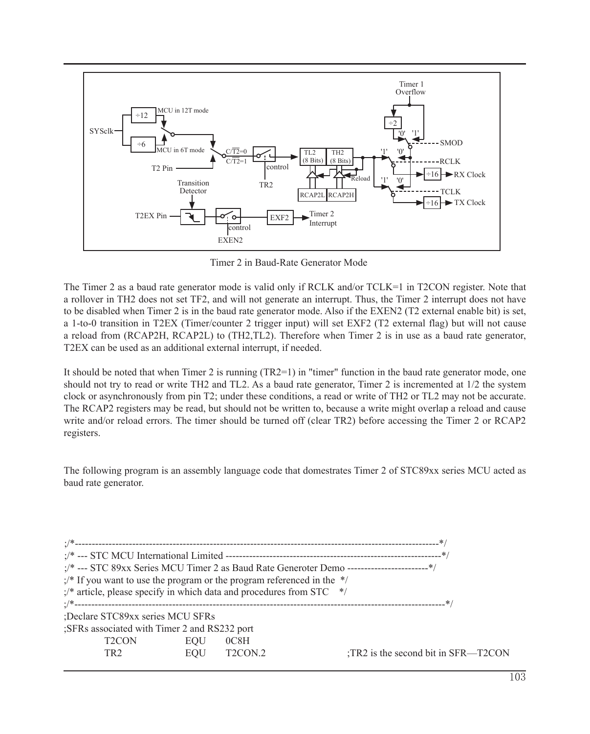Timer 2 in Baud-Rate Generator Mode

The Timer 2 as a baud rate generator mode is valid only if RCLK and/or TCLK=1 in T2CON register. Note that a rollover in TH2 does not set TF2, and will not generate an interrupt. Thus, the Timer 2 interrupt does not have to be disabled when Timer 2 is in the baud rate generator mode. Also if the EXEN2 (T2 external enable bit) is set, a 1-to-0 transition in T2EX (Timer/counter 2 trigger input) will set EXF2 (T2 external flag) but will not cause a reload from (RCAP2H, RCAP2L) to (TH2,TL2). Therefore when Timer 2 is in use as a baud rate generator, T2EX can be used as an additional external interrupt, if needed.

It should be noted that when Timer 2 is running (TR2=1) in "timer" function in the baud rate generator mode, one should not try to read or write TH2 and TL2. As a baud rate generator, Timer 2 is incremented at 1/2 the system clock or asynchronously from pin T2; under these conditions, a read or write of TH2 or TL2 may not be accurate. The RCAP2 registers may be read, but should not be written to, because a write might overlap a reload and cause write and/or reload errors. The timer should be turned off (clear TR2) before accessing the Timer 2 or RCAP2 registers.

The following program is an assembly language code that domestrates Timer 2 of STC89xx series MCU acted as baud rate generator.

```
;/*------------------------------------------------------------------------------------------------------------*/
;/* --- STC MCU International Limited ---------------------------------------------------------------*/
;/* --- STC 89xx Series MCU Timer 2 as Baud Rate Generoter Demo ------------------------*/
;/* If you want to use the program or the program referenced in the  */
;/* article, please specify in which data and procedures from STC    */
;/*-------------------------------------------------------------------------------------------------------------*/
;Declare STC89xx series MCU SFRs
;SFRs associated with Timer 2 and RS232 port
        T2CON       EQU     0C8H
        TR2         EQU     T2CON.2                 ;TR2 is the second bit in SFR—T2CON
```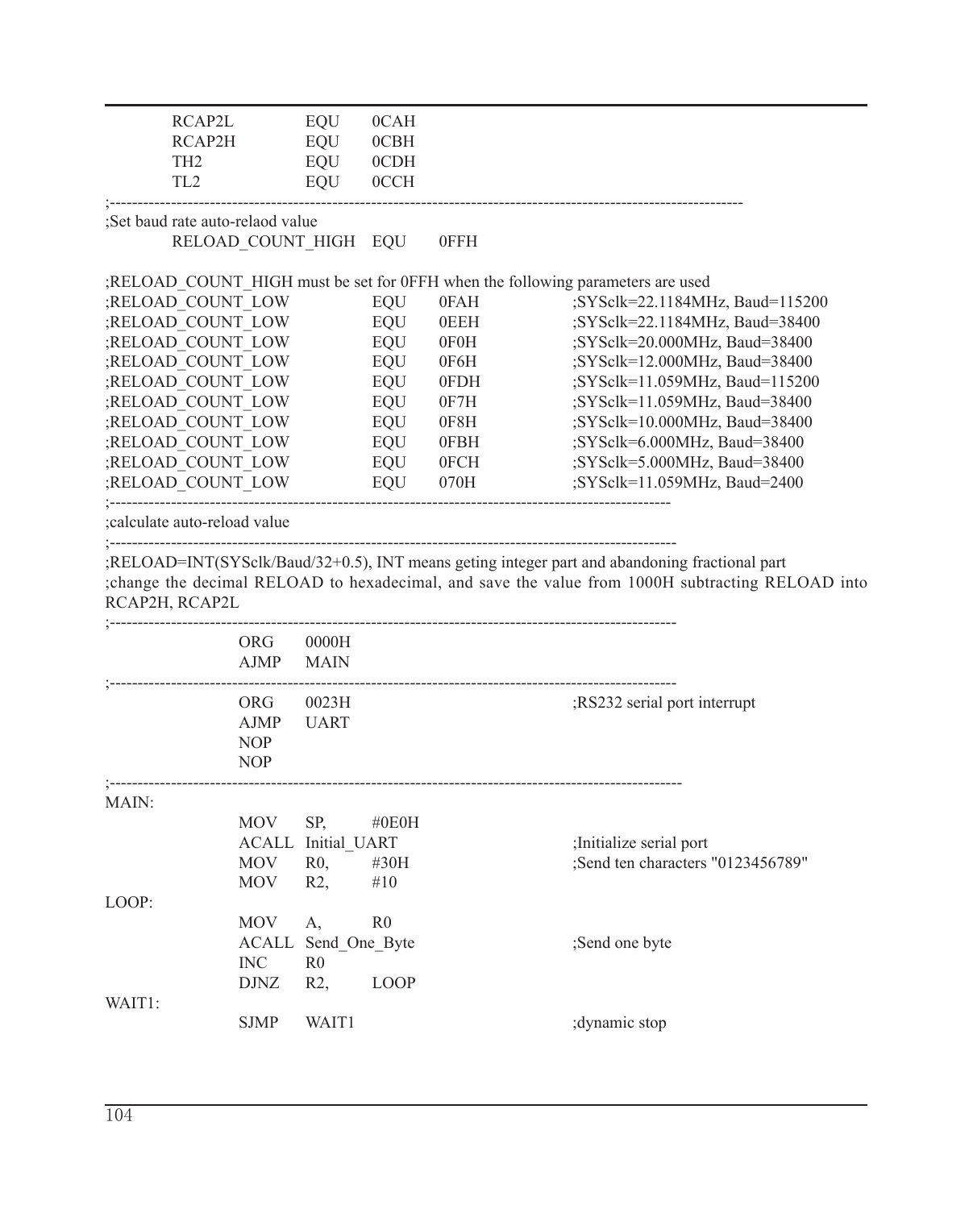```
        RCAP2L          EQU     0CAH
        RCAP2H          EQU     0CBH
        TH2             EQU     0CDH
        TL2             EQU     0CCH
;-----------------------------------------------------------------------------------------------------------
;Set baud rate auto-relaod value
        RELOAD_COUNT_HIGH   EQU     0FFH

;RELOAD_COUNT_HIGH must be set for 0FFH when the following parameters are used
;RELOAD_COUNT_LOW           EQU     0FAH            ;SYSclk=22.1184MHz, Baud=115200
;RELOAD_COUNT_LOW           EQU     0EEH            ;SYSclk=22.1184MHz, Baud=38400
;RELOAD_COUNT_LOW           EQU     0F0H            ;SYSclk=20.000MHz, Baud=38400
;RELOAD_COUNT_LOW           EQU     0F6H            ;SYSclk=12.000MHz, Baud=38400
;RELOAD_COUNT_LOW           EQU     0FDH            ;SYSclk=11.059MHz, Baud=115200
;RELOAD_COUNT_LOW           EQU     0F7H            ;SYSclk=11.059MHz, Baud=38400
;RELOAD_COUNT_LOW           EQU     0F8H            ;SYSclk=10.000MHz, Baud=38400
;RELOAD_COUNT_LOW           EQU     0FBH            ;SYSclk=6.000MHz, Baud=38400
;RELOAD_COUNT_LOW           EQU     0FCH            ;SYSclk=5.000MHz, Baud=38400
;RELOAD_COUNT_LOW           EQU     070H            ;SYSclk=11.059MHz, Baud=2400
;-----------------------------------------------------------------------------------------------
;calculate auto-reload value
;-----------------------------------------------------------------------------------------------
;RELOAD=INT(SYSclk/Baud/32+0.5), INT means geting integer part and abandoning fractional part
;change the decimal RELOAD to hexadecimal, and save the value from 1000H subtracting RELOAD into RCAP2H, RCAP2L
;-----------------------------------------------------------------------------------------------
                ORG     0000H
                AJMP    MAIN
;-----------------------------------------------------------------------------------------------
                ORG     0023H                           ;RS232 serial port interrupt
                AJMP    UART
                NOP
                NOP
;-----------------------------------------------------------------------------------------------
MAIN:
                MOV     SP,     #0E0H
                ACALL   Initial_UART                    ;Initialize serial port
                MOV     R0,     #30H                    ;Send ten characters "0123456789"
                MOV     R2,     #10
LOOP:
                MOV     A,      R0
                ACALL   Send_One_Byte                   ;Send one byte
                INC     R0
                DJNZ    R2,     LOOP
WAIT1:
                SJMP    WAIT1                           ;dynamic stop
```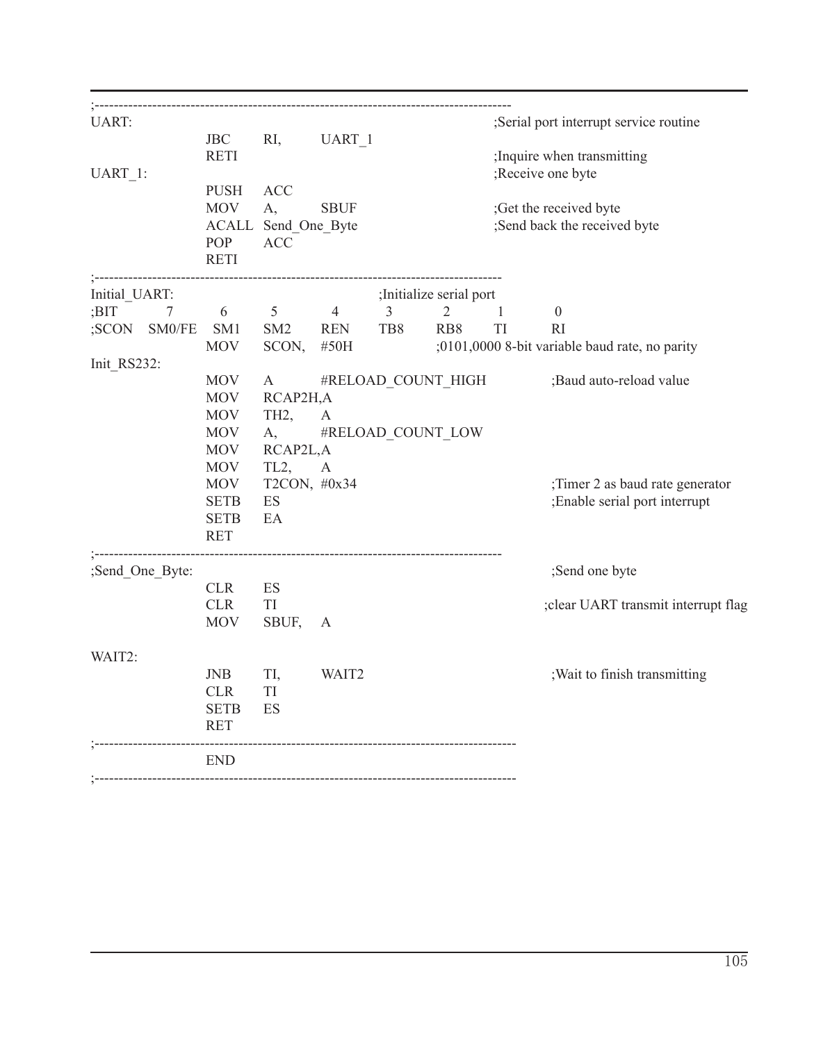```
;------------------------------------------------------------------------------------
UART:                                                   ;Serial port interrupt service routine
                JBC     RI,     UART_1
                RETI                                    ;Inquire when transmitting
UART_1:                                                 ;Receive one byte
                PUSH    ACC
                MOV     A,      SBUF                    ;Get the received byte
                ACALL   Send_One_Byte                   ;Send back the received byte
                POP     ACC
                RETI
;----------------------------------------------------------------------------------
Initial_UART:                           ;Initialize serial port
;BIT      7       6       5       4       3       2       1       0
;SCON   SM0/FE   SM1     SM2     REN     TB8     RB8     TI      RI
                MOV     SCON,   #50H            ;0101,0000 8-bit variable baud rate, no parity
Init_RS232:
                MOV     A       #RELOAD_COUNT_HIGH              ;Baud auto-reload value
                MOV     RCAP2H,A
                MOV     TH2,    A
                MOV     A,      #RELOAD_COUNT_LOW
                MOV     RCAP2L,A
                MOV     TL2,    A
                MOV     T2CON,  #0x34                           ;Timer 2 as baud rate generator
                SETB    ES                                      ;Enable serial port interrupt
                SETB    EA
                RET
;----------------------------------------------------------------------------------
;Send_One_Byte:                                                 ;Send one byte
                CLR     ES
                CLR     TI                                      ;clear UART transmit interrupt flag
                MOV     SBUF,   A

WAIT2:
                JNB     TI,     WAIT2                           ;Wait to finish transmitting
                CLR     TI
                SETB    ES
                RET
;------------------------------------------------------------------------------------
                END
;------------------------------------------------------------------------------------
```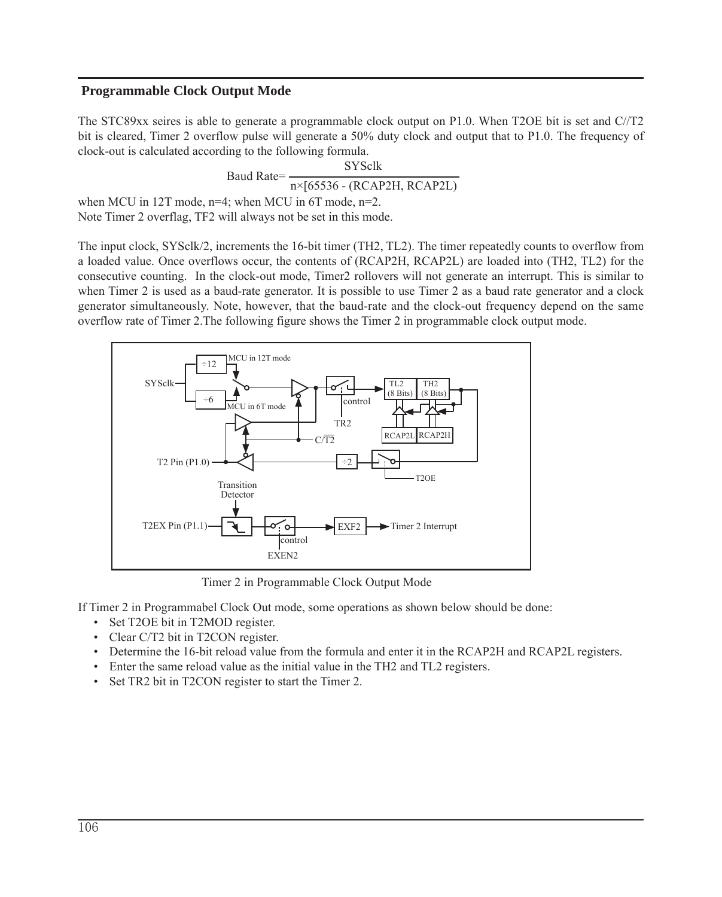## Programmable Clock Output Mode

The STC89xx seires is able to generate a programmable clock output on P1.0. When T2OE bit is set and C//T2 bit is cleared, Timer 2 overflow pulse will generate a 50% duty clock and output that to P1.0. The frequency of clock-out is calculated according to the following formula.

$$\text{Baud Rate} = \frac{\text{SYSclk}}{n \times [65536 - (\text{RCAP2H, RCAP2L})]}$$

when MCU in 12T mode, n=4; when MCU in 6T mode, n=2.
Note Timer 2 overflag, TF2 will always not be set in this mode.

The input clock, SYSclk/2, increments the 16-bit timer (TH2, TL2). The timer repeatedly counts to overflow from a loaded value. Once overflows occur, the contents of (RCAP2H, RCAP2L) are loaded into (TH2, TL2) for the consecutive counting. In the clock-out mode, Timer2 rollovers will not generate an interrupt. This is similar to when Timer 2 is used as a baud-rate generator. It is possible to use Timer 2 as a baud rate generator and a clock generator simultaneously. Note, however, that the baud-rate and the clock-out frequency depend on the same overflow rate of Timer 2.The following figure shows the Timer 2 in programmable clock output mode.

Timer 2 in Programmable Clock Output Mode

If Timer 2 in Programmabel Clock Out mode, some operations as shown below should be done:

- Set T2OE bit in T2MOD register.
- Clear C/T2 bit in T2CON register.
- Determine the 16-bit reload value from the formula and enter it in the RCAP2H and RCAP2L registers.
- Enter the same reload value as the initial value in the TH2 and TL2 registers.
- Set TR2 bit in T2CON register to start the Timer 2.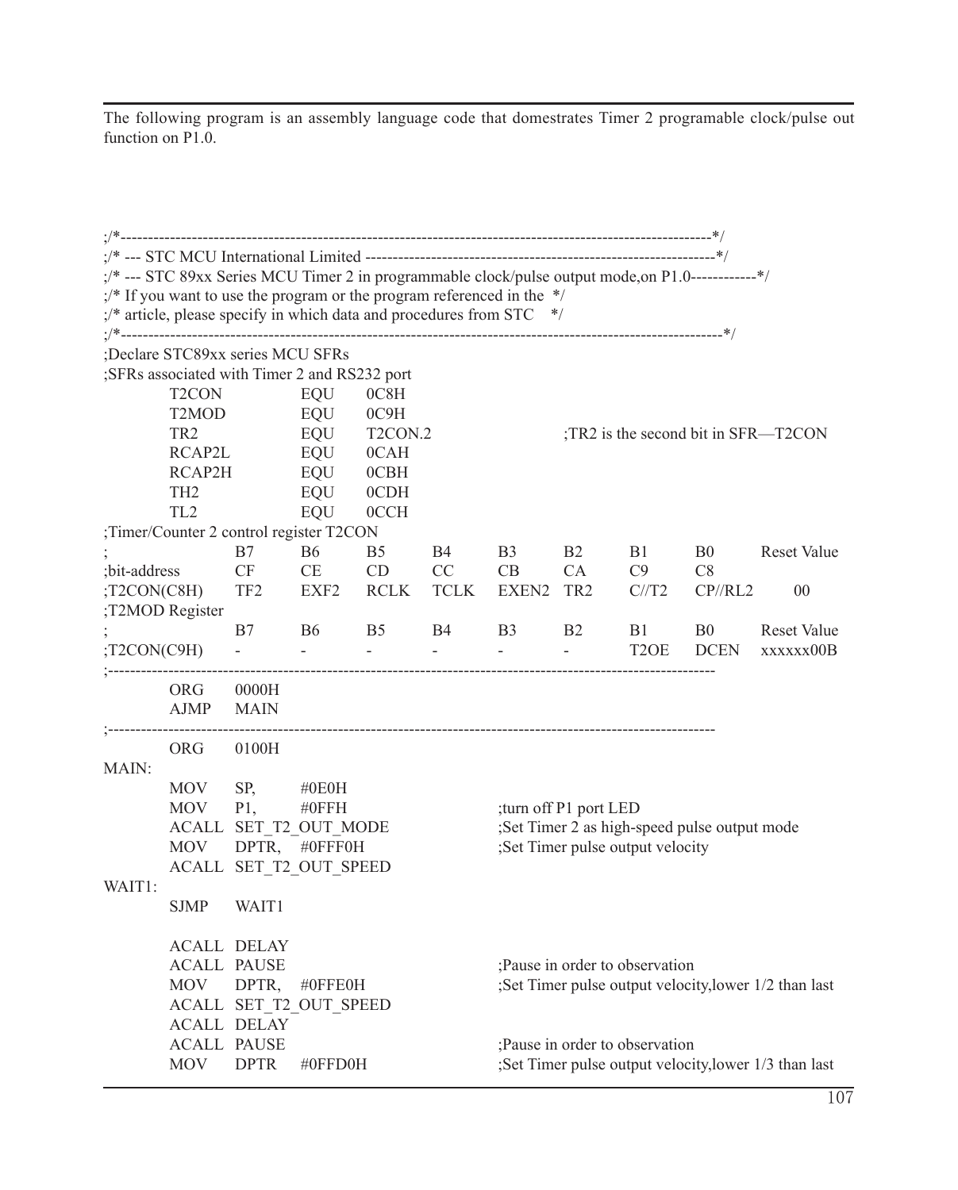The following program is an assembly language code that domestrates Timer 2 programable clock/pulse out function on P1.0.

```
;/*------------------------------------------------------------------------------------------------------------*/
;/* --- STC MCU International Limited ---------------------------------------------------------------*/
;/* --- STC 89xx Series MCU Timer 2 in programmable clock/pulse output mode,on P1.0------------*/
;/* If you want to use the program or the program referenced in the  */
;/* article, please specify in which data and procedures from STC    */
;/*------------------------------------------------------------------------------------------------------------*/
;Declare STC89xx series MCU SFRs
;SFRs associated with Timer 2 and RS232 port
        T2CON           EQU     0C8H
        T2MOD           EQU     0C9H
        TR2             EQU     T2CON.2                 ;TR2 is the second bit in SFR—T2CON
        RCAP2L          EQU     0CAH
        RCAP2H          EQU     0CBH
        TH2             EQU     0CDH
        TL2             EQU     0CCH
;Timer/Counter 2 control register T2CON
;               B7      B6      B5      B4      B3      B2      B1      B0      Reset Value
;bit-address    CF      CE      CD      CC      CB      CA      C9      C8
;T2CON(C8H)     TF2     EXF2    RCLK    TCLK    EXEN2   TR2     C//T2   CP//RL2   00
;T2MOD Register
;               B7      B6      B5      B4      B3      B2      B1      B0      Reset Value
;T2CON(C9H)     -       -       -       -       -       -       T2OE    DCEN    xxxxxx00B
;------------------------------------------------------------------------------------------------------------
        ORG     0000H
        AJMP    MAIN
;------------------------------------------------------------------------------------------------------------
        ORG     0100H
MAIN:
        MOV     SP,     #0E0H
        MOV     P1,     #0FFH                   ;turn off P1 port LED
        ACALL   SET_T2_OUT_MODE                 ;Set Timer 2 as high-speed pulse output mode
        MOV     DPTR,   #0FFF0H                 ;Set Timer pulse output velocity
        ACALL   SET_T2_OUT_SPEED
WAIT1:
        SJMP    WAIT1

        ACALL   DELAY
        ACALL   PAUSE                           ;Pause in order to observation
        MOV     DPTR,   #0FFE0H                 ;Set Timer pulse output velocity,lower 1/2 than last
        ACALL   SET_T2_OUT_SPEED
        ACALL   DELAY
        ACALL   PAUSE                           ;Pause in order to observation
        MOV     DPTR    #0FFD0H                 ;Set Timer pulse output velocity,lower 1/3 than last
```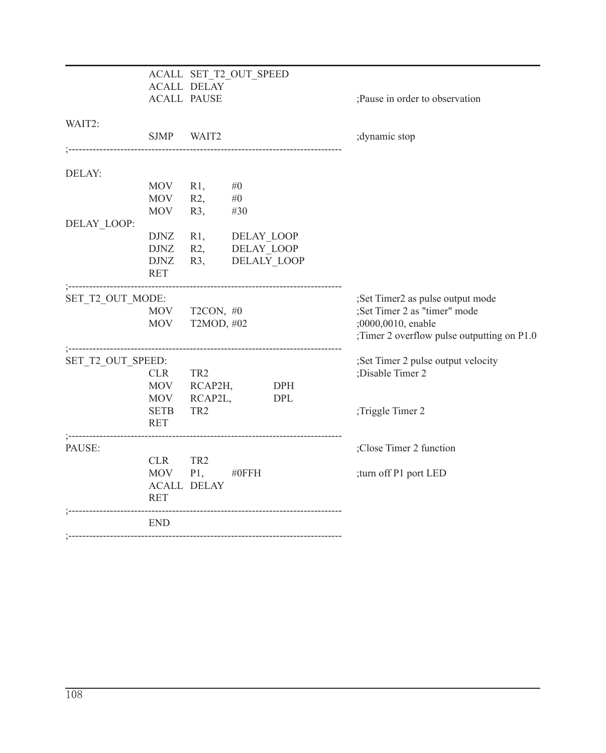```
                ACALL  SET_T2_OUT_SPEED
                ACALL  DELAY
                ACALL  PAUSE                                ;Pause in order to observation

WAIT2:
                SJMP   WAIT2                                ;dynamic stop
;---------------------------------------------------------------------------

DELAY:
                MOV    R1,    #0
                MOV    R2,    #0
                MOV    R3,    #30
DELAY_LOOP:
                DJNZ   R1,    DELAY_LOOP
                DJNZ   R2,    DELAY_LOOP
                DJNZ   R3,    DELALY_LOOP
                RET
;---------------------------------------------------------------------------
SET_T2_OUT_MODE:                                            ;Set Timer2 as pulse output mode
                MOV    T2CON, #0                            ;Set Timer 2 as "timer" mode
                MOV    T2MOD, #02                           ;0000,0010, enable
                                                            ;Timer 2 overflow pulse outputting on P1.0
;---------------------------------------------------------------------------
SET_T2_OUT_SPEED:                                           ;Set Timer 2 pulse output velocity
                CLR    TR2                                  ;Disable Timer 2
                MOV    RCAP2H,       DPH
                MOV    RCAP2L,       DPL
                SETB   TR2                                  ;Triggle Timer 2
                RET
;---------------------------------------------------------------------------
PAUSE:                                                      ;Close Timer 2 function
                CLR    TR2
                MOV    P1,    #0FFH                         ;turn off P1 port LED
                ACALL  DELAY
                RET
;---------------------------------------------------------------------------
                END
;---------------------------------------------------------------------------
```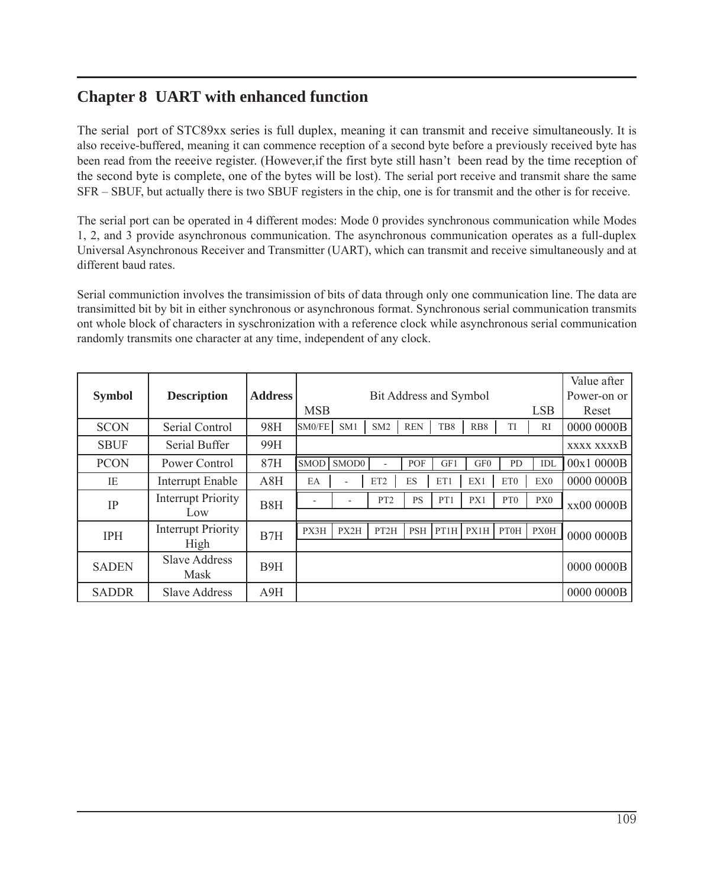# Chapter 8 UART with enhanced function

The serial port of STC89xx series is full duplex, meaning it can transmit and receive simultaneously. It is also receive-buffered, meaning it can commence reception of a second byte before a previously received byte has been read from the reeeive register. (However,if the first byte still hasn't been read by the time reception of the second byte is complete, one of the bytes will be lost). The serial port receive and transmit share the same SFR – SBUF, but actually there is two SBUF registers in the chip, one is for transmit and the other is for receive.

The serial port can be operated in 4 different modes: Mode 0 provides synchronous communication while Modes 1, 2, and 3 provide asynchronous communication. The asynchronous communication operates as a full-duplex Universal Asynchronous Receiver and Transmitter (UART), which can transmit and receive simultaneously and at different baud rates.

Serial communiction involves the transimission of bits of data through only one communication line. The data are transimitted bit by bit in either synchronous or asynchronous format. Synchronous serial communication transmits ont whole block of characters in syschronization with a reference clock while asynchronous serial communication randomly transmits one character at any time, independent of any clock.

| Symbol | Description | Address | Bit Address and Symbol (MSB) | | | | | | | (LSB) | Value after Power-on or Reset |
|---|---|---|---|---|---|---|---|---|---|---|---|
| SCON | Serial Control | 98H | SM0/FE | SM1 | SM2 | REN | TB8 | RB8 | TI | RI | 0000 0000B |
| SBUF | Serial Buffer | 99H | | | | | | | | | xxxx xxxxB |
| PCON | Power Control | 87H | SMOD | SMOD0 | - | POF | GF1 | GF0 | PD | IDL | 00x1 0000B |
| IE | Interrupt Enable | A8H | EA | - | ET2 | ES | ET1 | EX1 | ET0 | EX0 | 0000 0000B |
| IP | Interrupt Priority Low | B8H | - | - | PT2 | PS | PT1 | PX1 | PT0 | PX0 | xx00 0000B |
| IPH | Interrupt Priority High | B7H | PX3H | PX2H | PT2H | PSH | PT1H | PX1H | PT0H | PX0H | 0000 0000B |
| SADEN | Slave Address Mask | B9H | | | | | | | | | 0000 0000B |
| SADDR | Slave Address | A9H | | | | | | | | | 0000 0000B |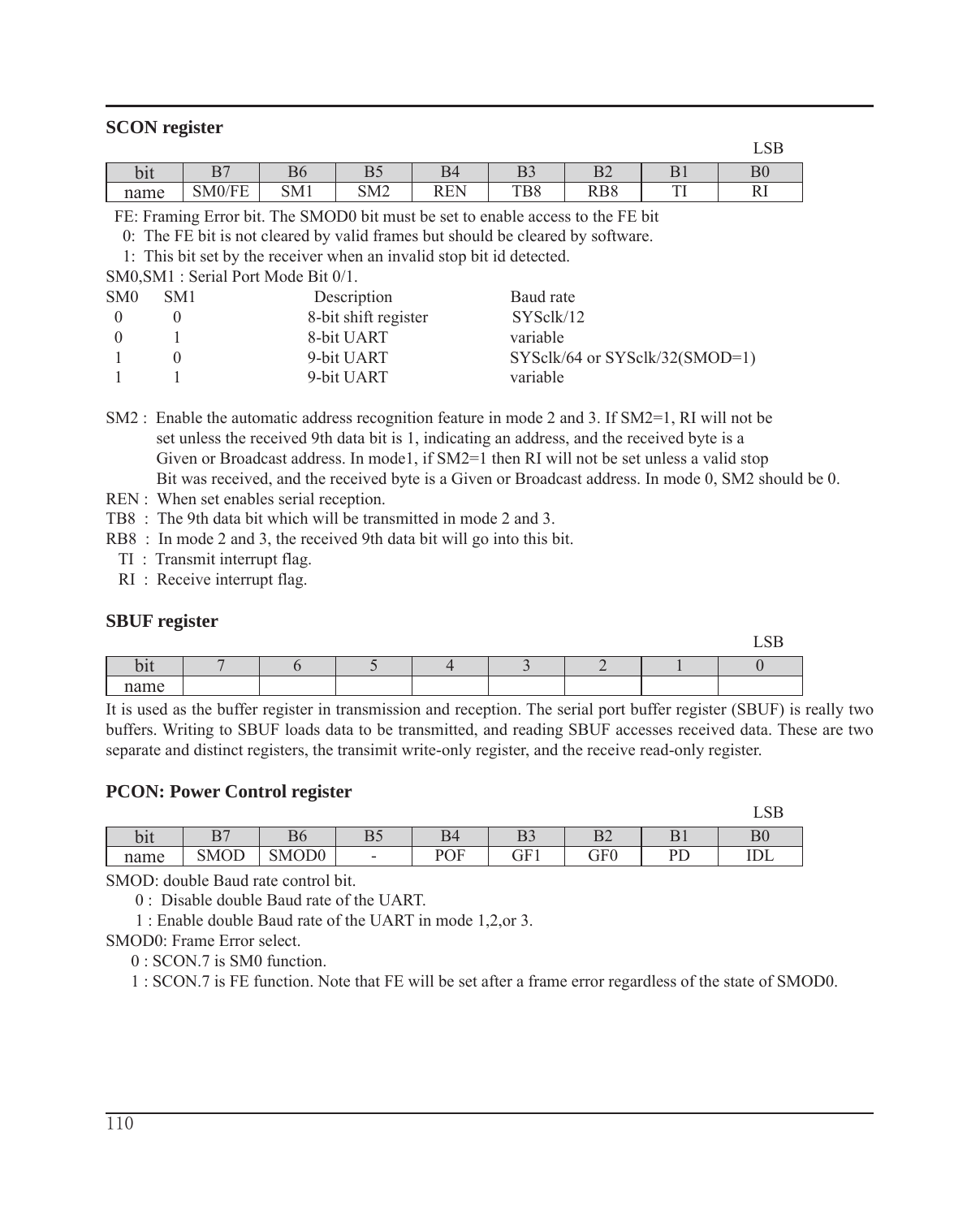### SCON register

LSB

| bit | B7 | B6 | B5 | B4 | B3 | B2 | B1 | B0 |
|---|---|---|---|---|---|---|---|---|
| name | SM0/FE | SM1 | SM2 | REN | TB8 | RB8 | TI | RI |

FE: Framing Error bit. The SMOD0 bit must be set to enable access to the FE bit

0: The FE bit is not cleared by valid frames but should be cleared by software.

1: This bit set by the receiver when an invalid stop bit id detected.

SM0,SM1 : Serial Port Mode Bit 0/1.

| SM0 | SM1 | Description | Baud rate |
|---|---|---|---|
| 0 | 0 | 8-bit shift register | SYSclk/12 |
| 0 | 1 | 8-bit UART | variable |
| 1 | 0 | 9-bit UART | SYSclk/64 or SYSclk/32(SMOD=1) |
| 1 | 1 | 9-bit UART | variable |

SM2 : Enable the automatic address recognition feature in mode 2 and 3. If SM2=1, RI will not be set unless the received 9th data bit is 1, indicating an address, and the received byte is a Given or Broadcast address. In mode1, if SM2=1 then RI will not be set unless a valid stop Bit was received, and the received byte is a Given or Broadcast address. In mode 0, SM2 should be 0.

REN : When set enables serial reception.

TB8 : The 9th data bit which will be transmitted in mode 2 and 3.

RB8 : In mode 2 and 3, the received 9th data bit will go into this bit.

TI : Transmit interrupt flag.

RI : Receive interrupt flag.

### SBUF register

LSB

| bit | 7 | 6 | 5 | 4 | 3 | 2 | 1 | 0 |
|---|---|---|---|---|---|---|---|---|
| name | | | | | | | | |

It is used as the buffer register in transmission and reception. The serial port buffer register (SBUF) is really two buffers. Writing to SBUF loads data to be transmitted, and reading SBUF accesses received data. These are two separate and distinct registers, the transimit write-only register, and the receive read-only register.

### PCON: Power Control register

LSB

| bit | B7 | B6 | B5 | B4 | B3 | B2 | B1 | B0 |
|---|---|---|---|---|---|---|---|---|
| name | SMOD | SMOD0 | - | POF | GF1 | GF0 | PD | IDL |

SMOD: double Baud rate control bit.

0 : Disable double Baud rate of the UART.

1 : Enable double Baud rate of the UART in mode 1,2,or 3.

SMOD0: Frame Error select.

0 : SCON.7 is SM0 function.

1 : SCON.7 is FE function. Note that FE will be set after a frame error regardless of the state of SMOD0.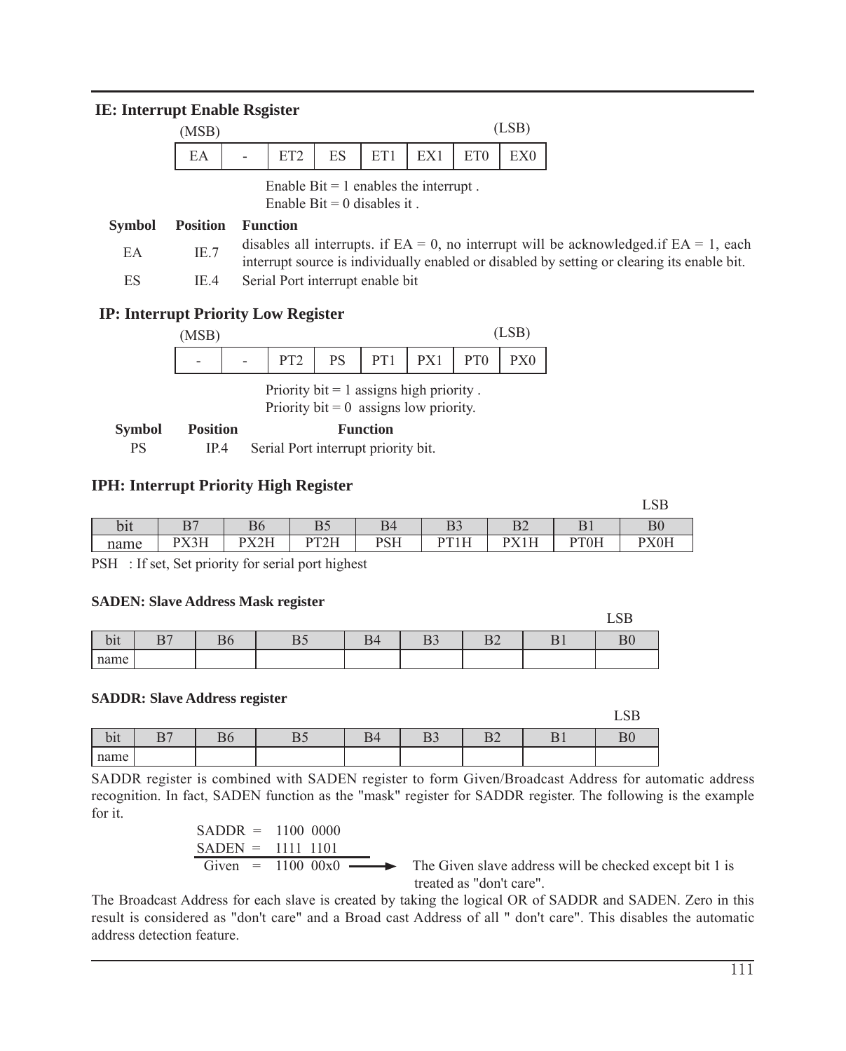### IE: Interrupt Enable Rsgister

| (MSB) | | | | | | | (LSB) |
|---|---|---|---|---|---|---|---|
| EA | - | ET2 | ES | ET1 | EX1 | ET0 | EX0 |

Enable Bit = 1 enables the interrupt .
Enable Bit = 0 disables it .

| Symbol | Position | Function |
|---|---|---|
| EA | IE.7 | disables all interrupts. if EA = 0, no interrupt will be acknowledged.if EA = 1, each interrupt source is individually enabled or disabled by setting or clearing its enable bit. |
| ES | IE.4 | Serial Port interrupt enable bit |

### IP: Interrupt Priority Low Register

| (MSB) | | | | | | | (LSB) |
|---|---|---|---|---|---|---|---|
| - | - | PT2 | PS | PT1 | PX1 | PT0 | PX0 |

Priority bit = 1 assigns high priority .
Priority bit = 0 assigns low priority.

| Symbol | Position | Function |
|---|---|---|
| PS | IP.4 | Serial Port interrupt priority bit. |

### IPH: Interrupt Priority High Register

LSB

| bit | B7 | B6 | B5 | B4 | B3 | B2 | B1 | B0 |
|---|---|---|---|---|---|---|---|---|
| name | PX3H | PX2H | PT2H | PSH | PT1H | PX1H | PT0H | PX0H |

PSH : If set, Set priority for serial port highest

**SADEN: Slave Address Mask register**

LSB

| bit | B7 | B6 | B5 | B4 | B3 | B2 | B1 | B0 |
|---|---|---|---|---|---|---|---|---|
| name | | | | | | | | |

**SADDR: Slave Address register**

LSB

| bit | B7 | B6 | B5 | B4 | B3 | B2 | B1 | B0 |
|---|---|---|---|---|---|---|---|---|
| name | | | | | | | | |

SADDR register is combined with SADEN register to form Given/Broadcast Address for automatic address recognition. In fact, SADEN function as the "mask" register for SADDR register. The following is the example for it.

```
SADDR =   1100 0000
SADEN =   1111 1101
 Given  =   1100 00x0  ——>  The Given slave address will be checked except bit 1 is
                              treated as "don't care".
```

The Broadcast Address for each slave is created by taking the logical OR of SADDR and SADEN. Zero in this result is considered as "don't care" and a Broad cast Address of all " don't care". This disables the automatic address detection feature.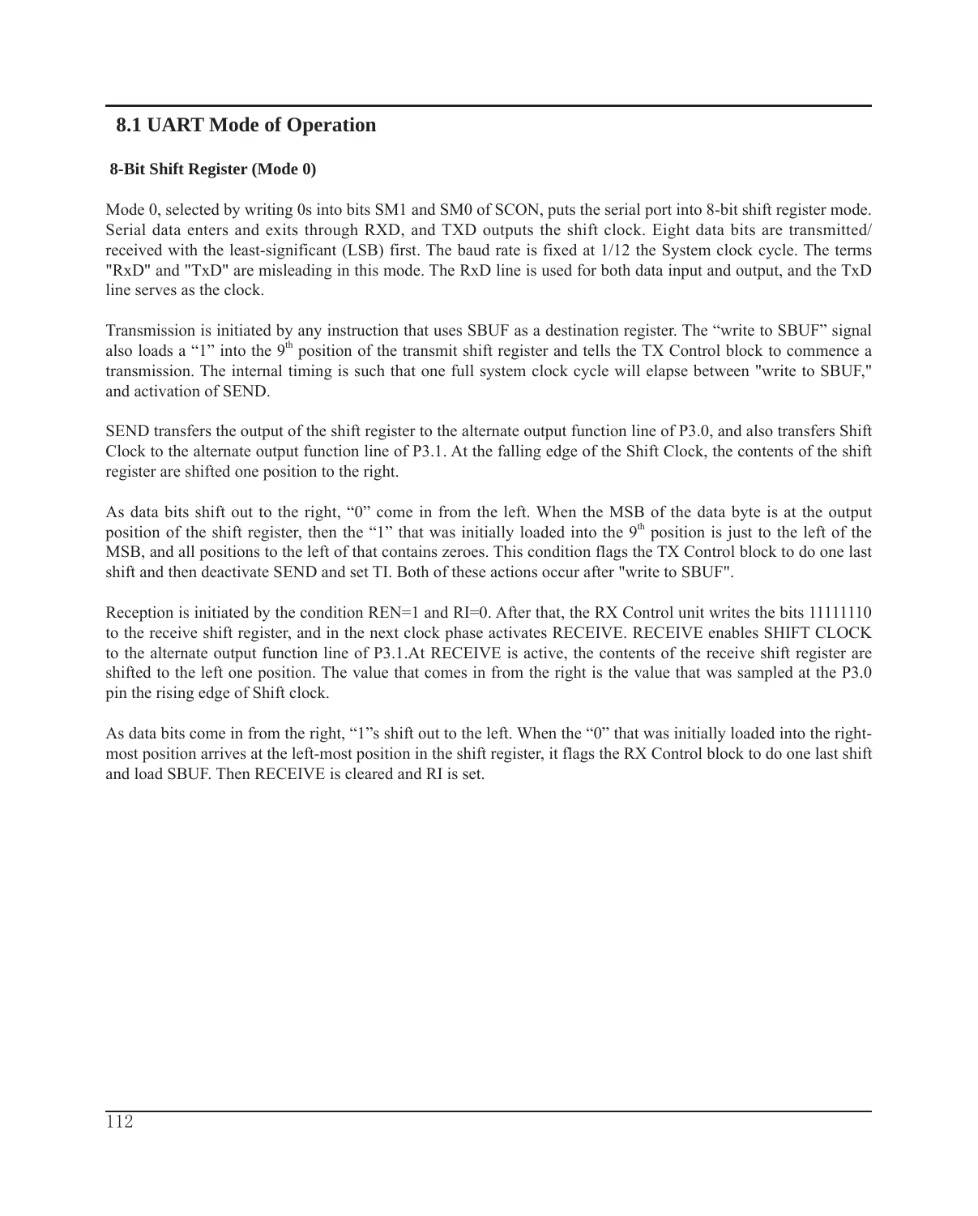## 8.1 UART Mode of Operation

### 8-Bit Shift Register (Mode 0)

Mode 0, selected by writing 0s into bits SM1 and SM0 of SCON, puts the serial port into 8-bit shift register mode. Serial data enters and exits through RXD, and TXD outputs the shift clock. Eight data bits are transmitted/ received with the least-significant (LSB) first. The baud rate is fixed at 1/12 the System clock cycle. The terms "RxD" and "TxD" are misleading in this mode. The RxD line is used for both data input and output, and the TxD line serves as the clock.

Transmission is initiated by any instruction that uses SBUF as a destination register. The “write to SBUF” signal also loads a “1” into the $9^{th}$ position of the transmit shift register and tells the TX Control block to commence a transmission. The internal timing is such that one full system clock cycle will elapse between "write to SBUF," and activation of SEND.

SEND transfers the output of the shift register to the alternate output function line of P3.0, and also transfers Shift Clock to the alternate output function line of P3.1. At the falling edge of the Shift Clock, the contents of the shift register are shifted one position to the right.

As data bits shift out to the right, “0” come in from the left. When the MSB of the data byte is at the output position of the shift register, then the “1” that was initially loaded into the $9^{th}$ position is just to the left of the MSB, and all positions to the left of that contains zeroes. This condition flags the TX Control block to do one last shift and then deactivate SEND and set TI. Both of these actions occur after "write to SBUF".

Reception is initiated by the condition REN=1 and RI=0. After that, the RX Control unit writes the bits 11111110 to the receive shift register, and in the next clock phase activates RECEIVE. RECEIVE enables SHIFT CLOCK to the alternate output function line of P3.1.At RECEIVE is active, the contents of the receive shift register are shifted to the left one position. The value that comes in from the right is the value that was sampled at the P3.0 pin the rising edge of Shift clock.

As data bits come in from the right, “1”s shift out to the left. When the “0” that was initially loaded into the right-most position arrives at the left-most position in the shift register, it flags the RX Control block to do one last shift and load SBUF. Then RECEIVE is cleared and RI is set.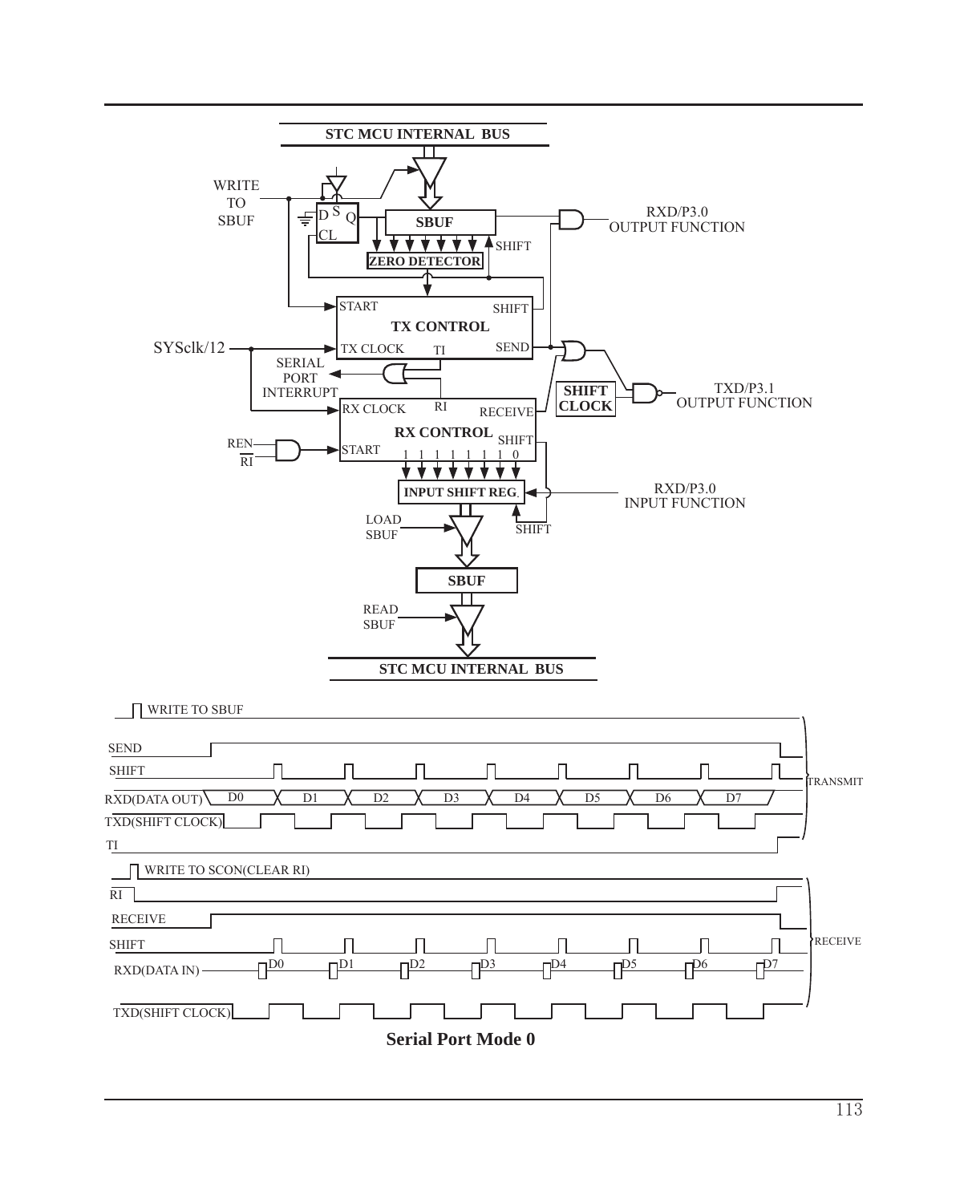**Serial Port Mode 0**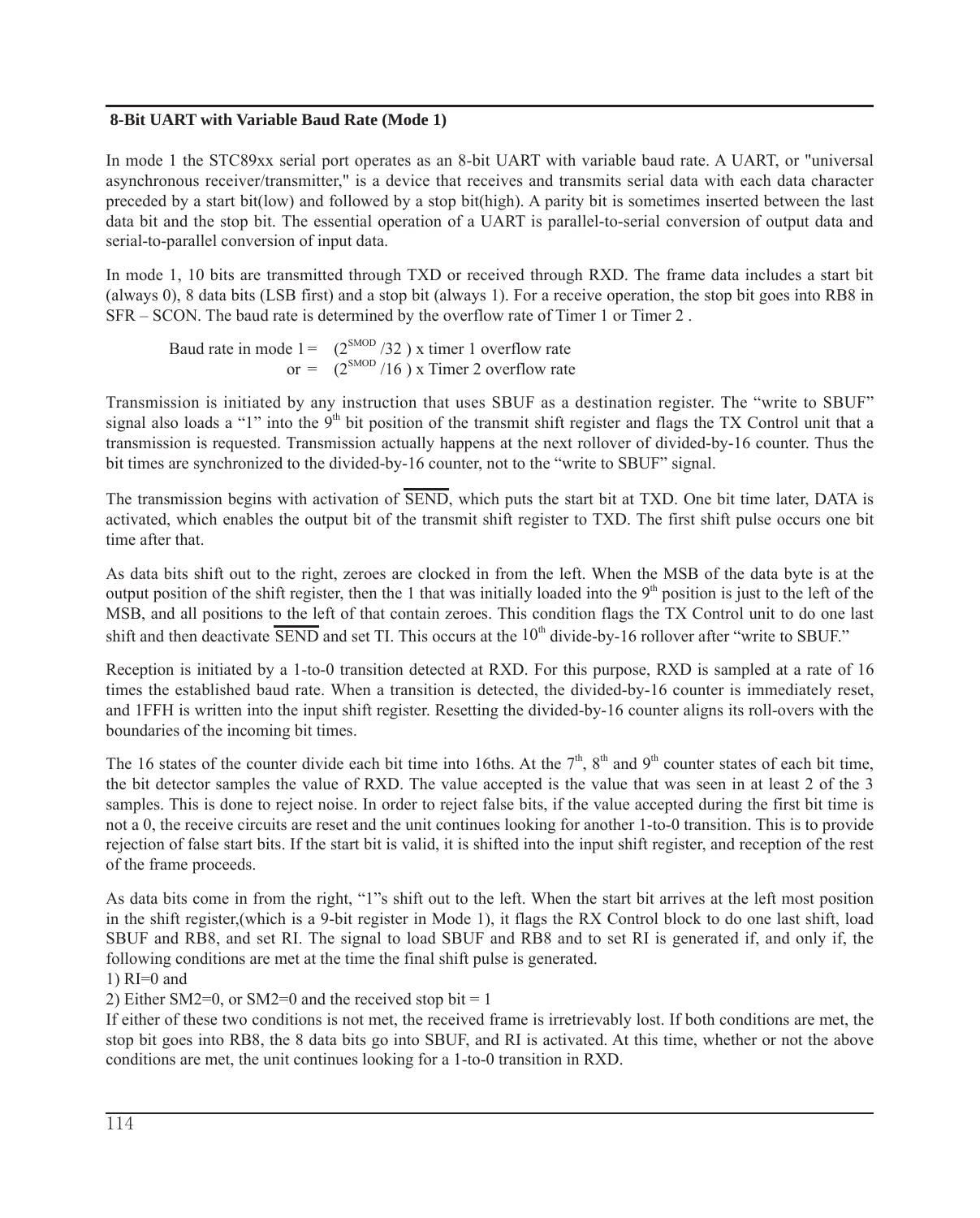## 8-Bit UART with Variable Baud Rate (Mode 1)

In mode 1 the STC89xx serial port operates as an 8-bit UART with variable baud rate. A UART, or "universal asynchronous receiver/transmitter," is a device that receives and transmits serial data with each data character preceded by a start bit(low) and followed by a stop bit(high). A parity bit is sometimes inserted between the last data bit and the stop bit. The essential operation of a UART is parallel-to-serial conversion of output data and serial-to-parallel conversion of input data.

In mode 1, 10 bits are transmitted through TXD or received through RXD. The frame data includes a start bit (always 0), 8 data bits (LSB first) and a stop bit (always 1). For a receive operation, the stop bit goes into RB8 in SFR – SCON. The baud rate is determined by the overflow rate of Timer 1 or Timer 2 .

Baud rate in mode 1 = $(2^{SMOD}/32)$ x timer 1 overflow rate
or = $(2^{SMOD}/16)$ x Timer 2 overflow rate

Transmission is initiated by any instruction that uses SBUF as a destination register. The "write to SBUF" signal also loads a "1" into the $9^{th}$ bit position of the transmit shift register and flags the TX Control unit that a transmission is requested. Transmission actually happens at the next rollover of divided-by-16 counter. Thus the bit times are synchronized to the divided-by-16 counter, not to the "write to SBUF" signal.

The transmission begins with activation of $\overline{\text{SEND}}$, which puts the start bit at TXD. One bit time later, DATA is activated, which enables the output bit of the transmit shift register to TXD. The first shift pulse occurs one bit time after that.

As data bits shift out to the right, zeroes are clocked in from the left. When the MSB of the data byte is at the output position of the shift register, then the 1 that was initially loaded into the $9^{th}$ position is just to the left of the MSB, and all positions to the left of that contain zeroes. This condition flags the TX Control unit to do one last shift and then deactivate $\overline{\text{SEND}}$ and set TI. This occurs at the $10^{th}$ divide-by-16 rollover after "write to SBUF."

Reception is initiated by a 1-to-0 transition detected at RXD. For this purpose, RXD is sampled at a rate of 16 times the established baud rate. When a transition is detected, the divided-by-16 counter is immediately reset, and 1FFH is written into the input shift register. Resetting the divided-by-16 counter aligns its roll-overs with the boundaries of the incoming bit times.

The 16 states of the counter divide each bit time into 16ths. At the $7^{th}$, $8^{th}$ and $9^{th}$ counter states of each bit time, the bit detector samples the value of RXD. The value accepted is the value that was seen in at least 2 of the 3 samples. This is done to reject noise. In order to reject false bits, if the value accepted during the first bit time is not a 0, the receive circuits are reset and the unit continues looking for another 1-to-0 transition. This is to provide rejection of false start bits. If the start bit is valid, it is shifted into the input shift register, and reception of the rest of the frame proceeds.

As data bits come in from the right, "1"s shift out to the left. When the start bit arrives at the left most position in the shift register,(which is a 9-bit register in Mode 1), it flags the RX Control block to do one last shift, load SBUF and RB8, and set RI. The signal to load SBUF and RB8 and to set RI is generated if, and only if, the following conditions are met at the time the final shift pulse is generated.

1) RI=0 and

2) Either SM2=0, or SM2=0 and the received stop bit = 1

If either of these two conditions is not met, the received frame is irretrievably lost. If both conditions are met, the stop bit goes into RB8, the 8 data bits go into SBUF, and RI is activated. At this time, whether or not the above conditions are met, the unit continues looking for a 1-to-0 transition in RXD.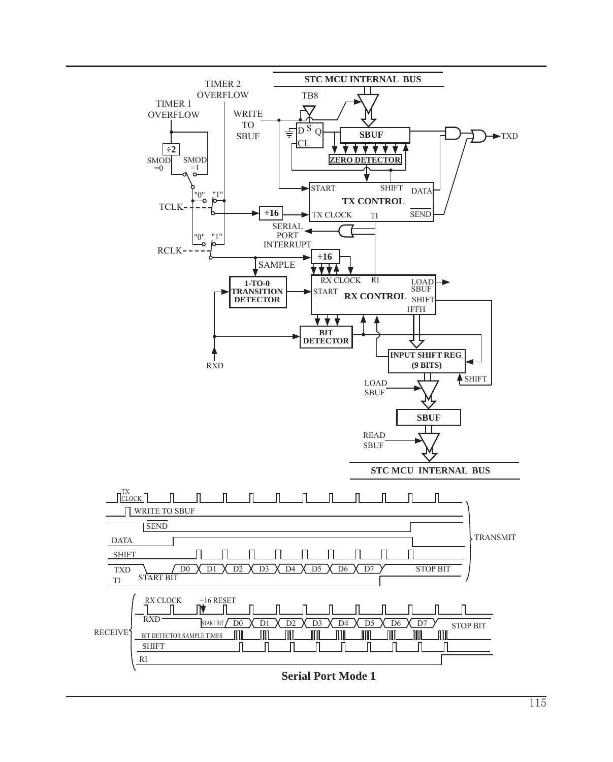**Serial Port Mode 1**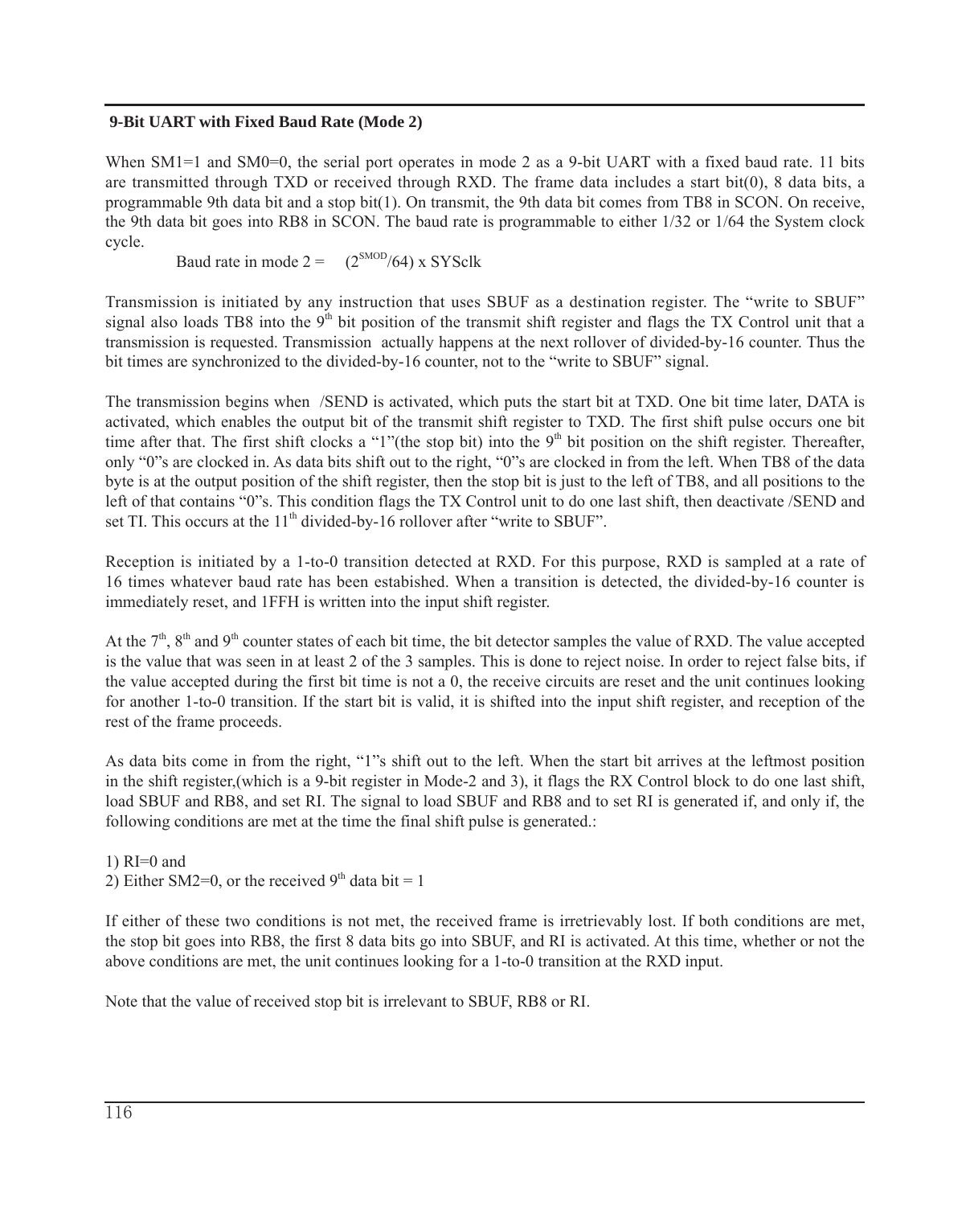## 9-Bit UART with Fixed Baud Rate (Mode 2)

When SM1=1 and SM0=0, the serial port operates in mode 2 as a 9-bit UART with a fixed baud rate. 11 bits are transmitted through TXD or received through RXD. The frame data includes a start bit(0), 8 data bits, a programmable 9th data bit and a stop bit(1). On transmit, the 9th data bit comes from TB8 in SCON. On receive, the 9th data bit goes into RB8 in SCON. The baud rate is programmable to either 1/32 or 1/64 the System clock cycle.

Baud rate in mode 2 = $(2^{SMOD}/64) \times SYSclk$

Transmission is initiated by any instruction that uses SBUF as a destination register. The "write to SBUF" signal also loads TB8 into the 9th bit position of the transmit shift register and flags the TX Control unit that a transmission is requested. Transmission actually happens at the next rollover of divided-by-16 counter. Thus the bit times are synchronized to the divided-by-16 counter, not to the "write to SBUF" signal.

The transmission begins when /SEND is activated, which puts the start bit at TXD. One bit time later, DATA is activated, which enables the output bit of the transmit shift register to TXD. The first shift pulse occurs one bit time after that. The first shift clocks a "1"(the stop bit) into the 9th bit position on the shift register. Thereafter, only "0"s are clocked in. As data bits shift out to the right, "0"s are clocked in from the left. When TB8 of the data byte is at the output position of the shift register, then the stop bit is just to the left of TB8, and all positions to the left of that contains "0"s. This condition flags the TX Control unit to do one last shift, then deactivate /SEND and set TI. This occurs at the 11th divided-by-16 rollover after "write to SBUF".

Reception is initiated by a 1-to-0 transition detected at RXD. For this purpose, RXD is sampled at a rate of 16 times whatever baud rate has been estabished. When a transition is detected, the divided-by-16 counter is immediately reset, and 1FFH is written into the input shift register.

At the 7th, 8th and 9th counter states of each bit time, the bit detector samples the value of RXD. The value accepted is the value that was seen in at least 2 of the 3 samples. This is done to reject noise. In order to reject false bits, if the value accepted during the first bit time is not a 0, the receive circuits are reset and the unit continues looking for another 1-to-0 transition. If the start bit is valid, it is shifted into the input shift register, and reception of the rest of the frame proceeds.

As data bits come in from the right, "1"s shift out to the left. When the start bit arrives at the leftmost position in the shift register,(which is a 9-bit register in Mode-2 and 3), it flags the RX Control block to do one last shift, load SBUF and RB8, and set RI. The signal to load SBUF and RB8 and to set RI is generated if, and only if, the following conditions are met at the time the final shift pulse is generated.:

1) RI=0 and
2) Either SM2=0, or the received 9th data bit = 1

If either of these two conditions is not met, the received frame is irretrievably lost. If both conditions are met, the stop bit goes into RB8, the first 8 data bits go into SBUF, and RI is activated. At this time, whether or not the above conditions are met, the unit continues looking for a 1-to-0 transition at the RXD input.

Note that the value of received stop bit is irrelevant to SBUF, RB8 or RI.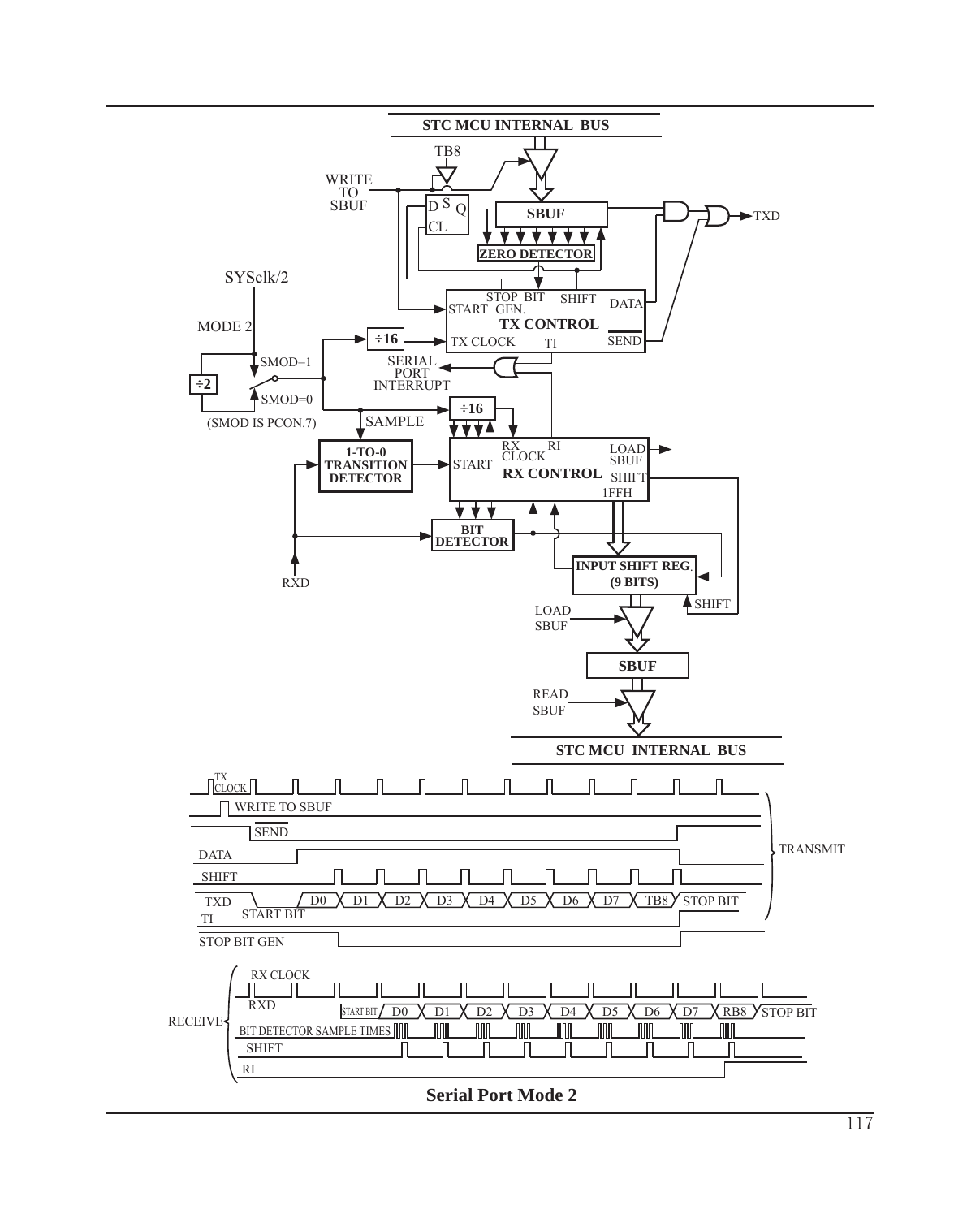**Serial Port Mode 2**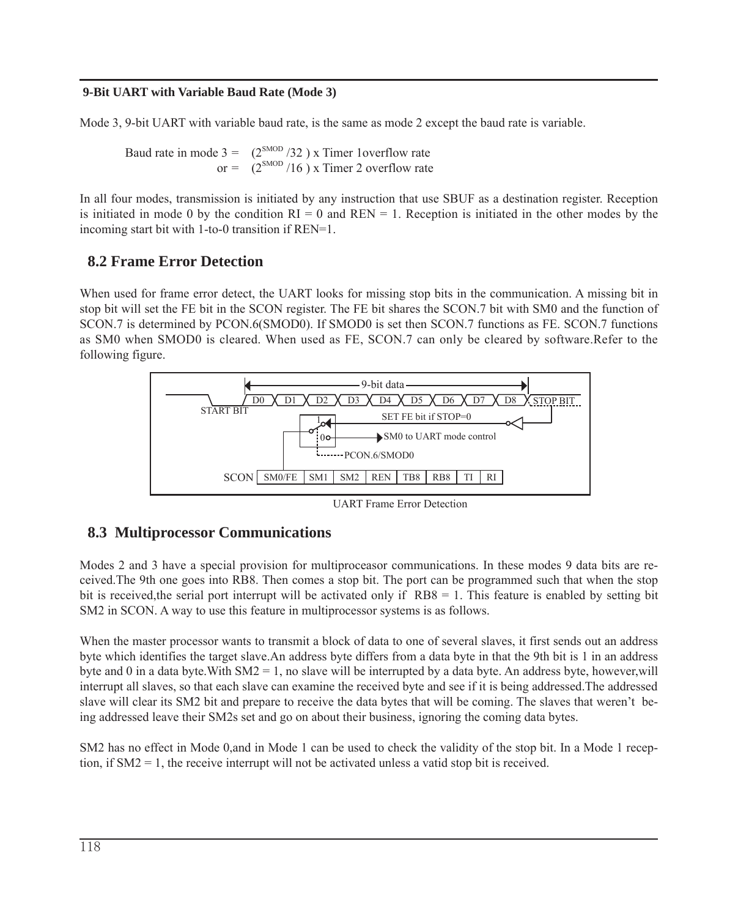**9-Bit UART with Variable Baud Rate (Mode 3)**

Mode 3, 9-bit UART with variable baud rate, is the same as mode 2 except the baud rate is variable.

Baud rate in mode 3 = $(2^{SMOD}/32)$ x Timer 1overflow rate
or = $(2^{SMOD}/16)$ x Timer 2 overflow rate

In all four modes, transmission is initiated by any instruction that use SBUF as a destination register. Reception is initiated in mode 0 by the condition RI = 0 and REN = 1. Reception is initiated in the other modes by the incoming start bit with 1-to-0 transition if REN=1.

## 8.2 Frame Error Detection

When used for frame error detect, the UART looks for missing stop bits in the communication. A missing bit in stop bit will set the FE bit in the SCON register. The FE bit shares the SCON.7 bit with SM0 and the function of SCON.7 is determined by PCON.6(SMOD0). If SMOD0 is set then SCON.7 functions as FE. SCON.7 functions as SM0 when SMOD0 is cleared. When used as FE, SCON.7 can only be cleared by software.Refer to the following figure.

UART Frame Error Detection

## 8.3 Multiprocessor Communications

Modes 2 and 3 have a special provision for multiproceasor communications. In these modes 9 data bits are received.The 9th one goes into RB8. Then comes a stop bit. The port can be programmed such that when the stop bit is received,the serial port interrupt will be activated only if RB8 = 1. This feature is enabled by setting bit SM2 in SCON. A way to use this feature in multiprocessor systems is as follows.

When the master processor wants to transmit a block of data to one of several slaves, it first sends out an address byte which identifies the target slave.An address byte differs from a data byte in that the 9th bit is 1 in an address byte and 0 in a data byte.With SM2 = 1, no slave will be interrupted by a data byte. An address byte, however,will interrupt all slaves, so that each slave can examine the received byte and see if it is being addressed.The addressed slave will clear its SM2 bit and prepare to receive the data bytes that will be coming. The slaves that weren't being addressed leave their SM2s set and go on about their business, ignoring the coming data bytes.

SM2 has no effect in Mode 0,and in Mode 1 can be used to check the validity of the stop bit. In a Mode 1 reception, if SM2 = 1, the receive interrupt will not be activated unless a vatid stop bit is received.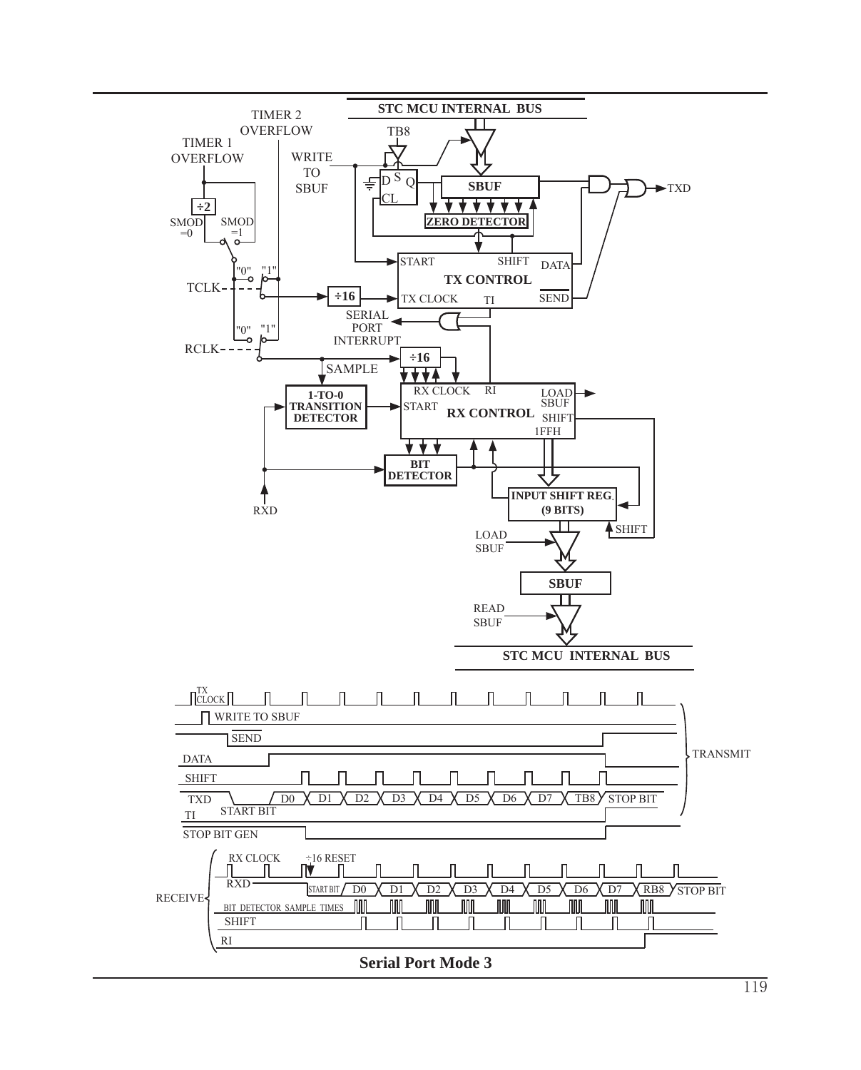**Serial Port Mode 3**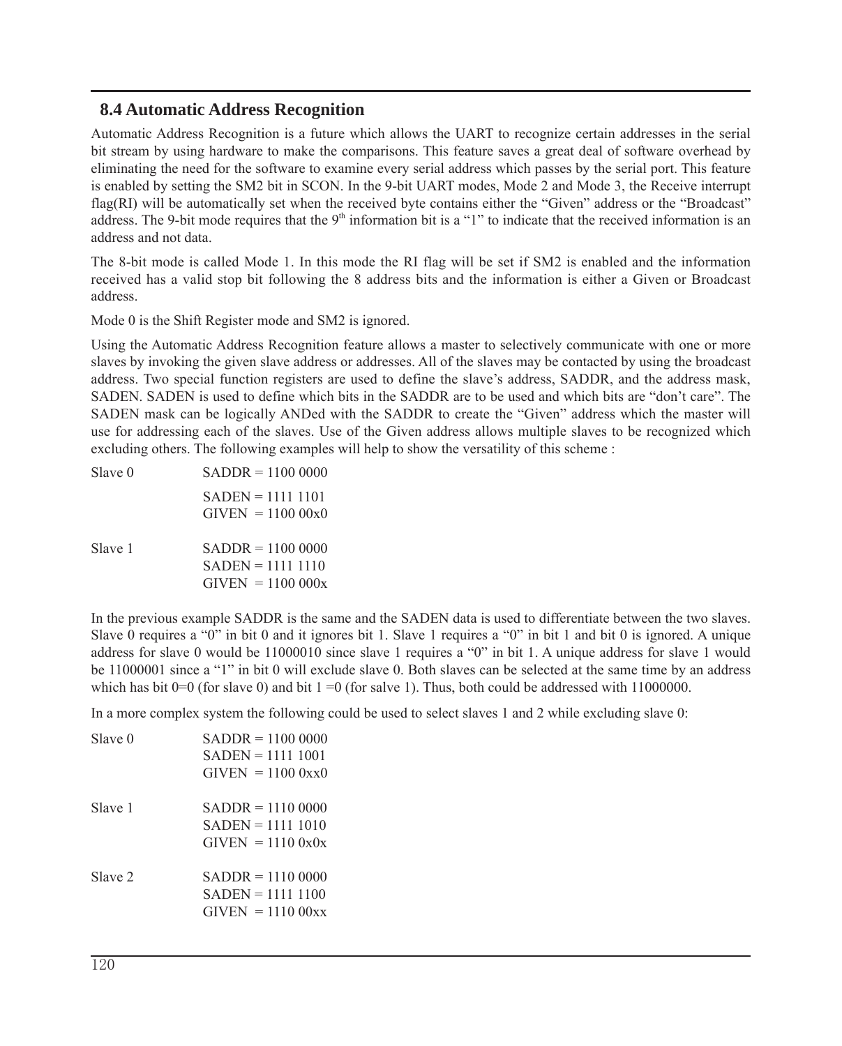## 8.4 Automatic Address Recognition

Automatic Address Recognition is a future which allows the UART to recognize certain addresses in the serial bit stream by using hardware to make the comparisons. This feature saves a great deal of software overhead by eliminating the need for the software to examine every serial address which passes by the serial port. This feature is enabled by setting the SM2 bit in SCON. In the 9-bit UART modes, Mode 2 and Mode 3, the Receive interrupt flag(RI) will be automatically set when the received byte contains either the "Given" address or the "Broadcast" address. The 9-bit mode requires that the 9th information bit is a "1" to indicate that the received information is an address and not data.

The 8-bit mode is called Mode 1. In this mode the RI flag will be set if SM2 is enabled and the information received has a valid stop bit following the 8 address bits and the information is either a Given or Broadcast address.

Mode 0 is the Shift Register mode and SM2 is ignored.

Using the Automatic Address Recognition feature allows a master to selectively communicate with one or more slaves by invoking the given slave address or addresses. All of the slaves may be contacted by using the broadcast address. Two special function registers are used to define the slave's address, SADDR, and the address mask, SADEN. SADEN is used to define which bits in the SADDR are to be used and which bits are "don't care". The SADEN mask can be logically ANDed with the SADDR to create the "Given" address which the master will use for addressing each of the slaves. Use of the Given address allows multiple slaves to be recognized which excluding others. The following examples will help to show the versatility of this scheme :

```
Slave 0     SADDR = 1100 0000
            SADEN = 1111 1101
            GIVEN  = 1100 00x0

Slave 1     SADDR = 1100 0000
            SADEN = 1111 1110
            GIVEN  = 1100 000x
```

In the previous example SADDR is the same and the SADEN data is used to differentiate between the two slaves. Slave 0 requires a "0" in bit 0 and it ignores bit 1. Slave 1 requires a "0" in bit 1 and bit 0 is ignored. A unique address for slave 0 would be 11000010 since slave 1 requires a "0" in bit 1. A unique address for slave 1 would be 11000001 since a "1" in bit 0 will exclude slave 0. Both slaves can be selected at the same time by an address which has bit 0=0 (for slave 0) and bit 1 =0 (for salve 1). Thus, both could be addressed with 11000000.

In a more complex system the following could be used to select slaves 1 and 2 while excluding slave 0:

```
Slave 0     SADDR = 1100 0000
            SADEN = 1111 1001
            GIVEN  = 1100 0xx0

Slave 1     SADDR = 1110 0000
            SADEN = 1111 1010
            GIVEN  = 1110 0x0x

Slave 2     SADDR = 1110 0000
            SADEN = 1111 1100
            GIVEN  = 1110 00xx
```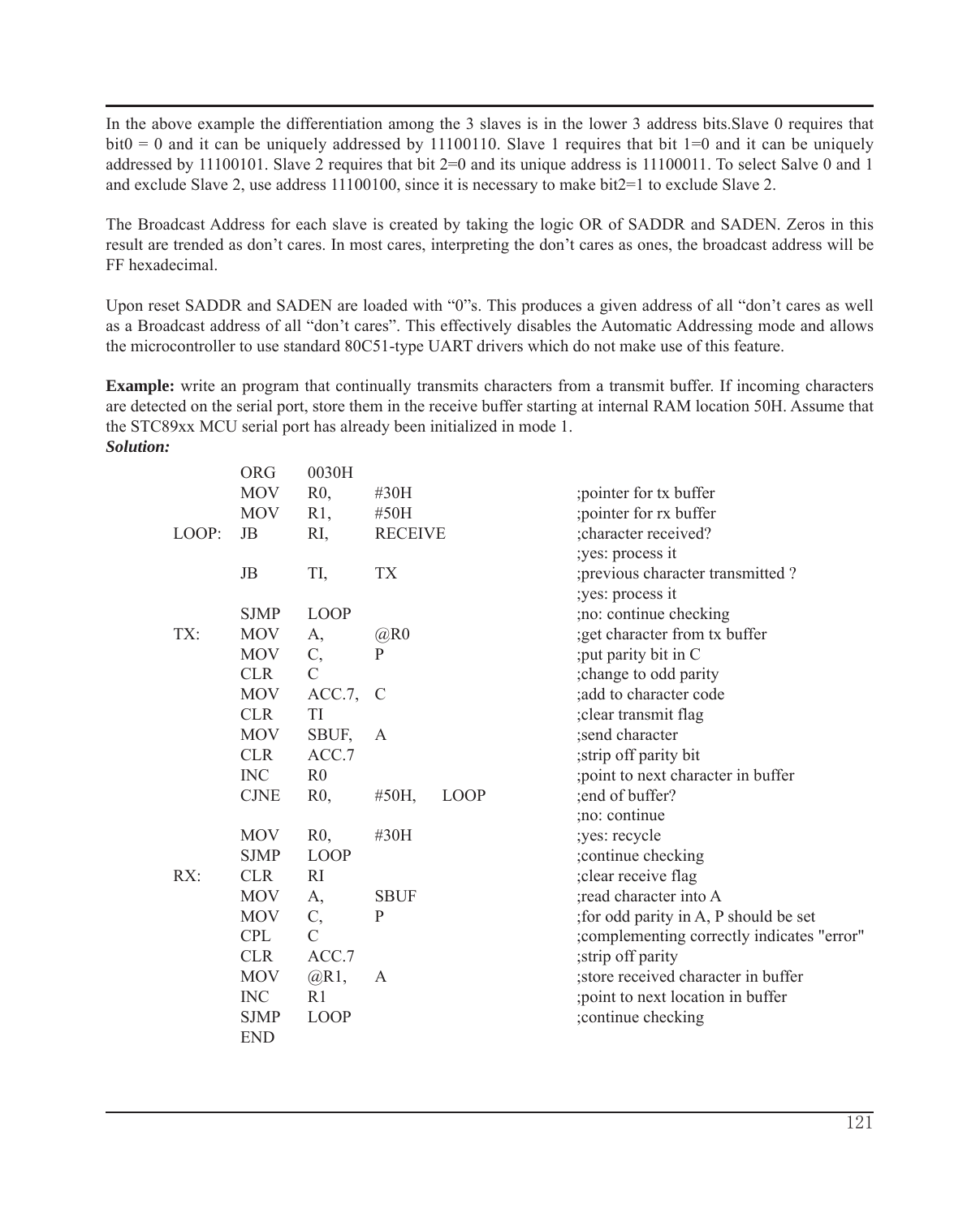In the above example the differentiation among the 3 slaves is in the lower 3 address bits.Slave 0 requires that bit0 = 0 and it can be uniquely addressed by 11100110. Slave 1 requires that bit 1=0 and it can be uniquely addressed by 11100101. Slave 2 requires that bit 2=0 and its unique address is 11100011. To select Salve 0 and 1 and exclude Slave 2, use address 11100100, since it is necessary to make bit2=1 to exclude Slave 2.

The Broadcast Address for each slave is created by taking the logic OR of SADDR and SADEN. Zeros in this result are trended as don't cares. In most cares, interpreting the don't cares as ones, the broadcast address will be FF hexadecimal.

Upon reset SADDR and SADEN are loaded with "0"s. This produces a given address of all "don't cares as well as a Broadcast address of all "don't cares". This effectively disables the Automatic Addressing mode and allows the microcontroller to use standard 80C51-type UART drivers which do not make use of this feature.

**Example:** write an program that continually transmits characters from a transmit buffer. If incoming characters are detected on the serial port, store them in the receive buffer starting at internal RAM location 50H. Assume that the STC89xx MCU serial port has already been initialized in mode 1.

***Solution:***

```
        ORG     0030H
        MOV     R0,     #30H                ;pointer for tx buffer
        MOV     R1,     #50H                ;pointer for rx buffer
LOOP:   JB      RI,     RECEIVE             ;character received?
                                            ;yes: process it
        JB      TI,     TX                  ;previous character transmitted ?
                                            ;yes: process it
        SJMP    LOOP                        ;no: continue checking
TX:     MOV     A,      @R0                 ;get character from tx buffer
        MOV     C,      P                   ;put parity bit in C
        CLR     C                           ;change to odd parity
        MOV     ACC.7,  C                   ;add to character code
        CLR     TI                          ;clear transmit flag
        MOV     SBUF,   A                   ;send character
        CLR     ACC.7                       ;strip off parity bit
        INC     R0                          ;point to next character in buffer
        CJNE    R0,     #50H,   LOOP        ;end of buffer?
                                            ;no: continue
        MOV     R0,     #30H                ;yes: recycle
        SJMP    LOOP                        ;continue checking
RX:     CLR     RI                          ;clear receive flag
        MOV     A,      SBUF                ;read character into A
        MOV     C,      P                   ;for odd parity in A, P should be set
        CPL     C                           ;complementing correctly indicates "error"
        CLR     ACC.7                       ;strip off parity
        MOV     @R1,    A                   ;store received character in buffer
        INC     R1                          ;point to next location in buffer
        SJMP    LOOP                        ;continue checking
        END
```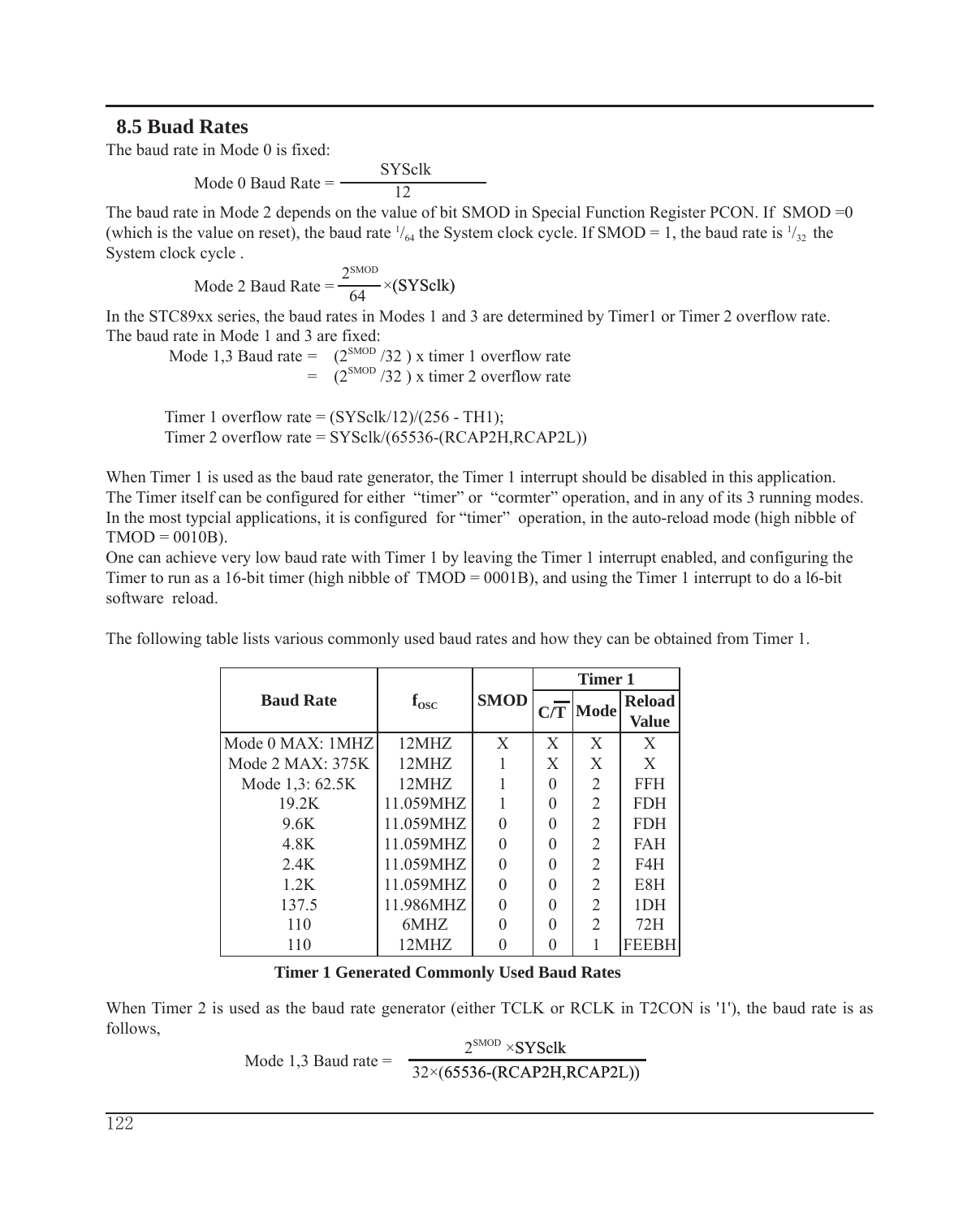## 8.5 Buad Rates

The baud rate in Mode 0 is fixed:

$$\text{Mode 0 Baud Rate} = \frac{\text{SYSclk}}{12}$$

The baud rate in Mode 2 depends on the value of bit SMOD in Special Function Register PCON. If SMOD =0 (which is the value on reset), the baud rate $^1/_{64}$ the System clock cycle. If SMOD = 1, the baud rate is $^1/_{32}$ the System clock cycle .

$$\text{Mode 2 Baud Rate} = \frac{2^{SMOD}}{64} \times (\text{SYSclk})$$

In the STC89xx series, the baud rates in Modes 1 and 3 are determined by Timer1 or Timer 2 overflow rate. The baud rate in Mode 1 and 3 are fixed:

Mode 1,3 Baud rate = $(2^{SMOD}/32)$ x timer 1 overflow rate
= $(2^{SMOD}/32)$ x timer 2 overflow rate

Timer 1 overflow rate = (SYSclk/12)/(256 - TH1);
Timer 2 overflow rate = SYSclk/(65536-(RCAP2H,RCAP2L))

When Timer 1 is used as the baud rate generator, the Timer 1 interrupt should be disabled in this application. The Timer itself can be configured for either "timer" or "cormter" operation, and in any of its 3 running modes. In the most typcial applications, it is configured for "timer" operation, in the auto-reload mode (high nibble of TMOD = 0010B).
One can achieve very low baud rate with Timer 1 by leaving the Timer 1 interrupt enabled, and configuring the Timer to run as a 16-bit timer (high nibble of TMOD = 0001B), and using the Timer 1 interrupt to do a l6-bit software reload.

The following table lists various commonly used baud rates and how they can be obtained from Timer 1.

| Baud Rate | $f_{OSC}$ | SMOD | Timer 1 | | |
|---|---|---|---|---|---|
| | | | $C/\overline{T}$ | Mode | Reload Value |
| Mode 0 MAX: 1MHZ | 12MHZ | X | X | X | X |
| Mode 2 MAX: 375K | 12MHZ | 1 | X | X | X |
| Mode 1,3: 62.5K | 12MHZ | 1 | 0 | 2 | FFH |
| 19.2K | 11.059MHZ | 1 | 0 | 2 | FDH |
| 9.6K | 11.059MHZ | 0 | 0 | 2 | FDH |
| 4.8K | 11.059MHZ | 0 | 0 | 2 | FAH |
| 2.4K | 11.059MHZ | 0 | 0 | 2 | F4H |
| 1.2K | 11.059MHZ | 0 | 0 | 2 | E8H |
| 137.5 | 11.986MHZ | 0 | 0 | 2 | 1DH |
| 110 | 6MHZ | 0 | 0 | 2 | 72H |
| 110 | 12MHZ | 0 | 0 | 1 | FEEBH |

**Timer 1 Generated Commonly Used Baud Rates**

When Timer 2 is used as the baud rate generator (either TCLK or RCLK in T2CON is '1'), the baud rate is as follows,

$$\text{Mode 1,3 Baud rate} = \frac{2^{SMOD} \times \text{SYSclk}}{32 \times (65536\text{-(RCAP2H,RCAP2L)})}$$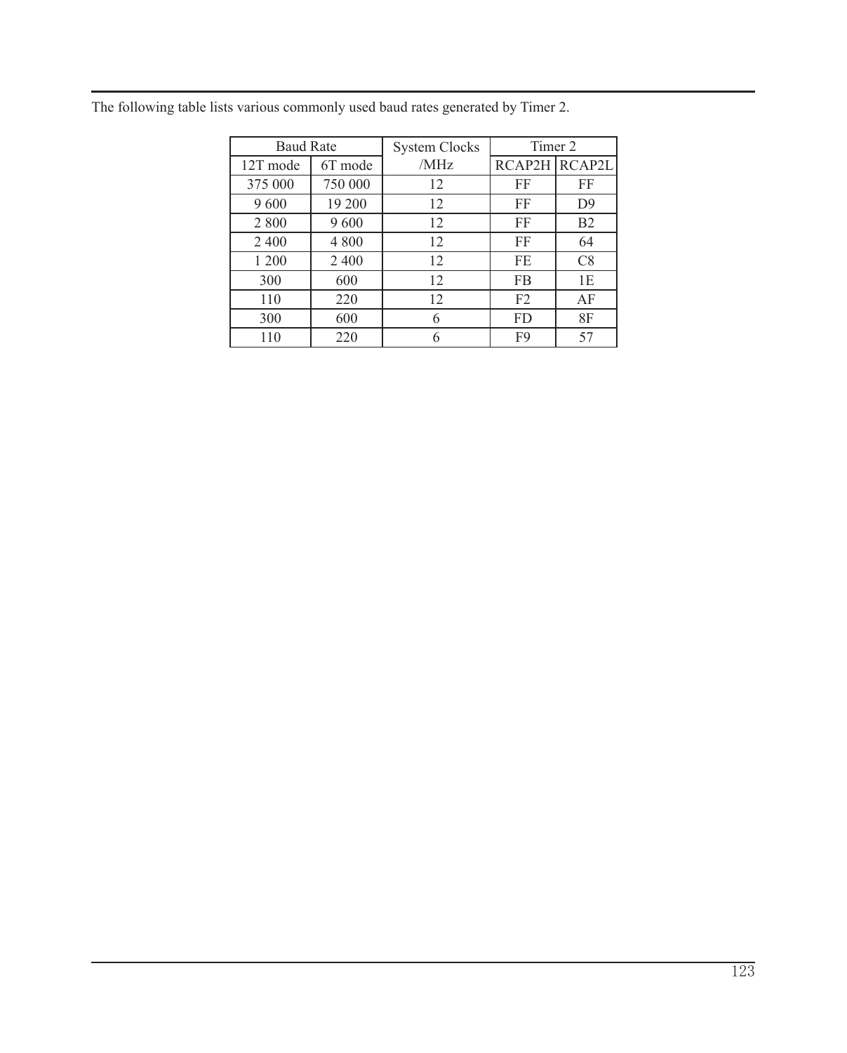The following table lists various commonly used baud rates generated by Timer 2.

| Baud Rate | | System Clocks /MHz | Timer 2 | |
|---|---|---|---|---|
| 12T mode | 6T mode | | RCAP2H | RCAP2L |
| 375 000 | 750 000 | 12 | FF | FF |
| 9 600 | 19 200 | 12 | FF | D9 |
| 2 800 | 9 600 | 12 | FF | B2 |
| 2 400 | 4 800 | 12 | FF | 64 |
| 1 200 | 2 400 | 12 | FE | C8 |
| 300 | 600 | 12 | FB | 1E |
| 110 | 220 | 12 | F2 | AF |
| 300 | 600 | 6 | FD | 8F |
| 110 | 220 | 6 | F9 | 57 |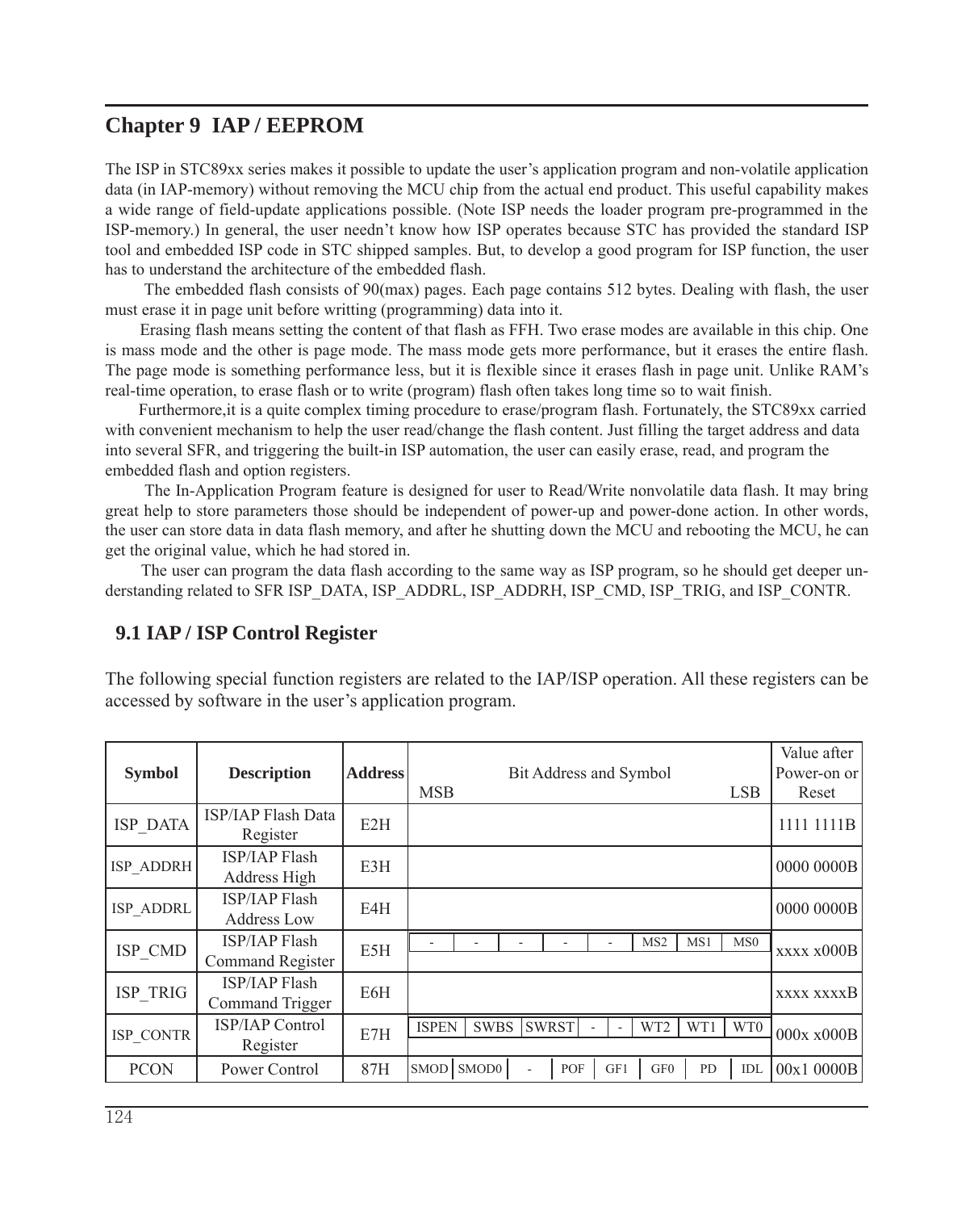# Chapter 9 IAP / EEPROM

The ISP in STC89xx series makes it possible to update the user's application program and non-volatile application data (in IAP-memory) without removing the MCU chip from the actual end product. This useful capability makes a wide range of field-update applications possible. (Note ISP needs the loader program pre-programmed in the ISP-memory.) In general, the user needn't know how ISP operates because STC has provided the standard ISP tool and embedded ISP code in STC shipped samples. But, to develop a good program for ISP function, the user has to understand the architecture of the embedded flash.

The embedded flash consists of 90(max) pages. Each page contains 512 bytes. Dealing with flash, the user must erase it in page unit before writting (programming) data into it.

Erasing flash means setting the content of that flash as FFH. Two erase modes are available in this chip. One is mass mode and the other is page mode. The mass mode gets more performance, but it erases the entire flash. The page mode is something performance less, but it is flexible since it erases flash in page unit. Unlike RAM's real-time operation, to erase flash or to write (program) flash often takes long time so to wait finish.

Furthermore,it is a quite complex timing procedure to erase/program flash. Fortunately, the STC89xx carried with convenient mechanism to help the user read/change the flash content. Just filling the target address and data into several SFR, and triggering the built-in ISP automation, the user can easily erase, read, and program the embedded flash and option registers.

The In-Application Program feature is designed for user to Read/Write nonvolatile data flash. It may bring great help to store parameters those should be independent of power-up and power-done action. In other words, the user can store data in data flash memory, and after he shutting down the MCU and rebooting the MCU, he can get the original value, which he had stored in.

The user can program the data flash according to the same way as ISP program, so he should get deeper understanding related to SFR ISP_DATA, ISP_ADDRL, ISP_ADDRH, ISP_CMD, ISP_TRIG, and ISP_CONTR.

## 9.1 IAP / ISP Control Register

The following special function registers are related to the IAP/ISP operation. All these registers can be accessed by software in the user's application program.

| Symbol | Description | Address | Bit Address and Symbol MSB ... LSB | | | | | | | | Value after Power-on or Reset |
|---|---|---|---|---|---|---|---|---|---|---|---|
| ISP_DATA | ISP/IAP Flash Data Register | E2H | | | | | | | | | 1111 1111B |
| ISP_ADDRH | ISP/IAP Flash Address High | E3H | | | | | | | | | 0000 0000B |
| ISP_ADDRL | ISP/IAP Flash Address Low | E4H | | | | | | | | | 0000 0000B |
| ISP_CMD | ISP/IAP Flash Command Register | E5H | - | - | - | - | - | MS2 | MS1 | MS0 | xxxx x000B |
| ISP_TRIG | ISP/IAP Flash Command Trigger | E6H | | | | | | | | | xxxx xxxxB |
| ISP_CONTR | ISP/IAP Control Register | E7H | ISPEN | SWBS | SWRST | - | - | WT2 | WT1 | WT0 | 000x x000B |
| PCON | Power Control | 87H | SMOD | SMOD0 | - | POF | GF1 | GF0 | PD | IDL | 00x1 0000B |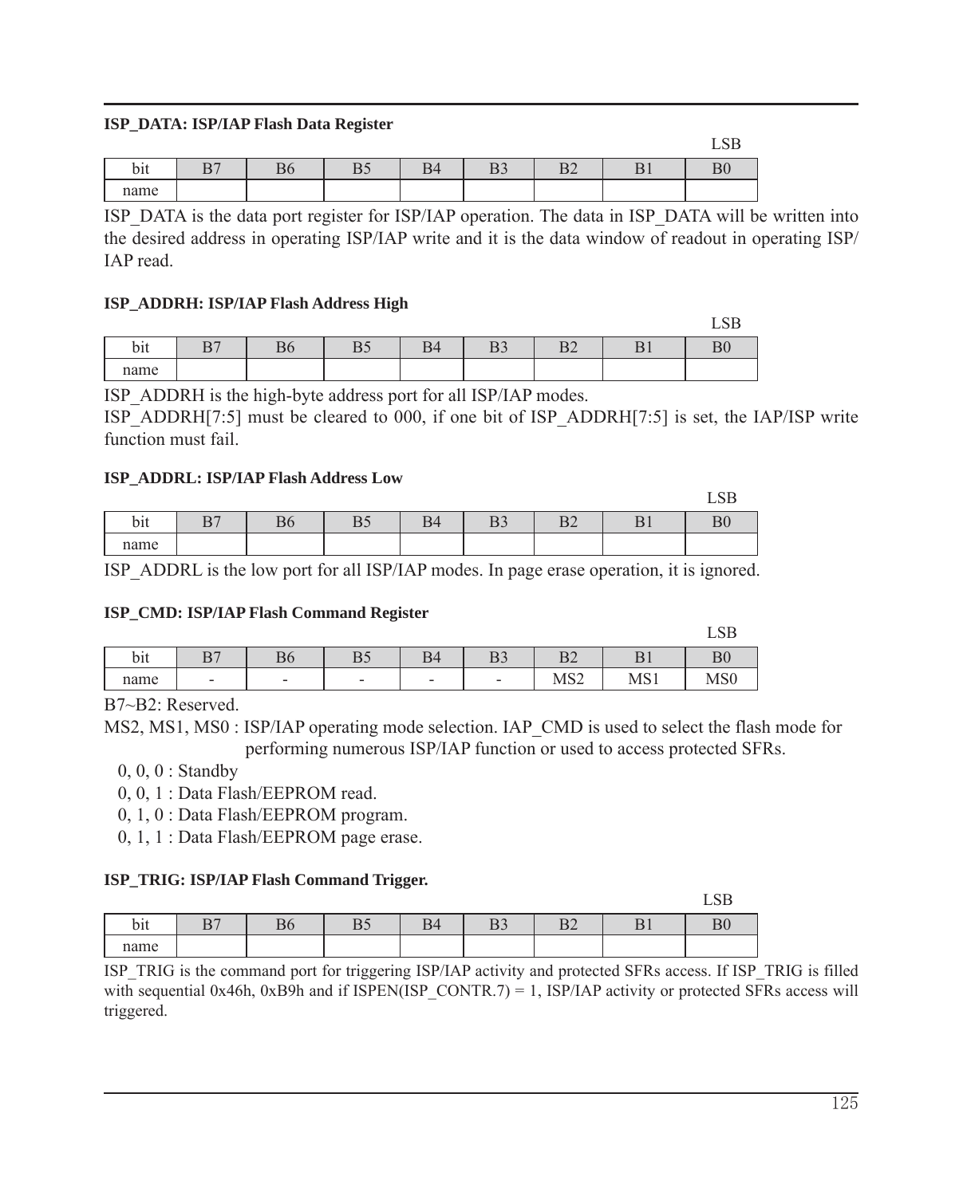**ISP_DATA: ISP/IAP Flash Data Register**

LSB

| bit | B7 | B6 | B5 | B4 | B3 | B2 | B1 | B0 |
|---|---|---|---|---|---|---|---|---|
| name | | | | | | | | |

ISP_DATA is the data port register for ISP/IAP operation. The data in ISP_DATA will be written into the desired address in operating ISP/IAP write and it is the data window of readout in operating ISP/IAP read.

**ISP_ADDRH: ISP/IAP Flash Address High**

LSB

| bit | B7 | B6 | B5 | B4 | B3 | B2 | B1 | B0 |
|---|---|---|---|---|---|---|---|---|
| name | | | | | | | | |

ISP_ADDRH is the high-byte address port for all ISP/IAP modes.

ISP_ADDRH[7:5] must be cleared to 000, if one bit of ISP_ADDRH[7:5] is set, the IAP/ISP write function must fail.

**ISP_ADDRL: ISP/IAP Flash Address Low**

LSB

| bit | B7 | B6 | B5 | B4 | B3 | B2 | B1 | B0 |
|---|---|---|---|---|---|---|---|---|
| name | | | | | | | | |

ISP_ADDRL is the low port for all ISP/IAP modes. In page erase operation, it is ignored.

**ISP_CMD: ISP/IAP Flash Command Register**

LSB

| bit | B7 | B6 | B5 | B4 | B3 | B2 | B1 | B0 |
|---|---|---|---|---|---|---|---|---|
| name | - | - | - | - | - | MS2 | MS1 | MS0 |

B7~B2: Reserved.

MS2, MS1, MS0 : ISP/IAP operating mode selection. IAP_CMD is used to select the flash mode for performing numerous ISP/IAP function or used to access protected SFRs.

0, 0, 0 : Standby

0, 0, 1 : Data Flash/EEPROM read.

0, 1, 0 : Data Flash/EEPROM program.

0, 1, 1 : Data Flash/EEPROM page erase.

**ISP_TRIG: ISP/IAP Flash Command Trigger.**

LSB

| bit | B7 | B6 | B5 | B4 | B3 | B2 | B1 | B0 |
|---|---|---|---|---|---|---|---|---|
| name | | | | | | | | |

ISP_TRIG is the command port for triggering ISP/IAP activity and protected SFRs access. If ISP_TRIG is filled with sequential 0x46h, 0xB9h and if ISPEN(ISP_CONTR.7) = 1, ISP/IAP activity or protected SFRs access will triggered.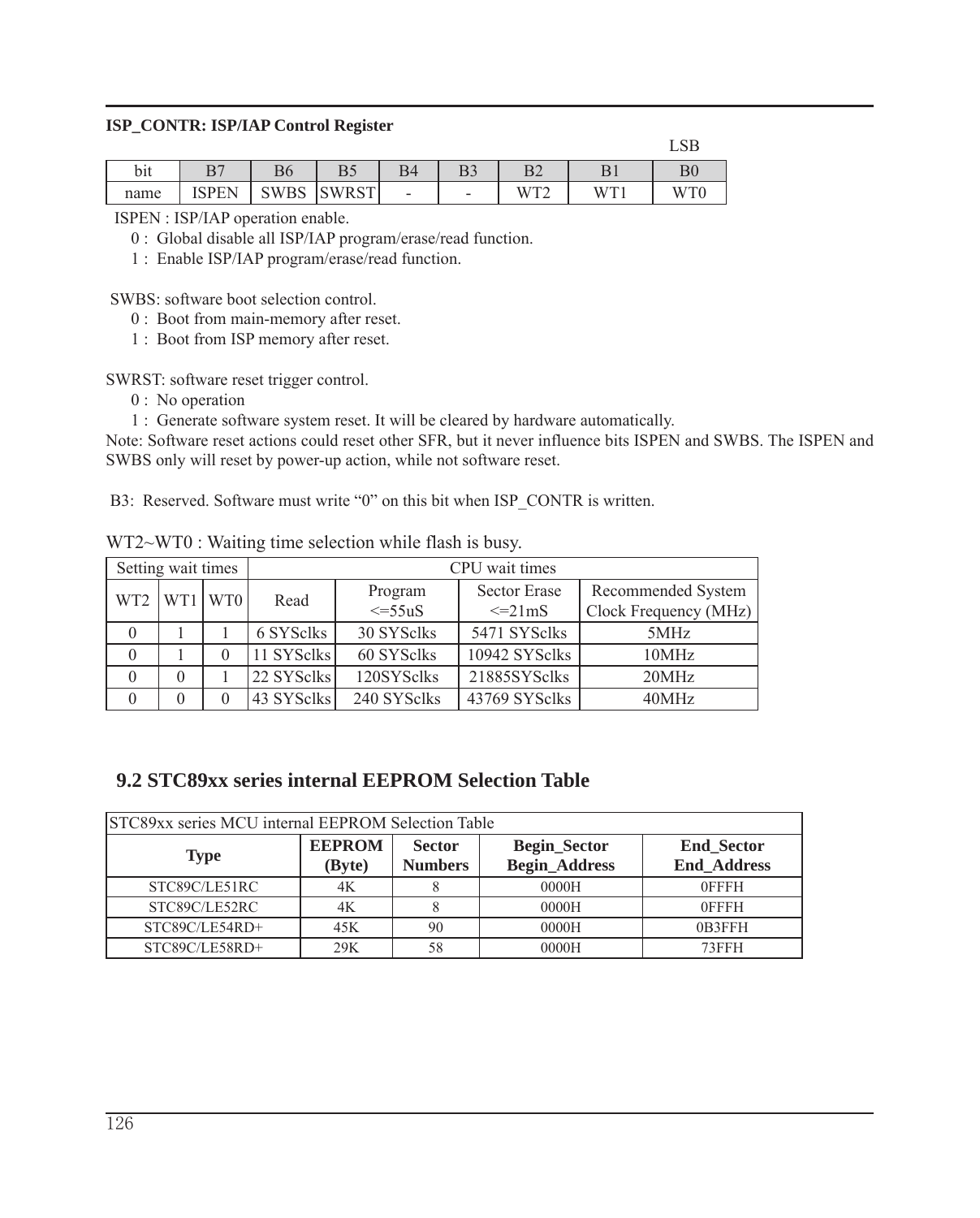**ISP_CONTR: ISP/IAP Control Register**

LSB

| bit | B7 | B6 | B5 | B4 | B3 | B2 | B1 | B0 |
|---|---|---|---|---|---|---|---|---|
| name | ISPEN | SWBS | SWRST | - | - | WT2 | WT1 | WT0 |

ISPEN : ISP/IAP operation enable.

0 : Global disable all ISP/IAP program/erase/read function.

1 : Enable ISP/IAP program/erase/read function.

SWBS: software boot selection control.

0 : Boot from main-memory after reset.

1 : Boot from ISP memory after reset.

SWRST: software reset trigger control.

0 : No operation

1 : Generate software system reset. It will be cleared by hardware automatically.

Note: Software reset actions could reset other SFR, but it never influence bits ISPEN and SWBS. The ISPEN and SWBS only will reset by power-up action, while not software reset.

B3: Reserved. Software must write “0” on this bit when ISP_CONTR is written.

WT2~WT0 : Waiting time selection while flash is busy.

| Setting wait times | | | CPU wait times | | | |
|---|---|---|---|---|---|---|
| WT2 | WT1 | WT0 | Read | Program <=55uS | Sector Erase <=21mS | Recommended System Clock Frequency (MHz) |
| 0 | 1 | 1 | 6 SYSclks | 30 SYSclks | 5471 SYSclks | 5MHz |
| 0 | 1 | 0 | 11 SYSclks | 60 SYSclks | 10942 SYSclks | 10MHz |
| 0 | 0 | 1 | 22 SYSclks | 120SYSclks | 21885SYSclks | 20MHz |
| 0 | 0 | 0 | 43 SYSclks | 240 SYSclks | 43769 SYSclks | 40MHz |

## 9.2 STC89xx series internal EEPROM Selection Table

| STC89xx series MCU internal EEPROM Selection Table | | | | |
|---|---|---|---|---|
| **Type** | **EEPROM (Byte)** | **Sector Numbers** | **Begin_Sector Begin_Address** | **End_Sector End_Address** |
| STC89C/LE51RC | 4K | 8 | 0000H | 0FFFH |
| STC89C/LE52RC | 4K | 8 | 0000H | 0FFFH |
| STC89C/LE54RD+ | 45K | 90 | 0000H | 0B3FFH |
| STC89C/LE58RD+ | 29K | 58 | 0000H | 73FFH |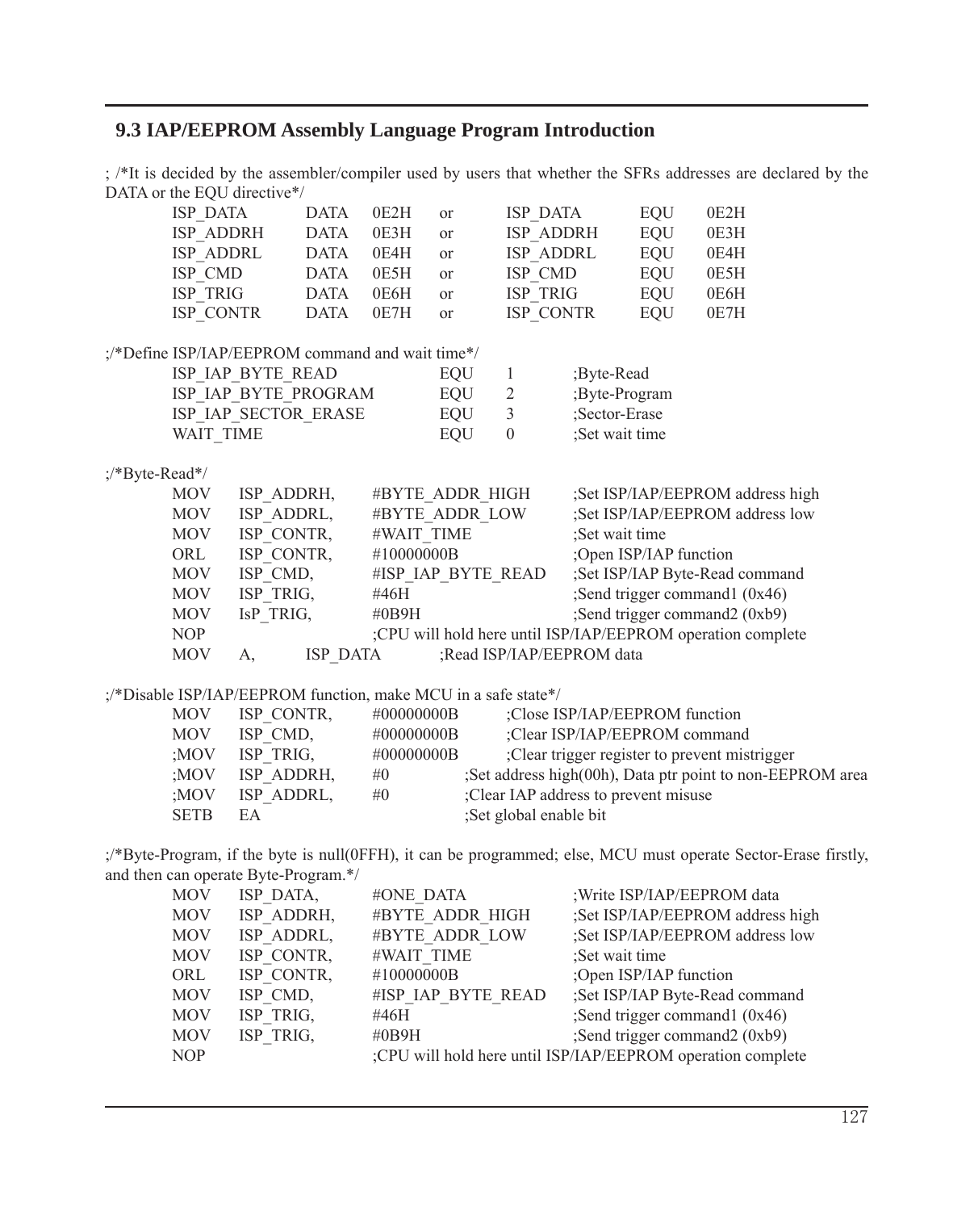## 9.3 IAP/EEPROM Assembly Language Program Introduction

; /*It is decided by the assembler/compiler used by users that whether the SFRs addresses are declared by the DATA or the EQU directive*/

```
        ISP_DATA        DATA    0E2H    or      ISP_DATA        EQU     0E2H
        ISP_ADDRH       DATA    0E3H    or      ISP_ADDRH       EQU     0E3H
        ISP_ADDRL       DATA    0E4H    or      ISP_ADDRL       EQU     0E4H
        ISP_CMD         DATA    0E5H    or      ISP_CMD         EQU     0E5H
        ISP_TRIG        DATA    0E6H    or      ISP_TRIG        EQU     0E6H
        ISP_CONTR       DATA    0E7H    or      ISP_CONTR       EQU     0E7H
```

;/*Define ISP/IAP/EEPROM command and wait time*/

```
        ISP_IAP_BYTE_READ               EQU     1       ;Byte-Read
        ISP_IAP_BYTE_PROGRAM            EQU     2       ;Byte-Program
        ISP_IAP_SECTOR_ERASE            EQU     3       ;Sector-Erase
        WAIT_TIME                       EQU     0       ;Set wait time
```

;/*Byte-Read*/

```
        MOV     ISP_ADDRH,      #BYTE_ADDR_HIGH         ;Set ISP/IAP/EEPROM address high
        MOV     ISP_ADDRL,      #BYTE_ADDR_LOW          ;Set ISP/IAP/EEPROM address low
        MOV     ISP_CONTR,      #WAIT_TIME              ;Set wait time
        ORL     ISP_CONTR,      #10000000B              ;Open ISP/IAP function
        MOV     ISP_CMD,        #ISP_IAP_BYTE_READ      ;Set ISP/IAP Byte-Read command
        MOV     ISP_TRIG,       #46H                    ;Send trigger command1 (0x46)
        MOV     IsP_TRIG,       #0B9H                   ;Send trigger command2 (0xb9)
        NOP                     ;CPU will hold here until ISP/IAP/EEPROM operation complete
        MOV     A,      ISP_DATA        ;Read ISP/IAP/EEPROM data
```

;/*Disable ISP/IAP/EEPROM function, make MCU in a safe state*/

```
        MOV     ISP_CONTR,      #00000000B      ;Close ISP/IAP/EEPROM function
        MOV     ISP_CMD,        #00000000B      ;Clear ISP/IAP/EEPROM command
        ;MOV    ISP_TRIG,       #00000000B      ;Clear trigger register to prevent mistrigger
        ;MOV    ISP_ADDRH,      #0      ;Set address high(00h), Data ptr point to non-EEPROM area
        ;MOV    ISP_ADDRL,      #0      ;Clear IAP address to prevent misuse
        SETB    EA                      ;Set global enable bit
```

;/*Byte-Program, if the byte is null(0FFH), it can be programmed; else, MCU must operate Sector-Erase firstly, and then can operate Byte-Program.*/

```
        MOV     ISP_DATA,       #ONE_DATA               ;Write ISP/IAP/EEPROM data
        MOV     ISP_ADDRH,      #BYTE_ADDR_HIGH         ;Set ISP/IAP/EEPROM address high
        MOV     ISP_ADDRL,      #BYTE_ADDR_LOW          ;Set ISP/IAP/EEPROM address low
        MOV     ISP_CONTR,      #WAIT_TIME              ;Set wait time
        ORL     ISP_CONTR,      #10000000B              ;Open ISP/IAP function
        MOV     ISP_CMD,        #ISP_IAP_BYTE_READ      ;Set ISP/IAP Byte-Read command
        MOV     ISP_TRIG,       #46H                    ;Send trigger command1 (0x46)
        MOV     ISP_TRIG,       #0B9H                   ;Send trigger command2 (0xb9)
        NOP                     ;CPU will hold here until ISP/IAP/EEPROM operation complete
```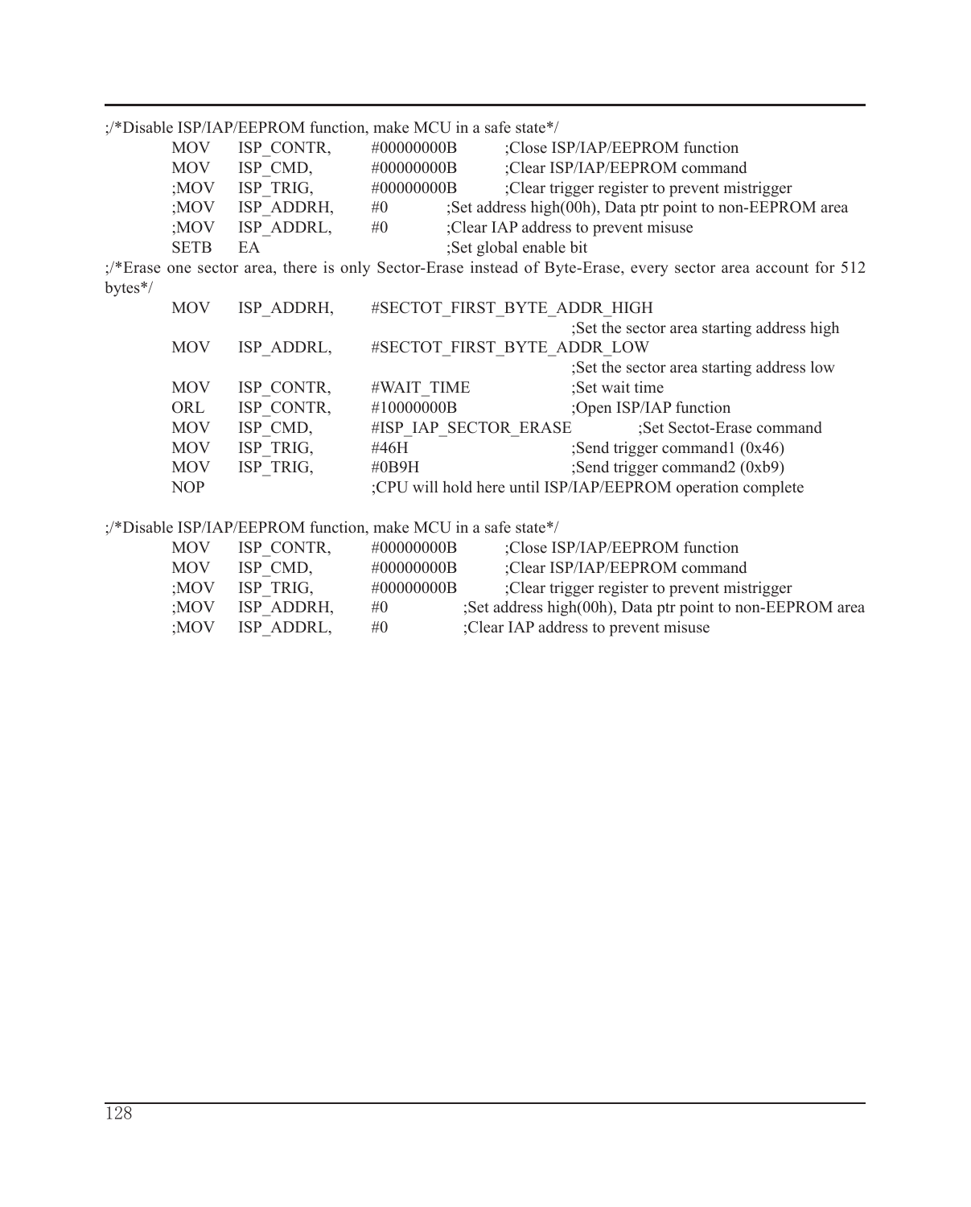```
;/*Disable ISP/IAP/EEPROM function, make MCU in a safe state*/
        MOV     ISP_CONTR,      #00000000B      ;Close ISP/IAP/EEPROM function
        MOV     ISP_CMD,        #00000000B      ;Clear ISP/IAP/EEPROM command
        ;MOV    ISP_TRIG,       #00000000B      ;Clear trigger register to prevent mistrigger
        ;MOV    ISP_ADDRH,      #0      ;Set address high(00h), Data ptr point to non-EEPROM area
        ;MOV    ISP_ADDRL,      #0      ;Clear IAP address to prevent misuse
        SETB    EA                      ;Set global enable bit
;/*Erase one sector area, there is only Sector-Erase instead of Byte-Erase, every sector area account for 512
bytes*/
        MOV     ISP_ADDRH,      #SECTOT_FIRST_BYTE_ADDR_HIGH
                                                ;Set the sector area starting address high
        MOV     ISP_ADDRL,      #SECTOT_FIRST_BYTE_ADDR_LOW
                                                ;Set the sector area starting address low
        MOV     ISP_CONTR,      #WAIT_TIME              ;Set wait time
        ORL     ISP_CONTR,      #10000000B              ;Open ISP/IAP function
        MOV     ISP_CMD,        #ISP_IAP_SECTOR_ERASE           ;Set Sectot-Erase command
        MOV     ISP_TRIG,       #46H                    ;Send trigger command1 (0x46)
        MOV     ISP_TRIG,       #0B9H                   ;Send trigger command2 (0xb9)
        NOP                     ;CPU will hold here until ISP/IAP/EEPROM operation complete

;/*Disable ISP/IAP/EEPROM function, make MCU in a safe state*/
        MOV     ISP_CONTR,      #00000000B      ;Close ISP/IAP/EEPROM function
        MOV     ISP_CMD,        #00000000B      ;Clear ISP/IAP/EEPROM command
        ;MOV    ISP_TRIG,       #00000000B      ;Clear trigger register to prevent mistrigger
        ;MOV    ISP_ADDRH,      #0      ;Set address high(00h), Data ptr point to non-EEPROM area
        ;MOV    ISP_ADDRL,      #0      ;Clear IAP address to prevent misuse
```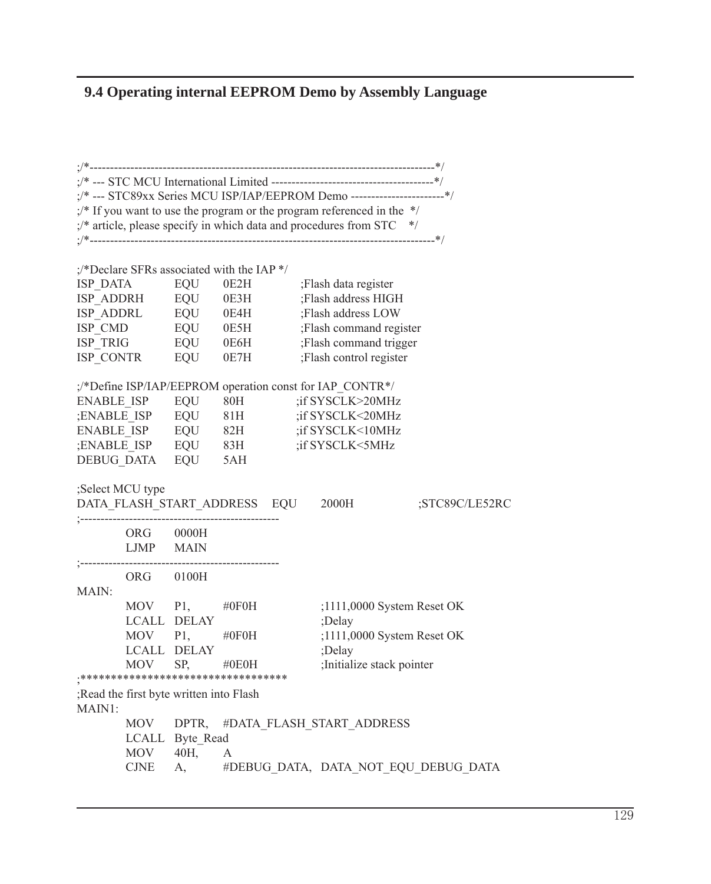## 9.4 Operating internal EEPROM Demo by Assembly Language

```
;/*---------------------------------------------------------------------------------*/
;/* --- STC MCU International Limited ----------------------------------------*/
;/* --- STC89xx Series MCU ISP/IAP/EEPROM Demo -----------------------*/
;/* If you want to use the program or the program referenced in the  */
;/* article, please specify in which data and procedures from STC    */
;/*---------------------------------------------------------------------------------*/

;/*Declare SFRs associated with the IAP */
ISP_DATA        EQU     0E2H            ;Flash data register
ISP_ADDRH       EQU     0E3H            ;Flash address HIGH
ISP_ADDRL       EQU     0E4H            ;Flash address LOW
ISP_CMD         EQU     0E5H            ;Flash command register
ISP_TRIG        EQU     0E6H            ;Flash command trigger
ISP_CONTR       EQU     0E7H            ;Flash control register

;/*Define ISP/IAP/EEPROM operation const for IAP_CONTR*/
ENABLE_ISP      EQU     80H             ;if SYSCLK>20MHz
;ENABLE_ISP     EQU     81H             ;if SYSCLK<20MHz
ENABLE_ISP      EQU     82H             ;if SYSCLK<10MHz
;ENABLE_ISP     EQU     83H             ;if SYSCLK<5MHz
DEBUG_DATA      EQU     5AH

;Select MCU type
DATA_FLASH_START_ADDRESS    EQU     2000H           ;STC89C/LE52RC
;-------------------------------------------------
        ORG     0000H
        LJMP    MAIN
;-------------------------------------------------
        ORG     0100H
MAIN:
        MOV     P1,     #0F0H           ;1111,0000 System Reset OK
        LCALL   DELAY                   ;Delay
        MOV     P1,     #0F0H           ;1111,0000 System Reset OK
        LCALL   DELAY                   ;Delay
        MOV     SP,     #0E0H           ;Initialize stack pointer
;**********************************
;Read the first byte written into Flash
MAIN1:
        MOV     DPTR,   #DATA_FLASH_START_ADDRESS
        LCALL   Byte_Read
        MOV     40H,    A
        CJNE    A,      #DEBUG_DATA,  DATA_NOT_EQU_DEBUG_DATA
```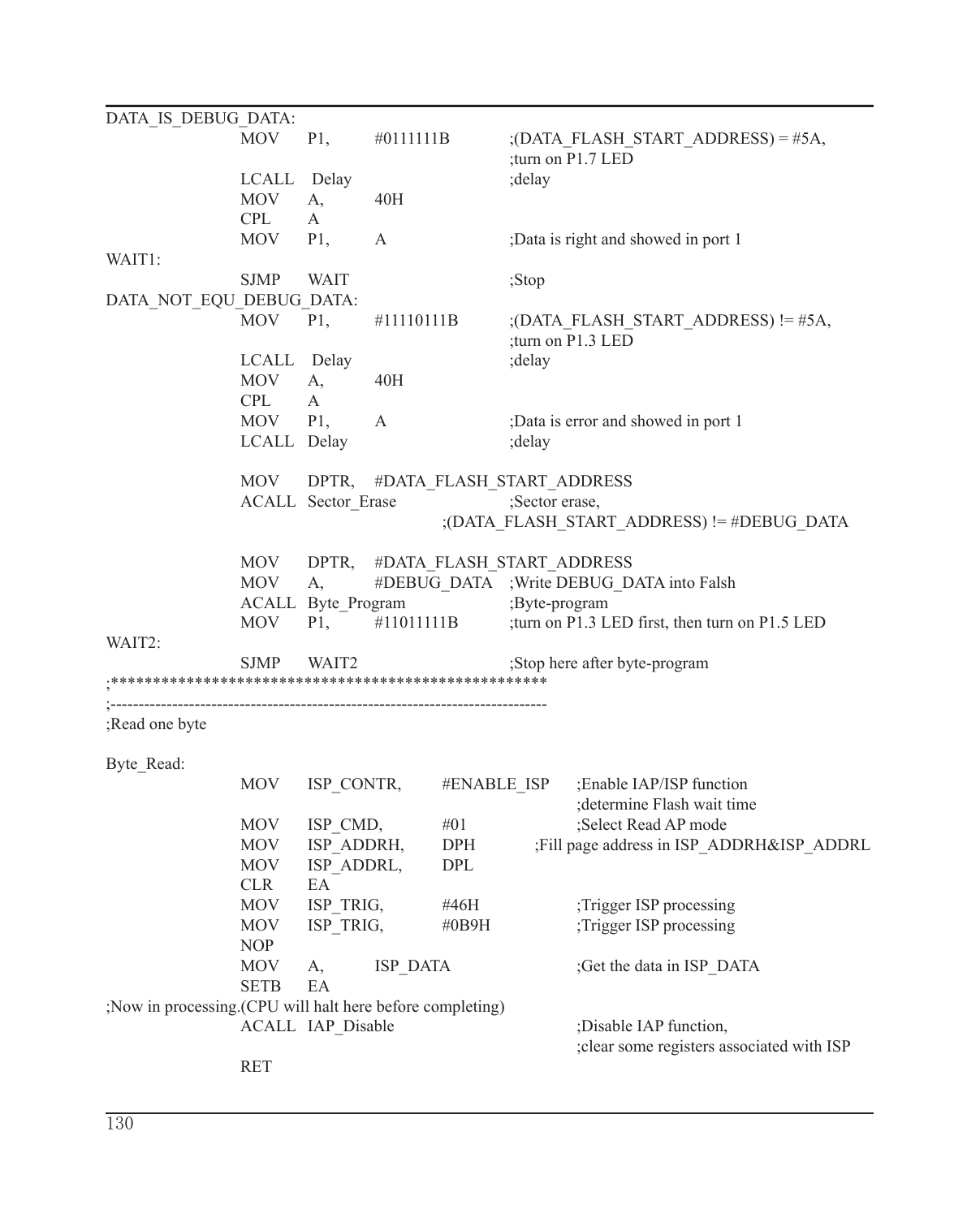```
DATA_IS_DEBUG_DATA:
        MOV     P1,     #0111111B           ;(DATA_FLASH_START_ADDRESS) = #5A,
                                            ;turn on P1.7 LED
        LCALL   Delay                       ;delay
        MOV     A,      40H
        CPL     A
        MOV     P1,     A                   ;Data is right and showed in port 1
WAIT1:
        SJMP    WAIT                        ;Stop
DATA_NOT_EQU_DEBUG_DATA:
        MOV     P1,     #11110111B          ;(DATA_FLASH_START_ADDRESS) != #5A,
                                            ;turn on P1.3 LED
        LCALL   Delay                       ;delay
        MOV     A,      40H
        CPL     A
        MOV     P1,     A                   ;Data is error and showed in port 1
        LCALL   Delay                       ;delay

        MOV     DPTR,   #DATA_FLASH_START_ADDRESS
        ACALL   Sector_Erase                ;Sector erase,
                                    ;(DATA_FLASH_START_ADDRESS) != #DEBUG_DATA

        MOV     DPTR,   #DATA_FLASH_START_ADDRESS
        MOV     A,      #DEBUG_DATA         ;Write DEBUG_DATA into Falsh
        ACALL   Byte_Program                ;Byte-program
        MOV     P1,     #11011111B          ;turn on P1.3 LED first, then turn on P1.5 LED
WAIT2:
        SJMP    WAIT2                       ;Stop here after byte-program
;****************************************************
;---------------------------------------------------------------------------
;Read one byte

Byte_Read:
        MOV     ISP_CONTR,      #ENABLE_ISP     ;Enable IAP/ISP function
                                                ;determine Flash wait time
        MOV     ISP_CMD,        #01             ;Select Read AP mode
        MOV     ISP_ADDRH,      DPH         ;Fill page address in ISP_ADDRH&ISP_ADDRL
        MOV     ISP_ADDRL,      DPL
        CLR     EA
        MOV     ISP_TRIG,       #46H            ;Trigger ISP processing
        MOV     ISP_TRIG,       #0B9H           ;Trigger ISP processing
        NOP
        MOV     A,      ISP_DATA                ;Get the data in ISP_DATA
        SETB    EA
;Now in processing.(CPU will halt here before completing)
        ACALL   IAP_Disable                     ;Disable IAP function,
                                                ;clear some registers associated with ISP

        RET
```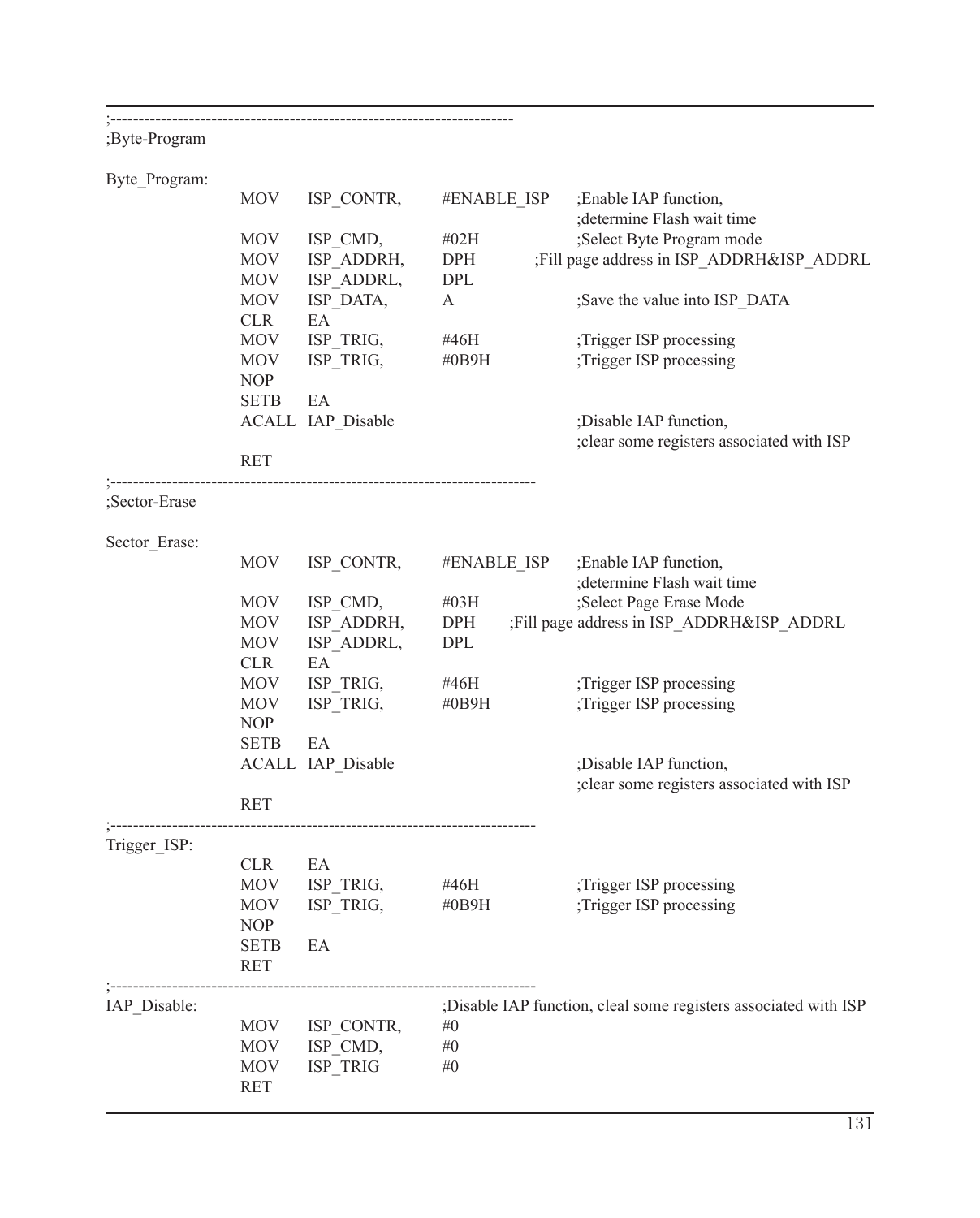```
;-----------------------------------------------------------------------
;Byte-Program

Byte_Program:
            MOV     ISP_CONTR,     #ENABLE_ISP     ;Enable IAP function,
                                                   ;determine Flash wait time
            MOV     ISP_CMD,       #02H            ;Select Byte Program mode
            MOV     ISP_ADDRH,     DPH             ;Fill page address in ISP_ADDRH&ISP_ADDRL
            MOV     ISP_ADDRL,     DPL
            MOV     ISP_DATA,      A               ;Save the value into ISP_DATA
            CLR     EA
            MOV     ISP_TRIG,      #46H            ;Trigger ISP processing
            MOV     ISP_TRIG,      #0B9H           ;Trigger ISP processing
            NOP
            SETB    EA
            ACALL   IAP_Disable                    ;Disable IAP function,
                                                   ;clear some registers associated with ISP
            RET
;-----------------------------------------------------------------------
;Sector-Erase

Sector_Erase:
            MOV     ISP_CONTR,     #ENABLE_ISP     ;Enable IAP function,
                                                   ;determine Flash wait time
            MOV     ISP_CMD,       #03H            ;Select Page Erase Mode
            MOV     ISP_ADDRH,     DPH             ;Fill page address in ISP_ADDRH&ISP_ADDRL
            MOV     ISP_ADDRL,     DPL
            CLR     EA
            MOV     ISP_TRIG,      #46H            ;Trigger ISP processing
            MOV     ISP_TRIG,      #0B9H           ;Trigger ISP processing
            NOP
            SETB    EA
            ACALL   IAP_Disable                    ;Disable IAP function,
                                                   ;clear some registers associated with ISP
            RET
;-----------------------------------------------------------------------
Trigger_ISP:
            CLR     EA
            MOV     ISP_TRIG,      #46H            ;Trigger ISP processing
            MOV     ISP_TRIG,      #0B9H           ;Trigger ISP processing
            NOP
            SETB    EA
            RET
;-----------------------------------------------------------------------
IAP_Disable:                               ;Disable IAP function, cleal some registers associated with ISP
            MOV     ISP_CONTR,     #0
            MOV     ISP_CMD,       #0
            MOV     ISP_TRIG       #0
            RET
```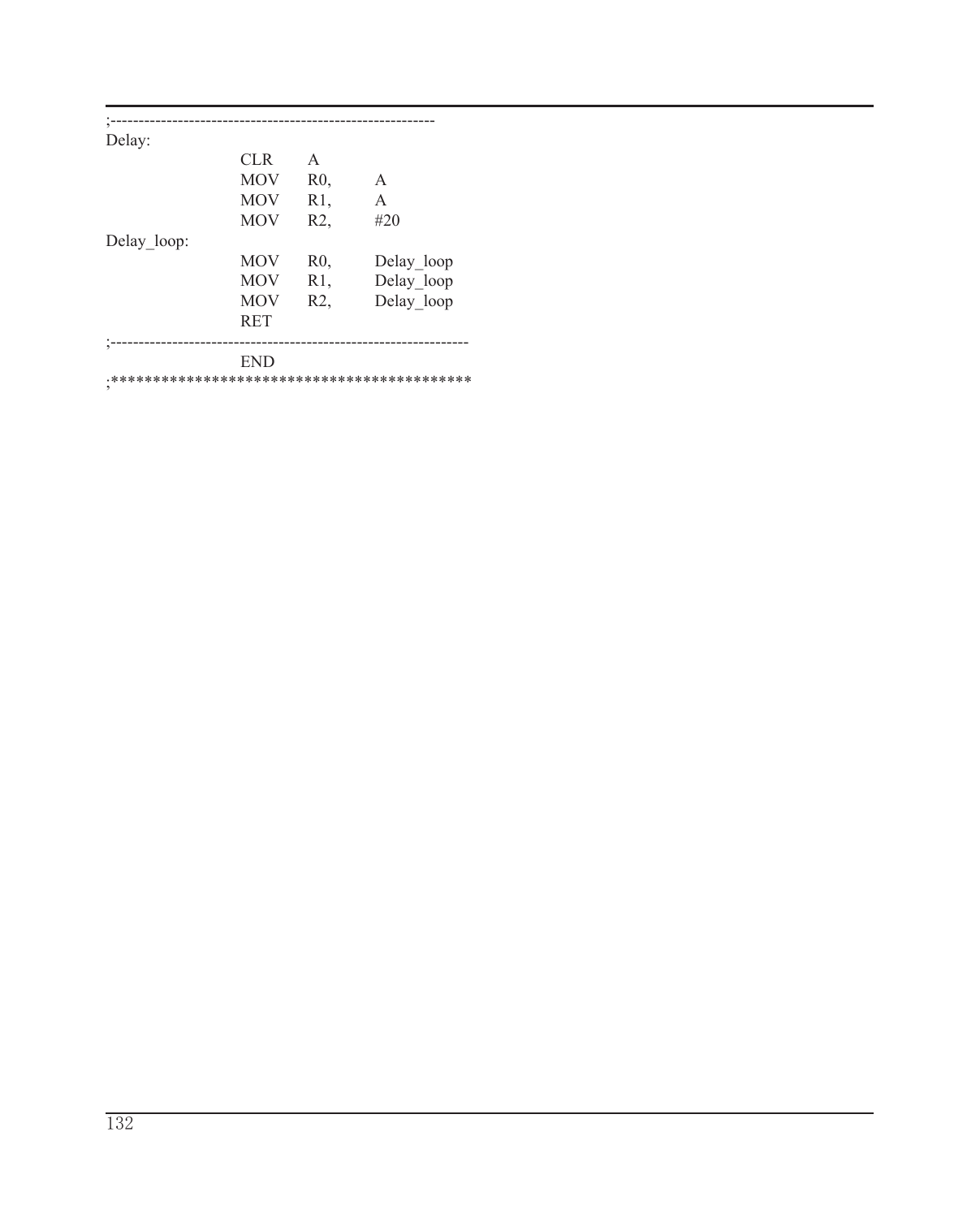```
;---------------------------------------------------------
Delay:
                CLR     A
                MOV     R0,     A
                MOV     R1,     A
                MOV     R2,     #20
Delay_loop:
                MOV     R0,     Delay_loop
                MOV     R1,     Delay_loop
                MOV     R2,     Delay_loop
                RET
;---------------------------------------------------------------
                END
;*******************************************
```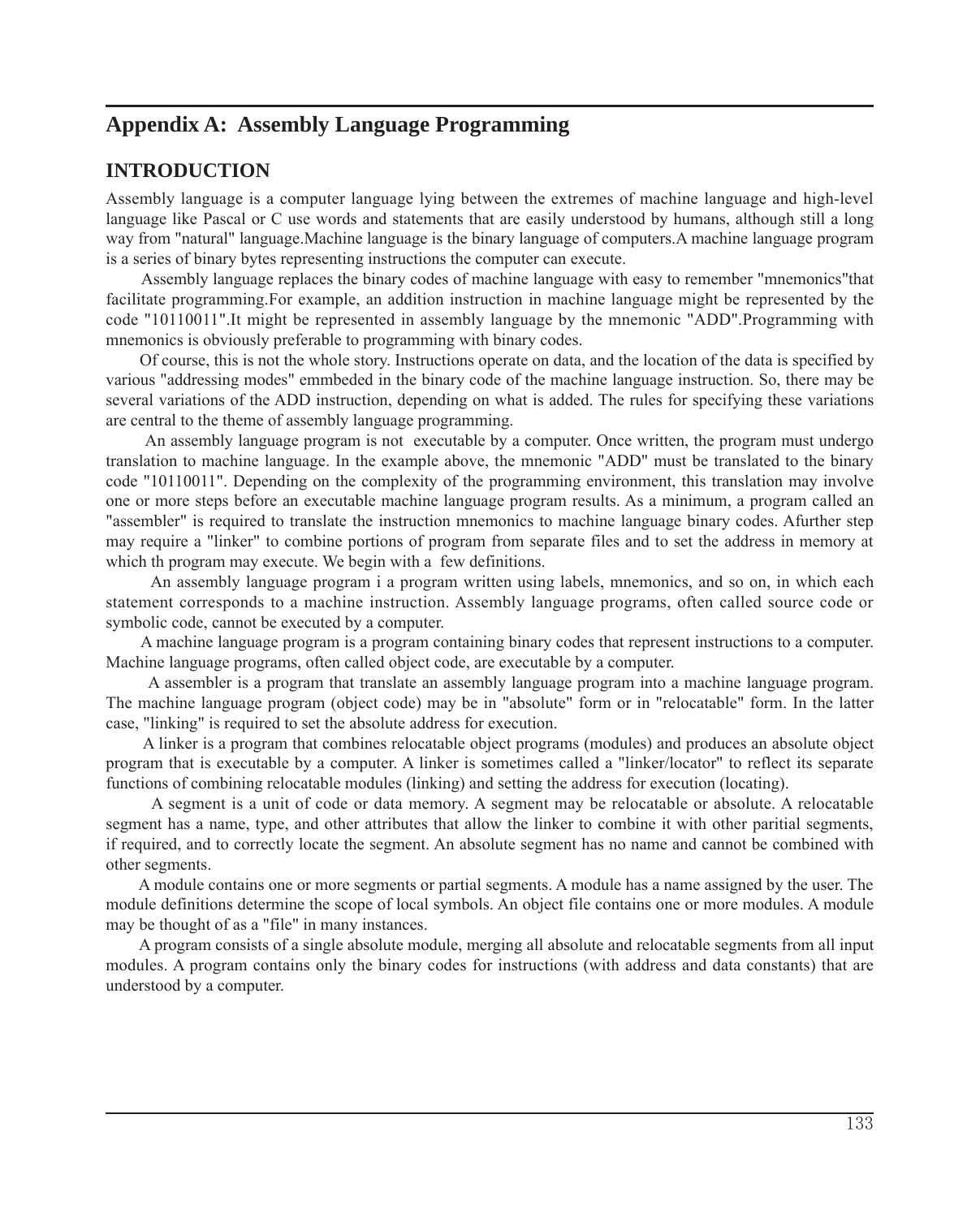## Appendix A: Assembly Language Programming

### INTRODUCTION

Assembly language is a computer language lying between the extremes of machine language and high-level language like Pascal or C use words and statements that are easily understood by humans, although still a long way from "natural" language.Machine language is the binary language of computers.A machine language program is a series of binary bytes representing instructions the computer can execute.

Assembly language replaces the binary codes of machine language with easy to remember "mnemonics"that facilitate programming.For example, an addition instruction in machine language might be represented by the code "10110011".It might be represented in assembly language by the mnemonic "ADD".Programming with mnemonics is obviously preferable to programming with binary codes.

Of course, this is not the whole story. Instructions operate on data, and the location of the data is specified by various "addressing modes" emmbeded in the binary code of the machine language instruction. So, there may be several variations of the ADD instruction, depending on what is added. The rules for specifying these variations are central to the theme of assembly language programming.

An assembly language program is not executable by a computer. Once written, the program must undergo translation to machine language. In the example above, the mnemonic "ADD" must be translated to the binary code "10110011". Depending on the complexity of the programming environment, this translation may involve one or more steps before an executable machine language program results. As a minimum, a program called an "assembler" is required to translate the instruction mnemonics to machine language binary codes. Afurther step may require a "linker" to combine portions of program from separate files and to set the address in memory at which th program may execute. We begin with a few definitions.

An assembly language program i a program written using labels, mnemonics, and so on, in which each statement corresponds to a machine instruction. Assembly language programs, often called source code or symbolic code, cannot be executed by a computer.

A machine language program is a program containing binary codes that represent instructions to a computer. Machine language programs, often called object code, are executable by a computer.

A assembler is a program that translate an assembly language program into a machine language program. The machine language program (object code) may be in "absolute" form or in "relocatable" form. In the latter case, "linking" is required to set the absolute address for execution.

A linker is a program that combines relocatable object programs (modules) and produces an absolute object program that is executable by a computer. A linker is sometimes called a "linker/locator" to reflect its separate functions of combining relocatable modules (linking) and setting the address for execution (locating).

A segment is a unit of code or data memory. A segment may be relocatable or absolute. A relocatable segment has a name, type, and other attributes that allow the linker to combine it with other paritial segments, if required, and to correctly locate the segment. An absolute segment has no name and cannot be combined with other segments.

A module contains one or more segments or partial segments. A module has a name assigned by the user. The module definitions determine the scope of local symbols. An object file contains one or more modules. A module may be thought of as a "file" in many instances.

A program consists of a single absolute module, merging all absolute and relocatable segments from all input modules. A program contains only the binary codes for instructions (with address and data constants) that are understood by a computer.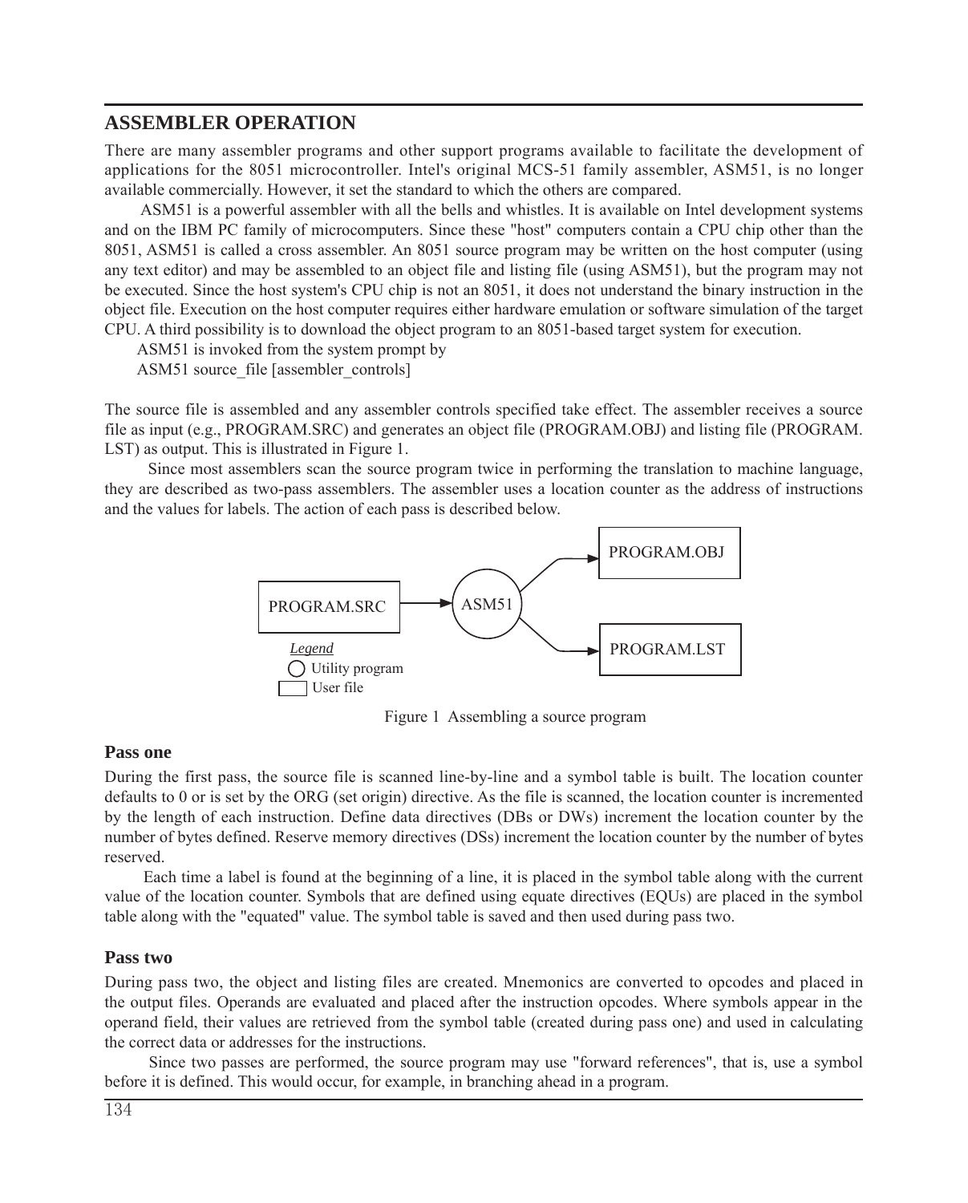## ASSEMBLER OPERATION

There are many assembler programs and other support programs available to facilitate the development of applications for the 8051 microcontroller. Intel's original MCS-51 family assembler, ASM51, is no longer available commercially. However, it set the standard to which the others are compared.

ASM51 is a powerful assembler with all the bells and whistles. It is available on Intel development systems and on the IBM PC family of microcomputers. Since these "host" computers contain a CPU chip other than the 8051, ASM51 is called a cross assembler. An 8051 source program may be written on the host computer (using any text editor) and may be assembled to an object file and listing file (using ASM51), but the program may not be executed. Since the host system's CPU chip is not an 8051, it does not understand the binary instruction in the object file. Execution on the host computer requires either hardware emulation or software simulation of the target CPU. A third possibility is to download the object program to an 8051-based target system for execution.

ASM51 is invoked from the system prompt by

ASM51 source_file [assembler_controls]

The source file is assembled and any assembler controls specified take effect. The assembler receives a source file as input (e.g., PROGRAM.SRC) and generates an object file (PROGRAM.OBJ) and listing file (PROGRAM.LST) as output. This is illustrated in Figure 1.

Since most assemblers scan the source program twice in performing the translation to machine language, they are described as two-pass assemblers. The assembler uses a location counter as the address of instructions and the values for labels. The action of each pass is described below.

PROGRAM.SRC → ASM51 → PROGRAM.OBJ, PROGRAM.LST

*Legend*
○ Utility program
□ User file

Figure 1 Assembling a source program

### Pass one

During the first pass, the source file is scanned line-by-line and a symbol table is built. The location counter defaults to 0 or is set by the ORG (set origin) directive. As the file is scanned, the location counter is incremented by the length of each instruction. Define data directives (DBs or DWs) increment the location counter by the number of bytes defined. Reserve memory directives (DSs) increment the location counter by the number of bytes reserved.

Each time a label is found at the beginning of a line, it is placed in the symbol table along with the current value of the location counter. Symbols that are defined using equate directives (EQUs) are placed in the symbol table along with the "equated" value. The symbol table is saved and then used during pass two.

### Pass two

During pass two, the object and listing files are created. Mnemonics are converted to opcodes and placed in the output files. Operands are evaluated and placed after the instruction opcodes. Where symbols appear in the operand field, their values are retrieved from the symbol table (created during pass one) and used in calculating the correct data or addresses for the instructions.

Since two passes are performed, the source program may use "forward references", that is, use a symbol before it is defined. This would occur, for example, in branching ahead in a program.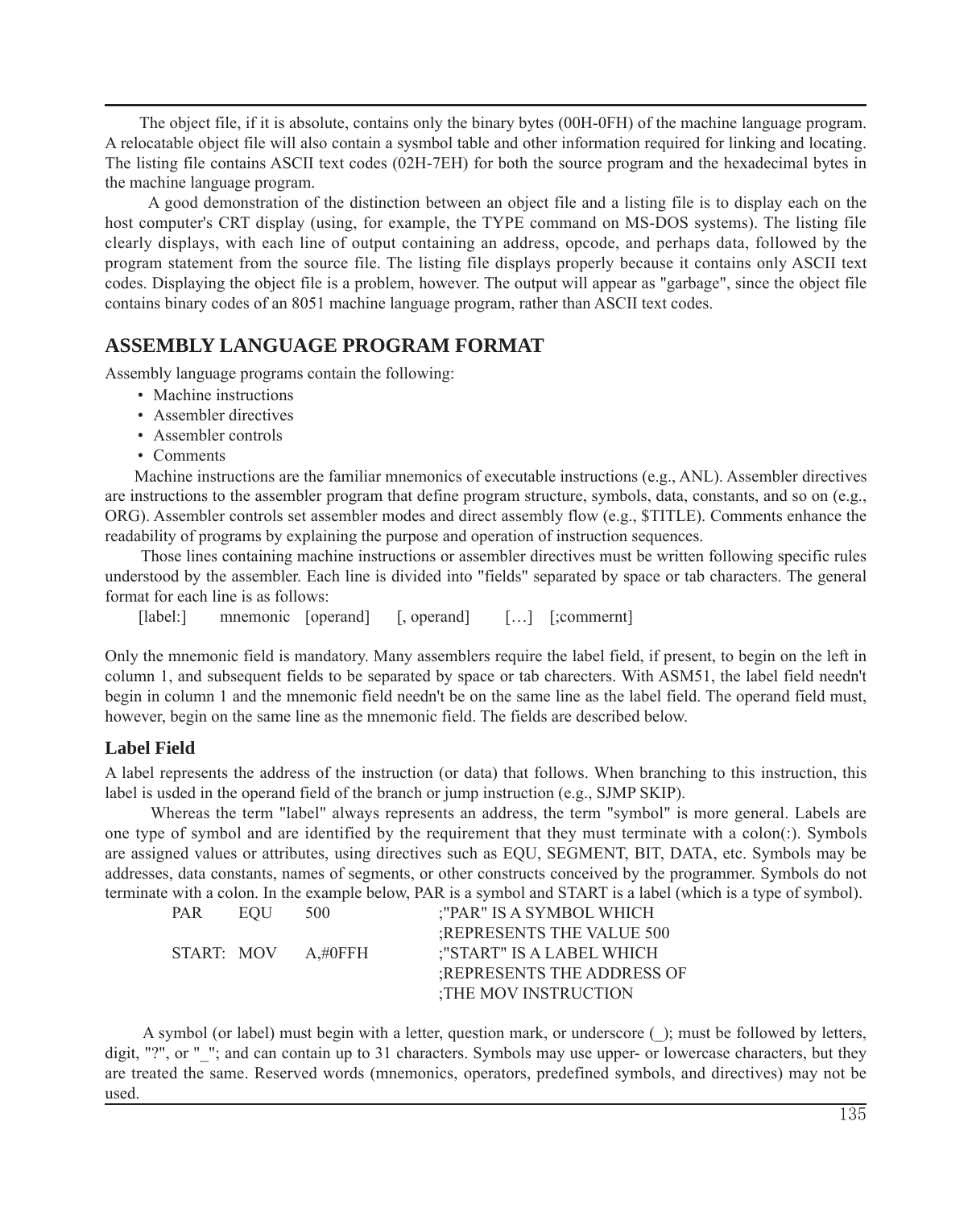The object file, if it is absolute, contains only the binary bytes (00H-0FH) of the machine language program. A relocatable object file will also contain a sysmbol table and other information required for linking and locating. The listing file contains ASCII text codes (02H-7EH) for both the source program and the hexadecimal bytes in the machine language program.

A good demonstration of the distinction between an object file and a listing file is to display each on the host computer's CRT display (using, for example, the TYPE command on MS-DOS systems). The listing file clearly displays, with each line of output containing an address, opcode, and perhaps data, followed by the program statement from the source file. The listing file displays properly because it contains only ASCII text codes. Displaying the object file is a problem, however. The output will appear as "garbage", since the object file contains binary codes of an 8051 machine language program, rather than ASCII text codes.

## ASSEMBLY LANGUAGE PROGRAM FORMAT

Assembly language programs contain the following:

- Machine instructions
- Assembler directives
- Assembler controls
- Comments

Machine instructions are the familiar mnemonics of executable instructions (e.g., ANL). Assembler directives are instructions to the assembler program that define program structure, symbols, data, constants, and so on (e.g., ORG). Assembler controls set assembler modes and direct assembly flow (e.g., $TITLE). Comments enhance the readability of programs by explaining the purpose and operation of instruction sequences.

Those lines containing machine instructions or assembler directives must be written following specific rules understood by the assembler. Each line is divided into "fields" separated by space or tab characters. The general format for each line is as follows:

```
[label:]      mnemonic   [operand]     [, operand]      […]   [;commernt]
```

Only the mnemonic field is mandatory. Many assemblers require the label field, if present, to begin on the left in column 1, and subsequent fields to be separated by space or tab charecters. With ASM51, the label field needn't begin in column 1 and the mnemonic field needn't be on the same line as the label field. The operand field must, however, begin on the same line as the mnemonic field. The fields are described below.

### Label Field

A label represents the address of the instruction (or data) that follows. When branching to this instruction, this label is usded in the operand field of the branch or jump instruction (e.g., SJMP SKIP).

Whereas the term "label" always represents an address, the term "symbol" is more general. Labels are one type of symbol and are identified by the requirement that they must terminate with a colon(:). Symbols are assigned values or attributes, using directives such as EQU, SEGMENT, BIT, DATA, etc. Symbols may be addresses, data constants, names of segments, or other constructs conceived by the programmer. Symbols do not terminate with a colon. In the example below, PAR is a symbol and START is a label (which is a type of symbol).

```
PAR     EQU     500             ;"PAR" IS A SYMBOL WHICH
                                ;REPRESENTS THE VALUE 500
START:  MOV     A,#0FFH         ;"START" IS A LABEL WHICH
                                ;REPRESENTS THE ADDRESS OF
                                ;THE MOV INSTRUCTION
```

A symbol (or label) must begin with a letter, question mark, or underscore (_); must be followed by letters, digit, "?", or "_"; and can contain up to 31 characters. Symbols may use upper- or lowercase characters, but they are treated the same. Reserved words (mnemonics, operators, predefined symbols, and directives) may not be used.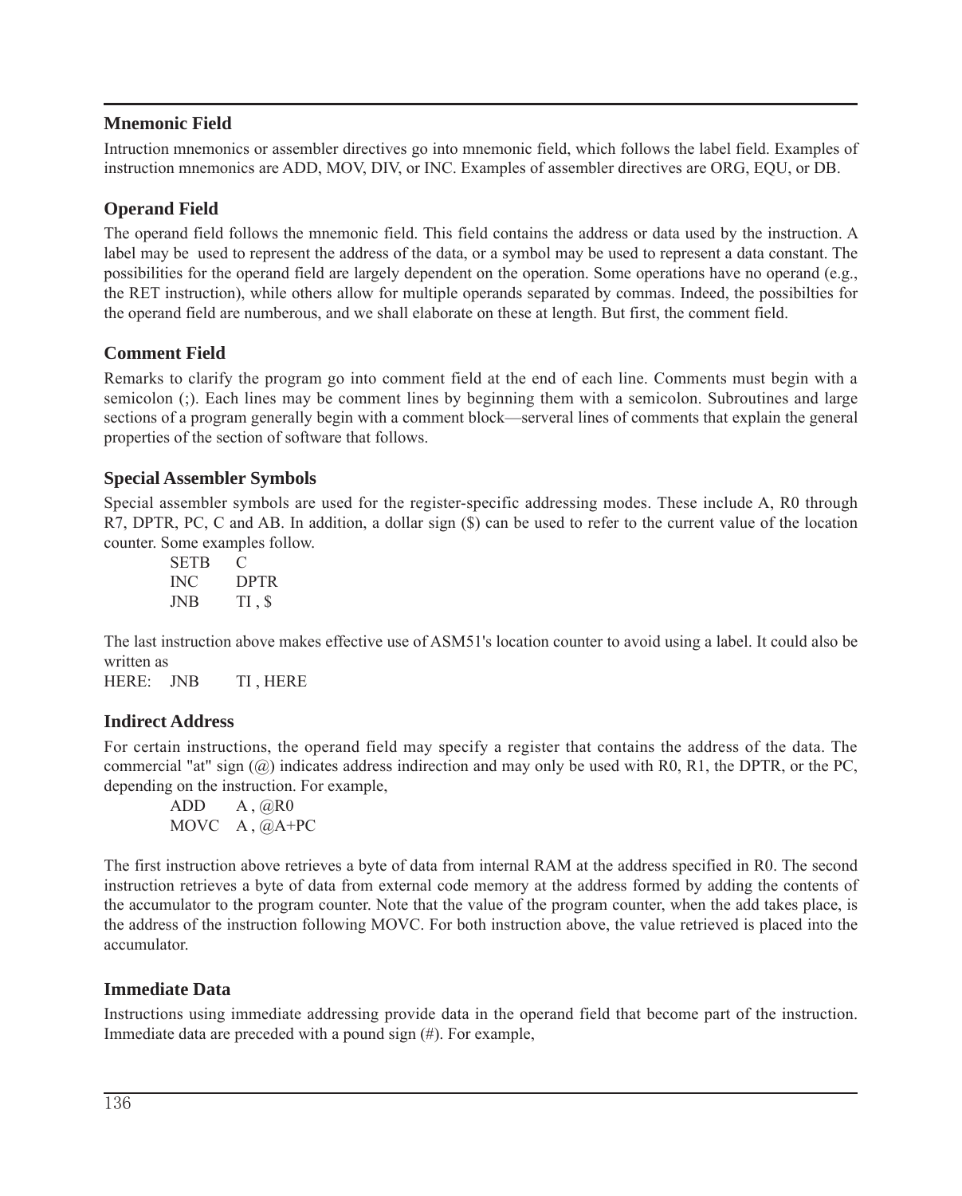### Mnemonic Field

Intruction mnemonics or assembler directives go into mnemonic field, which follows the label field. Examples of instruction mnemonics are ADD, MOV, DIV, or INC. Examples of assembler directives are ORG, EQU, or DB.

### Operand Field

The operand field follows the mnemonic field. This field contains the address or data used by the instruction. A label may be used to represent the address of the data, or a symbol may be used to represent a data constant. The possibilities for the operand field are largely dependent on the operation. Some operations have no operand (e.g., the RET instruction), while others allow for multiple operands separated by commas. Indeed, the possibilties for the operand field are numberous, and we shall elaborate on these at length. But first, the comment field.

### Comment Field

Remarks to clarify the program go into comment field at the end of each line. Comments must begin with a semicolon (;). Each lines may be comment lines by beginning them with a semicolon. Subroutines and large sections of a program generally begin with a comment block—serveral lines of comments that explain the general properties of the section of software that follows.

### Special Assembler Symbols

Special assembler symbols are used for the register-specific addressing modes. These include A, R0 through R7, DPTR, PC, C and AB. In addition, a dollar sign ($) can be used to refer to the current value of the location counter. Some examples follow.

```
SETB   C
INC    DPTR
JNB    TI , $
```

The last instruction above makes effective use of ASM51's location counter to avoid using a label. It could also be written as

```
HERE:  JNB    TI , HERE
```

### Indirect Address

For certain instructions, the operand field may specify a register that contains the address of the data. The commercial "at" sign (@) indicates address indirection and may only be used with R0, R1, the DPTR, or the PC, depending on the instruction. For example,

```
ADD    A , @R0
MOVC   A , @A+PC
```

The first instruction above retrieves a byte of data from internal RAM at the address specified in R0. The second instruction retrieves a byte of data from external code memory at the address formed by adding the contents of the accumulator to the program counter. Note that the value of the program counter, when the add takes place, is the address of the instruction following MOVC. For both instruction above, the value retrieved is placed into the accumulator.

### Immediate Data

Instructions using immediate addressing provide data in the operand field that become part of the instruction. Immediate data are preceded with a pound sign (#). For example,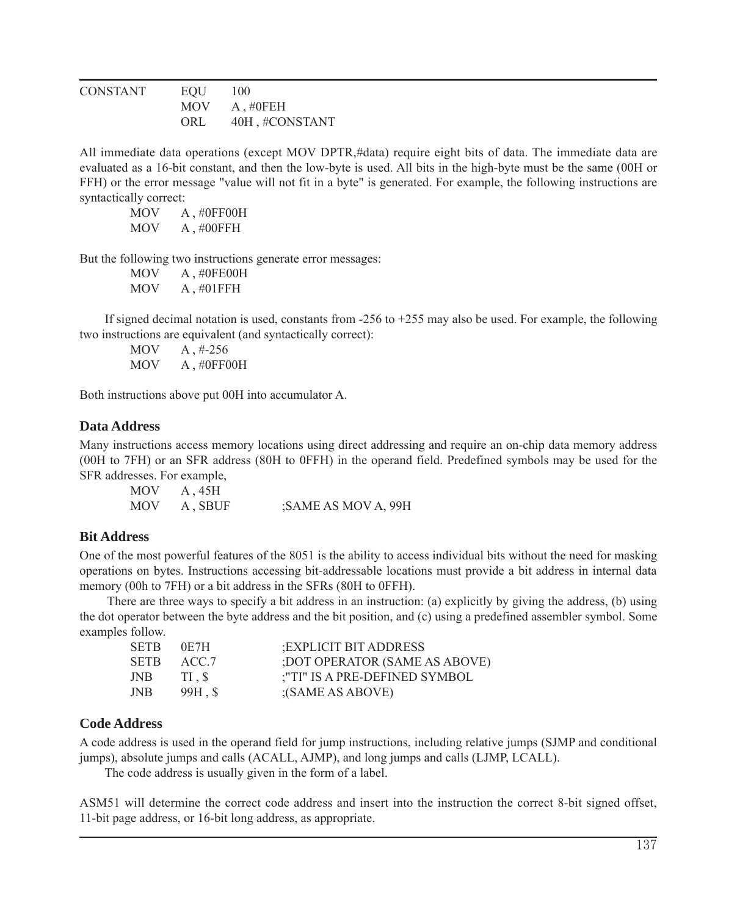```
CONSTANT    EQU    100
            MOV    A , #0FEH
            ORL    40H , #CONSTANT
```

All immediate data operations (except MOV DPTR,#data) require eight bits of data. The immediate data are evaluated as a 16-bit constant, and then the low-byte is used. All bits in the high-byte must be the same (00H or FFH) or the error message "value will not fit in a byte" is generated. For example, the following instructions are syntactically correct:

```
MOV    A , #0FF00H
MOV    A , #00FFH
```

But the following two instructions generate error messages:

```
MOV    A , #0FE00H
MOV    A , #01FFH
```

If signed decimal notation is used, constants from -256 to +255 may also be used. For example, the following two instructions are equivalent (and syntactically correct):

```
MOV    A , #-256
MOV    A , #0FF00H
```

Both instructions above put 00H into accumulator A.

### Data Address

Many instructions access memory locations using direct addressing and require an on-chip data memory address (00H to 7FH) or an SFR address (80H to 0FFH) in the operand field. Predefined symbols may be used for the SFR addresses. For example,

```
MOV    A , 45H
MOV    A , SBUF          ;SAME AS MOV A, 99H
```

### Bit Address

One of the most powerful features of the 8051 is the ability to access individual bits without the need for masking operations on bytes. Instructions accessing bit-addressable locations must provide a bit address in internal data memory (00h to 7FH) or a bit address in the SFRs (80H to 0FFH).

There are three ways to specify a bit address in an instruction: (a) explicitly by giving the address, (b) using the dot operator between the byte address and the bit position, and (c) using a predefined assembler symbol. Some examples follow.

```
SETB   0E7H              ;EXPLICIT BIT ADDRESS
SETB   ACC.7             ;DOT OPERATOR (SAME AS ABOVE)
JNB    TI , $            ;"TI" IS A PRE-DEFINED SYMBOL
JNB    99H , $           ;(SAME AS ABOVE)
```

### Code Address

A code address is used in the operand field for jump instructions, including relative jumps (SJMP and conditional jumps), absolute jumps and calls (ACALL, AJMP), and long jumps and calls (LJMP, LCALL).

The code address is usually given in the form of a label.

ASM51 will determine the correct code address and insert into the instruction the correct 8-bit signed offset, 11-bit page address, or 16-bit long address, as appropriate.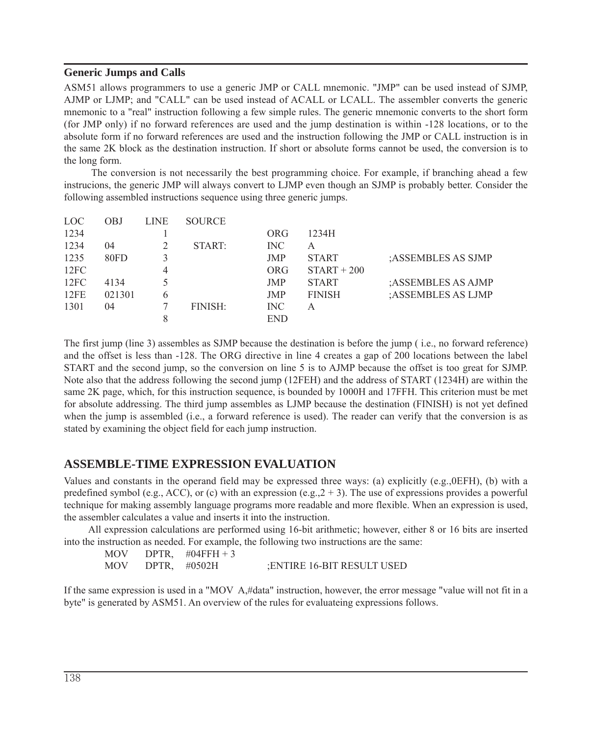### Generic Jumps and Calls

ASM51 allows programmers to use a generic JMP or CALL mnemonic. "JMP" can be used instead of SJMP, AJMP or LJMP; and "CALL" can be used instead of ACALL or LCALL. The assembler converts the generic mnemonic to a "real" instruction following a few simple rules. The generic mnemonic converts to the short form (for JMP only) if no forward references are used and the jump destination is within -128 locations, or to the absolute form if no forward references are used and the instruction following the JMP or CALL instruction is in the same 2K block as the destination instruction. If short or absolute forms cannot be used, the conversion is to the long form.

The conversion is not necessarily the best programming choice. For example, if branching ahead a few instrucions, the generic JMP will always convert to LJMP even though an SJMP is probably better. Consider the following assembled instructions sequence using three generic jumps.

| LOC | OBJ | LINE | SOURCE | | | |
|---|---|---|---|---|---|---|
| 1234 | | 1 | | ORG | 1234H | |
| 1234 | 04 | 2 | START: | INC | A | |
| 1235 | 80FD | 3 | | JMP | START | ;ASSEMBLES AS SJMP |
| 12FC | | 4 | | ORG | START + 200 | |
| 12FC | 4134 | 5 | | JMP | START | ;ASSEMBLES AS AJMP |
| 12FE | 021301 | 6 | | JMP | FINISH | ;ASSEMBLES AS LJMP |
| 1301 | 04 | 7 | FINISH: | INC | A | |
| | | 8 | | END | | |

The first jump (line 3) assembles as SJMP because the destination is before the jump ( i.e., no forward reference) and the offset is less than -128. The ORG directive in line 4 creates a gap of 200 locations between the label START and the second jump, so the conversion on line 5 is to AJMP because the offset is too great for SJMP. Note also that the address following the second jump (12FEH) and the address of START (1234H) are within the same 2K page, which, for this instruction sequence, is bounded by 1000H and 17FFH. This criterion must be met for absolute addressing. The third jump assembles as LJMP because the destination (FINISH) is not yet defined when the jump is assembled (i.e., a forward reference is used). The reader can verify that the conversion is as stated by examining the object field for each jump instruction.

## ASSEMBLE-TIME EXPRESSION EVALUATION

Values and constants in the operand field may be expressed three ways: (a) explicitly (e.g.,0EFH), (b) with a predefined symbol (e.g., ACC), or (c) with an expression (e.g.,2 + 3). The use of expressions provides a powerful technique for making assembly language programs more readable and more flexible. When an expression is used, the assembler calculates a value and inserts it into the instruction.

All expression calculations are performed using 16-bit arithmetic; however, either 8 or 16 bits are inserted into the instruction as needed. For example, the following two instructions are the same:

```
MOV    DPTR,  #04FFH + 3
MOV    DPTR,  #0502H          ;ENTIRE 16-BIT RESULT USED
```

If the same expression is used in a "MOV A,#data" instruction, however, the error message "value will not fit in a byte" is generated by ASM51. An overview of the rules for evaluateing expressions follows.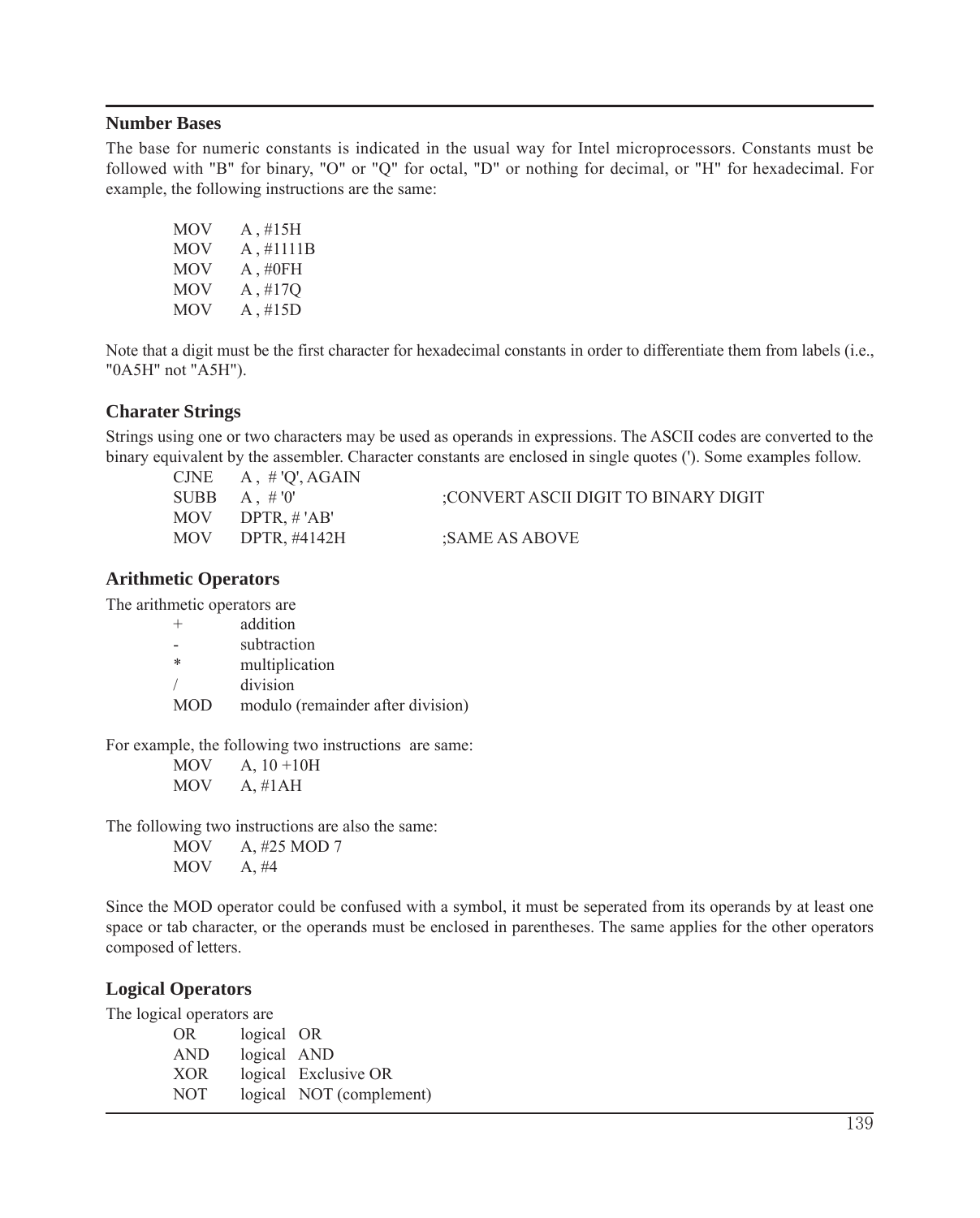## Number Bases

The base for numeric constants is indicated in the usual way for Intel microprocessors. Constants must be followed with "B" for binary, "O" or "Q" for octal, "D" or nothing for decimal, or "H" for hexadecimal. For example, the following instructions are the same:

```
MOV     A , #15H
MOV     A , #1111B
MOV     A , #0FH
MOV     A , #17Q
MOV     A , #15D
```

Note that a digit must be the first character for hexadecimal constants in order to differentiate them from labels (i.e., "0A5H" not "A5H").

## Charater Strings

Strings using one or two characters may be used as operands in expressions. The ASCII codes are converted to the binary equivalent by the assembler. Character constants are enclosed in single quotes ('). Some examples follow.

```
CJNE    A ,  # 'Q', AGAIN
SUBB    A ,  # '0'                 ;CONVERT ASCII DIGIT TO BINARY DIGIT
MOV     DPTR, # 'AB'
MOV     DPTR, #4142H               ;SAME AS ABOVE
```

## Arithmetic Operators

The arithmetic operators are

| | |
|---|---|
| + | addition |
| - | subtraction |
| * | multiplication |
| / | division |
| MOD | modulo (remainder after division) |

For example, the following two instructions are same:

```
MOV     A, 10 +10H
MOV     A, #1AH
```

The following two instructions are also the same:

```
MOV     A, #25 MOD 7
MOV     A, #4
```

Since the MOD operator could be confused with a symbol, it must be seperated from its operands by at least one space or tab character, or the operands must be enclosed in parentheses. The same applies for the other operators composed of letters.

## Logical Operators

The logical operators are

| | |
|---|---|
| OR | logical OR |
| AND | logical AND |
| XOR | logical Exclusive OR |
| NOT | logical NOT (complement) |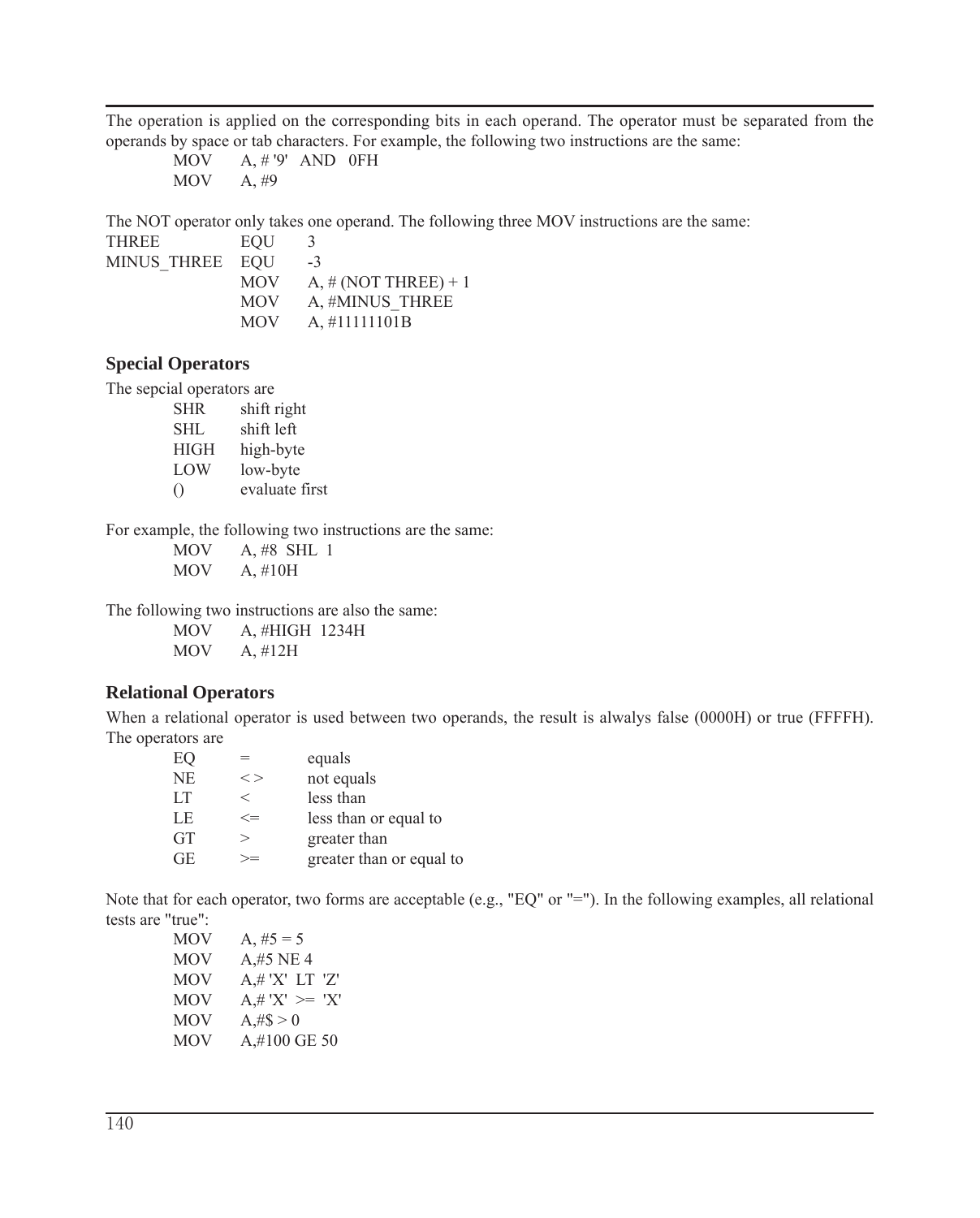The operation is applied on the corresponding bits in each operand. The operator must be separated from the operands by space or tab characters. For example, the following two instructions are the same:

```
        MOV     A, # '9'  AND  0FH
        MOV     A, #9
```

The NOT operator only takes one operand. The following three MOV instructions are the same:

```
THREE           EQU     3
MINUS_THREE     EQU     -3
                MOV     A, # (NOT THREE) + 1
                MOV     A, #MINUS_THREE
                MOV     A, #11111101B
```

### Special Operators

The sepcial operators are

```
        SHR     shift right
        SHL     shift left
        HIGH    high-byte
        LOW     low-byte
        ()      evaluate first
```

For example, the following two instructions are the same:

```
        MOV     A, #8  SHL  1
        MOV     A, #10H
```

The following two instructions are also the same:

```
        MOV     A, #HIGH  1234H
        MOV     A, #12H
```

### Relational Operators

When a relational operator is used between two operands, the result is alwalys false (0000H) or true (FFFFH). The operators are

```
        EQ      =       equals
        NE      < >     not equals
        LT      <       less than
        LE      <=      less than or equal to
        GT      >       greater than
        GE      >=      greater than or equal to
```

Note that for each operator, two forms are acceptable (e.g., "EQ" or "="). In the following examples, all relational tests are "true":

```
        MOV     A, #5 = 5
        MOV     A,#5 NE 4
        MOV     A,# 'X'  LT  'Z'
        MOV     A,# 'X'  >=  'X'
        MOV     A,#$ > 0
        MOV     A,#100 GE 50
```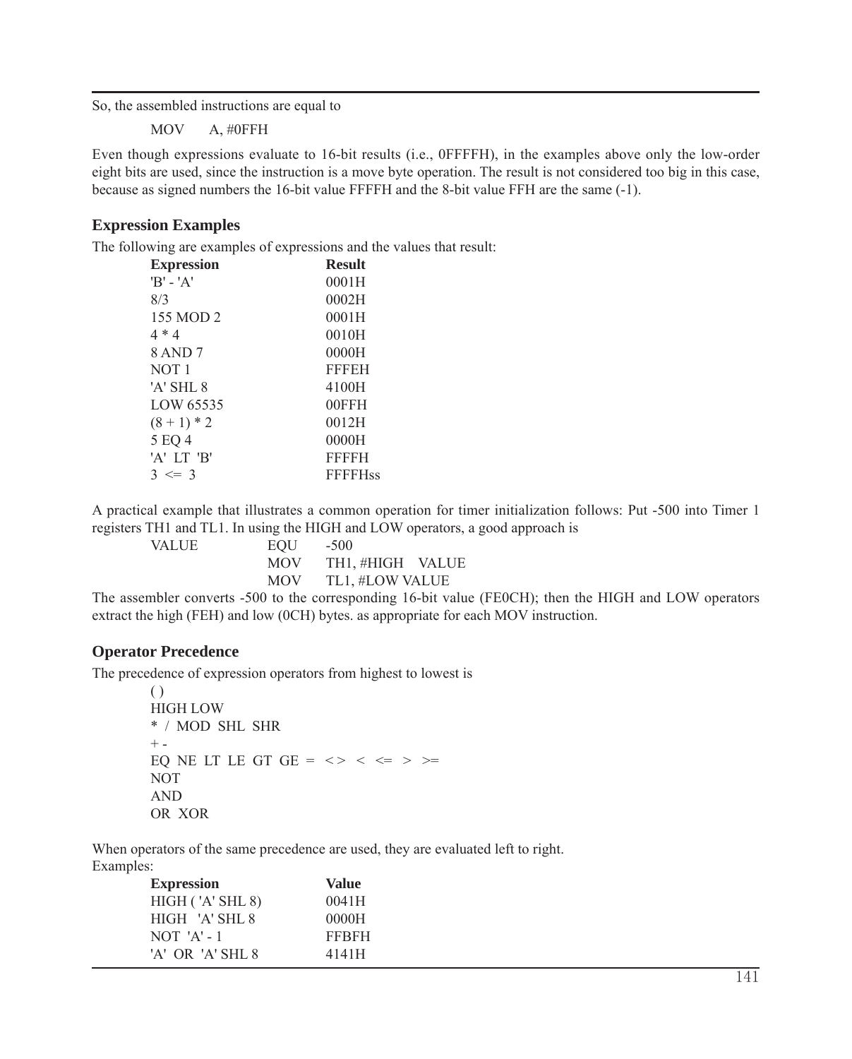So, the assembled instructions are equal to

```
MOV     A, #0FFH
```

Even though expressions evaluate to 16-bit results (i.e., 0FFFFH), in the examples above only the low-order eight bits are used, since the instruction is a move byte operation. The result is not considered too big in this case, because as signed numbers the 16-bit value FFFFH and the 8-bit value FFH are the same (-1).

### Expression Examples

The following are examples of expressions and the values that result:

| Expression | Result |
|---|---|
| 'B' - 'A' | 0001H |
| 8/3 | 0002H |
| 155 MOD 2 | 0001H |
| 4 * 4 | 0010H |
| 8 AND 7 | 0000H |
| NOT 1 | FFFEH |
| 'A' SHL 8 | 4100H |
| LOW 65535 | 00FFH |
| (8 + 1) * 2 | 0012H |
| 5 EQ 4 | 0000H |
| 'A' LT 'B' | FFFFH |
| 3 <= 3 | FFFFHss |

A practical example that illustrates a common operation for timer initialization follows: Put -500 into Timer 1 registers TH1 and TL1. In using the HIGH and LOW operators, a good approach is

```
VALUE       EQU     -500
            MOV     TH1, #HIGH   VALUE
            MOV     TL1, #LOW VALUE
```

The assembler converts -500 to the corresponding 16-bit value (FE0CH); then the HIGH and LOW operators extract the high (FEH) and low (0CH) bytes. as appropriate for each MOV instruction.

### Operator Precedence

The precedence of expression operators from highest to lowest is

```
( )
HIGH LOW
* / MOD SHL SHR
+ -
EQ NE LT LE GT GE = <> < <= > >=
NOT
AND
OR XOR
```

When operators of the same precedence are used, they are evaluated left to right.
Examples:

| Expression | Value |
|---|---|
| HIGH ( 'A' SHL 8) | 0041H |
| HIGH 'A' SHL 8 | 0000H |
| NOT 'A' - 1 | FFBFH |
| 'A' OR 'A' SHL 8 | 4141H |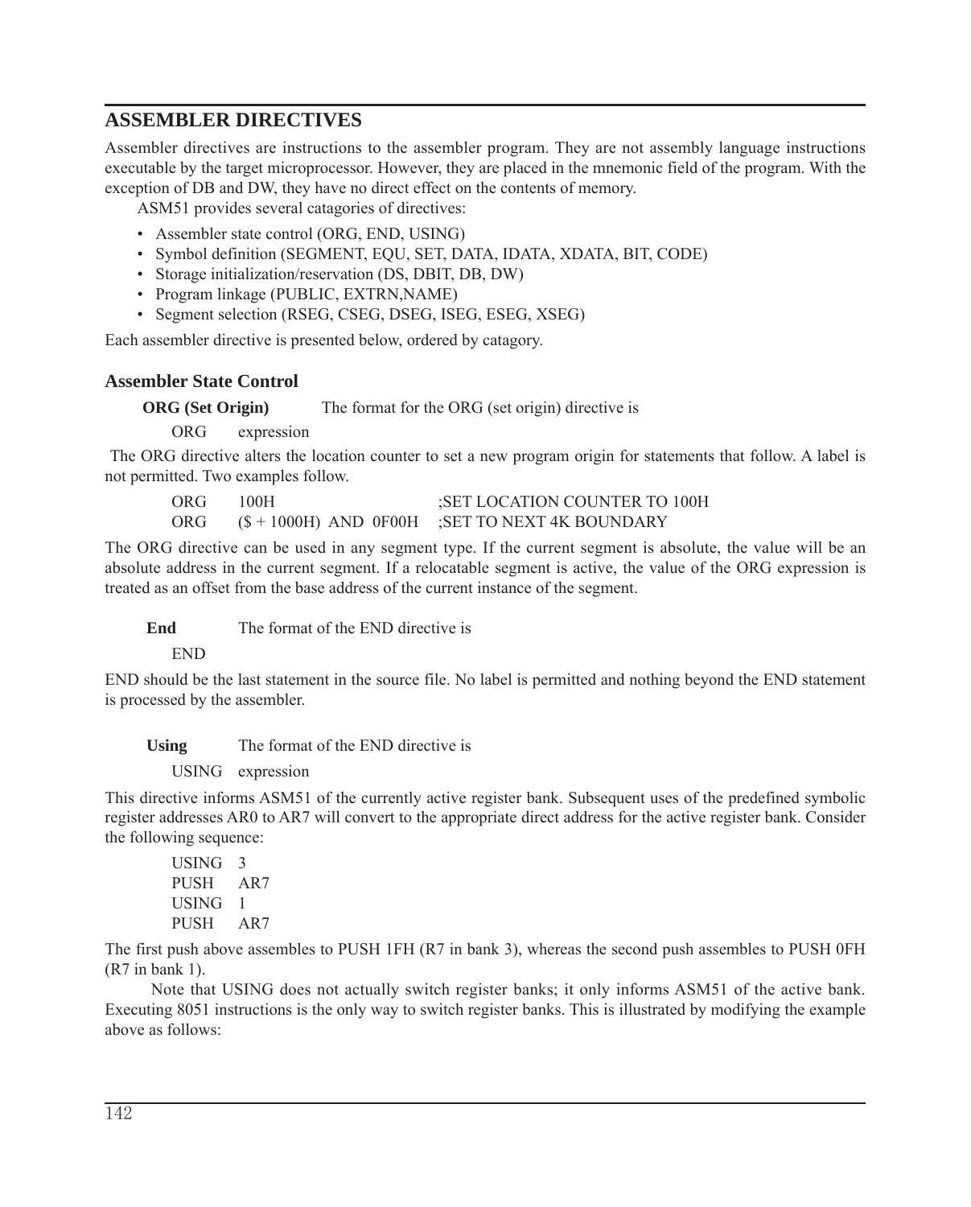## ASSEMBLER DIRECTIVES

Assembler directives are instructions to the assembler program. They are not assembly language instructions executable by the target microprocessor. However, they are placed in the mnemonic field of the program. With the exception of DB and DW, they have no direct effect on the contents of memory.

ASM51 provides several catagories of directives:

- Assembler state control (ORG, END, USING)
- Symbol definition (SEGMENT, EQU, SET, DATA, IDATA, XDATA, BIT, CODE)
- Storage initialization/reservation (DS, DBIT, DB, DW)
- Program linkage (PUBLIC, EXTRN,NAME)
- Segment selection (RSEG, CSEG, DSEG, ISEG, ESEG, XSEG)

Each assembler directive is presented below, ordered by catagory.

### Assembler State Control

**ORG (Set Origin)** The format for the ORG (set origin) directive is

```
ORG     expression
```

The ORG directive alters the location counter to set a new program origin for statements that follow. A label is not permitted. Two examples follow.

```
ORG     100H                     ;SET LOCATION COUNTER TO 100H
ORG     ($ + 1000H) AND 0F00H    ;SET TO NEXT 4K BOUNDARY
```

The ORG directive can be used in any segment type. If the current segment is absolute, the value will be an absolute address in the current segment. If a relocatable segment is active, the value of the ORG expression is treated as an offset from the base address of the current instance of the segment.

**End** The format of the END directive is

```
END
```

END should be the last statement in the source file. No label is permitted and nothing beyond the END statement is processed by the assembler.

**Using** The format of the END directive is

```
USING   expression
```

This directive informs ASM51 of the currently active register bank. Subsequent uses of the predefined symbolic register addresses AR0 to AR7 will convert to the appropriate direct address for the active register bank. Consider the following sequence:

```
USING   3
PUSH    AR7
USING   1
PUSH    AR7
```

The first push above assembles to PUSH 1FH (R7 in bank 3), whereas the second push assembles to PUSH 0FH (R7 in bank 1).

Note that USING does not actually switch register banks; it only informs ASM51 of the active bank. Executing 8051 instructions is the only way to switch register banks. This is illustrated by modifying the example above as follows: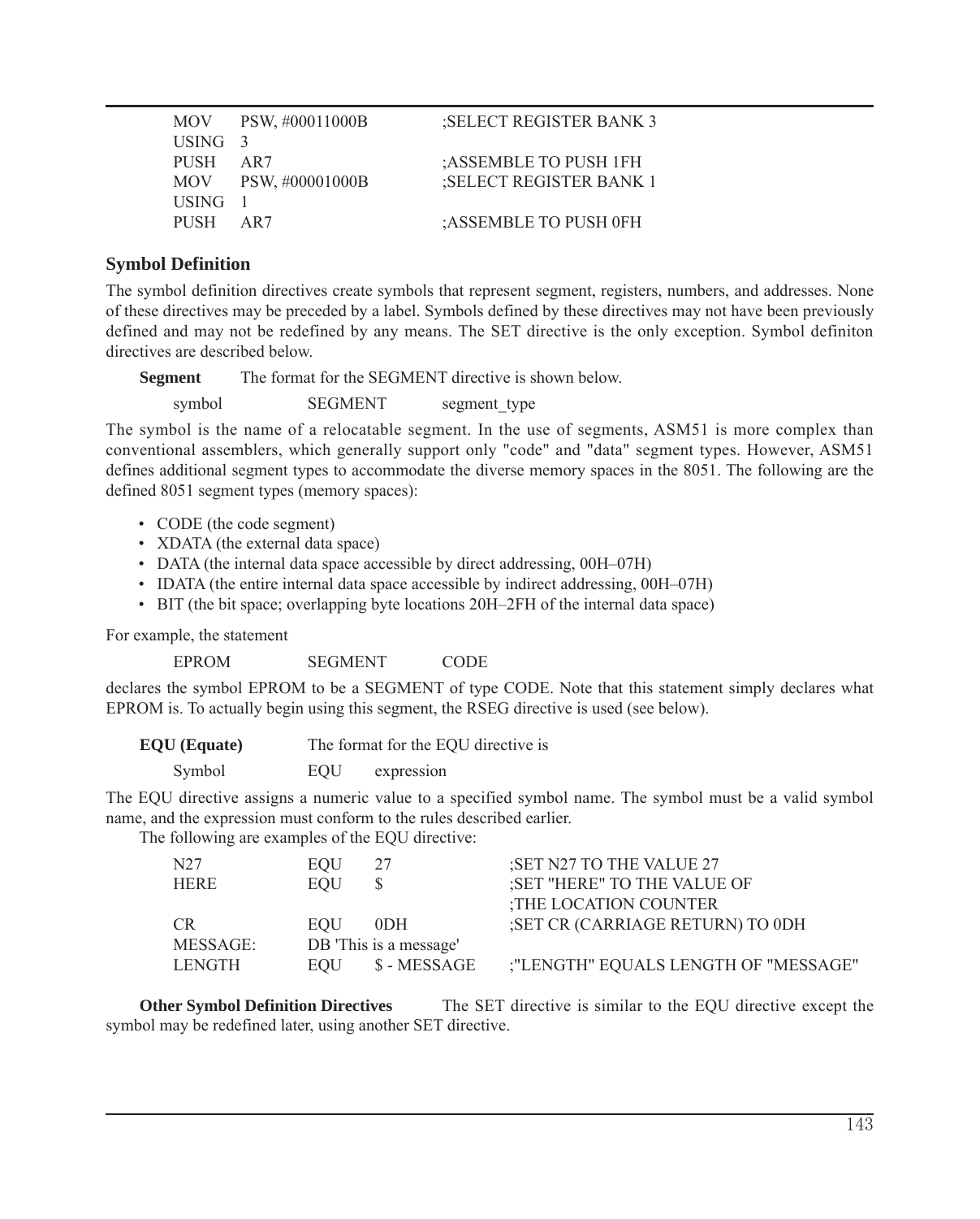```
MOV    PSW, #00011000B       ;SELECT REGISTER BANK 3
USING  3
PUSH   AR7                   ;ASSEMBLE TO PUSH 1FH
MOV    PSW, #00001000B       ;SELECT REGISTER BANK 1
USING  1
PUSH   AR7                   ;ASSEMBLE TO PUSH 0FH
```

### Symbol Definition

The symbol definition directives create symbols that represent segment, registers, numbers, and addresses. None of these directives may be preceded by a label. Symbols defined by these directives may not have been previously defined and may not be redefined by any means. The SET directive is the only exception. Symbol definiton directives are described below.

**Segment** The format for the SEGMENT directive is shown below.

```
symbol      SEGMENT     segment_type
```

The symbol is the name of a relocatable segment. In the use of segments, ASM51 is more complex than conventional assemblers, which generally support only "code" and "data" segment types. However, ASM51 defines additional segment types to accommodate the diverse memory spaces in the 8051. The following are the defined 8051 segment types (memory spaces):

- CODE (the code segment)
- XDATA (the external data space)
- DATA (the internal data space accessible by direct addressing, 00H–07H)
- IDATA (the entire internal data space accessible by indirect addressing, 00H–07H)
- BIT (the bit space; overlapping byte locations 20H–2FH of the internal data space)

For example, the statement

```
EPROM       SEGMENT     CODE
```

declares the symbol EPROM to be a SEGMENT of type CODE. Note that this statement simply declares what EPROM is. To actually begin using this segment, the RSEG directive is used (see below).

**EQU (Equate)** The format for the EQU directive is

```
Symbol      EQU     expression
```

The EQU directive assigns a numeric value to a specified symbol name. The symbol must be a valid symbol name, and the expression must conform to the rules described earlier.

The following are examples of the EQU directive:

```
N27         EQU     27              ;SET N27 TO THE VALUE 27
HERE        EQU     $               ;SET "HERE" TO THE VALUE OF
                                    ;THE LOCATION COUNTER
CR          EQU     0DH             ;SET CR (CARRIAGE RETURN) TO 0DH
MESSAGE:    DB 'This is a message'
LENGTH      EQU     $ - MESSAGE     ;"LENGTH" EQUALS LENGTH OF "MESSAGE"
```

**Other Symbol Definition Directives** The SET directive is similar to the EQU directive except the symbol may be redefined later, using another SET directive.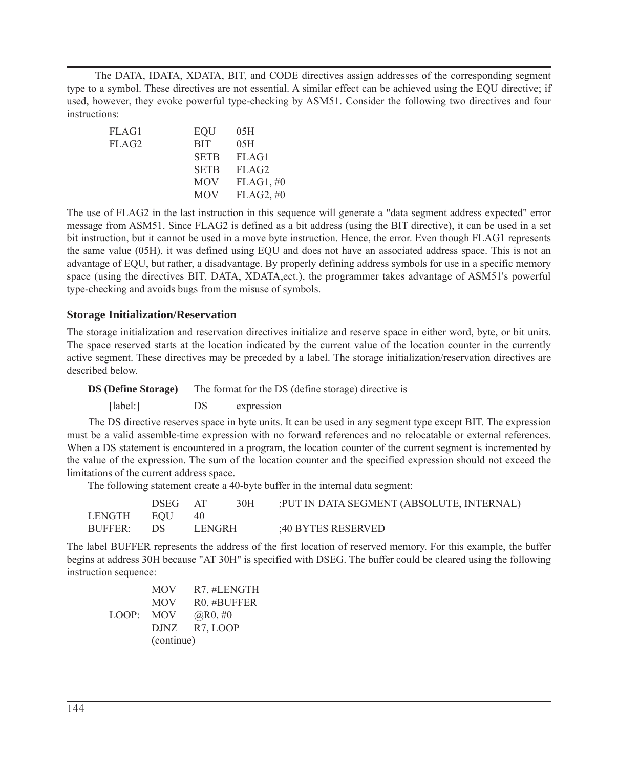The DATA, IDATA, XDATA, BIT, and CODE directives assign addresses of the corresponding segment type to a symbol. These directives are not essential. A similar effect can be achieved using the EQU directive; if used, however, they evoke powerful type-checking by ASM51. Consider the following two directives and four instructions:

```
FLAG1       EQU     05H
FLAG2       BIT     05H
            SETB    FLAG1
            SETB    FLAG2
            MOV     FLAG1, #0
            MOV     FLAG2, #0
```

The use of FLAG2 in the last instruction in this sequence will generate a "data segment address expected" error message from ASM51. Since FLAG2 is defined as a bit address (using the BIT directive), it can be used in a set bit instruction, but it cannot be used in a move byte instruction. Hence, the error. Even though FLAG1 represents the same value (05H), it was defined using EQU and does not have an associated address space. This is not an advantage of EQU, but rather, a disadvantage. By properly defining address symbols for use in a specific memory space (using the directives BIT, DATA, XDATA,ect.), the programmer takes advantage of ASM51's powerful type-checking and avoids bugs from the misuse of symbols.

### Storage Initialization/Reservation

The storage initialization and reservation directives initialize and reserve space in either word, byte, or bit units. The space reserved starts at the location indicated by the current value of the location counter in the currently active segment. These directives may be preceded by a label. The storage initialization/reservation directives are described below.

**DS (Define Storage)** The format for the DS (define storage) directive is

```
[label:]        DS      expression
```

The DS directive reserves space in byte units. It can be used in any segment type except BIT. The expression must be a valid assemble-time expression with no forward references and no relocatable or external references. When a DS statement is encountered in a program, the location counter of the current segment is incremented by the value of the expression. The sum of the location counter and the specified expression should not exceed the limitations of the current address space.

The following statement create a 40-byte buffer in the internal data segment:

```
        DSEG    AT      30H     ;PUT IN DATA SEGMENT (ABSOLUTE, INTERNAL)
LENGTH  EQU     40
BUFFER: DS      LENGRH          ;40 BYTES RESERVED
```

The label BUFFER represents the address of the first location of reserved memory. For this example, the buffer begins at address 30H because "AT 30H" is specified with DSEG. The buffer could be cleared using the following instruction sequence:

```
        MOV     R7, #LENGTH
        MOV     R0, #BUFFER
LOOP:   MOV     @R0, #0
        DJNZ    R7, LOOP
        (continue)
```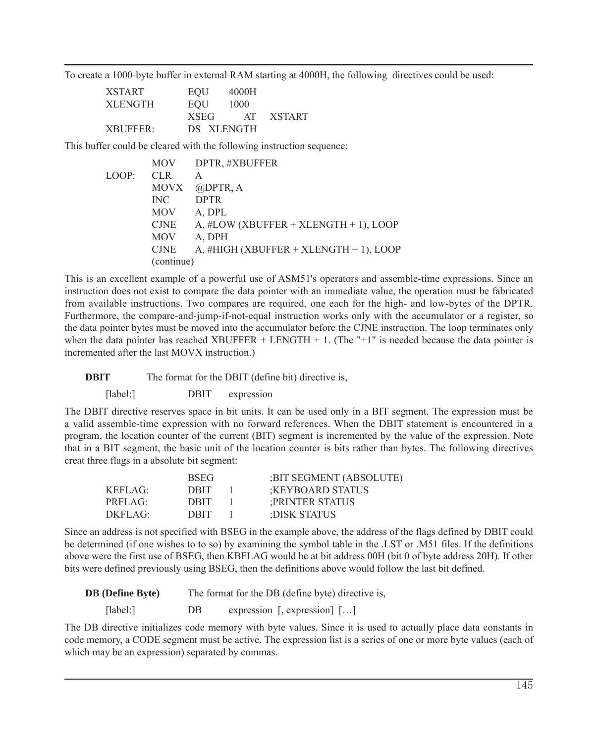To create a 1000-byte buffer in external RAM starting at 4000H, the following directives could be used:

```
XSTART      EQU    4000H
XLENGTH     EQU    1000
            XSEG      AT   XSTART
XBUFFER:    DS  XLENGTH
```

This buffer could be cleared with the following instruction sequence:

```
        MOV     DPTR, #XBUFFER
LOOP:   CLR     A
        MOVX    @DPTR, A
        INC     DPTR
        MOV     A, DPL
        CJNE    A, #LOW (XBUFFER + XLENGTH + 1), LOOP
        MOV     A, DPH
        CJNE    A, #HIGH (XBUFFER + XLENGTH + 1), LOOP
        (continue)
```

This is an excellent example of a powerful use of ASM51's operators and assemble-time expressions. Since an instruction does not exist to compare the data pointer with an immediate value, the operation must be fabricated from available instructions. Two compares are required, one each for the high- and low-bytes of the DPTR. Furthermore, the compare-and-jump-if-not-equal instruction works only with the accumulator or a register, so the data pointer bytes must be moved into the accumulator before the CJNE instruction. The loop terminates only when the data pointer has reached XBUFFER + LENGTH + 1. (The "+1" is needed because the data pointer is incremented after the last MOVX instruction.)

**DBIT** The format for the DBIT (define bit) directive is,

```
[label:]        DBIT     expression
```

The DBIT directive reserves space in bit units. It can be used only in a BIT segment. The expression must be a valid assemble-time expression with no forward references. When the DBIT statement is encountered in a program, the location counter of the current (BIT) segment is incremented by the value of the expression. Note that in a BIT segment, the basic unit of the location counter is bits rather than bytes. The following directives creat three flags in a absolute bit segment:

```
            BSEG            ;BIT SEGMENT (ABSOLUTE)
KEFLAG:     DBIT    1       ;KEYBOARD STATUS
PRFLAG:     DBIT    1       ;PRINTER STATUS
DKFLAG:     DBIT    1       ;DISK STATUS
```

Since an address is not specified with BSEG in the example above, the address of the flags defined by DBIT could be determined (if one wishes to to so) by examining the symbol table in the .LST or .M51 files. If the definitions above were the first use of BSEG, then KBFLAG would be at bit address 00H (bit 0 of byte address 20H). If other bits were defined previously using BSEG, then the definitions above would follow the last bit defined.

**DB (Define Byte)** The format for the DB (define byte) directive is,

```
[label:]        DB       expression  [, expression]  […]
```

The DB directive initializes code memory with byte values. Since it is used to actually place data constants in code memory, a CODE segment must be active. The expression list is a series of one or more byte values (each of which may be an expression) separated by commas.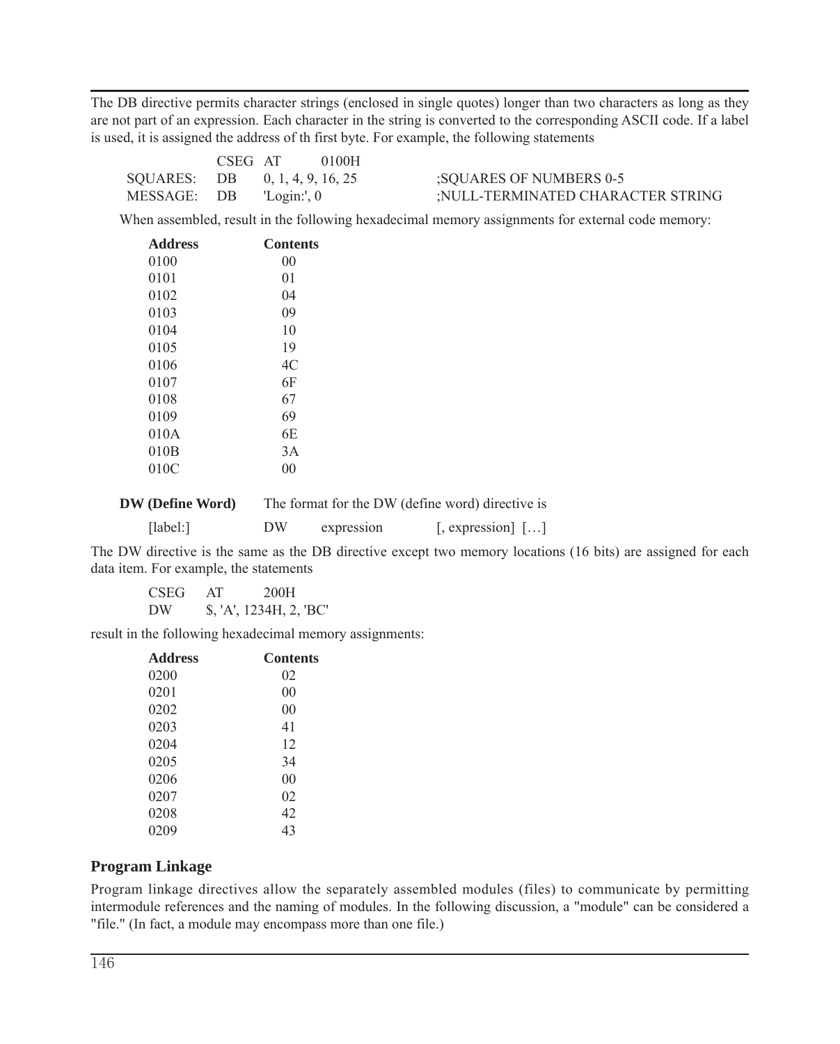The DB directive permits character strings (enclosed in single quotes) longer than two characters as long as they are not part of an expression. Each character in the string is converted to the corresponding ASCII code. If a label is used, it is assigned the address of th first byte. For example, the following statements

```
           CSEG AT     0100H
SQUARES:   DB    0, 1, 4, 9, 16, 25          ;SQUARES OF NUMBERS 0-5
MESSAGE:   DB    'Login:', 0                 ;NULL-TERMINATED CHARACTER STRING
```

When assembled, result in the following hexadecimal memory assignments for external code memory:

| Address | Contents |
|---|---|
| 0100 | 00 |
| 0101 | 01 |
| 0102 | 04 |
| 0103 | 09 |
| 0104 | 10 |
| 0105 | 19 |
| 0106 | 4C |
| 0107 | 6F |
| 0108 | 67 |
| 0109 | 69 |
| 010A | 6E |
| 010B | 3A |
| 010C | 00 |

**DW (Define Word)** The format for the DW (define word) directive is

```
[label:]        DW      expression      [, expression]  […]
```

The DW directive is the same as the DB directive except two memory locations (16 bits) are assigned for each data item. For example, the statements

```
CSEG    AT      200H
DW      $, 'A', 1234H, 2, 'BC'
```

result in the following hexadecimal memory assignments:

| Address | Contents |
|---|---|
| 0200 | 02 |
| 0201 | 00 |
| 0202 | 00 |
| 0203 | 41 |
| 0204 | 12 |
| 0205 | 34 |
| 0206 | 00 |
| 0207 | 02 |
| 0208 | 42 |
| 0209 | 43 |

## Program Linkage

Program linkage directives allow the separately assembled modules (files) to communicate by permitting intermodule references and the naming of modules. In the following discussion, a "module" can be considered a "file." (In fact, a module may encompass more than one file.)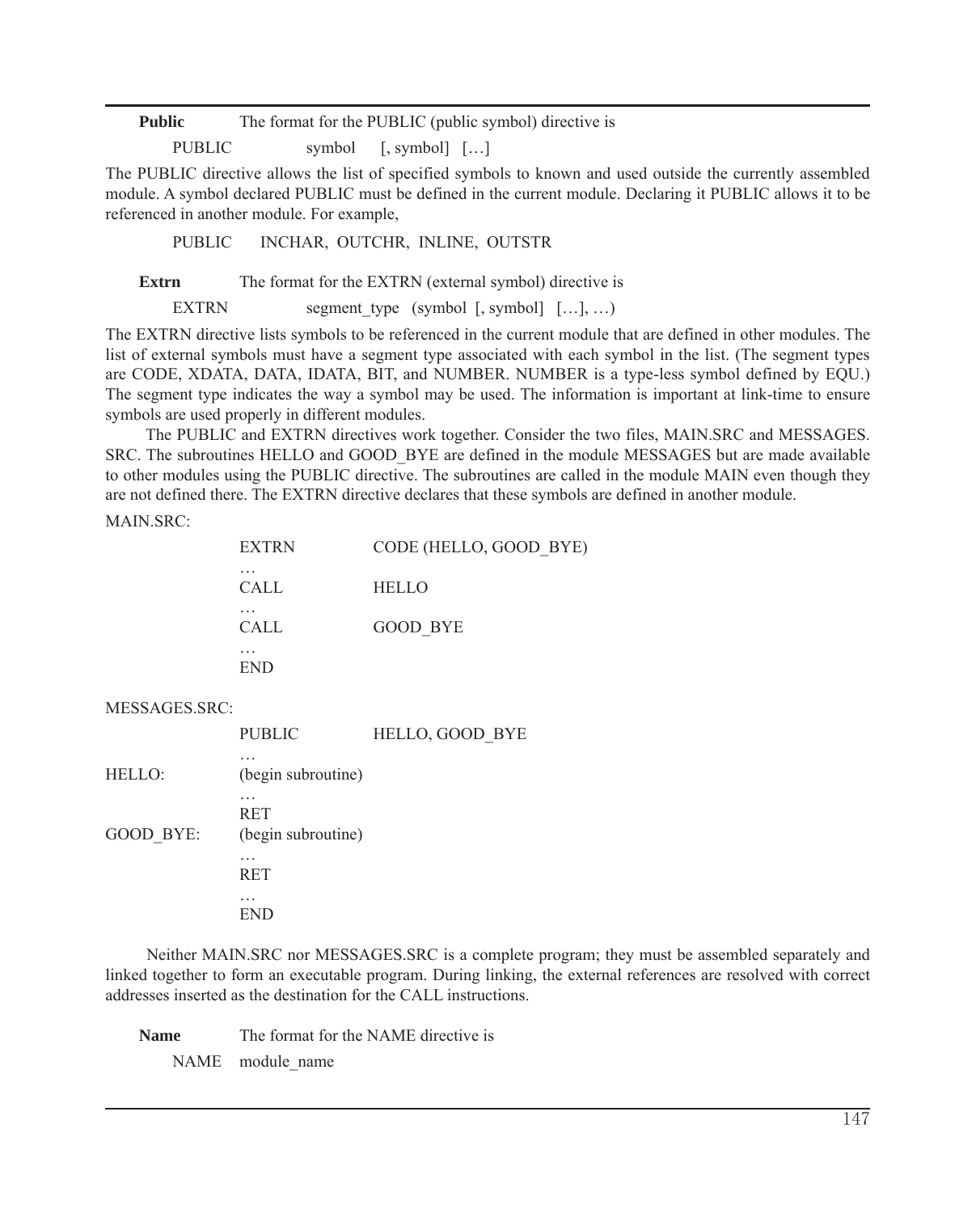**Public** The format for the PUBLIC (public symbol) directive is

```
PUBLIC      symbol    [, symbol]  […]
```

The PUBLIC directive allows the list of specified symbols to known and used outside the currently assembled module. A symbol declared PUBLIC must be defined in the current module. Declaring it PUBLIC allows it to be referenced in another module. For example,

```
PUBLIC    INCHAR, OUTCHR, INLINE, OUTSTR
```

**Extrn** The format for the EXTRN (external symbol) directive is

```
EXTRN       segment_type  (symbol [, symbol]  […], …)
```

The EXTRN directive lists symbols to be referenced in the current module that are defined in other modules. The list of external symbols must have a segment type associated with each symbol in the list. (The segment types are CODE, XDATA, DATA, IDATA, BIT, and NUMBER. NUMBER is a type-less symbol defined by EQU.) The segment type indicates the way a symbol may be used. The information is important at link-time to ensure symbols are used properly in different modules.

The PUBLIC and EXTRN directives work together. Consider the two files, MAIN.SRC and MESSAGES.SRC. The subroutines HELLO and GOOD_BYE are defined in the module MESSAGES but are made available to other modules using the PUBLIC directive. The subroutines are called in the module MAIN even though they are not defined there. The EXTRN directive declares that these symbols are defined in another module.

MAIN.SRC:

```
            EXTRN       CODE (HELLO, GOOD_BYE)
            …
            CALL        HELLO
            …
            CALL        GOOD_BYE
            …
            END
```

MESSAGES.SRC:

```
            PUBLIC      HELLO, GOOD_BYE
            …
HELLO:      (begin subroutine)
            …
            RET
GOOD_BYE:   (begin subroutine)
            …
            RET
            …
            END
```

Neither MAIN.SRC nor MESSAGES.SRC is a complete program; they must be assembled separately and linked together to form an executable program. During linking, the external references are resolved with correct addresses inserted as the destination for the CALL instructions.

**Name** The format for the NAME directive is

```
NAME   module_name
```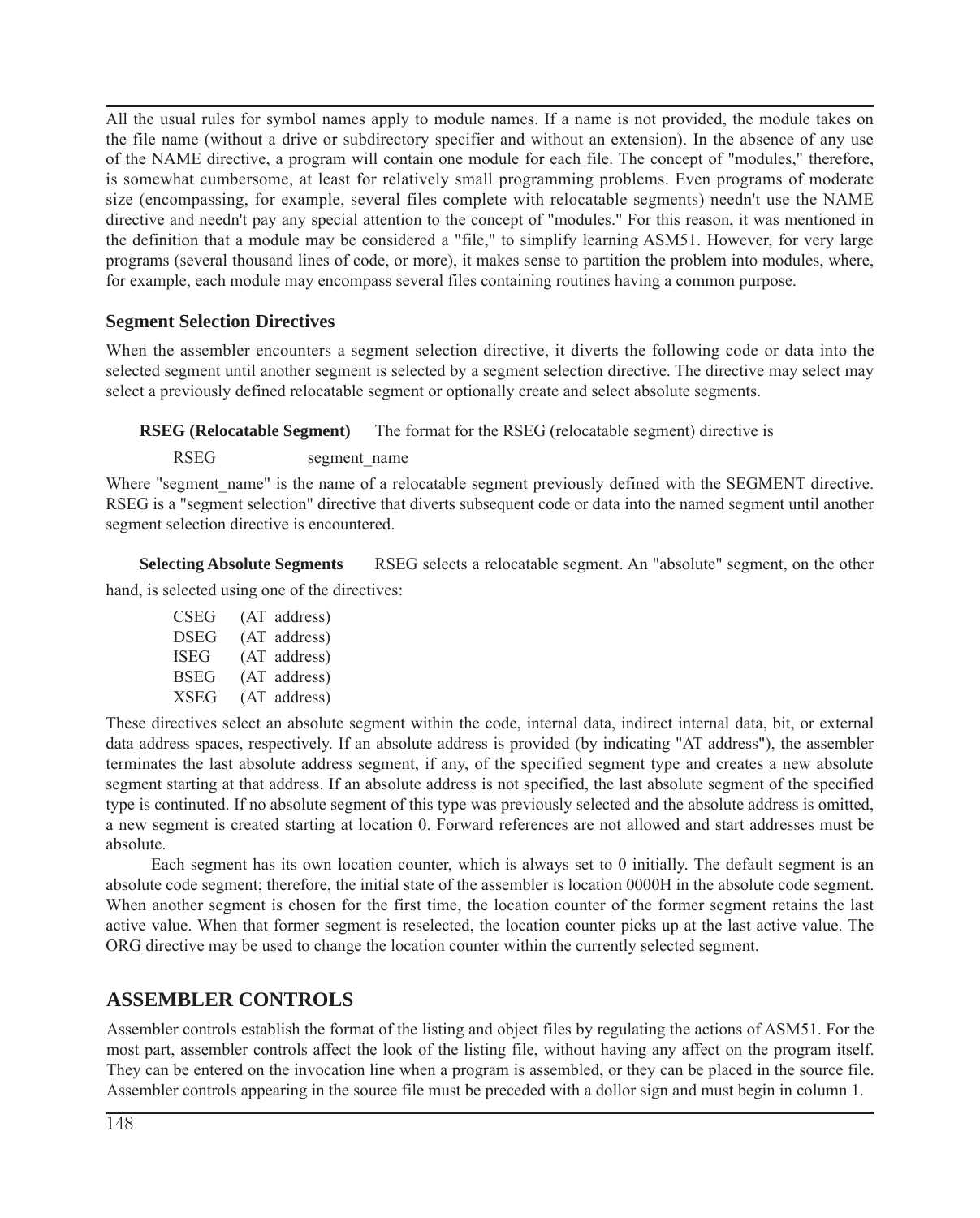All the usual rules for symbol names apply to module names. If a name is not provided, the module takes on the file name (without a drive or subdirectory specifier and without an extension). In the absence of any use of the NAME directive, a program will contain one module for each file. The concept of "modules," therefore, is somewhat cumbersome, at least for relatively small programming problems. Even programs of moderate size (encompassing, for example, several files complete with relocatable segments) needn't use the NAME directive and needn't pay any special attention to the concept of "modules." For this reason, it was mentioned in the definition that a module may be considered a "file," to simplify learning ASM51. However, for very large programs (several thousand lines of code, or more), it makes sense to partition the problem into modules, where, for example, each module may encompass several files containing routines having a common purpose.

### Segment Selection Directives

When the assembler encounters a segment selection directive, it diverts the following code or data into the selected segment until another segment is selected by a segment selection directive. The directive may select may select a previously defined relocatable segment or optionally create and select absolute segments.

**RSEG (Relocatable Segment)** The format for the RSEG (relocatable segment) directive is

```
RSEG        segment_name
```

Where "segment_name" is the name of a relocatable segment previously defined with the SEGMENT directive. RSEG is a "segment selection" directive that diverts subsequent code or data into the named segment until another segment selection directive is encountered.

**Selecting Absolute Segments** RSEG selects a relocatable segment. An "absolute" segment, on the other hand, is selected using one of the directives:

```
CSEG    (AT address)
DSEG    (AT address)
ISEG    (AT address)
BSEG    (AT address)
XSEG    (AT address)
```

These directives select an absolute segment within the code, internal data, indirect internal data, bit, or external data address spaces, respectively. If an absolute address is provided (by indicating "AT address"), the assembler terminates the last absolute address segment, if any, of the specified segment type and creates a new absolute segment starting at that address. If an absolute address is not specified, the last absolute segment of the specified type is contunted. If no absolute segment of this type was previously selected and the absolute address is omitted, a new segment is created starting at location 0. Forward references are not allowed and start addresses must be absolute.

Each segment has its own location counter, which is always set to 0 initially. The default segment is an absolute code segment; therefore, the initial state of the assembler is location 0000H in the absolute code segment. When another segment is chosen for the first time, the location counter of the former segment retains the last active value. When that former segment is reselected, the location counter picks up at the last active value. The ORG directive may be used to change the location counter within the currently selected segment.

## ASSEMBLER CONTROLS

Assembler controls establish the format of the listing and object files by regulating the actions of ASM51. For the most part, assembler controls affect the look of the listing file, without having any affect on the program itself. They can be entered on the invocation line when a program is assembled, or they can be placed in the source file. Assembler controls appearing in the source file must be preceded with a dollor sign and must begin in column 1.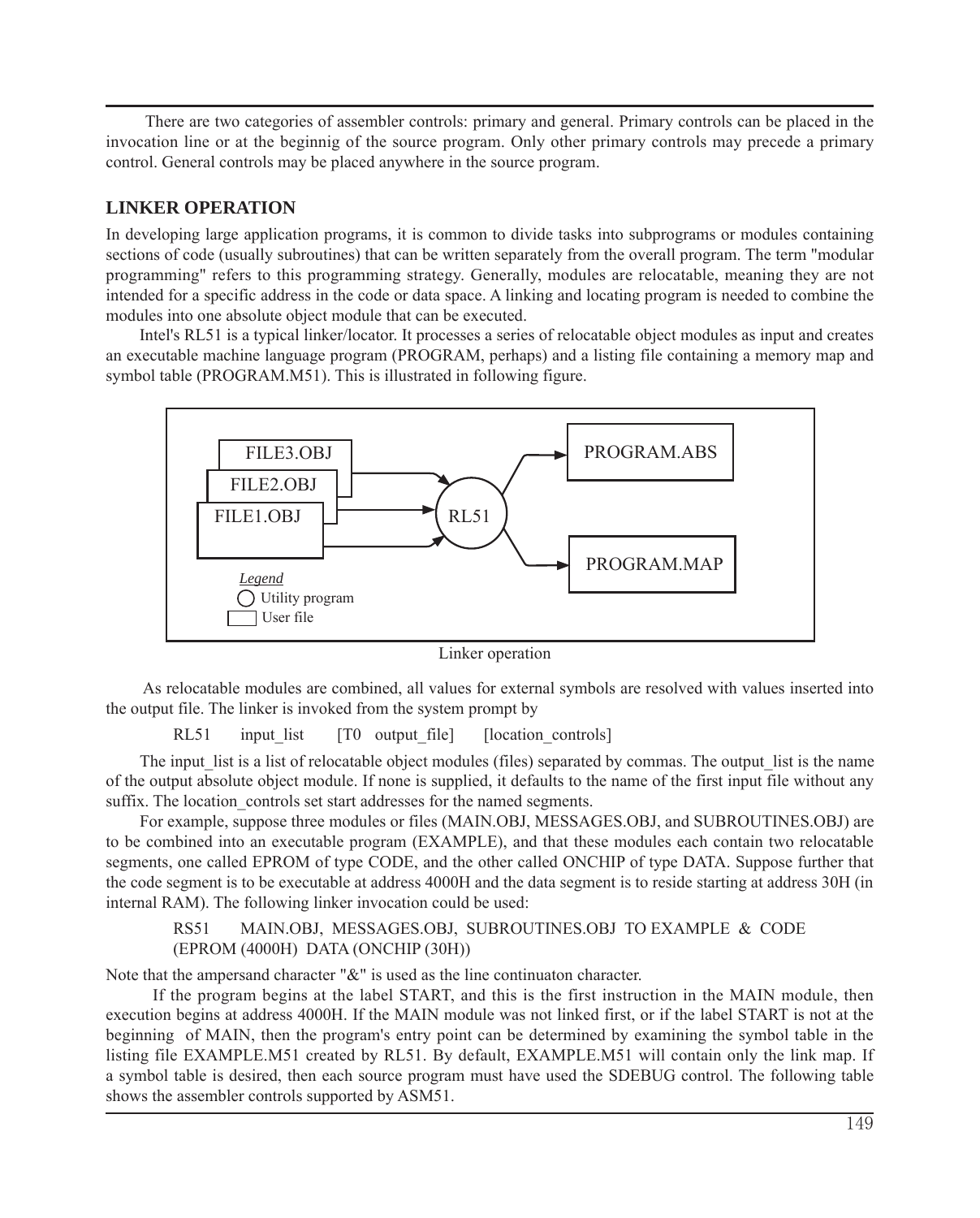There are two categories of assembler controls: primary and general. Primary controls can be placed in the invocation line or at the beginnig of the source program. Only other primary controls may precede a primary control. General controls may be placed anywhere in the source program.

## LINKER OPERATION

In developing large application programs, it is common to divide tasks into subprograms or modules containing sections of code (usually subroutines) that can be written separately from the overall program. The term "modular programming" refers to this programming strategy. Generally, modules are relocatable, meaning they are not intended for a specific address in the code or data space. A linking and locating program is needed to combine the modules into one absolute object module that can be executed.

Intel's RL51 is a typical linker/locator. It processes a series of relocatable object modules as input and creates an executable machine language program (PROGRAM, perhaps) and a listing file containing a memory map and symbol table (PROGRAM.M51). This is illustrated in following figure.

FILE3.OBJ, FILE2.OBJ, FILE1.OBJ → RL51 → PROGRAM.ABS, PROGRAM.MAP

*Legend*
○ Utility program
□ User file

Linker operation

As relocatable modules are combined, all values for external symbols are resolved with values inserted into the output file. The linker is invoked from the system prompt by

```
RL51     input_list     [T0   output_file]     [location_controls]
```

The input_list is a list of relocatable object modules (files) separated by commas. The output_list is the name of the output absolute object module. If none is supplied, it defaults to the name of the first input file without any suffix. The location_controls set start addresses for the named segments.

For example, suppose three modules or files (MAIN.OBJ, MESSAGES.OBJ, and SUBROUTINES.OBJ) are to be combined into an executable program (EXAMPLE), and that these modules each contain two relocatable segments, one called EPROM of type CODE, and the other called ONCHIP of type DATA. Suppose further that the code segment is to be executable at address 4000H and the data segment is to reside starting at address 30H (in internal RAM). The following linker invocation could be used:

```
RS51     MAIN.OBJ,  MESSAGES.OBJ,  SUBROUTINES.OBJ  TO EXAMPLE  &  CODE
(EPROM (4000H)  DATA (ONCHIP (30H))
```

Note that the ampersand character "&" is used as the line continuaton character.

If the program begins at the label START, and this is the first instruction in the MAIN module, then execution begins at address 4000H. If the MAIN module was not linked first, or if the label START is not at the beginning of MAIN, then the program's entry point can be determined by examining the symbol table in the listing file EXAMPLE.M51 created by RL51. By default, EXAMPLE.M51 will contain only the link map. If a symbol table is desired, then each source program must have used the SDEBUG control. The following table shows the assembler controls supported by ASM51.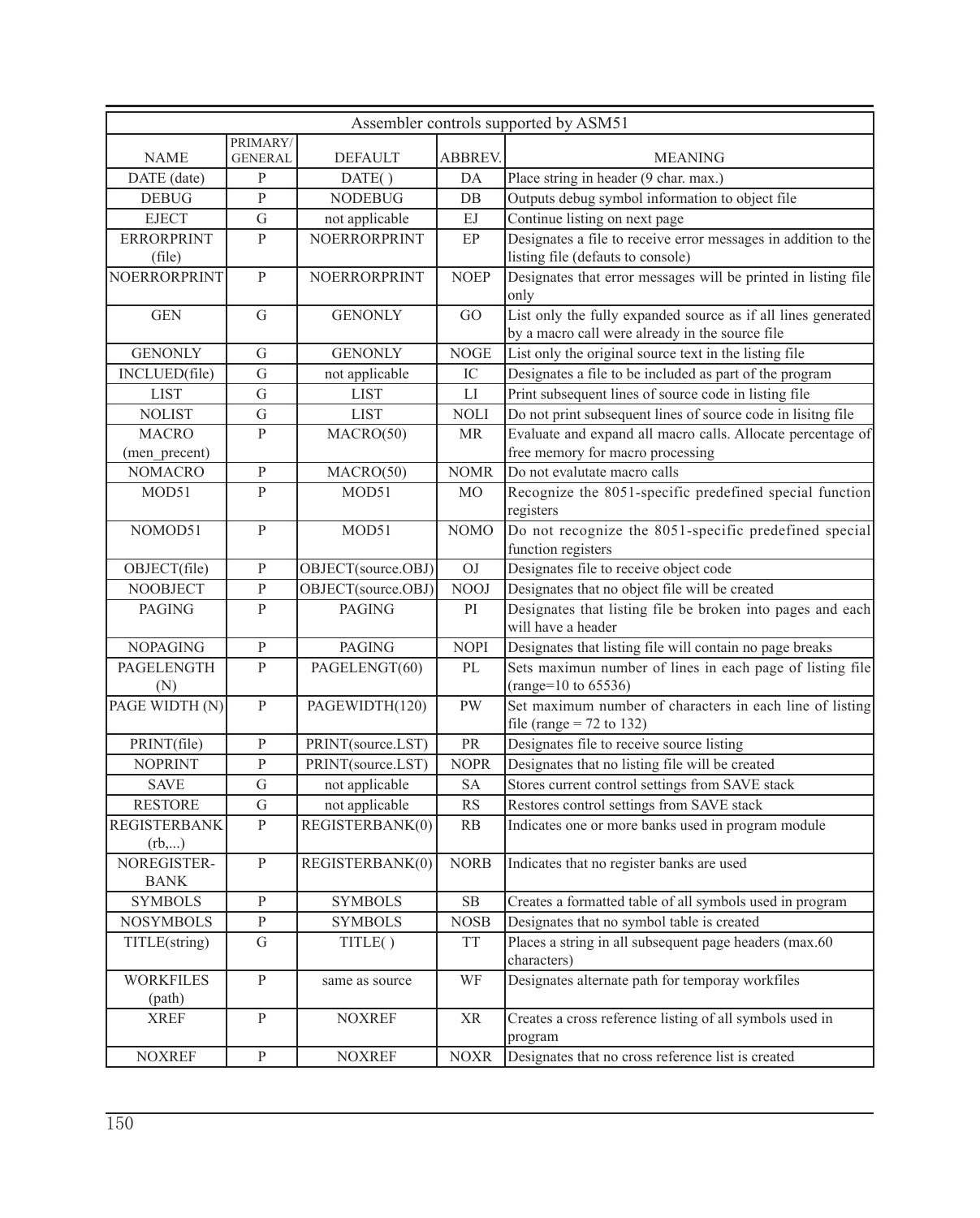| Assembler controls supported by ASM51 | | | | |
|---|---|---|---|---|
| NAME | PRIMARY/ GENERAL | DEFAULT | ABBREV. | MEANING |
| DATE (date) | P | DATE( ) | DA | Place string in header (9 char. max.) |
| DEBUG | P | NODEBUG | DB | Outputs debug symbol information to object file |
| EJECT | G | not applicable | EJ | Continue listing on next page |
| ERRORPRINT (file) | P | NOERRORPRINT | EP | Designates a file to receive error messages in addition to the listing file (defauts to console) |
| NOERRORPRINT | P | NOERRORPRINT | NOEP | Designates that error messages will be printed in listing file only |
| GEN | G | GENONLY | GO | List only the fully expanded source as if all lines generated by a macro call were already in the source file |
| GENONLY | G | GENONLY | NOGE | List only the original source text in the listing file |
| INCLUED(file) | G | not applicable | IC | Designates a file to be included as part of the program |
| LIST | G | LIST | LI | Print subsequent lines of source code in listing file |
| NOLIST | G | LIST | NOLI | Do not print subsequent lines of source code in lisitng file |
| MACRO (men_precent) | P | MACRO(50) | MR | Evaluate and expand all macro calls. Allocate percentage of free memory for macro processing |
| NOMACRO | P | MACRO(50) | NOMR | Do not evalutate macro calls |
| MOD51 | P | MOD51 | MO | Recognize the 8051-specific predefined special function registers |
| NOMOD51 | P | MOD51 | NOMO | Do not recognize the 8051-specific predefined special function registers |
| OBJECT(file) | P | OBJECT(source.OBJ) | OJ | Designates file to receive object code |
| NOOBJECT | P | OBJECT(source.OBJ) | NOOJ | Designates that no object file will be created |
| PAGING | P | PAGING | PI | Designates that listing file be broken into pages and each will have a header |
| NOPAGING | P | PAGING | NOPI | Designates that listing file will contain no page breaks |
| PAGELENGTH (N) | P | PAGELENGT(60) | PL | Sets maximun number of lines in each page of listing file (range=10 to 65536) |
| PAGE WIDTH (N) | P | PAGEWIDTH(120) | PW | Set maximum number of characters in each line of listing file (range = 72 to 132) |
| PRINT(file) | P | PRINT(source.LST) | PR | Designates file to receive source listing |
| NOPRINT | P | PRINT(source.LST) | NOPR | Designates that no listing file will be created |
| SAVE | G | not applicable | SA | Stores current control settings from SAVE stack |
| RESTORE | G | not applicable | RS | Restores control settings from SAVE stack |
| REGISTERBANK (rb,...) | P | REGISTERBANK(0) | RB | Indicates one or more banks used in program module |
| NOREGISTER-BANK | P | REGISTERBANK(0) | NORB | Indicates that no register banks are used |
| SYMBOLS | P | SYMBOLS | SB | Creates a formatted table of all symbols used in program |
| NOSYMBOLS | P | SYMBOLS | NOSB | Designates that no symbol table is created |
| TITLE(string) | G | TITLE( ) | TT | Places a string in all subsequent page headers (max.60 characters) |
| WORKFILES (path) | P | same as source | WF | Designates alternate path for temporay workfiles |
| XREF | P | NOXREF | XR | Creates a cross reference listing of all symbols used in program |
| NOXREF | P | NOXREF | NOXR | Designates that no cross reference list is created |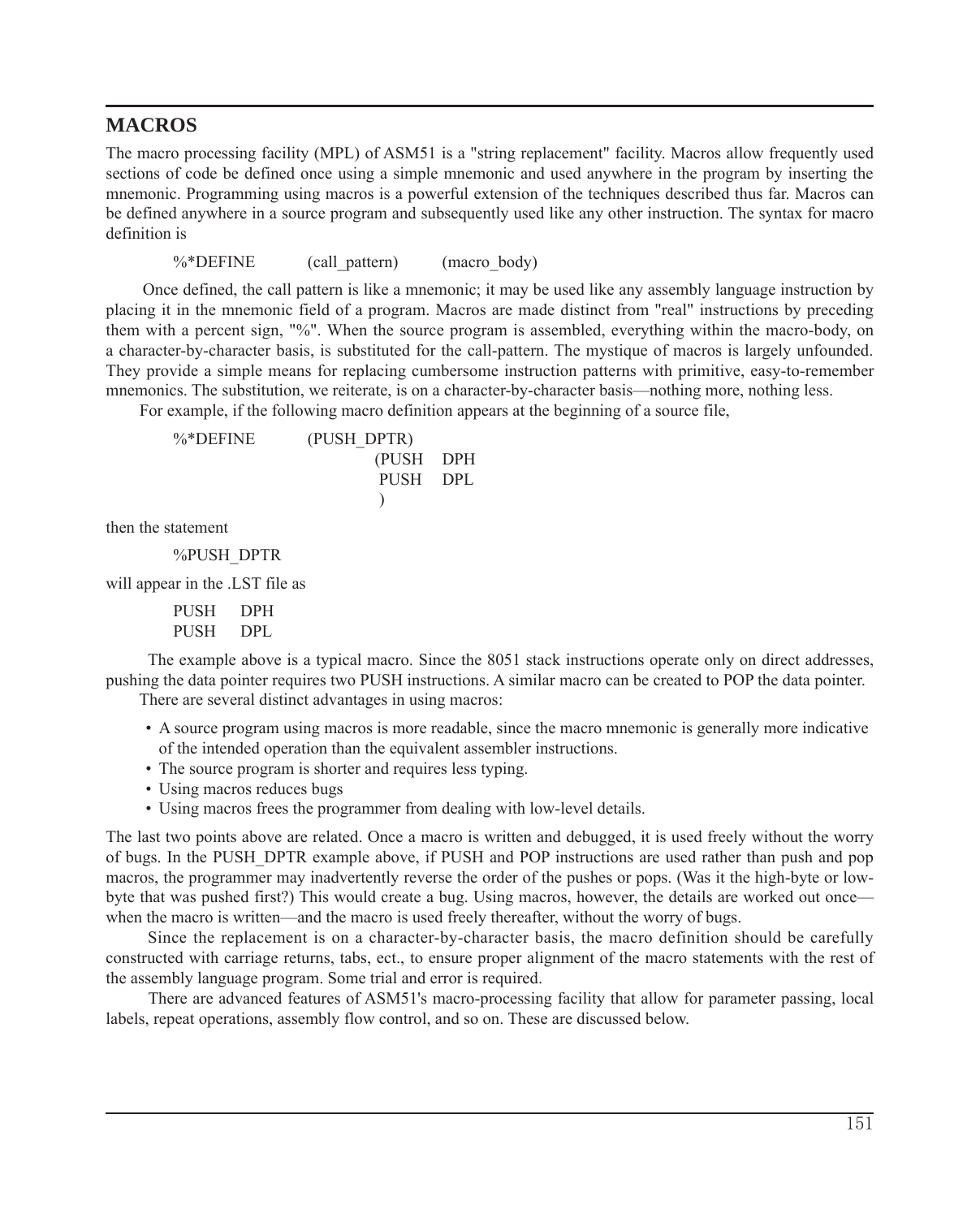## MACROS

The macro processing facility (MPL) of ASM51 is a "string replacement" facility. Macros allow frequently used sections of code be defined once using a simple mnemonic and used anywhere in the program by inserting the mnemonic. Programming using macros is a powerful extension of the techniques described thus far. Macros can be defined anywhere in a source program and subsequently used like any other instruction. The syntax for macro definition is

```
%*DEFINE     (call_pattern)     (macro_body)
```

Once defined, the call pattern is like a mnemonic; it may be used like any assembly language instruction by placing it in the mnemonic field of a program. Macros are made distinct from "real" instructions by preceding them with a percent sign, "%". When the source program is assembled, everything within the macro-body, on a character-by-character basis, is substituted for the call-pattern. The mystique of macros is largely unfounded. They provide a simple means for replacing cumbersome instruction patterns with primitive, easy-to-remember mnemonics. The substitution, we reiterate, is on a character-by-character basis—nothing more, nothing less.

For example, if the following macro definition appears at the beginning of a source file,

```
%*DEFINE     (PUSH_DPTR)
                   (PUSH   DPH
                    PUSH   DPL
                   )
```

then the statement

```
%PUSH_DPTR
```

will appear in the .LST file as

```
PUSH    DPH
PUSH    DPL
```

The example above is a typical macro. Since the 8051 stack instructions operate only on direct addresses, pushing the data pointer requires two PUSH instructions. A similar macro can be created to POP the data pointer.

There are several distinct advantages in using macros:

- A source program using macros is more readable, since the macro mnemonic is generally more indicative of the intended operation than the equivalent assembler instructions.
- The source program is shorter and requires less typing.
- Using macros reduces bugs
- Using macros frees the programmer from dealing with low-level details.

The last two points above are related. Once a macro is written and debugged, it is used freely without the worry of bugs. In the PUSH_DPTR example above, if PUSH and POP instructions are used rather than push and pop macros, the programmer may inadvertently reverse the order of the pushes or pops. (Was it the high-byte or low-byte that was pushed first?) This would create a bug. Using macros, however, the details are worked out once—when the macro is written—and the macro is used freely thereafter, without the worry of bugs.

Since the replacement is on a character-by-character basis, the macro definition should be carefully constructed with carriage returns, tabs, ect., to ensure proper alignment of the macro statements with the rest of the assembly language program. Some trial and error is required.

There are advanced features of ASM51's macro-processing facility that allow for parameter passing, local labels, repeat operations, assembly flow control, and so on. These are discussed below.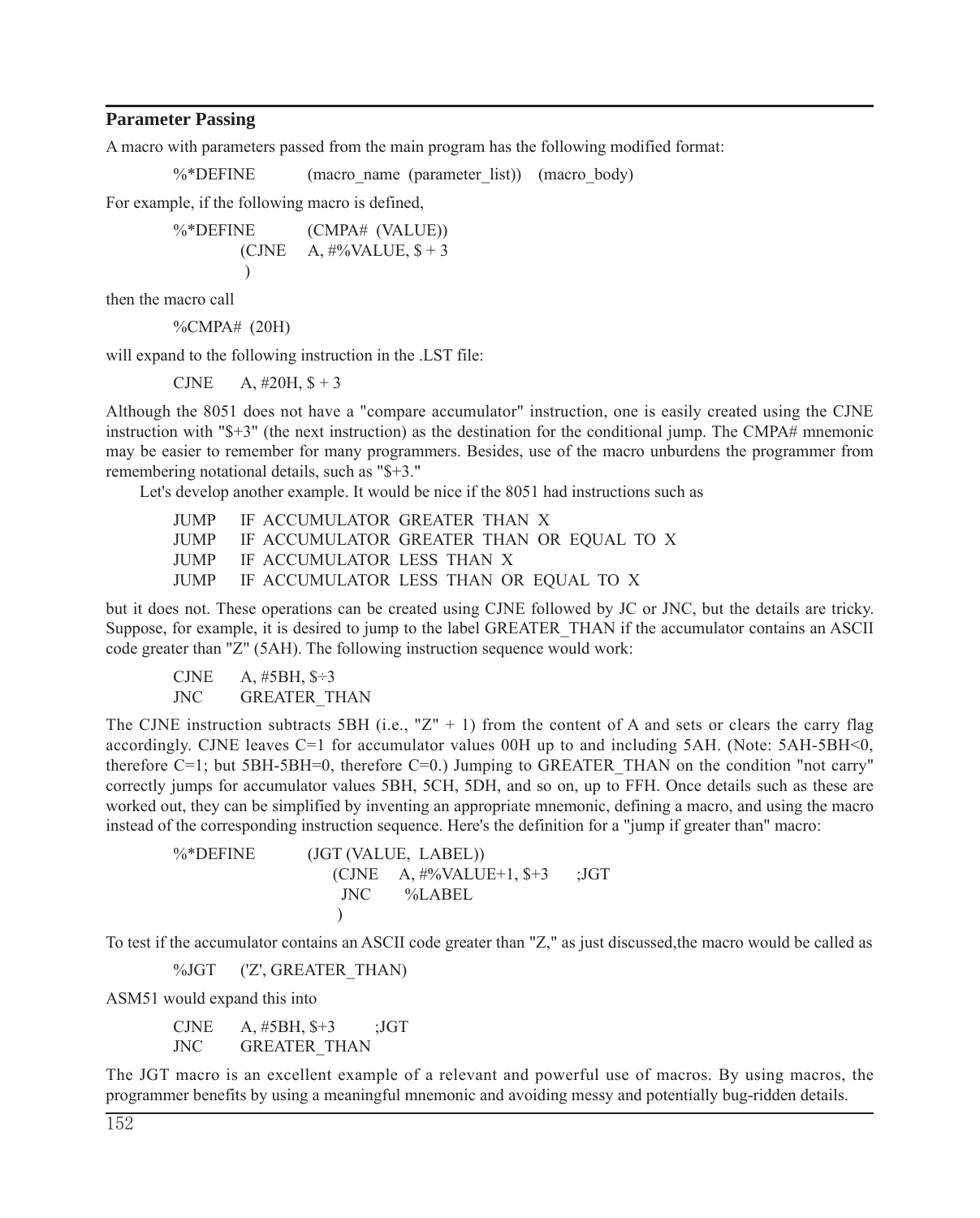## Parameter Passing

A macro with parameters passed from the main program has the following modified format:

```
%*DEFINE        (macro_name (parameter_list))    (macro_body)
```

For example, if the following macro is defined,

```
%*DEFINE        (CMPA# (VALUE))
          (CJNE    A, #%VALUE, $ + 3
          )
```

then the macro call

```
%CMPA# (20H)
```

will expand to the following instruction in the .LST file:

```
CJNE    A, #20H, $ + 3
```

Although the 8051 does not have a "compare accumulator" instruction, one is easily created using the CJNE instruction with "$+3" (the next instruction) as the destination for the conditional jump. The CMPA# mnemonic may be easier to remember for many programmers. Besides, use of the macro unburdens the programmer from remembering notational details, such as "$+3."

Let's develop another example. It would be nice if the 8051 had instructions such as

```
JUMP    IF ACCUMULATOR GREATER THAN X
JUMP    IF ACCUMULATOR GREATER THAN OR EQUAL TO X
JUMP    IF ACCUMULATOR LESS THAN X
JUMP    IF ACCUMULATOR LESS THAN OR EQUAL TO X
```

but it does not. These operations can be created using CJNE followed by JC or JNC, but the details are tricky. Suppose, for example, it is desired to jump to the label GREATER_THAN if the accumulator contains an ASCII code greater than "Z" (5AH). The following instruction sequence would work:

```
CJNE    A, #5BH, $÷3
JNC     GREATER_THAN
```

The CJNE instruction subtracts 5BH (i.e., "Z" + 1) from the content of A and sets or clears the carry flag accordingly. CJNE leaves C=1 for accumulator values 00H up to and including 5AH. (Note: 5AH-5BH<0, therefore C=1; but 5BH-5BH=0, therefore C=0.) Jumping to GREATER_THAN on the condition "not carry" correctly jumps for accumulator values 5BH, 5CH, 5DH, and so on, up to FFH. Once details such as these are worked out, they can be simplified by inventing an appropriate mnemonic, defining a macro, and using the macro instead of the corresponding instruction sequence. Here's the definition for a "jump if greater than" macro:

```
%*DEFINE        (JGT (VALUE, LABEL))
                    (CJNE    A, #%VALUE+1, $+3      ;JGT
                     JNC     %LABEL
                    )
```

To test if the accumulator contains an ASCII code greater than "Z," as just discussed,the macro would be called as

```
%JGT    ('Z', GREATER_THAN)
```

ASM51 would expand this into

```
CJNE    A, #5BH, $+3      ;JGT
JNC     GREATER_THAN
```

The JGT macro is an excellent example of a relevant and powerful use of macros. By using macros, the programmer benefits by using a meaningful mnemonic and avoiding messy and potentially bug-ridden details.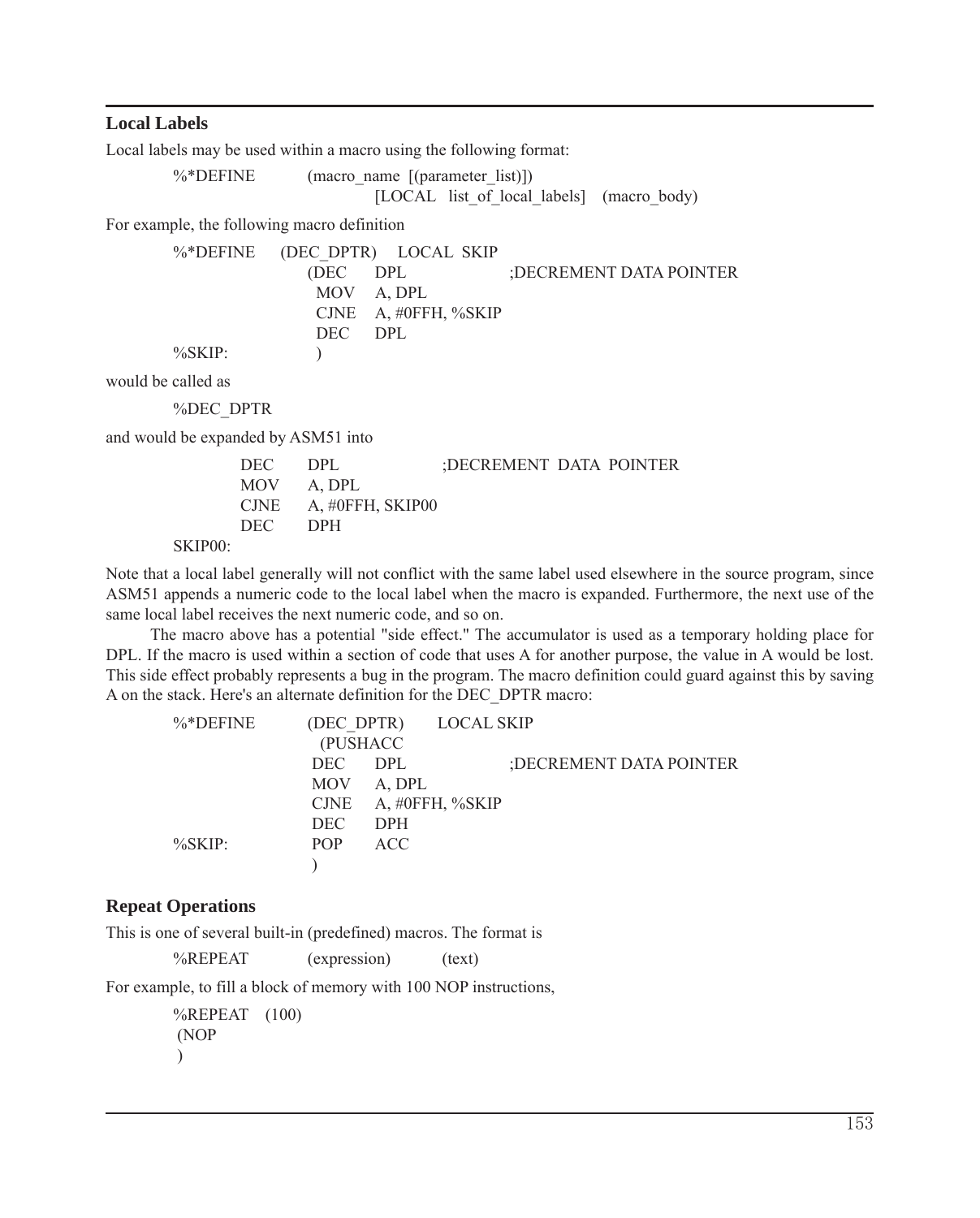## Local Labels

Local labels may be used within a macro using the following format:

```
%*DEFINE        (macro_name [(parameter_list)])
                        [LOCAL  list_of_local_labels]   (macro_body)
```

For example, the following macro definition

```
%*DEFINE    (DEC_DPTR)    LOCAL  SKIP
                (DEC     DPL                 ;DECREMENT DATA POINTER
                 MOV     A, DPL
                 CJNE    A, #0FFH, %SKIP
                 DEC     DPL
%SKIP:           )
```

would be called as

```
%DEC_DPTR
```

and would be expanded by ASM51 into

```
        DEC     DPL                 ;DECREMENT  DATA  POINTER
        MOV     A, DPL
        CJNE    A, #0FFH, SKIP00
        DEC     DPH
SKIP00:
```

Note that a local label generally will not conflict with the same label used elsewhere in the source program, since ASM51 appends a numeric code to the local label when the macro is expanded. Furthermore, the next use of the same local label receives the next numeric code, and so on.

The macro above has a potential "side effect." The accumulator is used as a temporary holding place for DPL. If the macro is used within a section of code that uses A for another purpose, the value in A would be lost. This side effect probably represents a bug in the program. The macro definition could guard against this by saving A on the stack. Here's an alternate definition for the DEC_DPTR macro:

```
%*DEFINE        (DEC_DPTR)      LOCAL SKIP
                  (PUSHACC
                DEC     DPL                 ;DECREMENT DATA POINTER
                MOV     A, DPL
                CJNE    A, #0FFH, %SKIP
                DEC     DPH
%SKIP:          POP     ACC
                )
```

## Repeat Operations

This is one of several built-in (predefined) macros. The format is

```
%REPEAT         (expression)        (text)
```

For example, to fill a block of memory with 100 NOP instructions,

```
%REPEAT    (100)
 (NOP
 )
```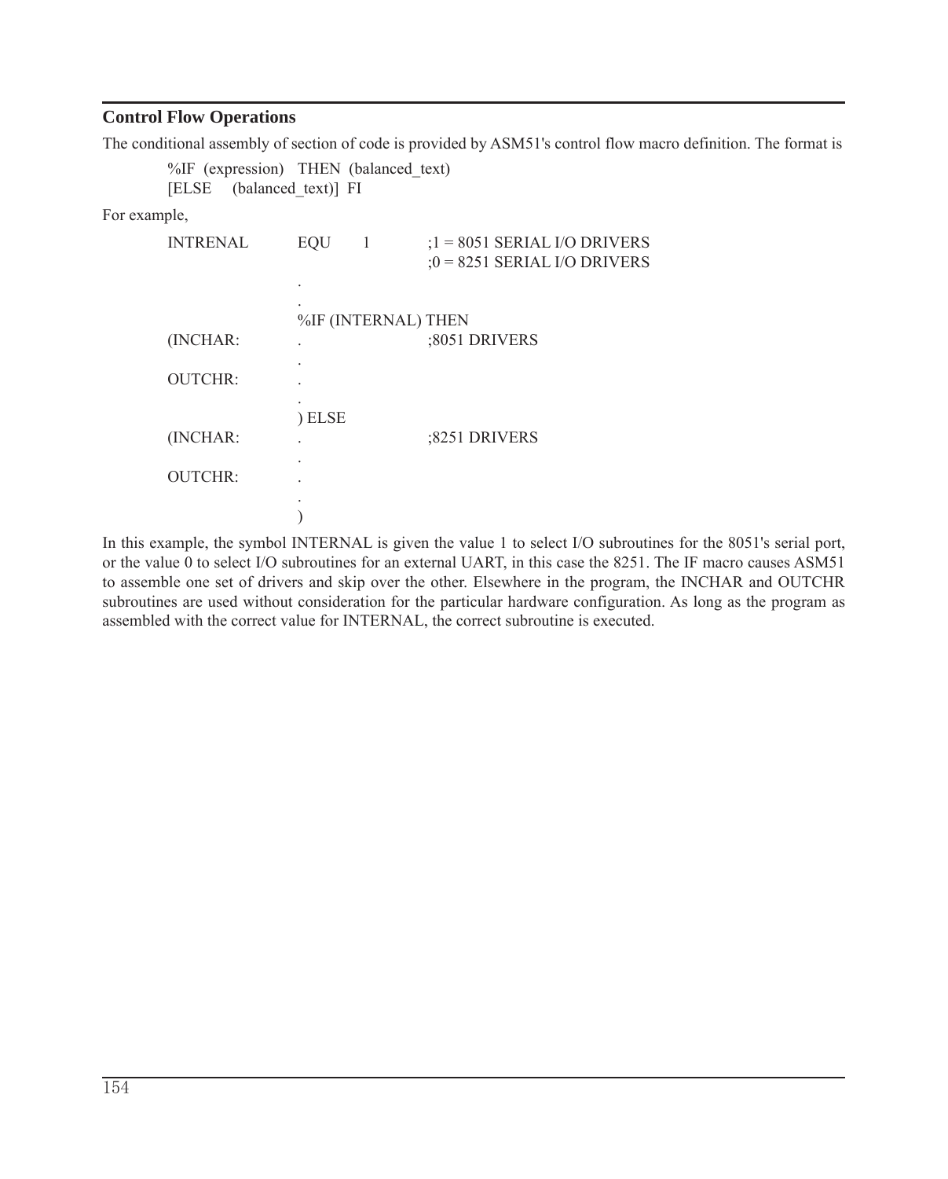### Control Flow Operations

The conditional assembly of section of code is provided by ASM51's control flow macro definition. The format is

```
%IF (expression)  THEN (balanced_text)
[ELSE   (balanced_text)] FI
```

For example,

```
INTRENAL     EQU    1           ;1 = 8051 SERIAL I/O DRIVERS
                                ;0 = 8251 SERIAL I/O DRIVERS
             .
             .
             %IF (INTERNAL) THEN
(INCHAR:     .                  ;8051 DRIVERS
             .
OUTCHR:      .
             .
             ) ELSE
(INCHAR:     .                  ;8251 DRIVERS
             .
OUTCHR:      .
             .
             )
```

In this example, the symbol INTERNAL is given the value 1 to select I/O subroutines for the 8051's serial port, or the value 0 to select I/O subroutines for an external UART, in this case the 8251. The IF macro causes ASM51 to assemble one set of drivers and skip over the other. Elsewhere in the program, the INCHAR and OUTCHR subroutines are used without consideration for the particular hardware configuration. As long as the program as assembled with the correct value for INTERNAL, the correct subroutine is executed.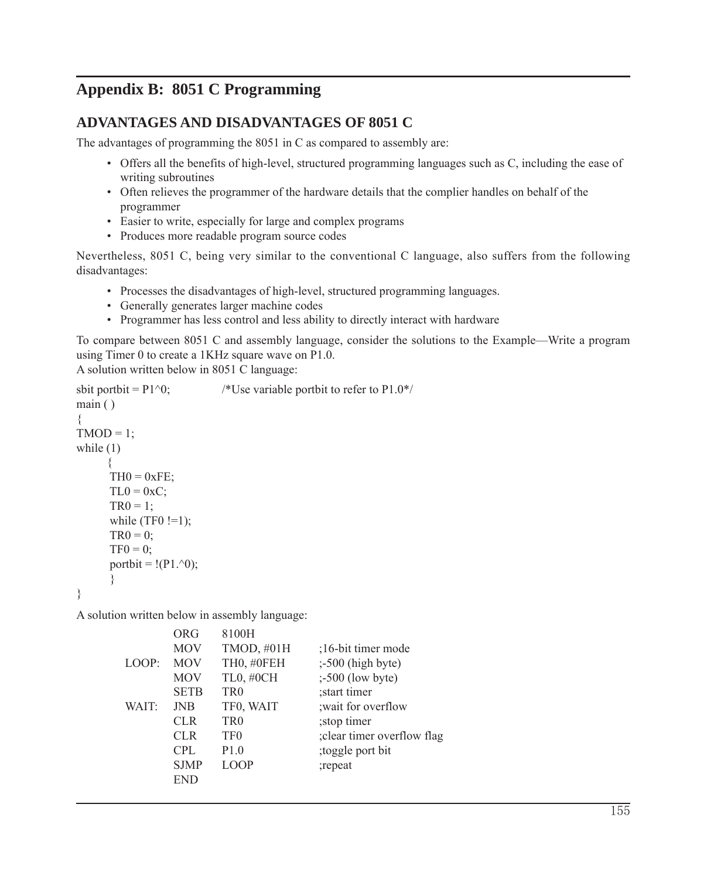# Appendix B: 8051 C Programming

## ADVANTAGES AND DISADVANTAGES OF 8051 C

The advantages of programming the 8051 in C as compared to assembly are:

- Offers all the benefits of high-level, structured programming languages such as C, including the ease of writing subroutines
- Often relieves the programmer of the hardware details that the complier handles on behalf of the programmer
- Easier to write, especially for large and complex programs
- Produces more readable program source codes

Nevertheless, 8051 C, being very similar to the conventional C language, also suffers from the following disadvantages:

- Processes the disadvantages of high-level, structured programming languages.
- Generally generates larger machine codes
- Programmer has less control and less ability to directly interact with hardware

To compare between 8051 C and assembly language, consider the solutions to the Example—Write a program using Timer 0 to create a 1KHz square wave on P1.0.
A solution written below in 8051 C language:

```
sbit portbit = P1^0;            /*Use variable portbit to refer to P1.0*/
main ( )
{
TMOD = 1;
while (1)
        {
        TH0 = 0xFE;
        TL0 = 0xC;
        TR0 = 1;
        while (TF0 !=1);
        TR0 = 0;
        TF0 = 0;
        portbit = !(P1.^0);
        }
}
```

A solution written below in assembly language:

```
        ORG     8100H
        MOV     TMOD, #01H      ;16-bit timer mode
LOOP:   MOV     TH0, #0FEH      ;-500 (high byte)
        MOV     TL0, #0CH       ;-500 (low byte)
        SETB    TR0             ;start timer
WAIT:   JNB     TF0, WAIT       ;wait for overflow
        CLR     TR0             ;stop timer
        CLR     TF0             ;clear timer overflow flag
        CPL     P1.0            ;toggle port bit
        SJMP    LOOP            ;repeat
        END
```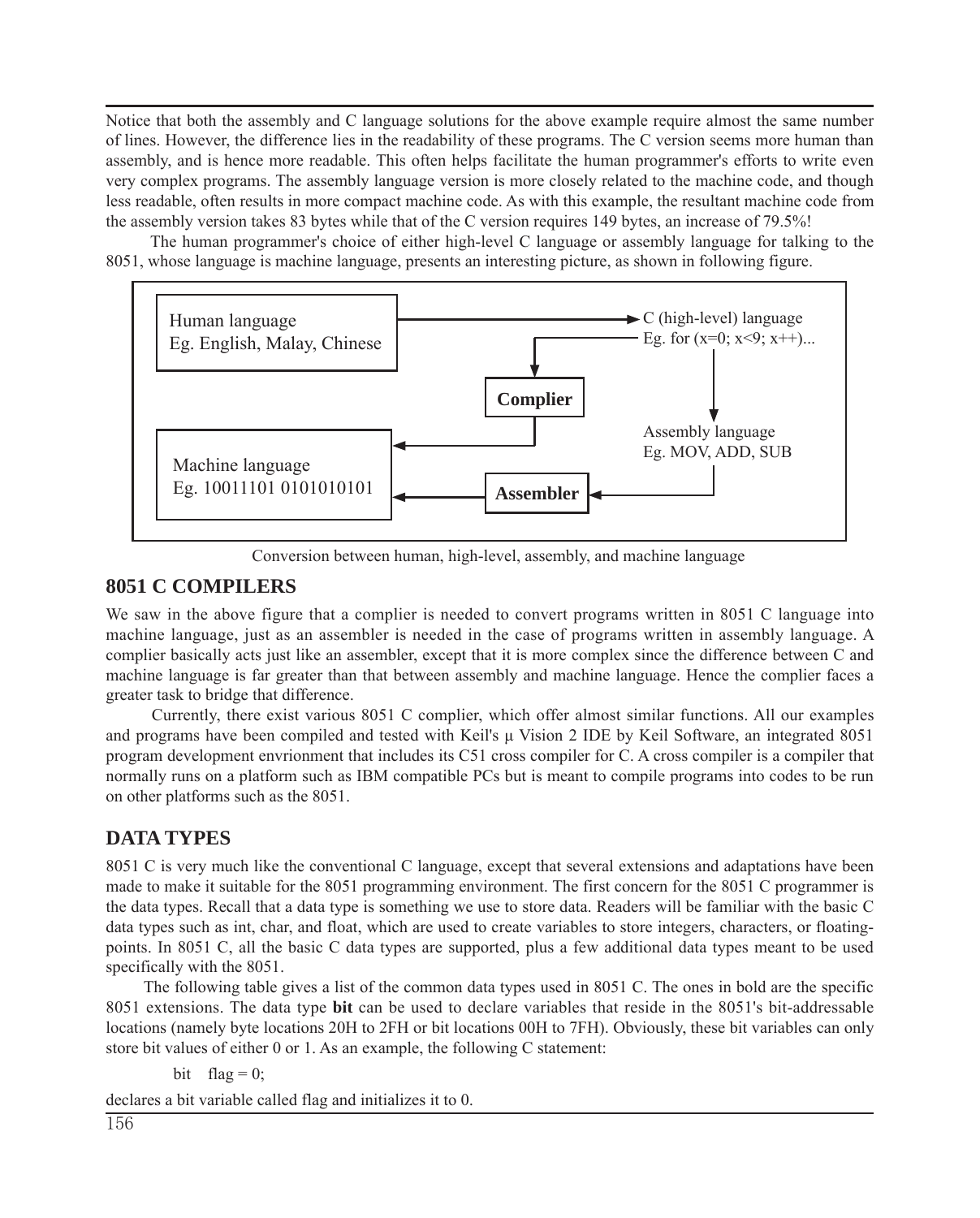Notice that both the assembly and C language solutions for the above example require almost the same number of lines. However, the difference lies in the readability of these programs. The C version seems more human than assembly, and is hence more readable. This often helps facilitate the human programmer's efforts to write even very complex programs. The assembly language version is more closely related to the machine code, and though less readable, often results in more compact machine code. As with this example, the resultant machine code from the assembly version takes 83 bytes while that of the C version requires 149 bytes, an increase of 79.5%!

The human programmer's choice of either high-level C language or assembly language for talking to the 8051, whose language is machine language, presents an interesting picture, as shown in following figure.

Human language
Eg. English, Malay, Chinese

C (high-level) language
Eg. for (x=0; x<9; x++)...

**Complier**

Assembly language
Eg. MOV, ADD, SUB

Machine language
Eg. 10011101 0101010101

**Assembler**

Conversion between human, high-level, assembly, and machine language

## 8051 C COMPILERS

We saw in the above figure that a complier is needed to convert programs written in 8051 C language into machine language, just as an assembler is needed in the case of programs written in assembly language. A complier basically acts just like an assembler, except that it is more complex since the difference between C and machine language is far greater than that between assembly and machine language. Hence the complier faces a greater task to bridge that difference.

Currently, there exist various 8051 C complier, which offer almost similar functions. All our examples and programs have been compiled and tested with Keil's µ Vision 2 IDE by Keil Software, an integrated 8051 program development envrionment that includes its C51 cross compiler for C. A cross compiler is a compiler that normally runs on a platform such as IBM compatible PCs but is meant to compile programs into codes to be run on other platforms such as the 8051.

## DATA TYPES

8051 C is very much like the conventional C language, except that several extensions and adaptations have been made to make it suitable for the 8051 programming environment. The first concern for the 8051 C programmer is the data types. Recall that a data type is something we use to store data. Readers will be familiar with the basic C data types such as int, char, and float, which are used to create variables to store integers, characters, or floating-points. In 8051 C, all the basic C data types are supported, plus a few additional data types meant to be used specifically with the 8051.

The following table gives a list of the common data types used in 8051 C. The ones in bold are the specific 8051 extensions. The data type **bit** can be used to declare variables that reside in the 8051's bit-addressable locations (namely byte locations 20H to 2FH or bit locations 00H to 7FH). Obviously, these bit variables can only store bit values of either 0 or 1. As an example, the following C statement:

```
bit   flag = 0;
```

declares a bit variable called flag and initializes it to 0.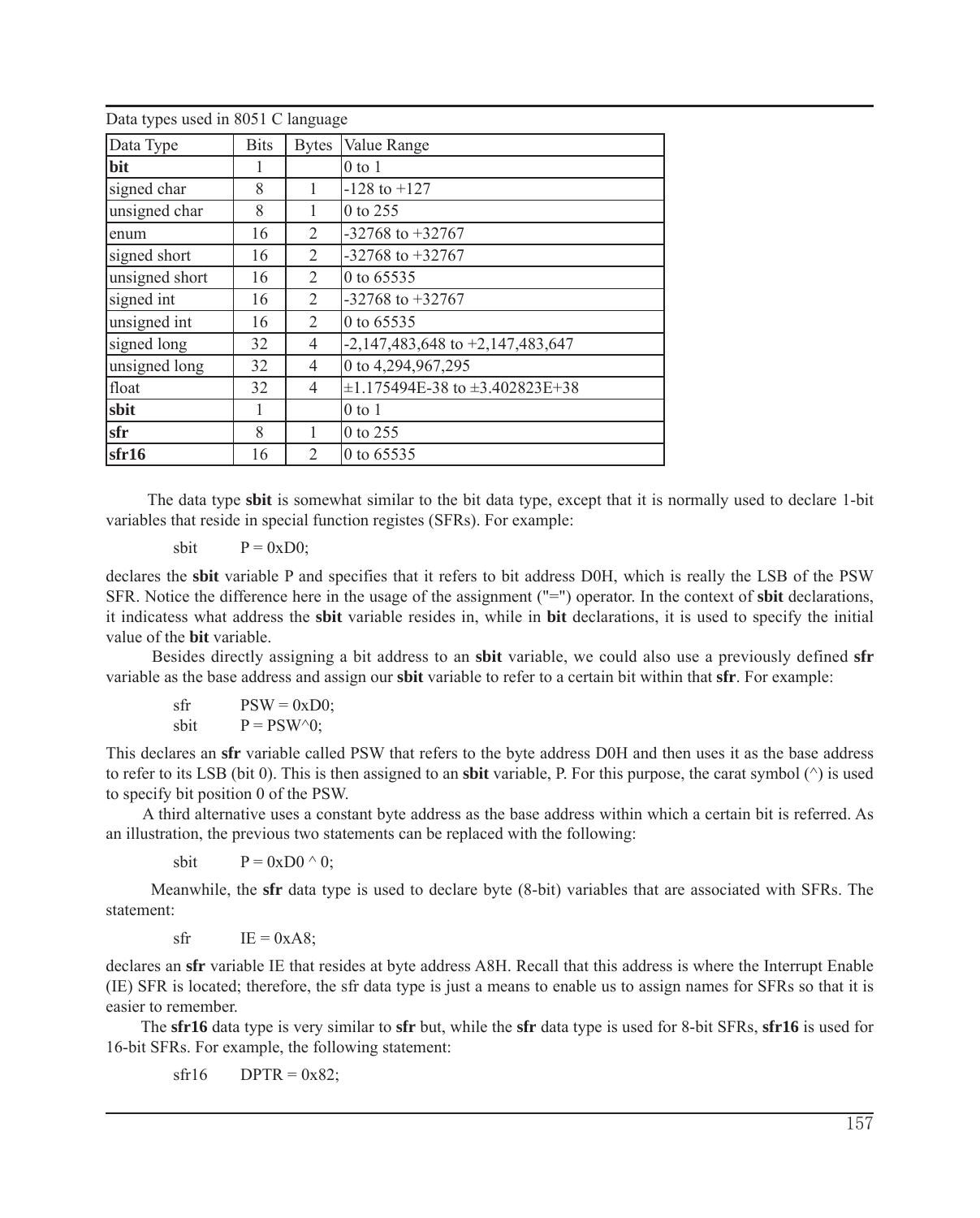Data types used in 8051 C language

| Data Type | Bits | Bytes | Value Range |
|---|---|---|---|
| **bit** | 1 | | 0 to 1 |
| signed char | 8 | 1 | -128 to +127 |
| unsigned char | 8 | 1 | 0 to 255 |
| enum | 16 | 2 | -32768 to +32767 |
| signed short | 16 | 2 | -32768 to +32767 |
| unsigned short | 16 | 2 | 0 to 65535 |
| signed int | 16 | 2 | -32768 to +32767 |
| unsigned int | 16 | 2 | 0 to 65535 |
| signed long | 32 | 4 | -2,147,483,648 to +2,147,483,647 |
| unsigned long | 32 | 4 | 0 to 4,294,967,295 |
| float | 32 | 4 | ±1.175494E-38 to ±3.402823E+38 |
| **sbit** | 1 | | 0 to 1 |
| **sfr** | 8 | 1 | 0 to 255 |
| **sfr16** | 16 | 2 | 0 to 65535 |

The data type **sbit** is somewhat similar to the bit data type, except that it is normally used to declare 1-bit variables that reside in special function registes (SFRs). For example:

```
sbit    P = 0xD0;
```

declares the **sbit** variable P and specifies that it refers to bit address D0H, which is really the LSB of the PSW SFR. Notice the difference here in the usage of the assignment ("=") operator. In the context of **sbit** declarations, it indicatess what address the **sbit** variable resides in, while in **bit** declarations, it is used to specify the initial value of the **bit** variable.

Besides directly assigning a bit address to an **sbit** variable, we could also use a previously defined **sfr** variable as the base address and assign our **sbit** variable to refer to a certain bit within that **sfr**. For example:

```
sfr     PSW = 0xD0;
sbit    P = PSW^0;
```

This declares an **sfr** variable called PSW that refers to the byte address D0H and then uses it as the base address to refer to its LSB (bit 0). This is then assigned to an **sbit** variable, P. For this purpose, the carat symbol (^) is used to specify bit position 0 of the PSW.

A third alternative uses a constant byte address as the base address within which a certain bit is referred. As an illustration, the previous two statements can be replaced with the following:

```
sbit    P = 0xD0 ^ 0;
```

Meanwhile, the **sfr** data type is used to declare byte (8-bit) variables that are associated with SFRs. The statement:

```
sfr     IE = 0xA8;
```

declares an **sfr** variable IE that resides at byte address A8H. Recall that this address is where the Interrupt Enable (IE) SFR is located; therefore, the sfr data type is just a means to enable us to assign names for SFRs so that it is easier to remember.

The **sfr16** data type is very similar to **sfr** but, while the **sfr** data type is used for 8-bit SFRs, **sfr16** is used for 16-bit SFRs. For example, the following statement:

```
sfr16   DPTR = 0x82;
```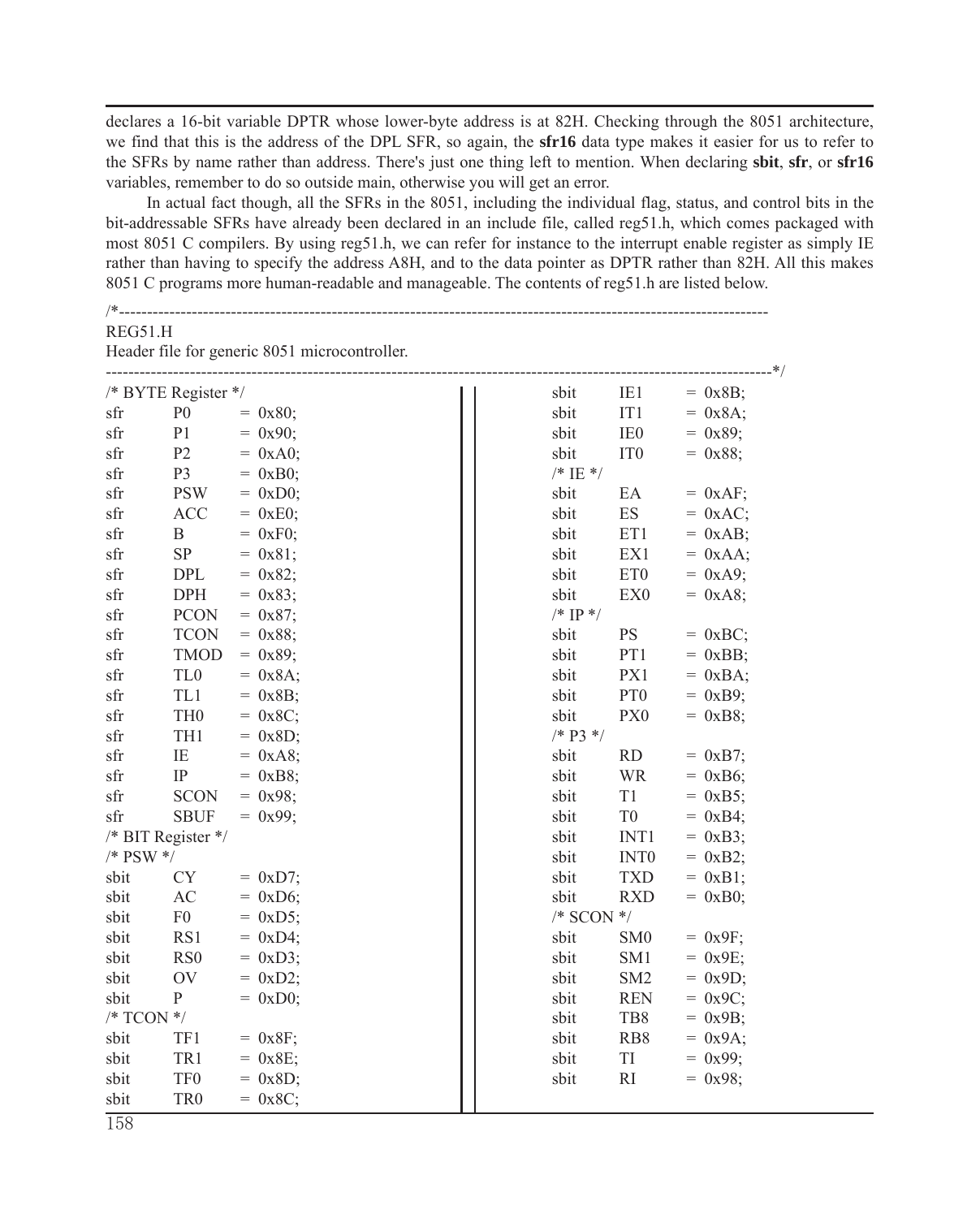declares a 16-bit variable DPTR whose lower-byte address is at 82H. Checking through the 8051 architecture, we find that this is the address of the DPL SFR, so again, the **sfr16** data type makes it easier for us to refer to the SFRs by name rather than address. There's just one thing left to mention. When declaring **sbit**, **sfr**, or **sfr16** variables, remember to do so outside main, otherwise you will get an error.

In actual fact though, all the SFRs in the 8051, including the individual flag, status, and control bits in the bit-addressable SFRs have already been declared in an include file, called reg51.h, which comes packaged with most 8051 C compilers. By using reg51.h, we can refer for instance to the interrupt enable register as simply IE rather than having to specify the address A8H, and to the data pointer as DPTR rather than 82H. All this makes 8051 C programs more human-readable and manageable. The contents of reg51.h are listed below.

```
/*--------------------------------------------------------------------------
REG51.H
Header file for generic 8051 microcontroller.
--------------------------------------------------------------------------*/
/* BYTE Register */
sfr    P0     = 0x80;
sfr    P1     = 0x90;
sfr    P2     = 0xA0;
sfr    P3     = 0xB0;
sfr    PSW    = 0xD0;
sfr    ACC    = 0xE0;
sfr    B      = 0xF0;
sfr    SP     = 0x81;
sfr    DPL    = 0x82;
sfr    DPH    = 0x83;
sfr    PCON   = 0x87;
sfr    TCON   = 0x88;
sfr    TMOD   = 0x89;
sfr    TL0    = 0x8A;
sfr    TL1    = 0x8B;
sfr    TH0    = 0x8C;
sfr    TH1    = 0x8D;
sfr    IE     = 0xA8;
sfr    IP     = 0xB8;
sfr    SCON   = 0x98;
sfr    SBUF   = 0x99;
/* BIT Register */
/* PSW */
sbit   CY     = 0xD7;
sbit   AC     = 0xD6;
sbit   F0     = 0xD5;
sbit   RS1    = 0xD4;
sbit   RS0    = 0xD3;
sbit   OV     = 0xD2;
sbit   P      = 0xD0;
/* TCON */
sbit   TF1    = 0x8F;
sbit   TR1    = 0x8E;
sbit   TF0    = 0x8D;
sbit   TR0    = 0x8C;
sbit   IE1    = 0x8B;
sbit   IT1    = 0x8A;
sbit   IE0    = 0x89;
sbit   IT0    = 0x88;
/* IE */
sbit   EA     = 0xAF;
sbit   ES     = 0xAC;
sbit   ET1    = 0xAB;
sbit   EX1    = 0xAA;
sbit   ET0    = 0xA9;
sbit   EX0    = 0xA8;
/* IP */
sbit   PS     = 0xBC;
sbit   PT1    = 0xBB;
sbit   PX1    = 0xBA;
sbit   PT0    = 0xB9;
sbit   PX0    = 0xB8;
/* P3 */
sbit   RD     = 0xB7;
sbit   WR     = 0xB6;
sbit   T1     = 0xB5;
sbit   T0     = 0xB4;
sbit   INT1   = 0xB3;
sbit   INT0   = 0xB2;
sbit   TXD    = 0xB1;
sbit   RXD    = 0xB0;
/* SCON */
sbit   SM0    = 0x9F;
sbit   SM1    = 0x9E;
sbit   SM2    = 0x9D;
sbit   REN    = 0x9C;
sbit   TB8    = 0x9B;
sbit   RB8    = 0x9A;
sbit   TI     = 0x99;
sbit   RI     = 0x98;
```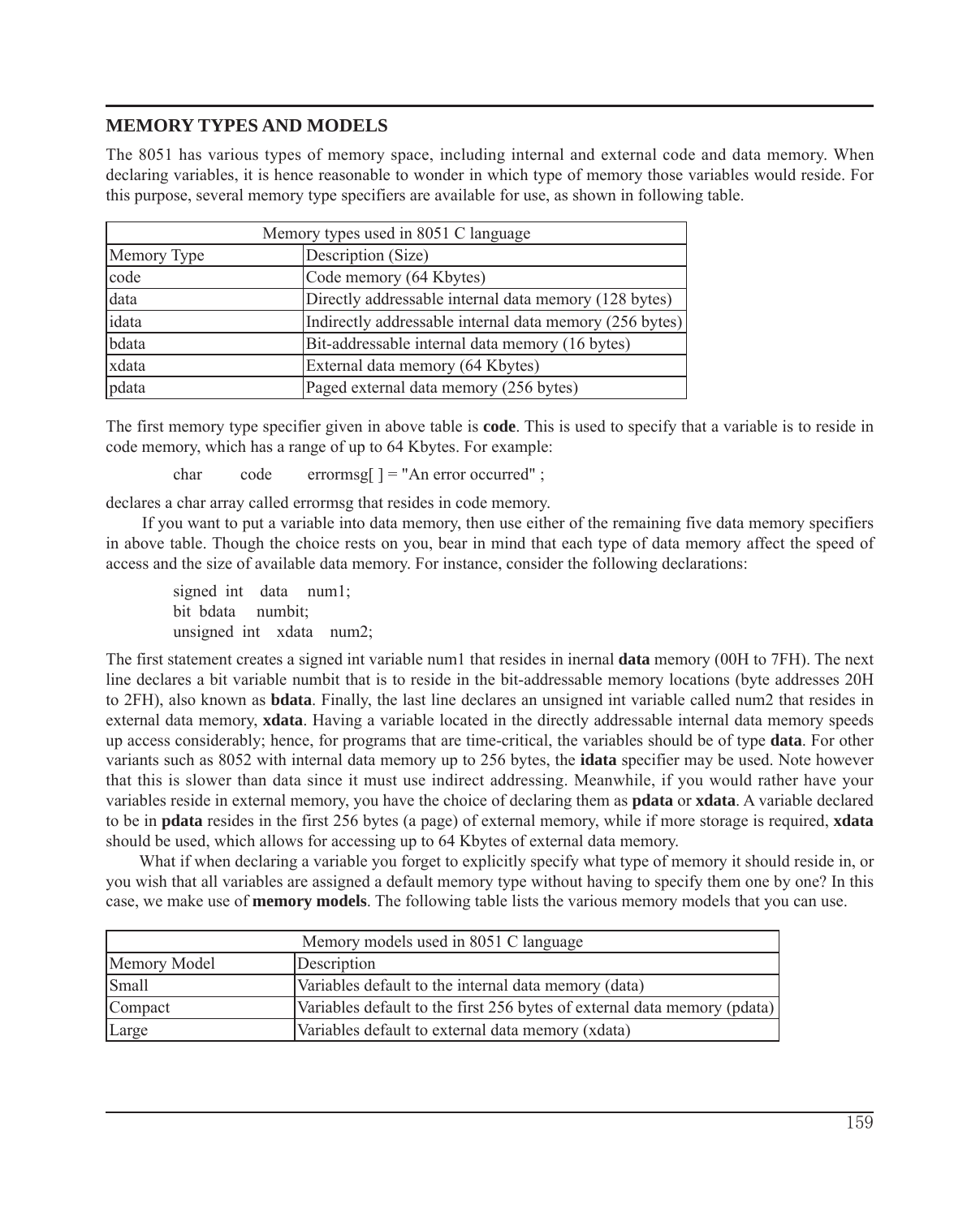## MEMORY TYPES AND MODELS

The 8051 has various types of memory space, including internal and external code and data memory. When declaring variables, it is hence reasonable to wonder in which type of memory those variables would reside. For this purpose, several memory type specifiers are available for use, as shown in following table.

| Memory types used in 8051 C language | |
|---|---|
| Memory Type | Description (Size) |
| code | Code memory (64 Kbytes) |
| data | Directly addressable internal data memory (128 bytes) |
| idata | Indirectly addressable internal data memory (256 bytes) |
| bdata | Bit-addressable internal data memory (16 bytes) |
| xdata | External data memory (64 Kbytes) |
| pdata | Paged external data memory (256 bytes) |

The first memory type specifier given in above table is **code**. This is used to specify that a variable is to reside in code memory, which has a range of up to 64 Kbytes. For example:

```
char    code    errormsg[ ] = "An error occurred" ;
```

declares a char array called errormsg that resides in code memory.

If you want to put a variable into data memory, then use either of the remaining five data memory specifiers in above table. Though the choice rests on you, bear in mind that each type of data memory affect the speed of access and the size of available data memory. For instance, consider the following declarations:

```
signed int   data   num1;
bit bdata   numbit;
unsigned int   xdata   num2;
```

The first statement creates a signed int variable num1 that resides in inernal **data** memory (00H to 7FH). The next line declares a bit variable numbit that is to reside in the bit-addressable memory locations (byte addresses 20H to 2FH), also known as **bdata**. Finally, the last line declares an unsigned int variable called num2 that resides in external data memory, **xdata**. Having a variable located in the directly addressable internal data memory speeds up access considerably; hence, for programs that are time-critical, the variables should be of type **data**. For other variants such as 8052 with internal data memory up to 256 bytes, the **idata** specifier may be used. Note however that this is slower than data since it must use indirect addressing. Meanwhile, if you would rather have your variables reside in external memory, you have the choice of declaring them as **pdata** or **xdata**. A variable declared to be in **pdata** resides in the first 256 bytes (a page) of external memory, while if more storage is required, **xdata** should be used, which allows for accessing up to 64 Kbytes of external data memory.

What if when declaring a variable you forget to explicitly specify what type of memory it should reside in, or you wish that all variables are assigned a default memory type without having to specify them one by one? In this case, we make use of **memory models**. The following table lists the various memory models that you can use.

| Memory models used in 8051 C language | |
|---|---|
| Memory Model | Description |
| Small | Variables default to the internal data memory (data) |
| Compact | Variables default to the first 256 bytes of external data memory (pdata) |
| Large | Variables default to external data memory (xdata) |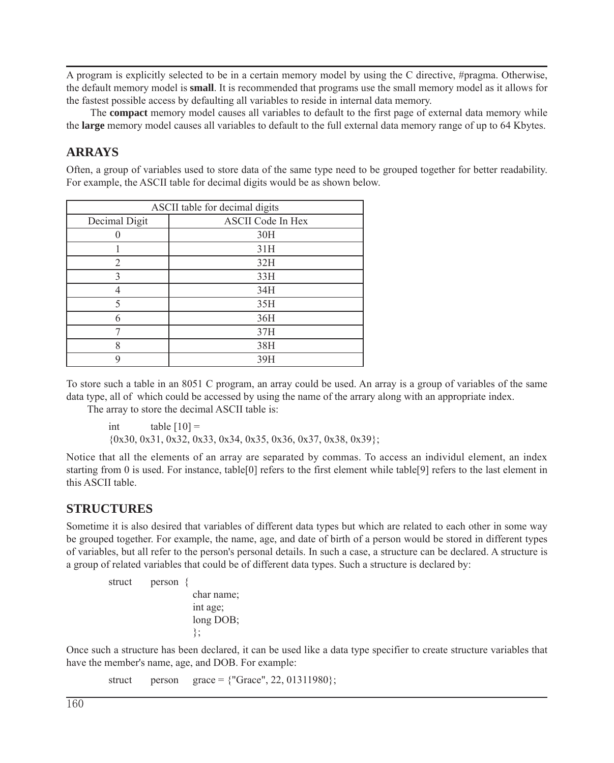A program is explicitly selected to be in a certain memory model by using the C directive, #pragma. Otherwise, the default memory model is **small**. It is recommended that programs use the small memory model as it allows for the fastest possible access by defaulting all variables to reside in internal data memory.

The **compact** memory model causes all variables to default to the first page of external data memory while the **large** memory model causes all variables to default to the full external data memory range of up to 64 Kbytes.

## ARRAYS

Often, a group of variables used to store data of the same type need to be grouped together for better readability. For example, the ASCII table for decimal digits would be as shown below.

| ASCII table for decimal digits | |
|---|---|
| Decimal Digit | ASCII Code In Hex |
| 0 | 30H |
| 1 | 31H |
| 2 | 32H |
| 3 | 33H |
| 4 | 34H |
| 5 | 35H |
| 6 | 36H |
| 7 | 37H |
| 8 | 38H |
| 9 | 39H |

To store such a table in an 8051 C program, an array could be used. An array is a group of variables of the same data type, all of which could be accessed by using the name of the arrary along with an appropriate index.

The array to store the decimal ASCII table is:

```
int     table [10] =
{0x30, 0x31, 0x32, 0x33, 0x34, 0x35, 0x36, 0x37, 0x38, 0x39};
```

Notice that all the elements of an array are separated by commas. To access an individul element, an index starting from 0 is used. For instance, table[0] refers to the first element while table[9] refers to the last element in this ASCII table.

## STRUCTURES

Sometime it is also desired that variables of different data types but which are related to each other in some way be grouped together. For example, the name, age, and date of birth of a person would be stored in different types of variables, but all refer to the person's personal details. In such a case, a structure can be declared. A structure is a group of related variables that could be of different data types. Such a structure is declared by:

```
struct    person  {
                char name;
                int age;
                long DOB;
                };
```

Once such a structure has been declared, it can be used like a data type specifier to create structure variables that have the member's name, age, and DOB. For example:

```
struct    person    grace = {"Grace", 22, 01311980};
```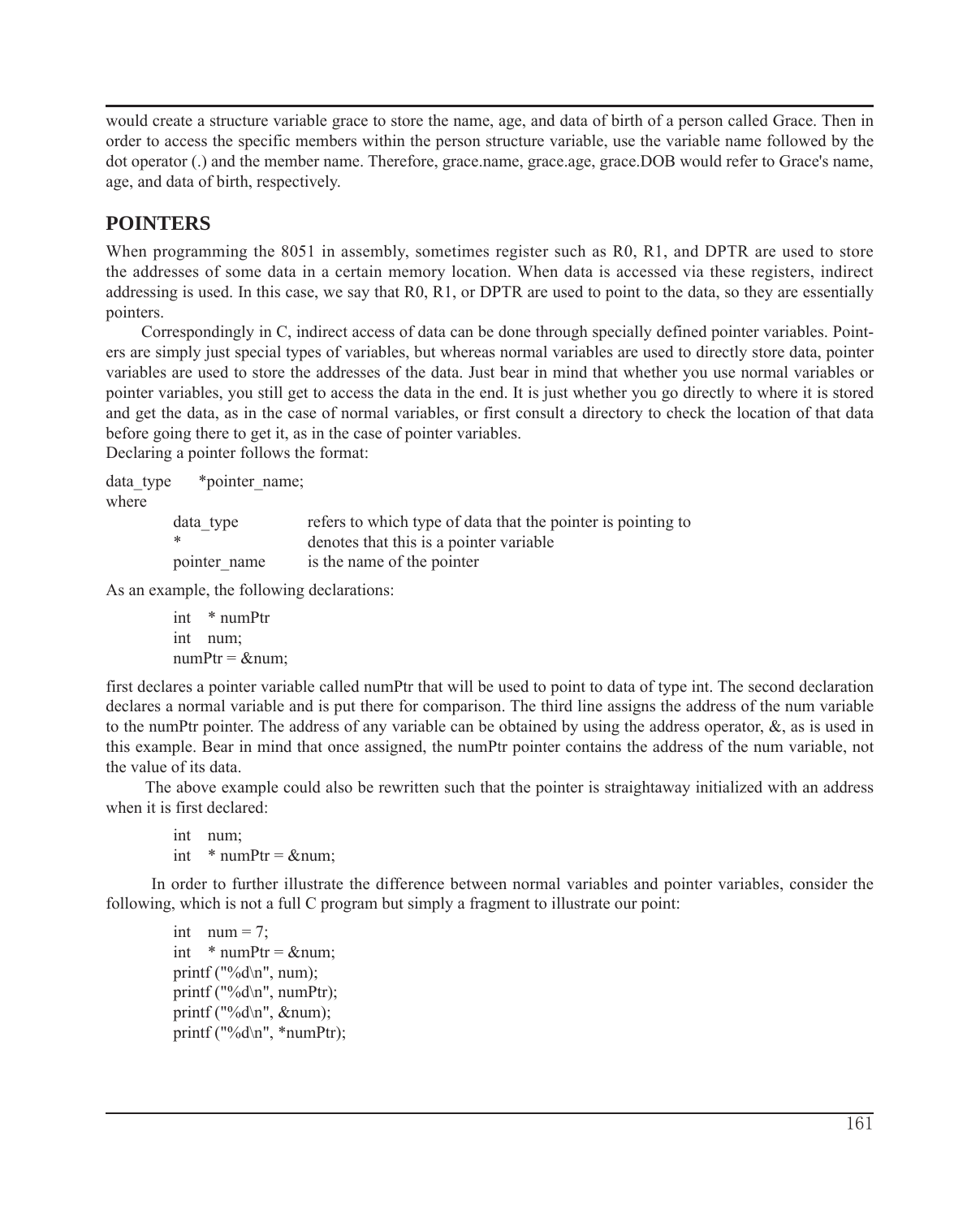would create a structure variable grace to store the name, age, and data of birth of a person called Grace. Then in order to access the specific members within the person structure variable, use the variable name followed by the dot operator (.) and the member name. Therefore, grace.name, grace.age, grace.DOB would refer to Grace's name, age, and data of birth, respectively.

## POINTERS

When programming the 8051 in assembly, sometimes register such as R0, R1, and DPTR are used to store the addresses of some data in a certain memory location. When data is accessed via these registers, indirect addressing is used. In this case, we say that R0, R1, or DPTR are used to point to the data, so they are essentially pointers.

Correspondingly in C, indirect access of data can be done through specially defined pointer variables. Pointers are simply just special types of variables, but whereas normal variables are used to directly store data, pointer variables are used to store the addresses of the data. Just bear in mind that whether you use normal variables or pointer variables, you still get to access the data in the end. It is just whether you go directly to where it is stored and get the data, as in the case of normal variables, or first consult a directory to check the location of that data before going there to get it, as in the case of pointer variables.

Declaring a pointer follows the format:

```
data_type    *pointer_name;
```

where

| | |
|---|---|
| data_type | refers to which type of data that the pointer is pointing to |
| * | denotes that this is a pointer variable |
| pointer_name | is the name of the pointer |

As an example, the following declarations:

```
int   * numPtr
int   num;
numPtr = &num;
```

first declares a pointer variable called numPtr that will be used to point to data of type int. The second declaration declares a normal variable and is put there for comparison. The third line assigns the address of the num variable to the numPtr pointer. The address of any variable can be obtained by using the address operator, &, as is used in this example. Bear in mind that once assigned, the numPtr pointer contains the address of the num variable, not the value of its data.

The above example could also be rewritten such that the pointer is straightaway initialized with an address when it is first declared:

```
int   num;
int   * numPtr = &num;
```

In order to further illustrate the difference between normal variables and pointer variables, consider the following, which is not a full C program but simply a fragment to illustrate our point:

```
int   num = 7;
int   * numPtr = &num;
printf ("%d\n", num);
printf ("%d\n", numPtr);
printf ("%d\n", &num);
printf ("%d\n", *numPtr);
```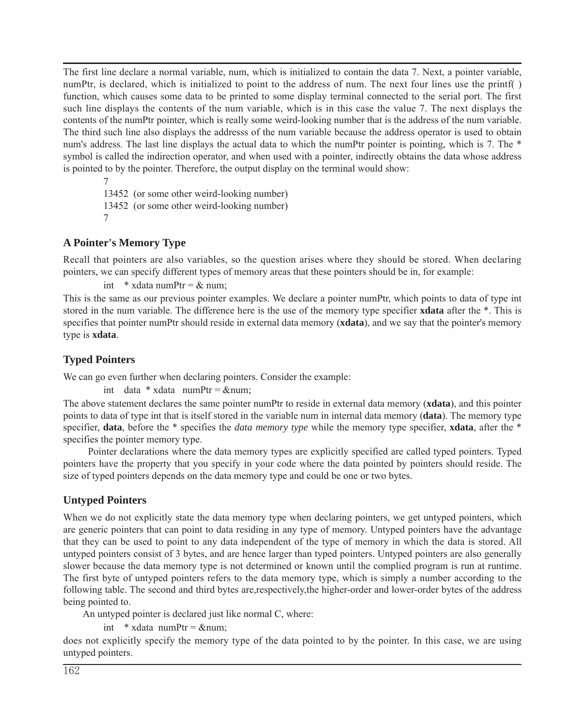The first line declare a normal variable, num, which is initialized to contain the data 7. Next, a pointer variable, numPtr, is declared, which is initialized to point to the address of num. The next four lines use the printf( ) function, which causes some data to be printed to some display terminal connected to the serial port. The first such line displays the contents of the num variable, which is in this case the value 7. The next displays the contents of the numPtr pointer, which is really some weird-looking number that is the address of the num variable. The third such line also displays the addresss of the num variable because the address operator is used to obtain num's address. The last line displays the actual data to which the numPtr pointer is pointing, which is 7. The * symbol is called the indirection operator, and when used with a pointer, indirectly obtains the data whose address is pointed to by the pointer. Therefore, the output display on the terminal would show:

```
7
13452  (or some other weird-looking number)
13452  (or some other weird-looking number)
7
```

### A Pointer's Memory Type

Recall that pointers are also variables, so the question arises where they should be stored. When declaring pointers, we can specify different types of memory areas that these pointers should be in, for example:

```
int   * xdata numPtr = & num;
```

This is the same as our previous pointer examples. We declare a pointer numPtr, which points to data of type int stored in the num variable. The difference here is the use of the memory type specifier **xdata** after the *. This is specifies that pointer numPtr should reside in external data memory (**xdata**), and we say that the pointer's memory type is **xdata**.

### Typed Pointers

We can go even further when declaring pointers. Consider the example:

```
int   data  * xdata   numPtr = &num;
```

The above statement declares the same pointer numPtr to reside in external data memory (**xdata**), and this pointer points to data of type int that is itself stored in the variable num in internal data memory (**data**). The memory type specifier, **data**, before the * specifies the ***data memory type*** while the memory type specifier, **xdata**, after the * specifies the pointer memory type.

Pointer declarations where the data memory types are explicitly specified are called typed pointers. Typed pointers have the property that you specify in your code where the data pointed by pointers should reside. The size of typed pointers depends on the data memory type and could be one or two bytes.

### Untyped Pointers

When we do not explicitly state the data memory type when declaring pointers, we get untyped pointers, which are generic pointers that can point to data residing in any type of memory. Untyped pointers have the advantage that they can be used to point to any data independent of the type of memory in which the data is stored. All untyped pointers consist of 3 bytes, and are hence larger than typed pointers. Untyped pointers are also generally slower because the data memory type is not determined or known until the complied program is run at runtime. The first byte of untyped pointers refers to the data memory type, which is simply a number according to the following table. The second and third bytes are,respectively,the higher-order and lower-order bytes of the address being pointed to.

An untyped pointer is declared just like normal C, where:

```
int   * xdata  numPtr = &num;
```

does not explicitly specify the memory type of the data pointed to by the pointer. In this case, we are using untyped pointers.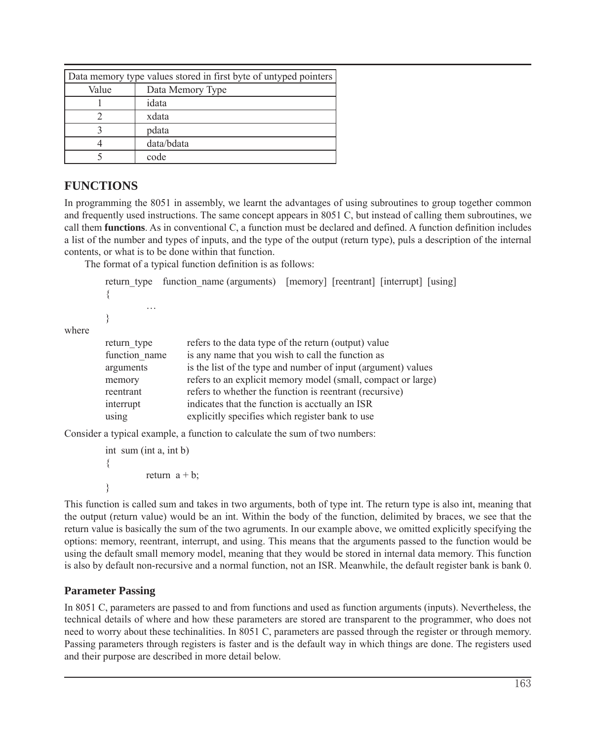| Data memory type values stored in first byte of untyped pointers | |
|---|---|
| Value | Data Memory Type |
| 1 | idata |
| 2 | xdata |
| 3 | pdata |
| 4 | data/bdata |
| 5 | code |

## FUNCTIONS

In programming the 8051 in assembly, we learnt the advantages of using subroutines to group together common and frequently used instructions. The same concept appears in 8051 C, but instead of calling them subroutines, we call them **functions**. As in conventional C, a function must be declared and defined. A function definition includes a list of the number and types of inputs, and the type of the output (return type), puls a description of the internal contents, or what is to be done within that function.

The format of a typical function definition is as follows:

```
return_type    function_name (arguments)    [memory]  [reentrant]  [interrupt]  [using]
{
        …
}
```

where

| | |
|---|---|
| return_type | refers to the data type of the return (output) value |
| function_name | is any name that you wish to call the function as |
| arguments | is the list of the type and number of input (argument) values |
| memory | refers to an explicit memory model (small, compact or large) |
| reentrant | refers to whether the function is reentrant (recursive) |
| interrupt | indicates that the function is acctually an ISR |
| using | explicitly specifies which register bank to use |

Consider a typical example, a function to calculate the sum of two numbers:

```
int  sum (int a, int b)
{
        return  a + b;
}
```

This function is called sum and takes in two arguments, both of type int. The return type is also int, meaning that the output (return value) would be an int. Within the body of the function, delimited by braces, we see that the return value is basically the sum of the two agruments. In our example above, we omitted explicitly specifying the options: memory, reentrant, interrupt, and using. This means that the arguments passed to the function would be using the default small memory model, meaning that they would be stored in internal data memory. This function is also by default non-recursive and a normal function, not an ISR. Meanwhile, the default register bank is bank 0.

### Parameter Passing

In 8051 C, parameters are passed to and from functions and used as function arguments (inputs). Nevertheless, the technical details of where and how these parameters are stored are transparent to the programmer, who does not need to worry about these techinalities. In 8051 C, parameters are passed through the register or through memory. Passing parameters through registers is faster and is the default way in which things are done. The registers used and their purpose are described in more detail below.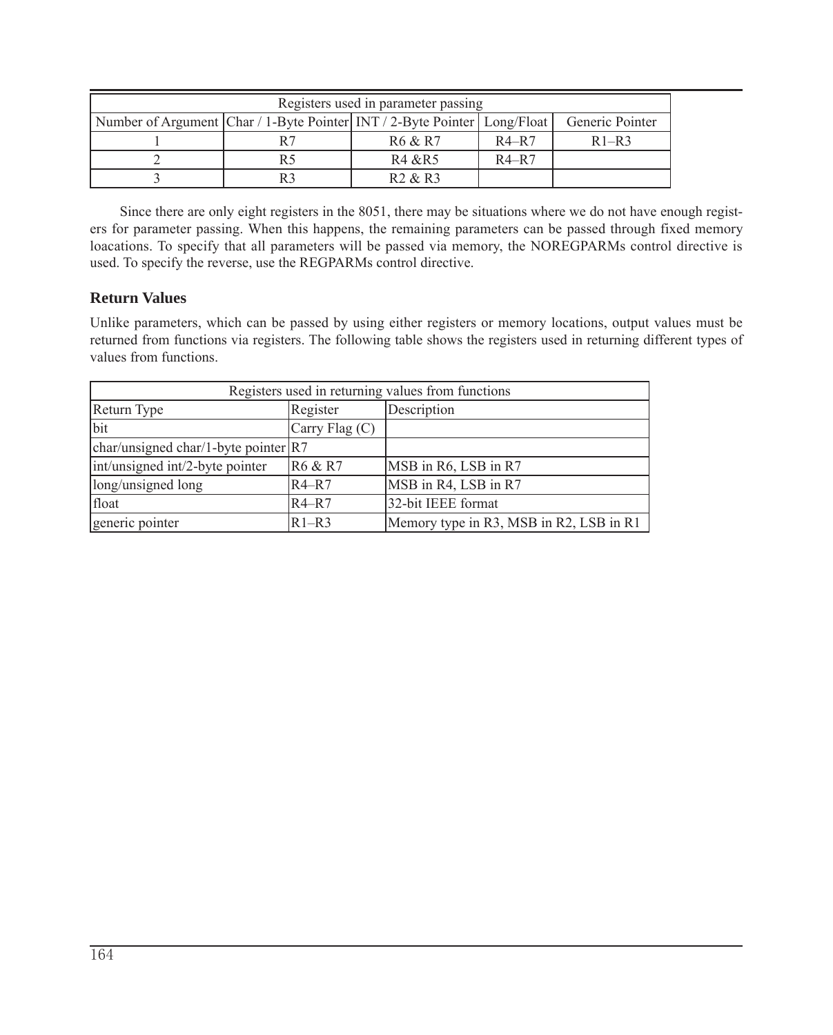| Registers used in parameter passing | | | | |
|---|---|---|---|---|
| Number of Argument | Char / 1-Byte Pointer | INT / 2-Byte Pointer | Long/Float | Generic Pointer |
| 1 | R7 | R6 & R7 | R4–R7 | R1–R3 |
| 2 | R5 | R4 &R5 | R4–R7 | |
| 3 | R3 | R2 & R3 | | |

Since there are only eight registers in the 8051, there may be situations where we do not have enough registers for parameter passing. When this happens, the remaining parameters can be passed through fixed memory loacations. To specify that all parameters will be passed via memory, the NOREGPARMs control directive is used. To specify the reverse, use the REGPARMs control directive.

## Return Values

Unlike parameters, which can be passed by using either registers or memory locations, output values must be returned from functions via registers. The following table shows the registers used in returning different types of values from functions.

| Registers used in returning values from functions | | |
|---|---|---|
| Return Type | Register | Description |
| bit | Carry Flag (C) | |
| char/unsigned char/1-byte pointer | R7 | |
| int/unsigned int/2-byte pointer | R6 & R7 | MSB in R6, LSB in R7 |
| long/unsigned long | R4–R7 | MSB in R4, LSB in R7 |
| float | R4–R7 | 32-bit IEEE format |
| generic pointer | R1–R3 | Memory type in R3, MSB in R2, LSB in R1 |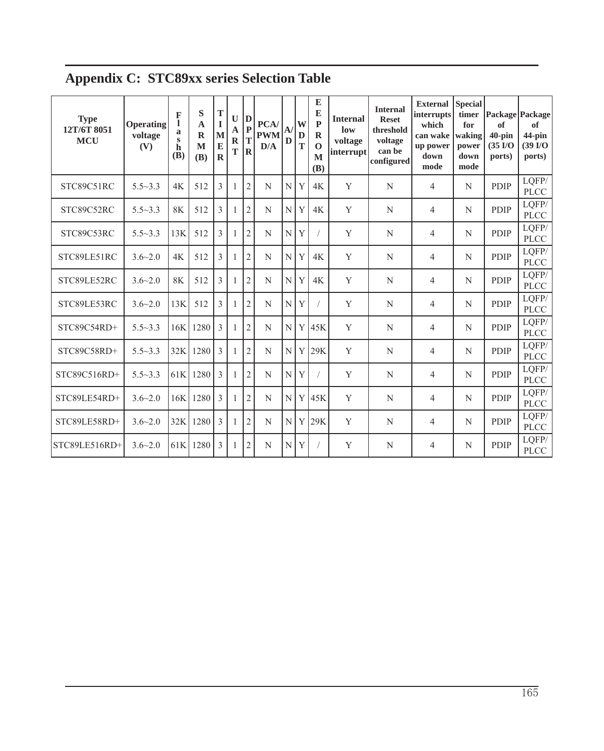## Appendix C: STC89xx series Selection Table

| Type 12T/6T 8051 MCU | Operating voltage (V) | Flash (B) | SARM (B) | TIMER | UART | DPTR | PCA/ PWM D/A | A/D | WDT | EEPROM (B) | Internal low voltage interrupt | Internal Reset threshold voltage can be configured | External interrupts which can wake up power down mode | Special timer for waking power down mode | Package of 40-pin (35 I/O ports) | Package of 44-pin (39 I/O ports) |
|---|---|---|---|---|---|---|---|---|---|---|---|---|---|---|---|---|
| STC89C51RC | 5.5~3.3 | 4K | 512 | 3 | 1 | 2 | N | N | Y | 4K | Y | N | 4 | N | PDIP | LQFP/ PLCC |
| STC89C52RC | 5.5~3.3 | 8K | 512 | 3 | 1 | 2 | N | N | Y | 4K | Y | N | 4 | N | PDIP | LQFP/ PLCC |
| STC89C53RC | 5.5~3.3 | 13K | 512 | 3 | 1 | 2 | N | N | Y | / | Y | N | 4 | N | PDIP | LQFP/ PLCC |
| STC89LE51RC | 3.6~2.0 | 4K | 512 | 3 | 1 | 2 | N | N | Y | 4K | Y | N | 4 | N | PDIP | LQFP/ PLCC |
| STC89LE52RC | 3.6~2.0 | 8K | 512 | 3 | 1 | 2 | N | N | Y | 4K | Y | N | 4 | N | PDIP | LQFP/ PLCC |
| STC89LE53RC | 3.6~2.0 | 13K | 512 | 3 | 1 | 2 | N | N | Y | / | Y | N | 4 | N | PDIP | LQFP/ PLCC |
| STC89C54RD+ | 5.5~3.3 | 16K | 1280 | 3 | 1 | 2 | N | N | Y | 45K | Y | N | 4 | N | PDIP | LQFP/ PLCC |
| STC89C58RD+ | 5.5~3.3 | 32K | 1280 | 3 | 1 | 2 | N | N | Y | 29K | Y | N | 4 | N | PDIP | LQFP/ PLCC |
| STC89C516RD+ | 5.5~3.3 | 61K | 1280 | 3 | 1 | 2 | N | N | Y | / | Y | N | 4 | N | PDIP | LQFP/ PLCC |
| STC89LE54RD+ | 3.6~2.0 | 16K | 1280 | 3 | 1 | 2 | N | N | Y | 45K | Y | N | 4 | N | PDIP | LQFP/ PLCC |
| STC89LE58RD+ | 3.6~2.0 | 32K | 1280 | 3 | 1 | 2 | N | N | Y | 29K | Y | N | 4 | N | PDIP | LQFP/ PLCC |
| STC89LE516RD+ | 3.6~2.0 | 61K | 1280 | 3 | 1 | 2 | N | N | Y | / | Y | N | 4 | N | PDIP | LQFP/ PLCC |